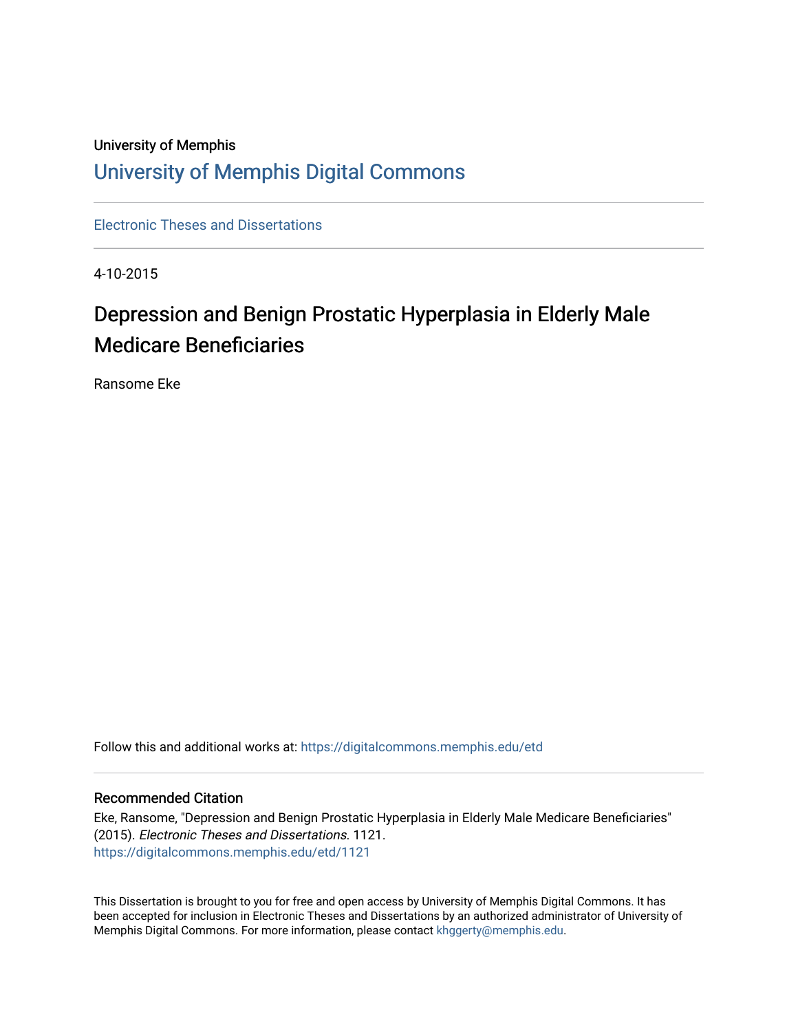University of Memphis

# University of Memphis Digital Commons

Electronic Theses and Dissertations

4-10-2015

# Depression and Benign Prostatic Hyperplasia in Elderly Male Medicare Beneficiaries

Ransome Eke

Follow this and additional works at: https://digitalcommons.memphis.edu/etd

## Recommended Citation

Eke, Ransome, "Depression and Benign Prostatic Hyperplasia in Elderly Male Medicare Beneficiaries" (2015). *Electronic Theses and Dissertations*. 1121.
https://digitalcommons.memphis.edu/etd/1121

This Dissertation is brought to you for free and open access by University of Memphis Digital Commons. It has been accepted for inclusion in Electronic Theses and Dissertations by an authorized administrator of University of Memphis Digital Commons. For more information, please contact khggerty@memphis.edu.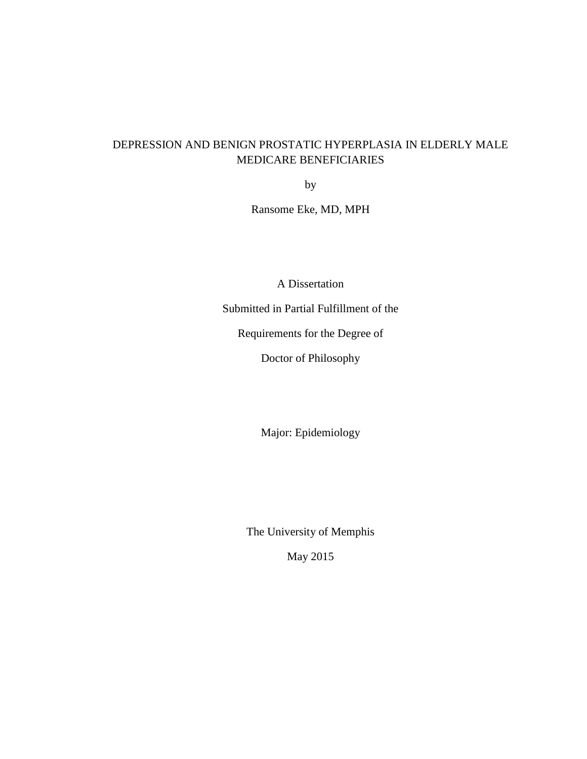# DEPRESSION AND BENIGN PROSTATIC HYPERPLASIA IN ELDERLY MALE MEDICARE BENEFICIARIES

by

Ransome Eke, MD, MPH

A Dissertation

Submitted in Partial Fulfillment of the

Requirements for the Degree of

Doctor of Philosophy

Major: Epidemiology

The University of Memphis

May 2015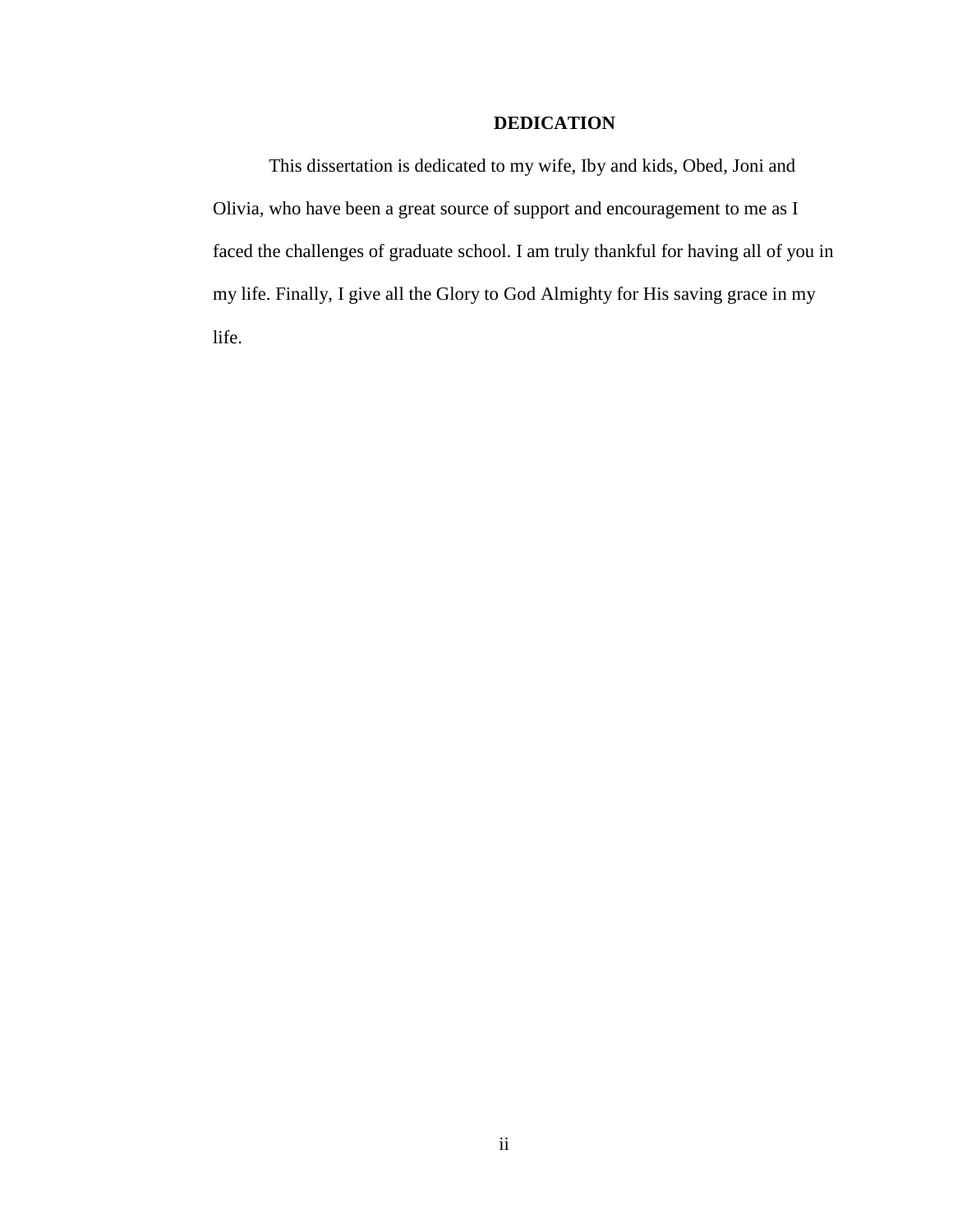# DEDICATION

This dissertation is dedicated to my wife, Iby and kids, Obed, Joni and Olivia, who have been a great source of support and encouragement to me as I faced the challenges of graduate school. I am truly thankful for having all of you in my life. Finally, I give all the Glory to God Almighty for His saving grace in my life.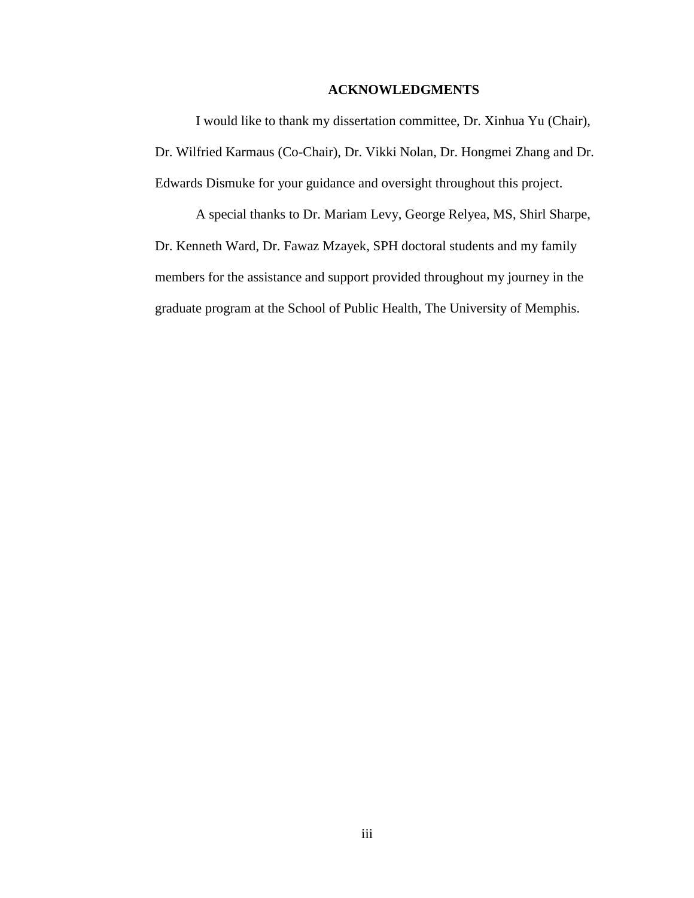# ACKNOWLEDGMENTS

I would like to thank my dissertation committee, Dr. Xinhua Yu (Chair), Dr. Wilfried Karmaus (Co-Chair), Dr. Vikki Nolan, Dr. Hongmei Zhang and Dr. Edwards Dismuke for your guidance and oversight throughout this project.

A special thanks to Dr. Mariam Levy, George Relyea, MS, Shirl Sharpe, Dr. Kenneth Ward, Dr. Fawaz Mzayek, SPH doctoral students and my family members for the assistance and support provided throughout my journey in the graduate program at the School of Public Health, The University of Memphis.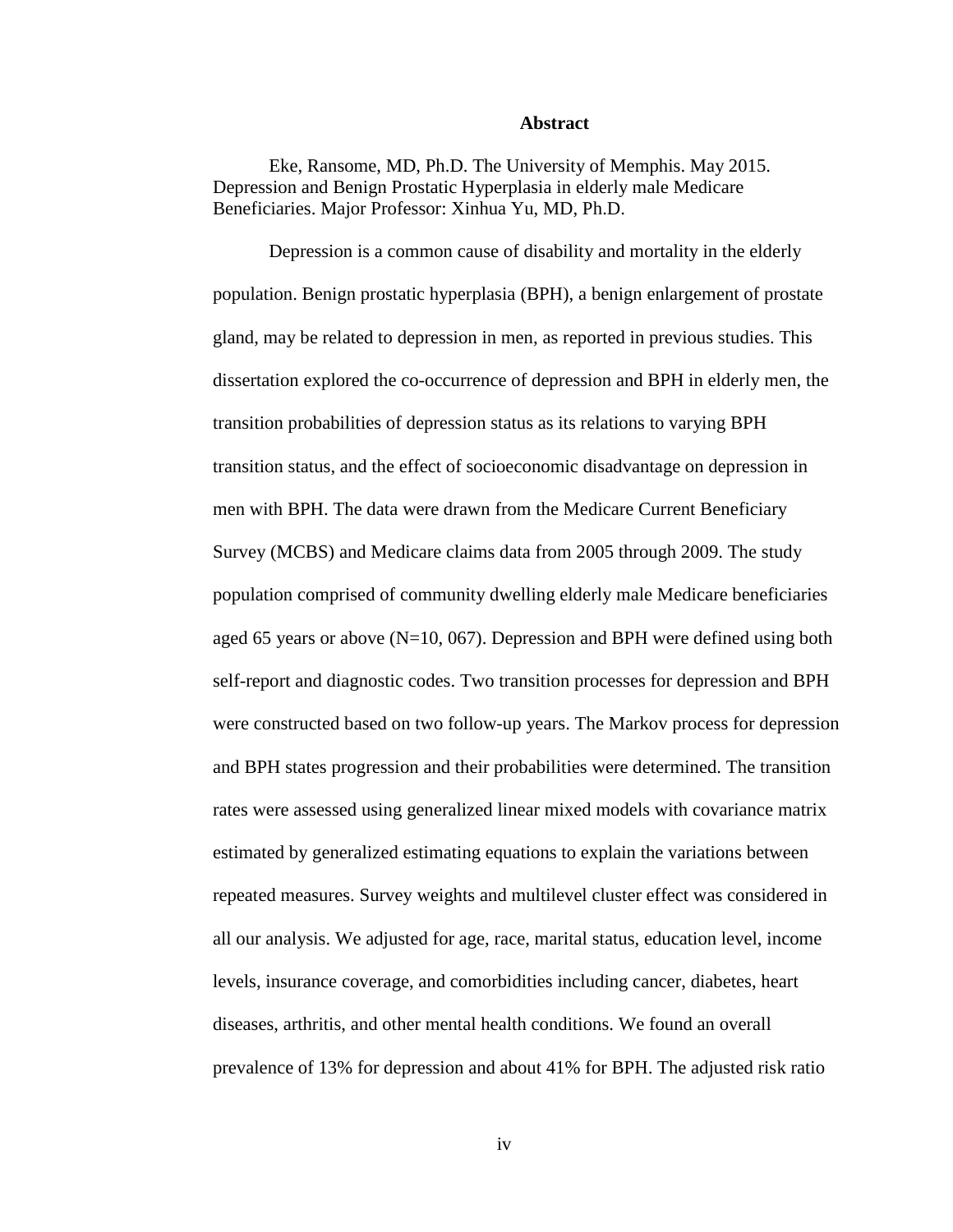## Abstract

Eke, Ransome, MD, Ph.D. The University of Memphis. May 2015. Depression and Benign Prostatic Hyperplasia in elderly male Medicare Beneficiaries. Major Professor: Xinhua Yu, MD, Ph.D.

Depression is a common cause of disability and mortality in the elderly population. Benign prostatic hyperplasia (BPH), a benign enlargement of prostate gland, may be related to depression in men, as reported in previous studies. This dissertation explored the co-occurrence of depression and BPH in elderly men, the transition probabilities of depression status as its relations to varying BPH transition status, and the effect of socioeconomic disadvantage on depression in men with BPH. The data were drawn from the Medicare Current Beneficiary Survey (MCBS) and Medicare claims data from 2005 through 2009. The study population comprised of community dwelling elderly male Medicare beneficiaries aged 65 years or above (N=10, 067). Depression and BPH were defined using both self-report and diagnostic codes. Two transition processes for depression and BPH were constructed based on two follow-up years. The Markov process for depression and BPH states progression and their probabilities were determined. The transition rates were assessed using generalized linear mixed models with covariance matrix estimated by generalized estimating equations to explain the variations between repeated measures. Survey weights and multilevel cluster effect was considered in all our analysis. We adjusted for age, race, marital status, education level, income levels, insurance coverage, and comorbidities including cancer, diabetes, heart diseases, arthritis, and other mental health conditions. We found an overall prevalence of 13% for depression and about 41% for BPH. The adjusted risk ratio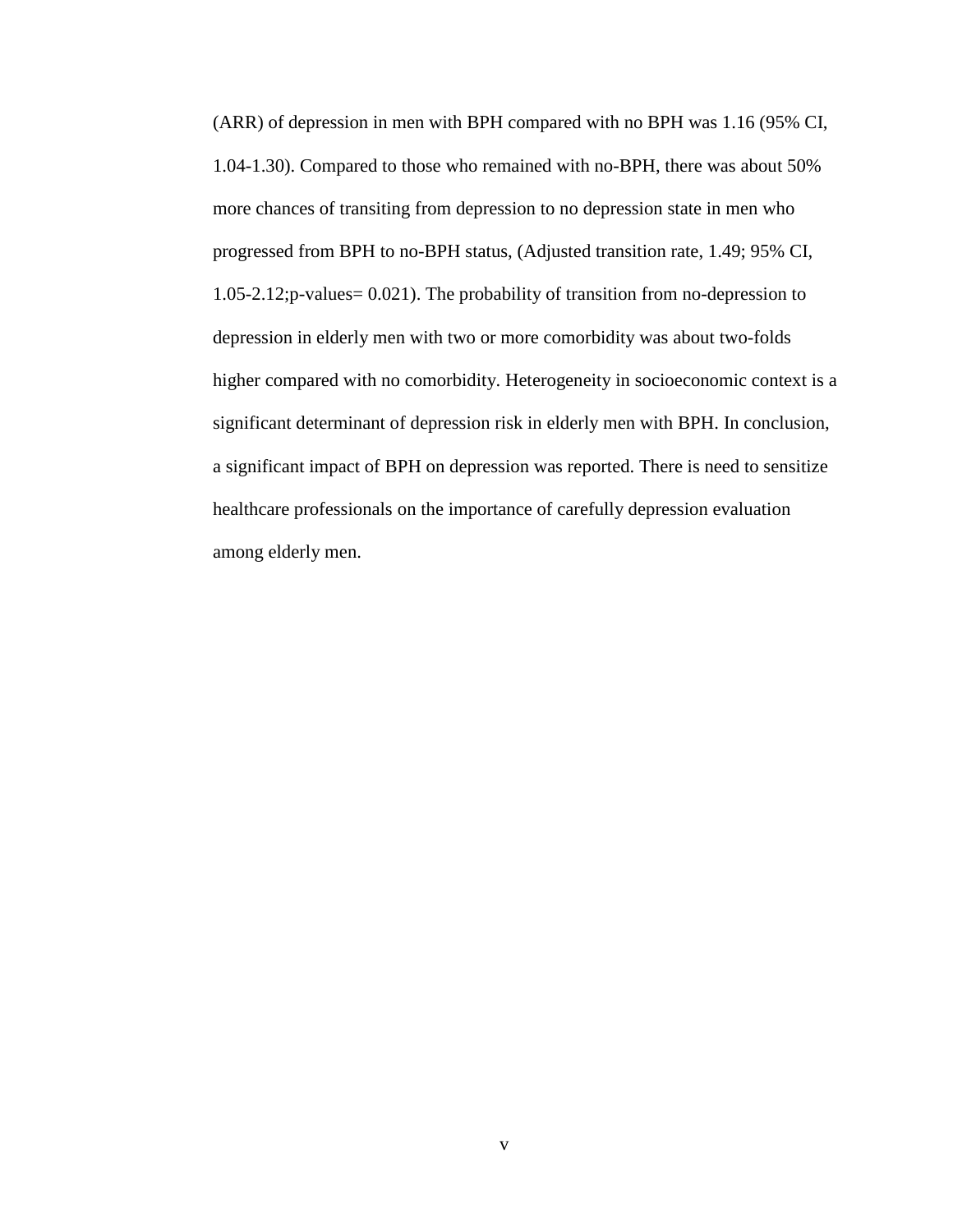(ARR) of depression in men with BPH compared with no BPH was 1.16 (95% CI, 1.04-1.30). Compared to those who remained with no-BPH, there was about 50% more chances of transiting from depression to no depression state in men who progressed from BPH to no-BPH status, (Adjusted transition rate, 1.49; 95% CI, 1.05-2.12;p-values= 0.021). The probability of transition from no-depression to depression in elderly men with two or more comorbidity was about two-folds higher compared with no comorbidity. Heterogeneity in socioeconomic context is a significant determinant of depression risk in elderly men with BPH. In conclusion, a significant impact of BPH on depression was reported. There is need to sensitize healthcare professionals on the importance of carefully depression evaluation among elderly men.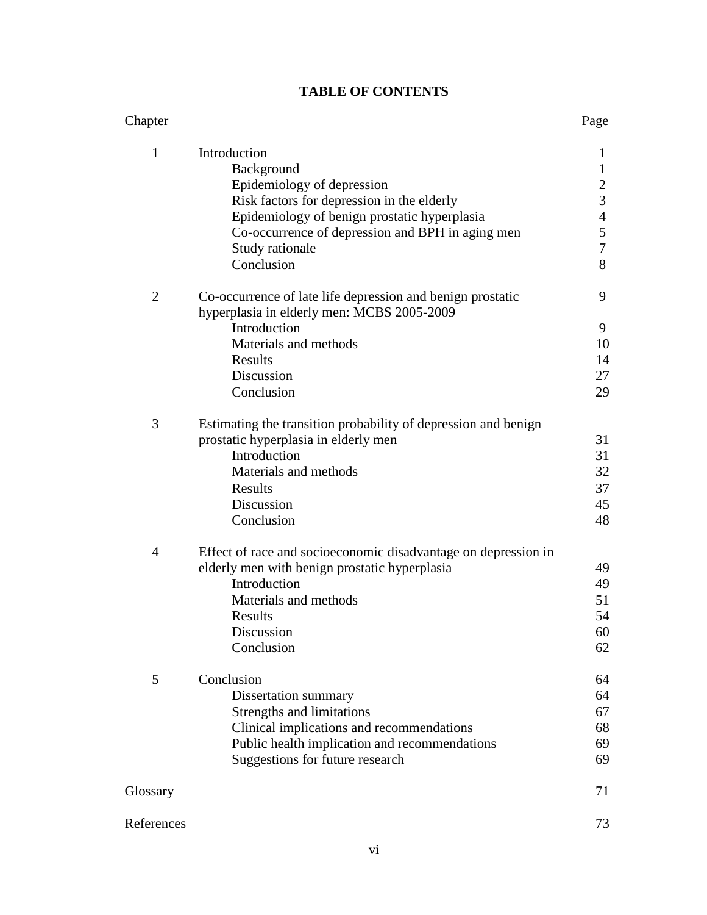# TABLE OF CONTENTS

| Chapter | | Page |
|---|---|---|
| 1 | Introduction | 1 |
| | Background | 1 |
| | Epidemiology of depression | 2 |
| | Risk factors for depression in the elderly | 3 |
| | Epidemiology of benign prostatic hyperplasia | 4 |
| | Co-occurrence of depression and BPH in aging men | 5 |
| | Study rationale | 7 |
| | Conclusion | 8 |
| 2 | Co-occurrence of late life depression and benign prostatic hyperplasia in elderly men: MCBS 2005-2009 | 9 |
| | Introduction | 9 |
| | Materials and methods | 10 |
| | Results | 14 |
| | Discussion | 27 |
| | Conclusion | 29 |
| 3 | Estimating the transition probability of depression and benign prostatic hyperplasia in elderly men | 31 |
| | Introduction | 31 |
| | Materials and methods | 32 |
| | Results | 37 |
| | Discussion | 45 |
| | Conclusion | 48 |
| 4 | Effect of race and socioeconomic disadvantage on depression in elderly men with benign prostatic hyperplasia | 49 |
| | Introduction | 49 |
| | Materials and methods | 51 |
| | Results | 54 |
| | Discussion | 60 |
| | Conclusion | 62 |
| 5 | Conclusion | 64 |
| | Dissertation summary | 64 |
| | Strengths and limitations | 67 |
| | Clinical implications and recommendations | 68 |
| | Public health implication and recommendations | 69 |
| | Suggestions for future research | 69 |
| Glossary | | 71 |
| References | | 73 |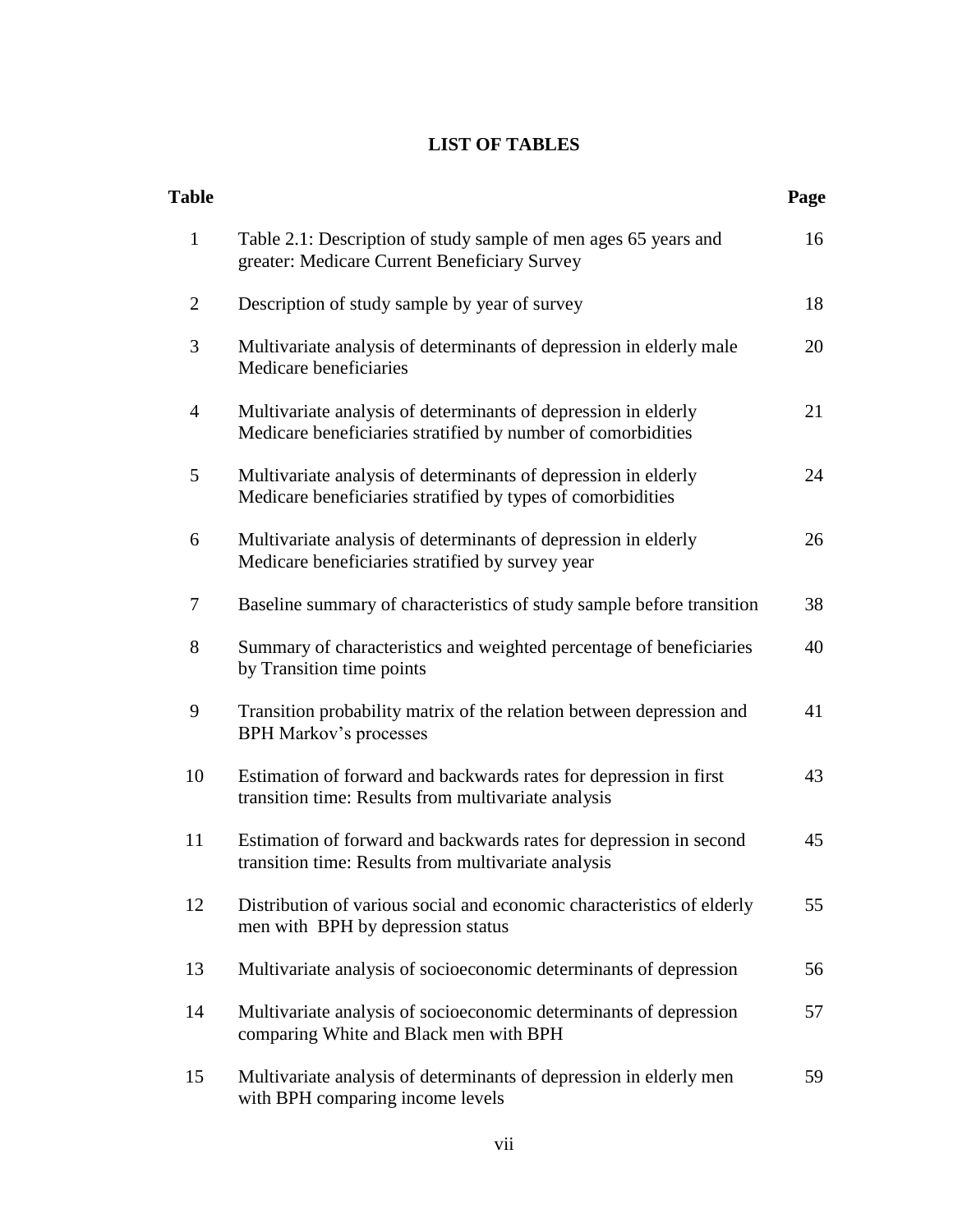# LIST OF TABLES

| Table | | Page |
|---|---|---|
| 1 | Table 2.1: Description of study sample of men ages 65 years and greater: Medicare Current Beneficiary Survey | 16 |
| 2 | Description of study sample by year of survey | 18 |
| 3 | Multivariate analysis of determinants of depression in elderly male Medicare beneficiaries | 20 |
| 4 | Multivariate analysis of determinants of depression in elderly Medicare beneficiaries stratified by number of comorbidities | 21 |
| 5 | Multivariate analysis of determinants of depression in elderly Medicare beneficiaries stratified by types of comorbidities | 24 |
| 6 | Multivariate analysis of determinants of depression in elderly Medicare beneficiaries stratified by survey year | 26 |
| 7 | Baseline summary of characteristics of study sample before transition | 38 |
| 8 | Summary of characteristics and weighted percentage of beneficiaries by Transition time points | 40 |
| 9 | Transition probability matrix of the relation between depression and BPH Markov's processes | 41 |
| 10 | Estimation of forward and backwards rates for depression in first transition time: Results from multivariate analysis | 43 |
| 11 | Estimation of forward and backwards rates for depression in second transition time: Results from multivariate analysis | 45 |
| 12 | Distribution of various social and economic characteristics of elderly men with BPH by depression status | 55 |
| 13 | Multivariate analysis of socioeconomic determinants of depression | 56 |
| 14 | Multivariate analysis of socioeconomic determinants of depression comparing White and Black men with BPH | 57 |
| 15 | Multivariate analysis of determinants of depression in elderly men with BPH comparing income levels | 59 |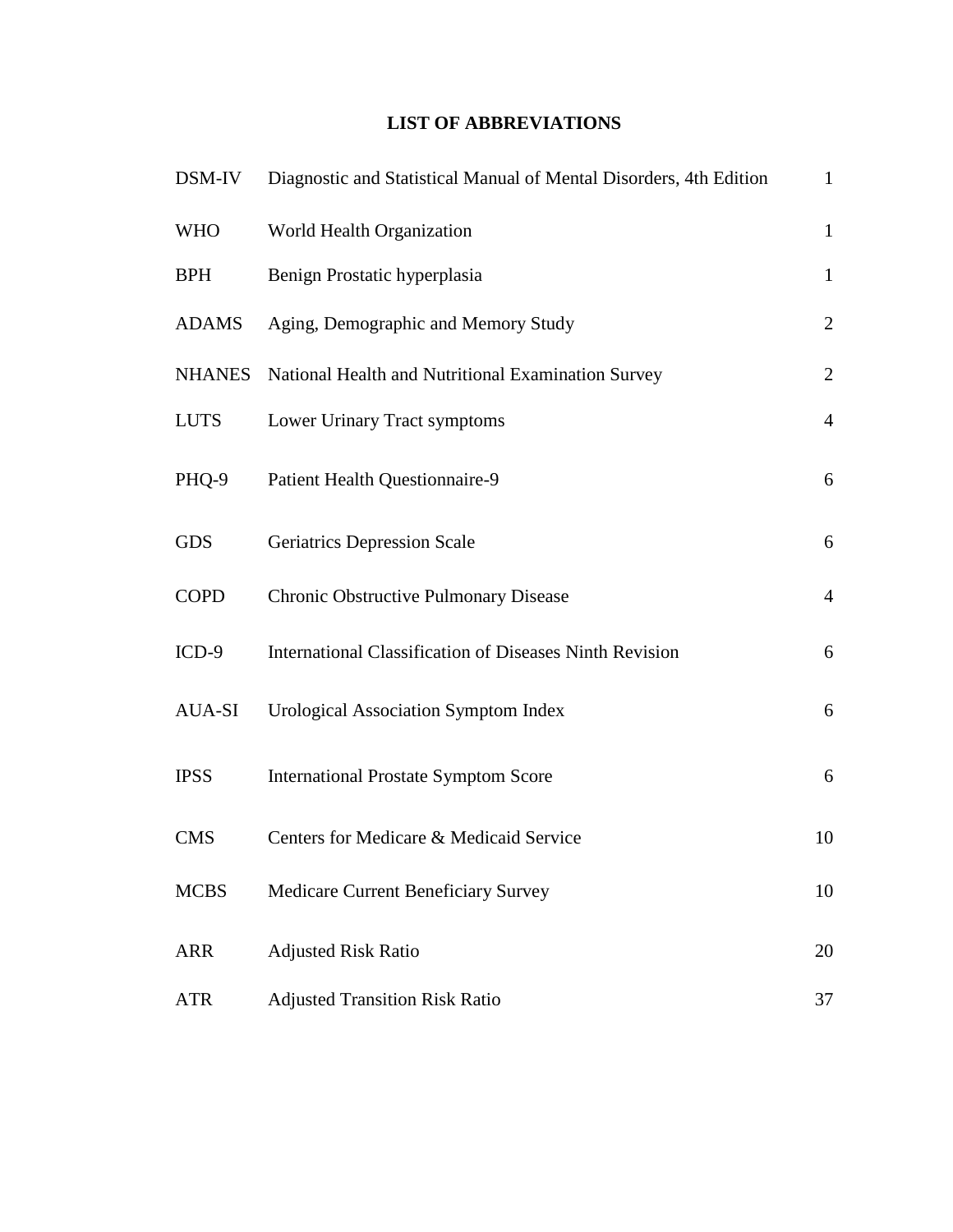# LIST OF ABBREVIATIONS

| | | |
|---|---|---|
| DSM-IV | Diagnostic and Statistical Manual of Mental Disorders, 4th Edition | 1 |
| WHO | World Health Organization | 1 |
| BPH | Benign Prostatic hyperplasia | 1 |
| ADAMS | Aging, Demographic and Memory Study | 2 |
| NHANES | National Health and Nutritional Examination Survey | 2 |
| LUTS | Lower Urinary Tract symptoms | 4 |
| PHQ-9 | Patient Health Questionnaire-9 | 6 |
| GDS | Geriatrics Depression Scale | 6 |
| COPD | Chronic Obstructive Pulmonary Disease | 4 |
| ICD-9 | International Classification of Diseases Ninth Revision | 6 |
| AUA-SI | Urological Association Symptom Index | 6 |
| IPSS | International Prostate Symptom Score | 6 |
| CMS | Centers for Medicare & Medicaid Service | 10 |
| MCBS | Medicare Current Beneficiary Survey | 10 |
| ARR | Adjusted Risk Ratio | 20 |
| ATR | Adjusted Transition Risk Ratio | 37 |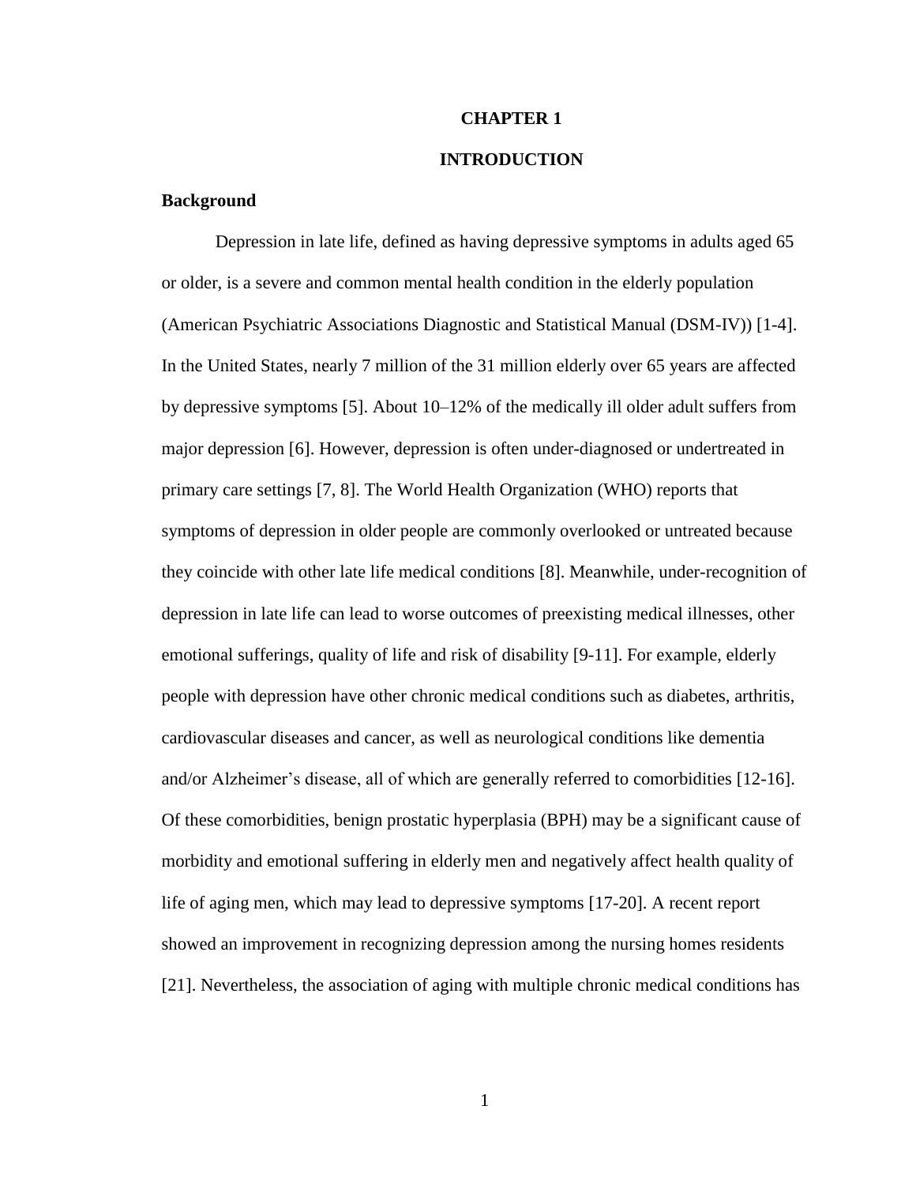# CHAPTER 1

# INTRODUCTION

## Background

Depression in late life, defined as having depressive symptoms in adults aged 65 or older, is a severe and common mental health condition in the elderly population (American Psychiatric Associations Diagnostic and Statistical Manual (DSM-IV)) [1-4]. In the United States, nearly 7 million of the 31 million elderly over 65 years are affected by depressive symptoms [5]. About 10–12% of the medically ill older adult suffers from major depression [6]. However, depression is often under-diagnosed or undertreated in primary care settings [7, 8]. The World Health Organization (WHO) reports that symptoms of depression in older people are commonly overlooked or untreated because they coincide with other late life medical conditions [8]. Meanwhile, under-recognition of depression in late life can lead to worse outcomes of preexisting medical illnesses, other emotional sufferings, quality of life and risk of disability [9-11]. For example, elderly people with depression have other chronic medical conditions such as diabetes, arthritis, cardiovascular diseases and cancer, as well as neurological conditions like dementia and/or Alzheimer's disease, all of which are generally referred to comorbidities [12-16]. Of these comorbidities, benign prostatic hyperplasia (BPH) may be a significant cause of morbidity and emotional suffering in elderly men and negatively affect health quality of life of aging men, which may lead to depressive symptoms [17-20]. A recent report showed an improvement in recognizing depression among the nursing homes residents [21]. Nevertheless, the association of aging with multiple chronic medical conditions has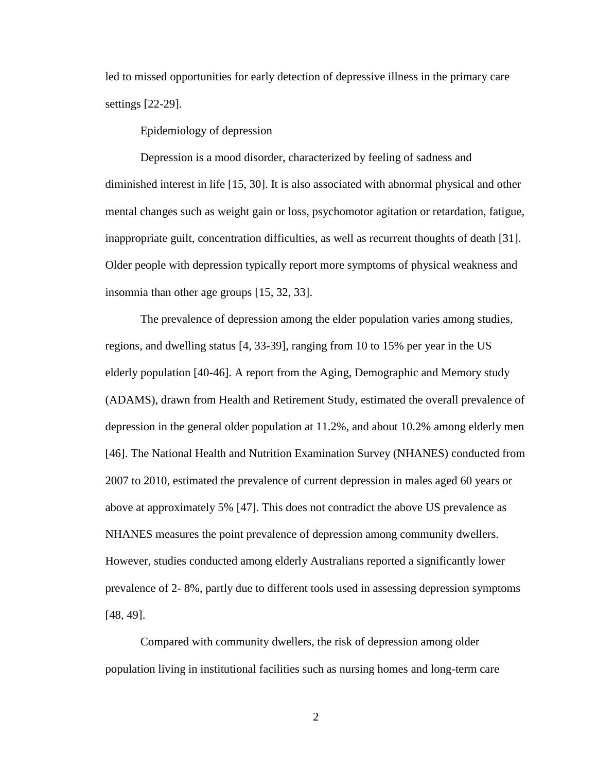led to missed opportunities for early detection of depressive illness in the primary care settings [22-29].

## Epidemiology of depression

Depression is a mood disorder, characterized by feeling of sadness and diminished interest in life [15, 30]. It is also associated with abnormal physical and other mental changes such as weight gain or loss, psychomotor agitation or retardation, fatigue, inappropriate guilt, concentration difficulties, as well as recurrent thoughts of death [31]. Older people with depression typically report more symptoms of physical weakness and insomnia than other age groups [15, 32, 33].

The prevalence of depression among the elder population varies among studies, regions, and dwelling status [4, 33-39], ranging from 10 to 15% per year in the US elderly population [40-46]. A report from the Aging, Demographic and Memory study (ADAMS), drawn from Health and Retirement Study, estimated the overall prevalence of depression in the general older population at 11.2%, and about 10.2% among elderly men [46]. The National Health and Nutrition Examination Survey (NHANES) conducted from 2007 to 2010, estimated the prevalence of current depression in males aged 60 years or above at approximately 5% [47]. This does not contradict the above US prevalence as NHANES measures the point prevalence of depression among community dwellers. However, studies conducted among elderly Australians reported a significantly lower prevalence of 2- 8%, partly due to different tools used in assessing depression symptoms [48, 49].

Compared with community dwellers, the risk of depression among older population living in institutional facilities such as nursing homes and long-term care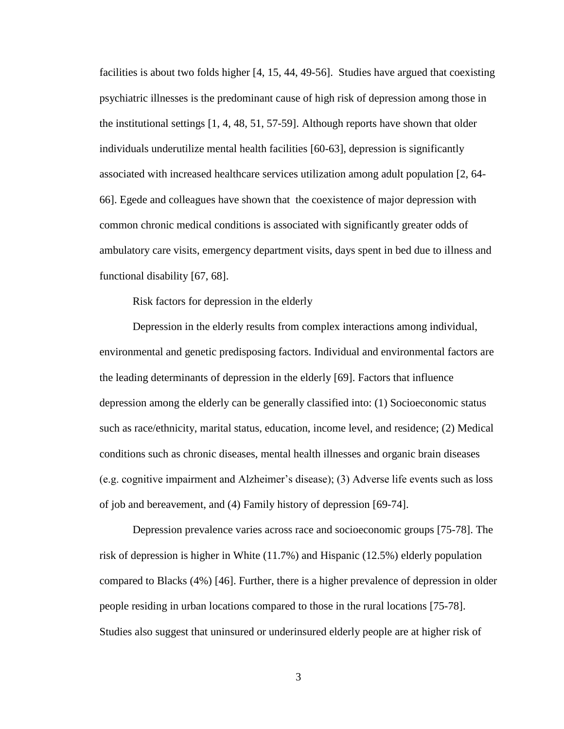facilities is about two folds higher [4, 15, 44, 49-56]. Studies have argued that coexisting psychiatric illnesses is the predominant cause of high risk of depression among those in the institutional settings [1, 4, 48, 51, 57-59]. Although reports have shown that older individuals underutilize mental health facilities [60-63], depression is significantly associated with increased healthcare services utilization among adult population [2, 64-66]. Egede and colleagues have shown that the coexistence of major depression with common chronic medical conditions is associated with significantly greater odds of ambulatory care visits, emergency department visits, days spent in bed due to illness and functional disability [67, 68].

## Risk factors for depression in the elderly

Depression in the elderly results from complex interactions among individual, environmental and genetic predisposing factors. Individual and environmental factors are the leading determinants of depression in the elderly [69]. Factors that influence depression among the elderly can be generally classified into: (1) Socioeconomic status such as race/ethnicity, marital status, education, income level, and residence; (2) Medical conditions such as chronic diseases, mental health illnesses and organic brain diseases (e.g. cognitive impairment and Alzheimer's disease); (3) Adverse life events such as loss of job and bereavement, and (4) Family history of depression [69-74].

Depression prevalence varies across race and socioeconomic groups [75-78]. The risk of depression is higher in White (11.7%) and Hispanic (12.5%) elderly population compared to Blacks (4%) [46]. Further, there is a higher prevalence of depression in older people residing in urban locations compared to those in the rural locations [75-78]. Studies also suggest that uninsured or underinsured elderly people are at higher risk of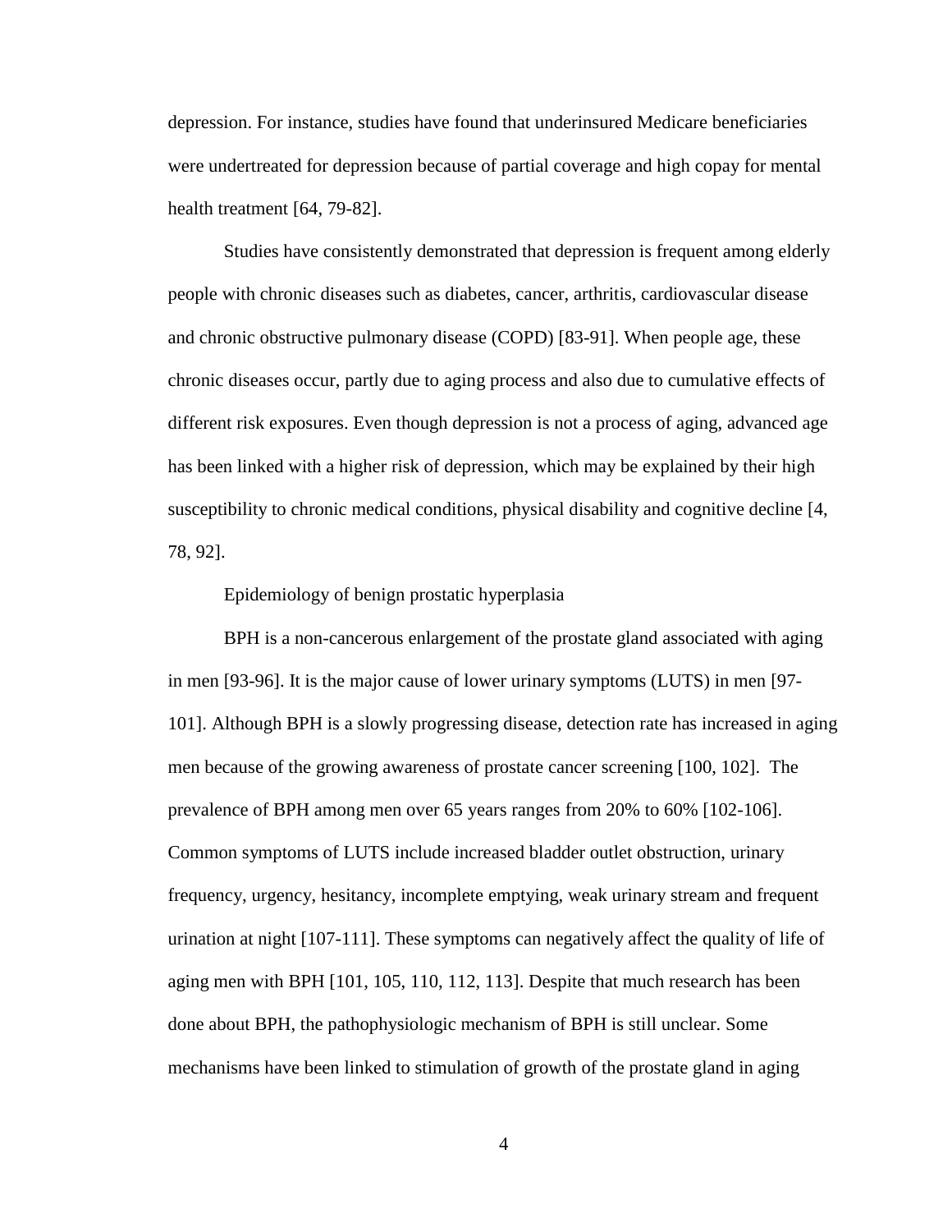depression. For instance, studies have found that underinsured Medicare beneficiaries were undertreated for depression because of partial coverage and high copay for mental health treatment [64, 79-82].

Studies have consistently demonstrated that depression is frequent among elderly people with chronic diseases such as diabetes, cancer, arthritis, cardiovascular disease and chronic obstructive pulmonary disease (COPD) [83-91]. When people age, these chronic diseases occur, partly due to aging process and also due to cumulative effects of different risk exposures. Even though depression is not a process of aging, advanced age has been linked with a higher risk of depression, which may be explained by their high susceptibility to chronic medical conditions, physical disability and cognitive decline [4, 78, 92].

## Epidemiology of benign prostatic hyperplasia

BPH is a non-cancerous enlargement of the prostate gland associated with aging in men [93-96]. It is the major cause of lower urinary symptoms (LUTS) in men [97-101]. Although BPH is a slowly progressing disease, detection rate has increased in aging men because of the growing awareness of prostate cancer screening [100, 102]. The prevalence of BPH among men over 65 years ranges from 20% to 60% [102-106]. Common symptoms of LUTS include increased bladder outlet obstruction, urinary frequency, urgency, hesitancy, incomplete emptying, weak urinary stream and frequent urination at night [107-111]. These symptoms can negatively affect the quality of life of aging men with BPH [101, 105, 110, 112, 113]. Despite that much research has been done about BPH, the pathophysiologic mechanism of BPH is still unclear. Some mechanisms have been linked to stimulation of growth of the prostate gland in aging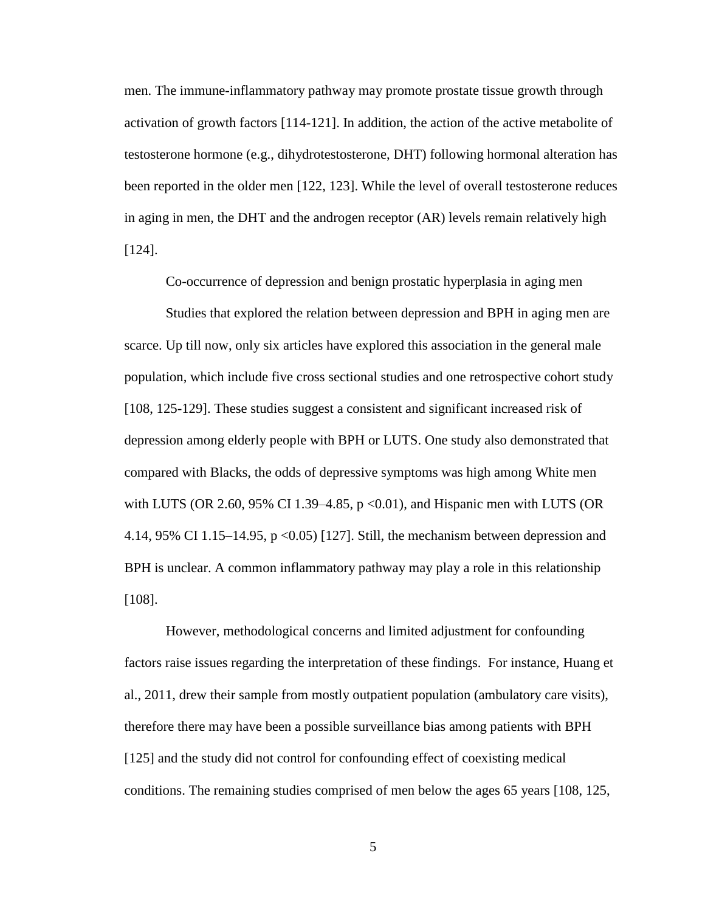men. The immune-inflammatory pathway may promote prostate tissue growth through activation of growth factors [114-121]. In addition, the action of the active metabolite of testosterone hormone (e.g., dihydrotestosterone, DHT) following hormonal alteration has been reported in the older men [122, 123]. While the level of overall testosterone reduces in aging in men, the DHT and the androgen receptor (AR) levels remain relatively high [124].

### Co-occurrence of depression and benign prostatic hyperplasia in aging men

Studies that explored the relation between depression and BPH in aging men are scarce. Up till now, only six articles have explored this association in the general male population, which include five cross sectional studies and one retrospective cohort study [108, 125-129]. These studies suggest a consistent and significant increased risk of depression among elderly people with BPH or LUTS. One study also demonstrated that compared with Blacks, the odds of depressive symptoms was high among White men with LUTS (OR 2.60, 95% CI 1.39–4.85, $p < 0.01$), and Hispanic men with LUTS (OR 4.14, 95% CI 1.15–14.95, $p < 0.05$) [127]. Still, the mechanism between depression and BPH is unclear. A common inflammatory pathway may play a role in this relationship [108].

However, methodological concerns and limited adjustment for confounding factors raise issues regarding the interpretation of these findings. For instance, Huang et al., 2011, drew their sample from mostly outpatient population (ambulatory care visits), therefore there may have been a possible surveillance bias among patients with BPH [125] and the study did not control for confounding effect of coexisting medical conditions. The remaining studies comprised of men below the ages 65 years [108, 125,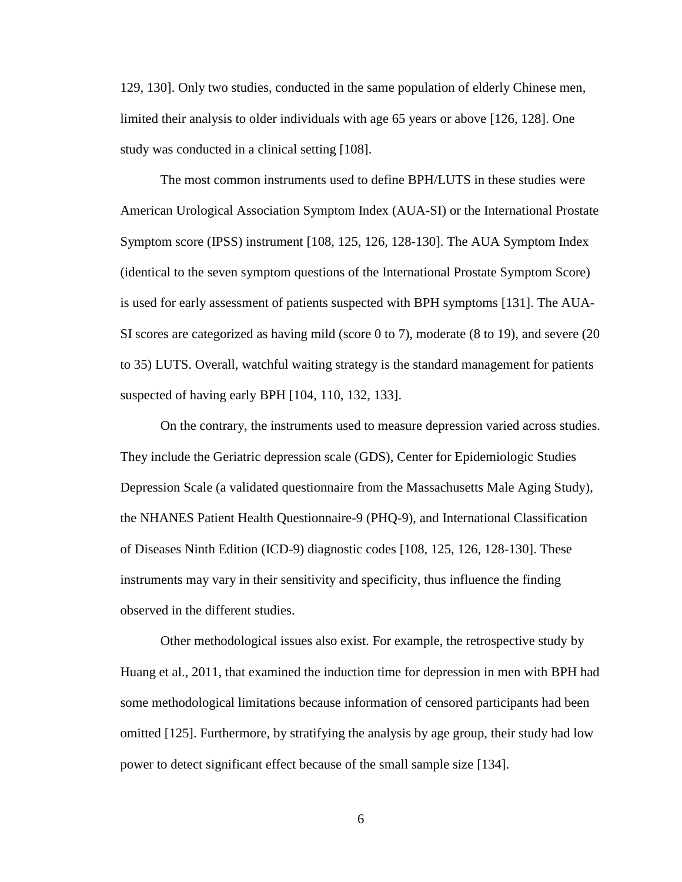129, 130]. Only two studies, conducted in the same population of elderly Chinese men, limited their analysis to older individuals with age 65 years or above [126, 128]. One study was conducted in a clinical setting [108].

The most common instruments used to define BPH/LUTS in these studies were American Urological Association Symptom Index (AUA-SI) or the International Prostate Symptom score (IPSS) instrument [108, 125, 126, 128-130]. The AUA Symptom Index (identical to the seven symptom questions of the International Prostate Symptom Score) is used for early assessment of patients suspected with BPH symptoms [131]. The AUA-SI scores are categorized as having mild (score 0 to 7), moderate (8 to 19), and severe (20 to 35) LUTS. Overall, watchful waiting strategy is the standard management for patients suspected of having early BPH [104, 110, 132, 133].

On the contrary, the instruments used to measure depression varied across studies. They include the Geriatric depression scale (GDS), Center for Epidemiologic Studies Depression Scale (a validated questionnaire from the Massachusetts Male Aging Study), the NHANES Patient Health Questionnaire-9 (PHQ-9), and International Classification of Diseases Ninth Edition (ICD-9) diagnostic codes [108, 125, 126, 128-130]. These instruments may vary in their sensitivity and specificity, thus influence the finding observed in the different studies.

Other methodological issues also exist. For example, the retrospective study by Huang et al., 2011, that examined the induction time for depression in men with BPH had some methodological limitations because information of censored participants had been omitted [125]. Furthermore, by stratifying the analysis by age group, their study had low power to detect significant effect because of the small sample size [134].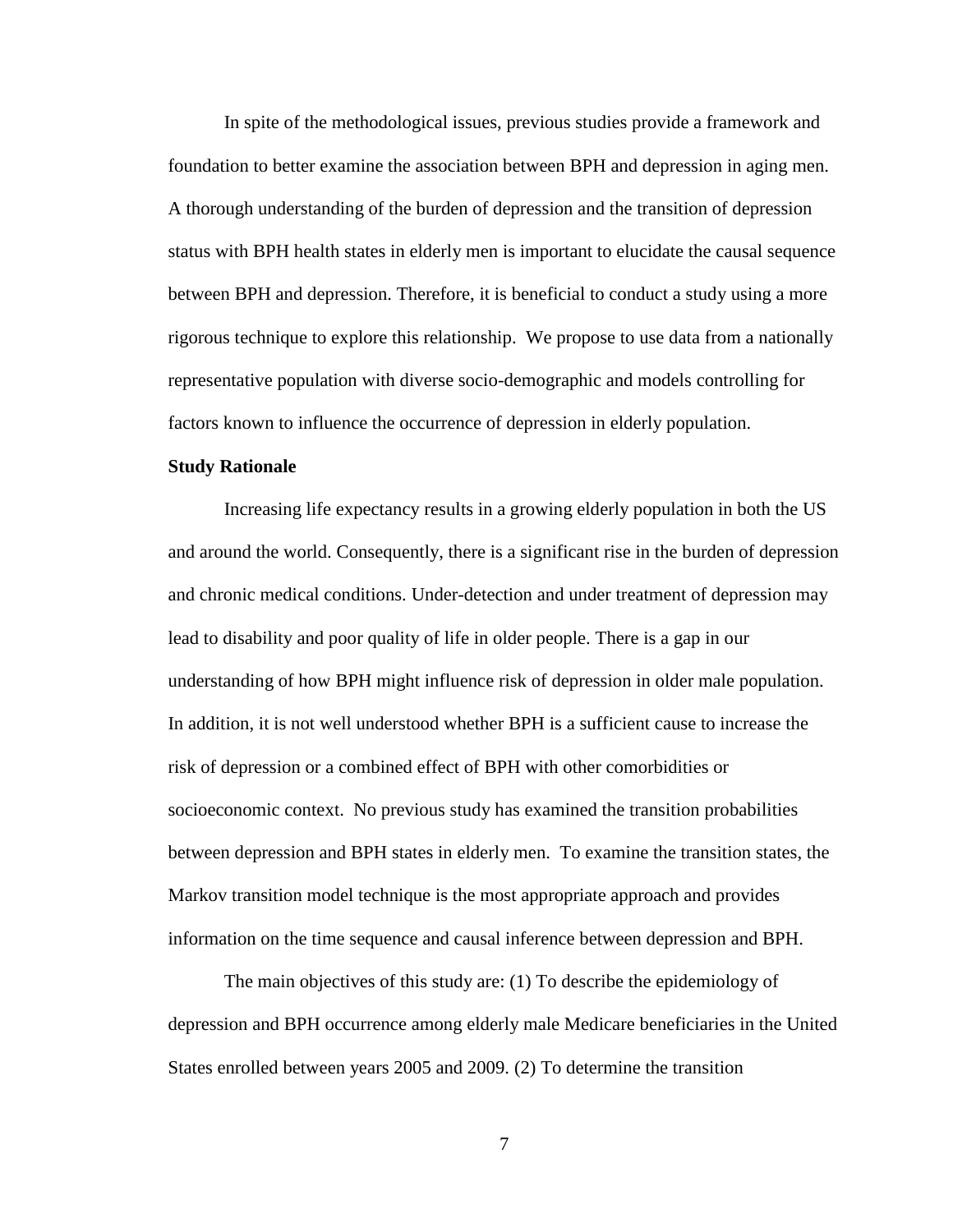In spite of the methodological issues, previous studies provide a framework and foundation to better examine the association between BPH and depression in aging men. A thorough understanding of the burden of depression and the transition of depression status with BPH health states in elderly men is important to elucidate the causal sequence between BPH and depression. Therefore, it is beneficial to conduct a study using a more rigorous technique to explore this relationship. We propose to use data from a nationally representative population with diverse socio-demographic and models controlling for factors known to influence the occurrence of depression in elderly population.

**Study Rationale**

Increasing life expectancy results in a growing elderly population in both the US and around the world. Consequently, there is a significant rise in the burden of depression and chronic medical conditions. Under-detection and under treatment of depression may lead to disability and poor quality of life in older people. There is a gap in our understanding of how BPH might influence risk of depression in older male population. In addition, it is not well understood whether BPH is a sufficient cause to increase the risk of depression or a combined effect of BPH with other comorbidities or socioeconomic context. No previous study has examined the transition probabilities between depression and BPH states in elderly men. To examine the transition states, the Markov transition model technique is the most appropriate approach and provides information on the time sequence and causal inference between depression and BPH.

The main objectives of this study are: (1) To describe the epidemiology of depression and BPH occurrence among elderly male Medicare beneficiaries in the United States enrolled between years 2005 and 2009. (2) To determine the transition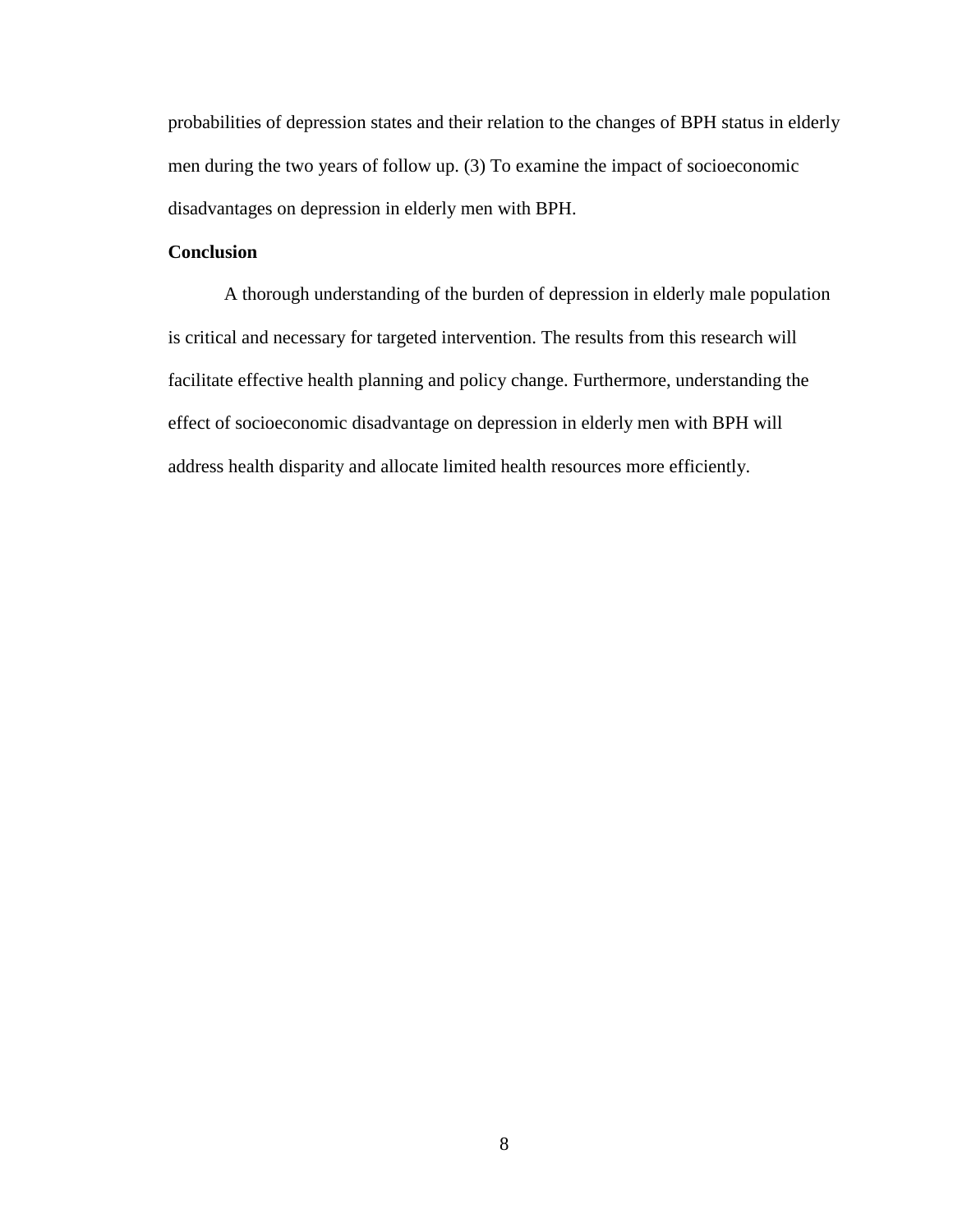probabilities of depression states and their relation to the changes of BPH status in elderly men during the two years of follow up. (3) To examine the impact of socioeconomic disadvantages on depression in elderly men with BPH.

**Conclusion**

A thorough understanding of the burden of depression in elderly male population is critical and necessary for targeted intervention. The results from this research will facilitate effective health planning and policy change. Furthermore, understanding the effect of socioeconomic disadvantage on depression in elderly men with BPH will address health disparity and allocate limited health resources more efficiently.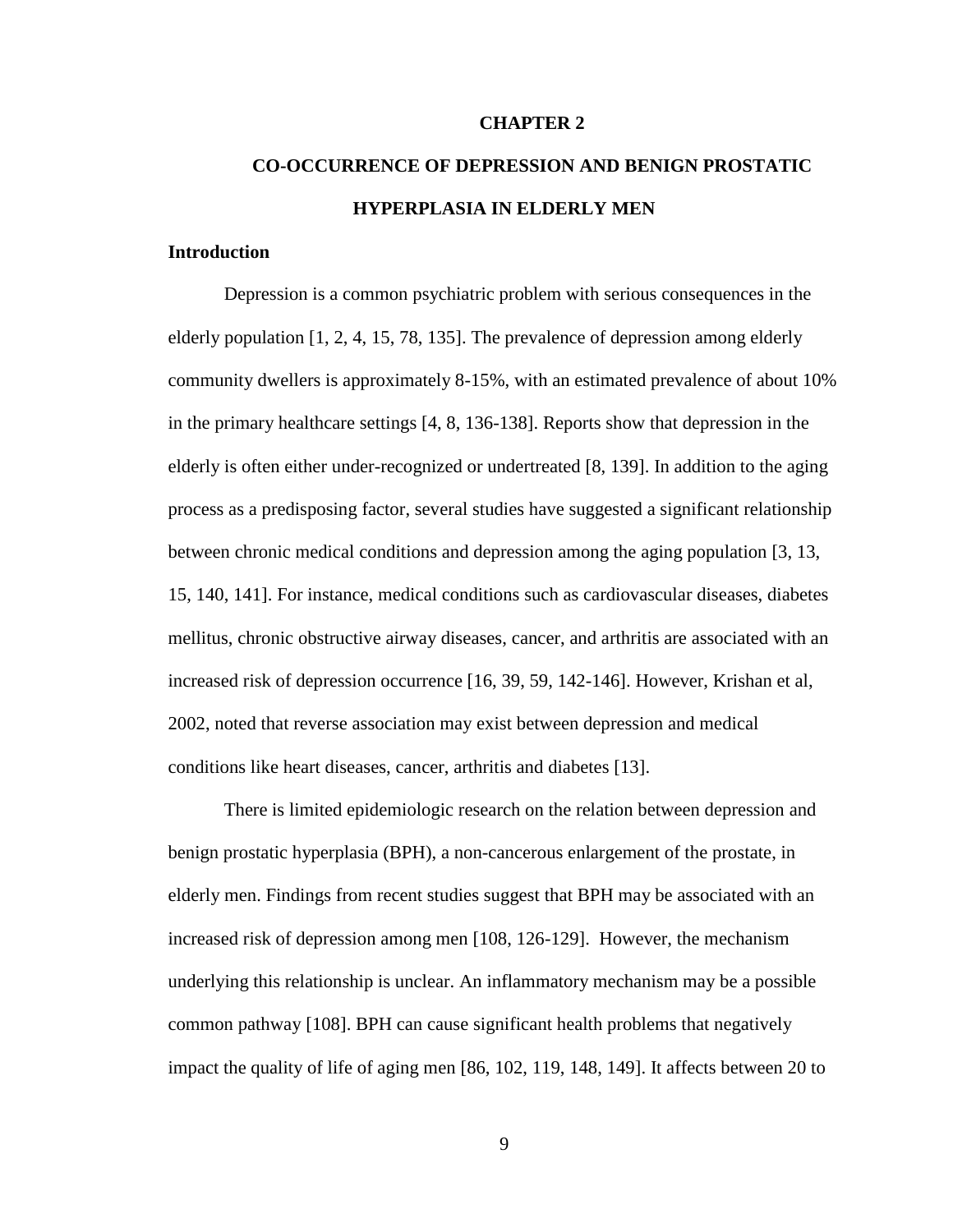# CHAPTER 2

# CO-OCCURRENCE OF DEPRESSION AND BENIGN PROSTATIC HYPERPLASIA IN ELDERLY MEN

## Introduction

Depression is a common psychiatric problem with serious consequences in the elderly population [1, 2, 4, 15, 78, 135]. The prevalence of depression among elderly community dwellers is approximately 8-15%, with an estimated prevalence of about 10% in the primary healthcare settings [4, 8, 136-138]. Reports show that depression in the elderly is often either under-recognized or undertreated [8, 139]. In addition to the aging process as a predisposing factor, several studies have suggested a significant relationship between chronic medical conditions and depression among the aging population [3, 13, 15, 140, 141]. For instance, medical conditions such as cardiovascular diseases, diabetes mellitus, chronic obstructive airway diseases, cancer, and arthritis are associated with an increased risk of depression occurrence [16, 39, 59, 142-146]. However, Krishan et al, 2002, noted that reverse association may exist between depression and medical conditions like heart diseases, cancer, arthritis and diabetes [13].

There is limited epidemiologic research on the relation between depression and benign prostatic hyperplasia (BPH), a non-cancerous enlargement of the prostate, in elderly men. Findings from recent studies suggest that BPH may be associated with an increased risk of depression among men [108, 126-129]. However, the mechanism underlying this relationship is unclear. An inflammatory mechanism may be a possible common pathway [108]. BPH can cause significant health problems that negatively impact the quality of life of aging men [86, 102, 119, 148, 149]. It affects between 20 to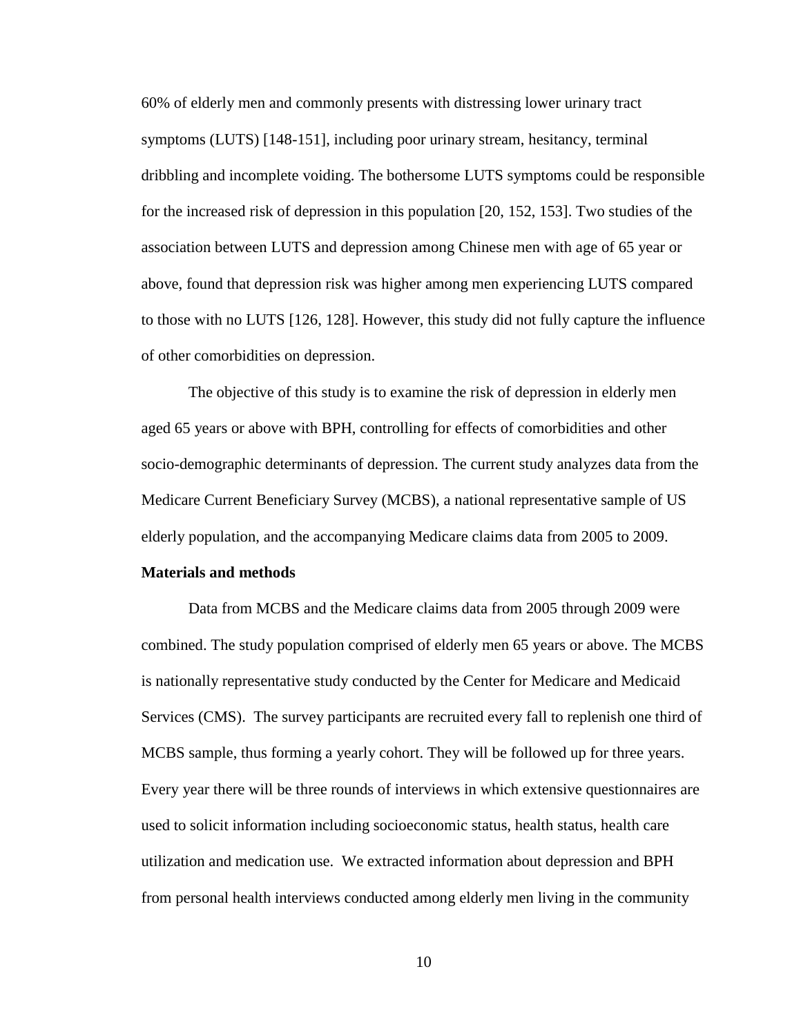60% of elderly men and commonly presents with distressing lower urinary tract symptoms (LUTS) [148-151], including poor urinary stream, hesitancy, terminal dribbling and incomplete voiding. The bothersome LUTS symptoms could be responsible for the increased risk of depression in this population [20, 152, 153]. Two studies of the association between LUTS and depression among Chinese men with age of 65 year or above, found that depression risk was higher among men experiencing LUTS compared to those with no LUTS [126, 128]. However, this study did not fully capture the influence of other comorbidities on depression.

The objective of this study is to examine the risk of depression in elderly men aged 65 years or above with BPH, controlling for effects of comorbidities and other socio-demographic determinants of depression. The current study analyzes data from the Medicare Current Beneficiary Survey (MCBS), a national representative sample of US elderly population, and the accompanying Medicare claims data from 2005 to 2009.

**Materials and methods**

Data from MCBS and the Medicare claims data from 2005 through 2009 were combined. The study population comprised of elderly men 65 years or above. The MCBS is nationally representative study conducted by the Center for Medicare and Medicaid Services (CMS). The survey participants are recruited every fall to replenish one third of MCBS sample, thus forming a yearly cohort. They will be followed up for three years. Every year there will be three rounds of interviews in which extensive questionnaires are used to solicit information including socioeconomic status, health status, health care utilization and medication use. We extracted information about depression and BPH from personal health interviews conducted among elderly men living in the community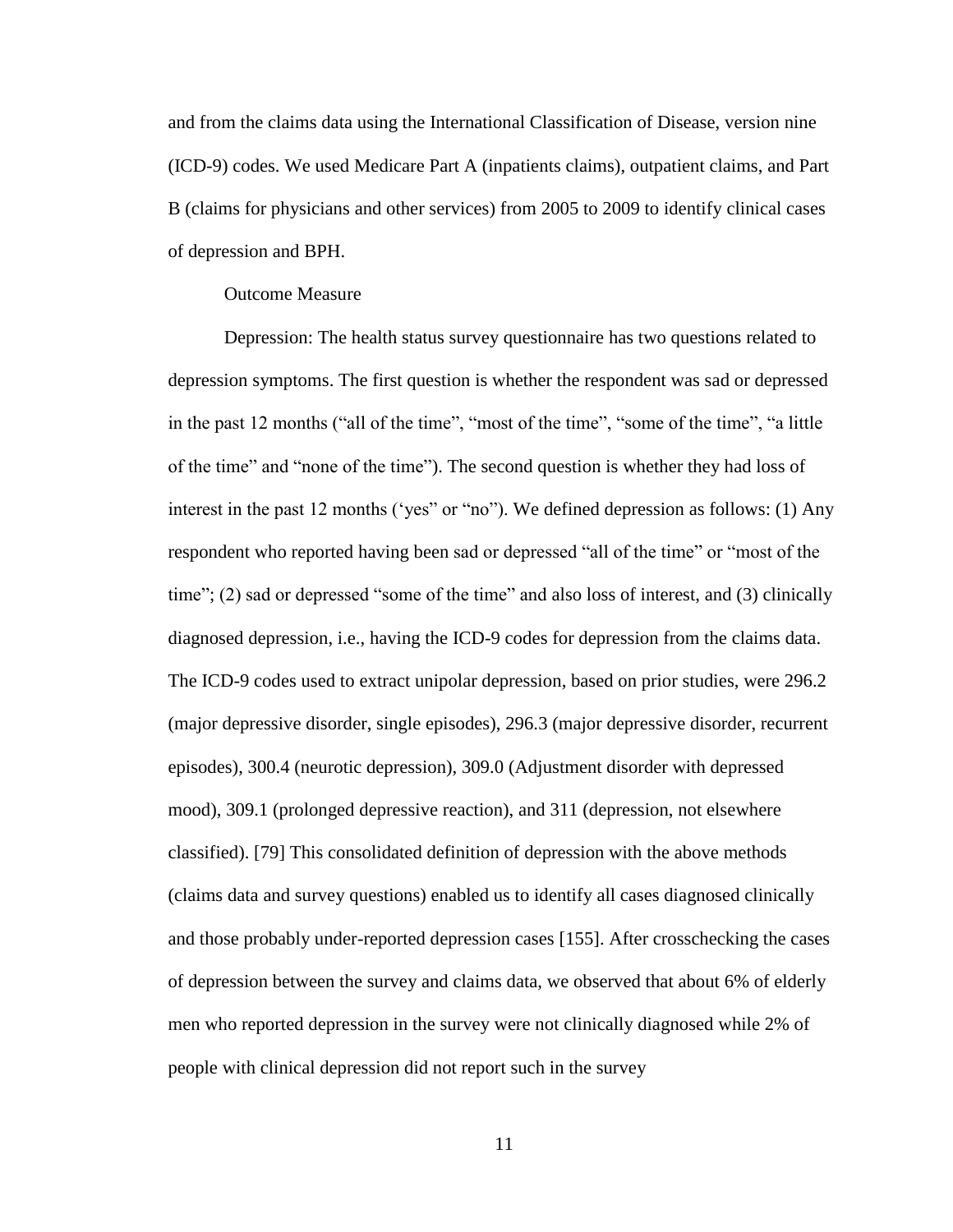and from the claims data using the International Classification of Disease, version nine (ICD-9) codes. We used Medicare Part A (inpatients claims), outpatient claims, and Part B (claims for physicians and other services) from 2005 to 2009 to identify clinical cases of depression and BPH.

### Outcome Measure

Depression: The health status survey questionnaire has two questions related to depression symptoms. The first question is whether the respondent was sad or depressed in the past 12 months ("all of the time", "most of the time", "some of the time", "a little of the time" and "none of the time"). The second question is whether they had loss of interest in the past 12 months ('yes" or "no"). We defined depression as follows: (1) Any respondent who reported having been sad or depressed "all of the time" or "most of the time"; (2) sad or depressed "some of the time" and also loss of interest, and (3) clinically diagnosed depression, i.e., having the ICD-9 codes for depression from the claims data. The ICD-9 codes used to extract unipolar depression, based on prior studies, were 296.2 (major depressive disorder, single episodes), 296.3 (major depressive disorder, recurrent episodes), 300.4 (neurotic depression), 309.0 (Adjustment disorder with depressed mood), 309.1 (prolonged depressive reaction), and 311 (depression, not elsewhere classified). [79] This consolidated definition of depression with the above methods (claims data and survey questions) enabled us to identify all cases diagnosed clinically and those probably under-reported depression cases [155]. After crosschecking the cases of depression between the survey and claims data, we observed that about 6% of elderly men who reported depression in the survey were not clinically diagnosed while 2% of people with clinical depression did not report such in the survey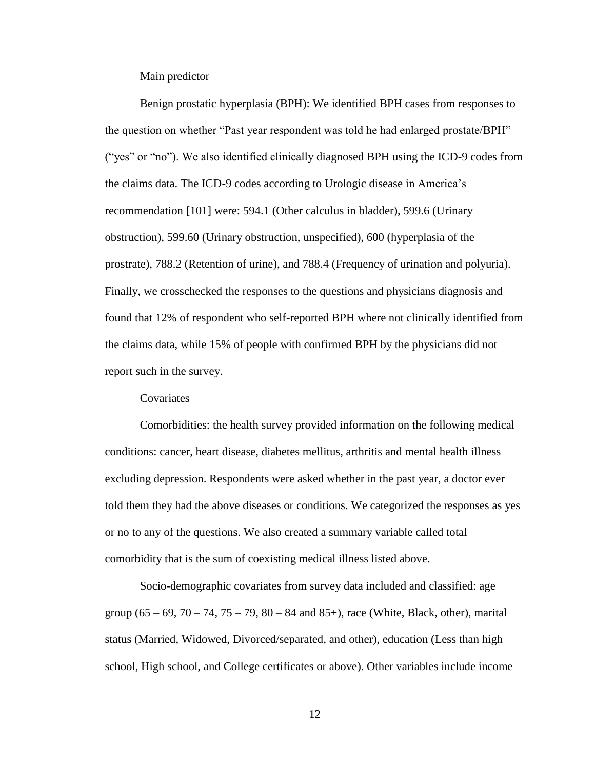Main predictor

Benign prostatic hyperplasia (BPH): We identified BPH cases from responses to the question on whether "Past year respondent was told he had enlarged prostate/BPH" ("yes" or "no"). We also identified clinically diagnosed BPH using the ICD-9 codes from the claims data. The ICD-9 codes according to Urologic disease in America's recommendation [101] were: 594.1 (Other calculus in bladder), 599.6 (Urinary obstruction), 599.60 (Urinary obstruction, unspecified), 600 (hyperplasia of the prostrate), 788.2 (Retention of urine), and 788.4 (Frequency of urination and polyuria). Finally, we crosschecked the responses to the questions and physicians diagnosis and found that 12% of respondent who self-reported BPH where not clinically identified from the claims data, while 15% of people with confirmed BPH by the physicians did not report such in the survey.

Covariates

Comorbidities: the health survey provided information on the following medical conditions: cancer, heart disease, diabetes mellitus, arthritis and mental health illness excluding depression. Respondents were asked whether in the past year, a doctor ever told them they had the above diseases or conditions. We categorized the responses as yes or no to any of the questions. We also created a summary variable called total comorbidity that is the sum of coexisting medical illness listed above.

Socio-demographic covariates from survey data included and classified: age group (65 – 69, 70 – 74, 75 – 79, 80 – 84 and 85+), race (White, Black, other), marital status (Married, Widowed, Divorced/separated, and other), education (Less than high school, High school, and College certificates or above). Other variables include income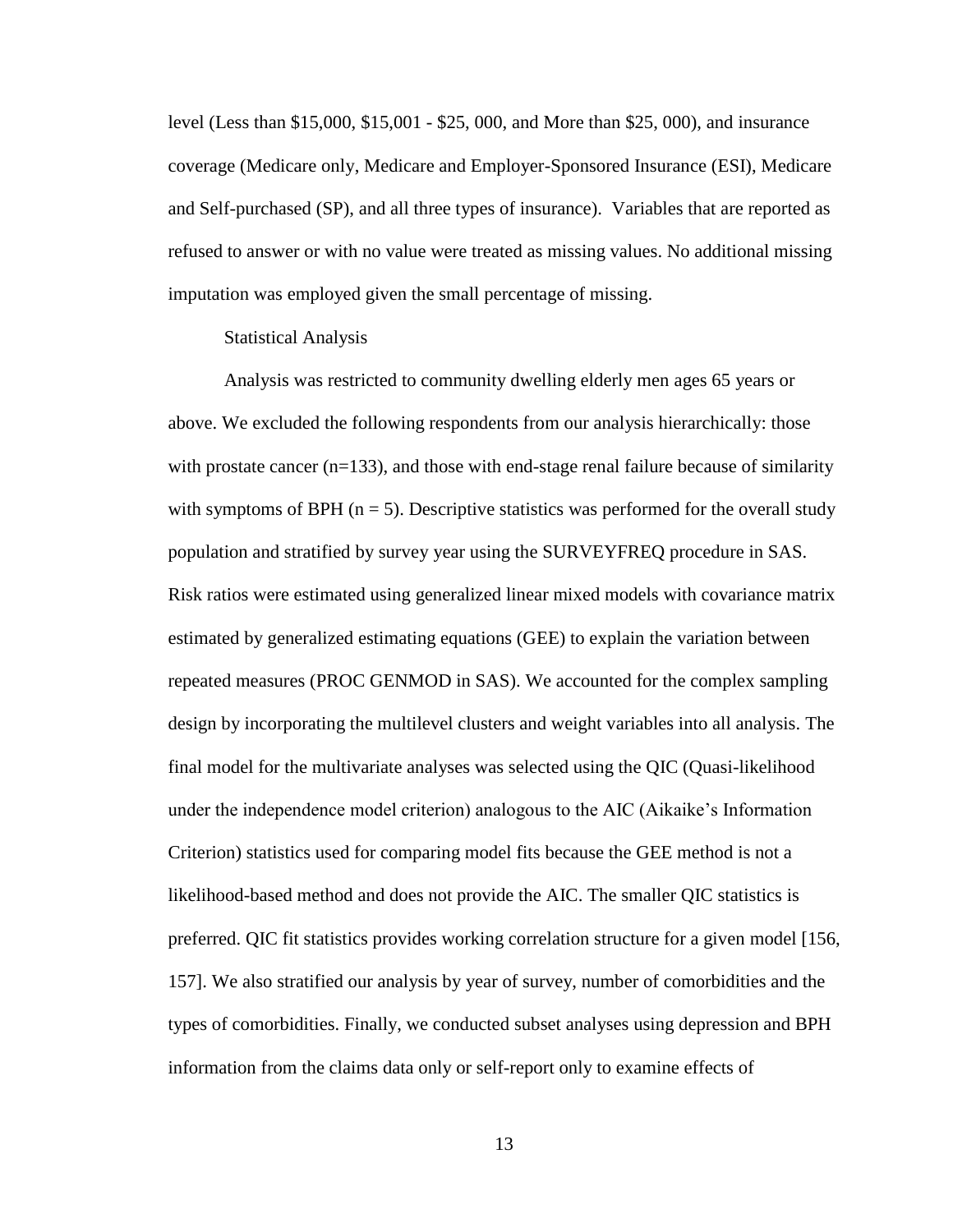level (Less than \$15,000, \$15,001 - \$25, 000, and More than \$25, 000), and insurance coverage (Medicare only, Medicare and Employer-Sponsored Insurance (ESI), Medicare and Self-purchased (SP), and all three types of insurance). Variables that are reported as refused to answer or with no value were treated as missing values. No additional missing imputation was employed given the small percentage of missing.

### Statistical Analysis

Analysis was restricted to community dwelling elderly men ages 65 years or above. We excluded the following respondents from our analysis hierarchically: those with prostate cancer (n=133), and those with end-stage renal failure because of similarity with symptoms of BPH (n = 5). Descriptive statistics was performed for the overall study population and stratified by survey year using the SURVEYFREQ procedure in SAS. Risk ratios were estimated using generalized linear mixed models with covariance matrix estimated by generalized estimating equations (GEE) to explain the variation between repeated measures (PROC GENMOD in SAS). We accounted for the complex sampling design by incorporating the multilevel clusters and weight variables into all analysis. The final model for the multivariate analyses was selected using the QIC (Quasi-likelihood under the independence model criterion) analogous to the AIC (Aikaike's Information Criterion) statistics used for comparing model fits because the GEE method is not a likelihood-based method and does not provide the AIC. The smaller QIC statistics is preferred. QIC fit statistics provides working correlation structure for a given model [156, 157]. We also stratified our analysis by year of survey, number of comorbidities and the types of comorbidities. Finally, we conducted subset analyses using depression and BPH information from the claims data only or self-report only to examine effects of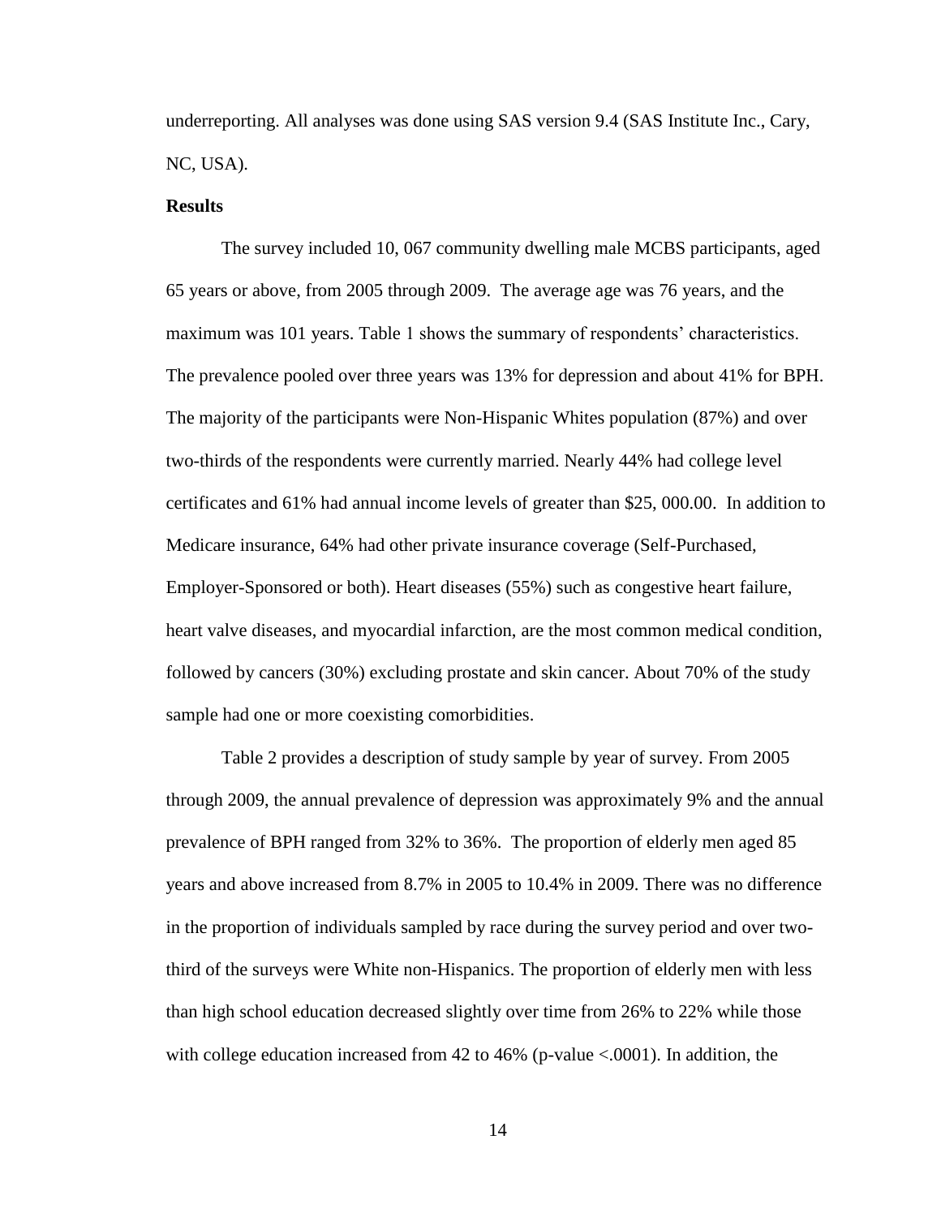underreporting. All analyses was done using SAS version 9.4 (SAS Institute Inc., Cary, NC, USA).

**Results**

The survey included 10, 067 community dwelling male MCBS participants, aged 65 years or above, from 2005 through 2009. The average age was 76 years, and the maximum was 101 years. Table 1 shows the summary of respondents' characteristics. The prevalence pooled over three years was 13% for depression and about 41% for BPH. The majority of the participants were Non-Hispanic Whites population (87%) and over two-thirds of the respondents were currently married. Nearly 44% had college level certificates and 61% had annual income levels of greater than $25, 000.00. In addition to Medicare insurance, 64% had other private insurance coverage (Self-Purchased, Employer-Sponsored or both). Heart diseases (55%) such as congestive heart failure, heart valve diseases, and myocardial infarction, are the most common medical condition, followed by cancers (30%) excluding prostate and skin cancer. About 70% of the study sample had one or more coexisting comorbidities.

Table 2 provides a description of study sample by year of survey. From 2005 through 2009, the annual prevalence of depression was approximately 9% and the annual prevalence of BPH ranged from 32% to 36%. The proportion of elderly men aged 85 years and above increased from 8.7% in 2005 to 10.4% in 2009. There was no difference in the proportion of individuals sampled by race during the survey period and over two-third of the surveys were White non-Hispanics. The proportion of elderly men with less than high school education decreased slightly over time from 26% to 22% while those with college education increased from 42 to 46% (p-value <.0001). In addition, the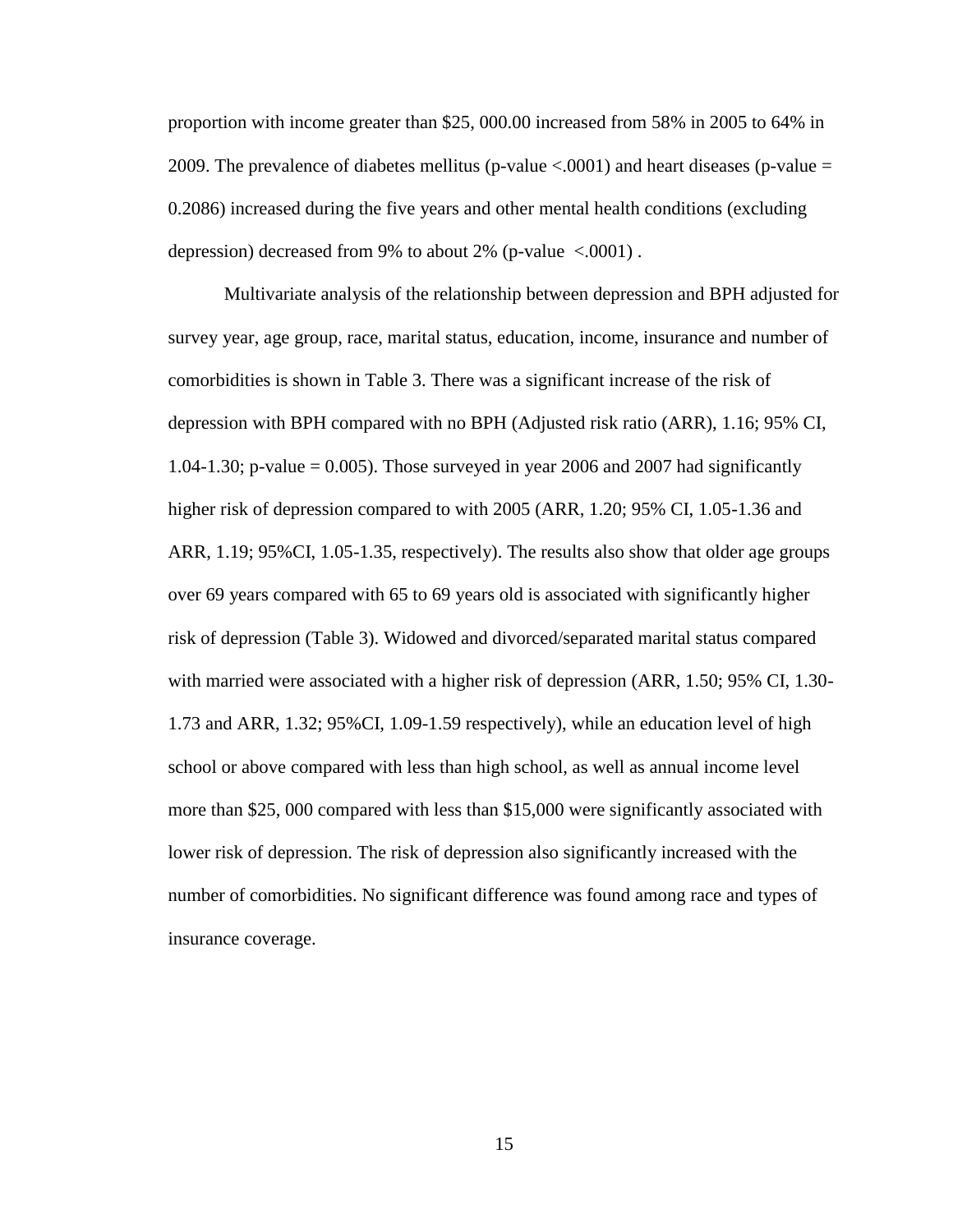proportion with income greater than \$25, 000.00 increased from 58% in 2005 to 64% in 2009. The prevalence of diabetes mellitus (p-value <.0001) and heart diseases (p-value = 0.2086) increased during the five years and other mental health conditions (excluding depression) decreased from 9% to about 2% (p-value <.0001) .

Multivariate analysis of the relationship between depression and BPH adjusted for survey year, age group, race, marital status, education, income, insurance and number of comorbidities is shown in Table 3. There was a significant increase of the risk of depression with BPH compared with no BPH (Adjusted risk ratio (ARR), 1.16; 95% CI, 1.04-1.30; p-value = 0.005). Those surveyed in year 2006 and 2007 had significantly higher risk of depression compared to with 2005 (ARR, 1.20; 95% CI, 1.05-1.36 and ARR, 1.19; 95%CI, 1.05-1.35, respectively). The results also show that older age groups over 69 years compared with 65 to 69 years old is associated with significantly higher risk of depression (Table 3). Widowed and divorced/separated marital status compared with married were associated with a higher risk of depression (ARR, 1.50; 95% CI, 1.30-1.73 and ARR, 1.32; 95%CI, 1.09-1.59 respectively), while an education level of high school or above compared with less than high school, as well as annual income level more than \$25, 000 compared with less than \$15,000 were significantly associated with lower risk of depression. The risk of depression also significantly increased with the number of comorbidities. No significant difference was found among race and types of insurance coverage.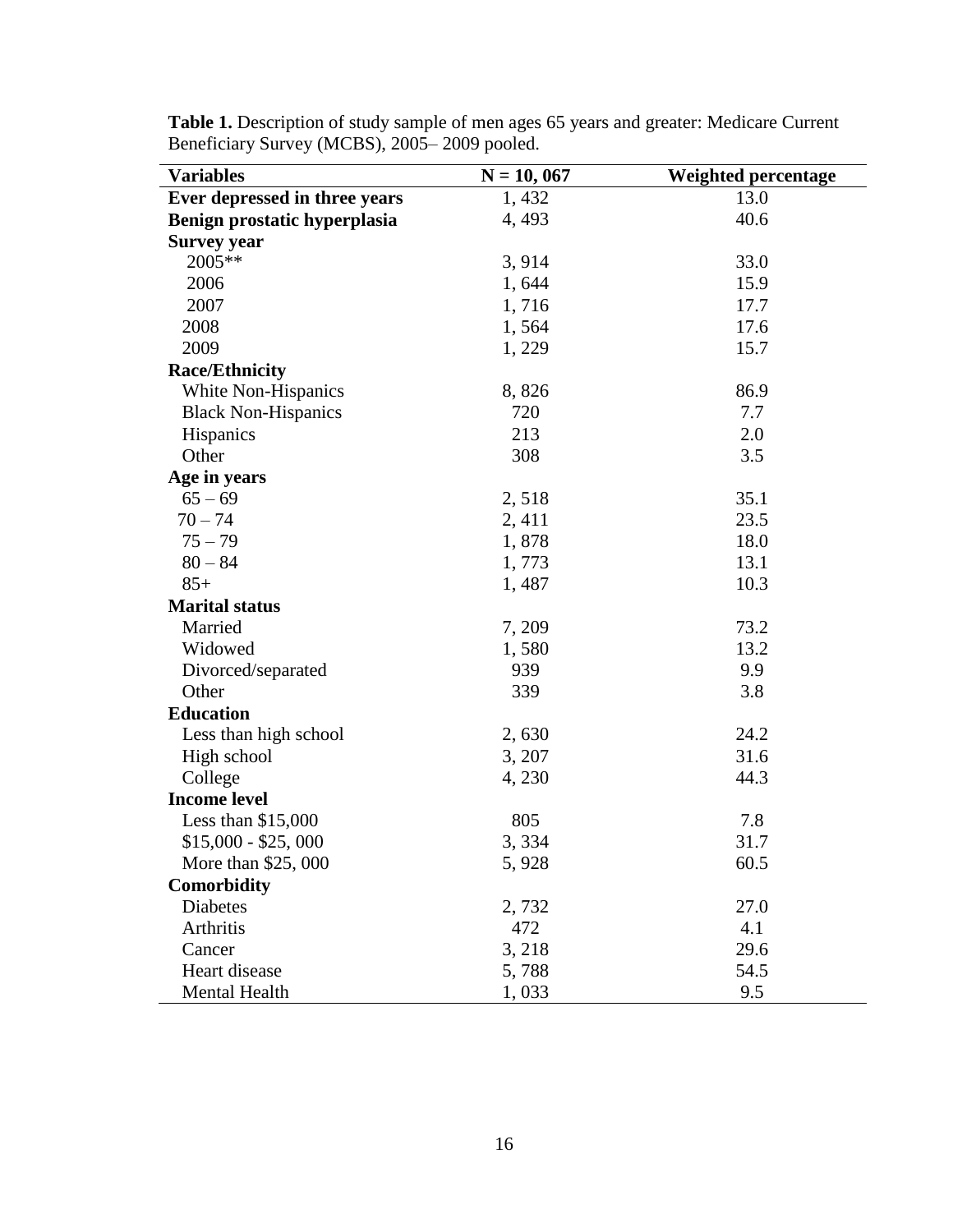**Table 1.** Description of study sample of men ages 65 years and greater: Medicare Current Beneficiary Survey (MCBS), 2005– 2009 pooled.

| Variables | N = 10, 067 | Weighted percentage |
|---|---|---|
| **Ever depressed in three years** | 1, 432 | 13.0 |
| **Benign prostatic hyperplasia** | 4, 493 | 40.6 |
| **Survey year** | | |
| 2005** | 3, 914 | 33.0 |
| 2006 | 1, 644 | 15.9 |
| 2007 | 1, 716 | 17.7 |
| 2008 | 1, 564 | 17.6 |
| 2009 | 1, 229 | 15.7 |
| **Race/Ethnicity** | | |
| White Non-Hispanics | 8, 826 | 86.9 |
| Black Non-Hispanics | 720 | 7.7 |
| Hispanics | 213 | 2.0 |
| Other | 308 | 3.5 |
| **Age in years** | | |
| 65 – 69 | 2, 518 | 35.1 |
| 70 – 74 | 2, 411 | 23.5 |
| 75 – 79 | 1, 878 | 18.0 |
| 80 – 84 | 1, 773 | 13.1 |
| 85+ | 1, 487 | 10.3 |
| **Marital status** | | |
| Married | 7, 209 | 73.2 |
| Widowed | 1, 580 | 13.2 |
| Divorced/separated | 939 | 9.9 |
| Other | 339 | 3.8 |
| **Education** | | |
| Less than high school | 2, 630 | 24.2 |
| High school | 3, 207 | 31.6 |
| College | 4, 230 | 44.3 |
| **Income level** | | |
| Less than $15,000 | 805 | 7.8 |
| $15,000 - $25, 000 | 3, 334 | 31.7 |
| More than $25, 000 | 5, 928 | 60.5 |
| **Comorbidity** | | |
| Diabetes | 2, 732 | 27.0 |
| Arthritis | 472 | 4.1 |
| Cancer | 3, 218 | 29.6 |
| Heart disease | 5, 788 | 54.5 |
| Mental Health | 1, 033 | 9.5 |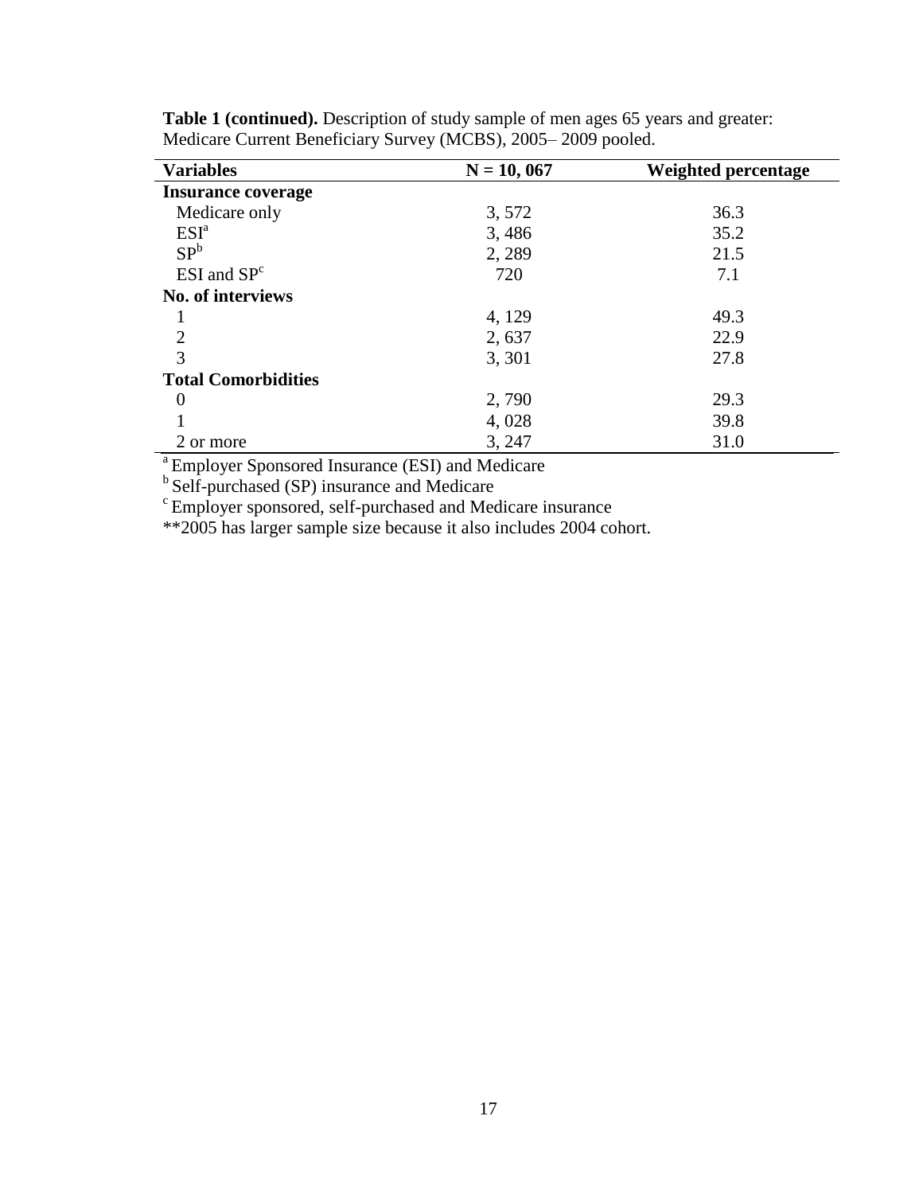**Table 1 (continued).** Description of study sample of men ages 65 years and greater: Medicare Current Beneficiary Survey (MCBS), 2005– 2009 pooled.

| Variables | N = 10, 067 | Weighted percentage |
|---|---|---|
| **Insurance coverage** | | |
| Medicare only | 3, 572 | 36.3 |
| ESI[a] | 3, 486 | 35.2 |
| SP[b] | 2, 289 | 21.5 |
| ESI and SP[c] | 720 | 7.1 |
| **No. of interviews** | | |
| 1 | 4, 129 | 49.3 |
| 2 | 2, 637 | 22.9 |
| 3 | 3, 301 | 27.8 |
| **Total Comorbidities** | | |
| 0 | 2, 790 | 29.3 |
| 1 | 4, 028 | 39.8 |
| 2 or more | 3, 247 | 31.0 |

[a] Employer Sponsored Insurance (ESI) and Medicare
[b] Self-purchased (SP) insurance and Medicare
[c] Employer sponsored, self-purchased and Medicare insurance
**2005 has larger sample size because it also includes 2004 cohort.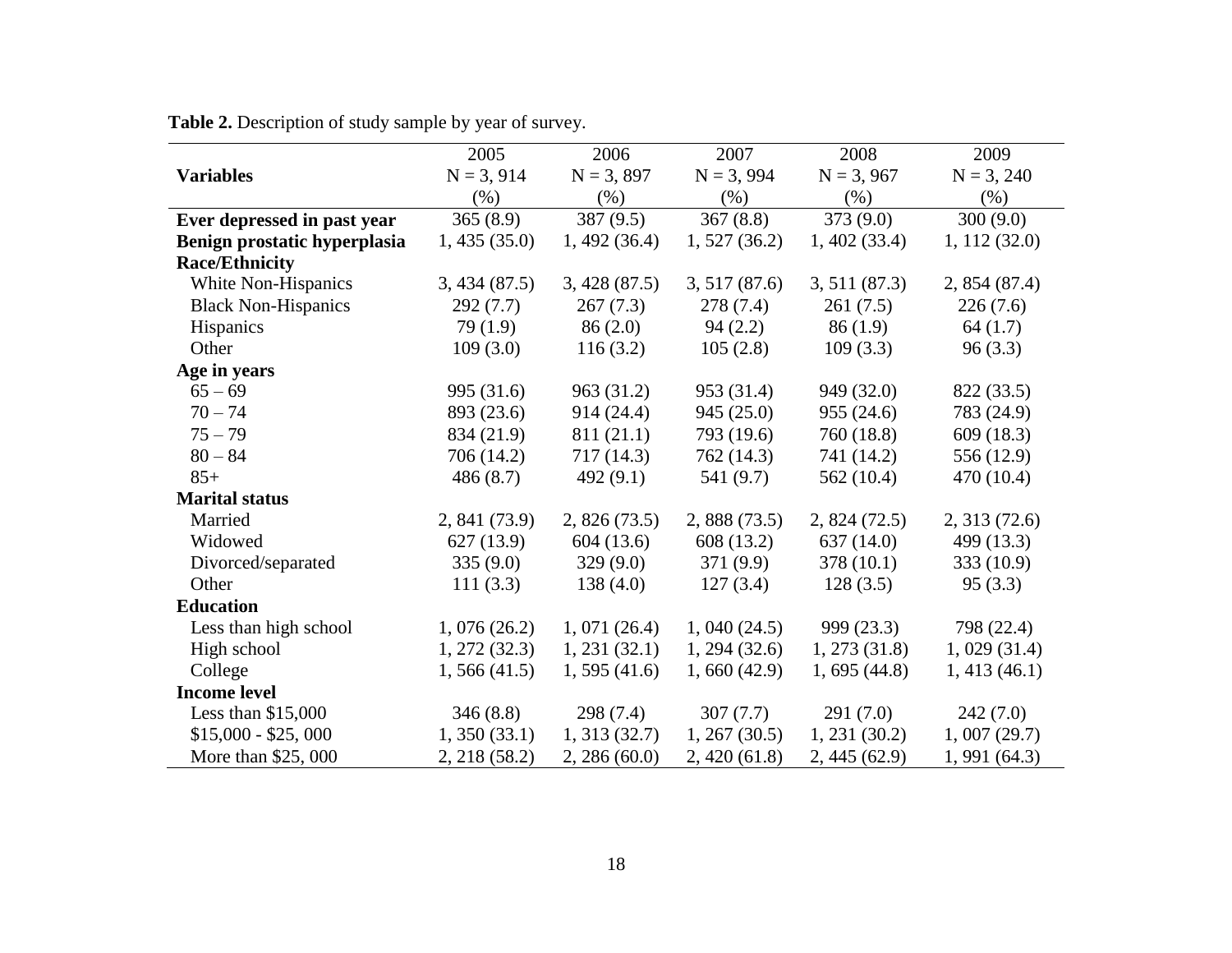**Table 2.** Description of study sample by year of survey.

| **Variables** | 2005<br>N = 3, 914<br>(%) | 2006<br>N = 3, 897<br>(%) | 2007<br>N = 3, 994<br>(%) | 2008<br>N = 3, 967<br>(%) | 2009<br>N = 3, 240<br>(%) |
|---|---|---|---|---|---|
| **Ever depressed in past year** | 365 (8.9) | 387 (9.5) | 367 (8.8) | 373 (9.0) | 300 (9.0) |
| **Benign prostatic hyperplasia** | 1, 435 (35.0) | 1, 492 (36.4) | 1, 527 (36.2) | 1, 402 (33.4) | 1, 112 (32.0) |
| **Race/Ethnicity** | | | | | |
| White Non-Hispanics | 3, 434 (87.5) | 3, 428 (87.5) | 3, 517 (87.6) | 3, 511 (87.3) | 2, 854 (87.4) |
| Black Non-Hispanics | 292 (7.7) | 267 (7.3) | 278 (7.4) | 261 (7.5) | 226 (7.6) |
| Hispanics | 79 (1.9) | 86 (2.0) | 94 (2.2) | 86 (1.9) | 64 (1.7) |
| Other | 109 (3.0) | 116 (3.2) | 105 (2.8) | 109 (3.3) | 96 (3.3) |
| **Age in years** | | | | | |
| 65 – 69 | 995 (31.6) | 963 (31.2) | 953 (31.4) | 949 (32.0) | 822 (33.5) |
| 70 – 74 | 893 (23.6) | 914 (24.4) | 945 (25.0) | 955 (24.6) | 783 (24.9) |
| 75 – 79 | 834 (21.9) | 811 (21.1) | 793 (19.6) | 760 (18.8) | 609 (18.3) |
| 80 – 84 | 706 (14.2) | 717 (14.3) | 762 (14.3) | 741 (14.2) | 556 (12.9) |
| 85+ | 486 (8.7) | 492 (9.1) | 541 (9.7) | 562 (10.4) | 470 (10.4) |
| **Marital status** | | | | | |
| Married | 2, 841 (73.9) | 2, 826 (73.5) | 2, 888 (73.5) | 2, 824 (72.5) | 2, 313 (72.6) |
| Widowed | 627 (13.9) | 604 (13.6) | 608 (13.2) | 637 (14.0) | 499 (13.3) |
| Divorced/separated | 335 (9.0) | 329 (9.0) | 371 (9.9) | 378 (10.1) | 333 (10.9) |
| Other | 111 (3.3) | 138 (4.0) | 127 (3.4) | 128 (3.5) | 95 (3.3) |
| **Education** | | | | | |
| Less than high school | 1, 076 (26.2) | 1, 071 (26.4) | 1, 040 (24.5) | 999 (23.3) | 798 (22.4) |
| High school | 1, 272 (32.3) | 1, 231 (32.1) | 1, 294 (32.6) | 1, 273 (31.8) | 1, 029 (31.4) |
| College | 1, 566 (41.5) | 1, 595 (41.6) | 1, 660 (42.9) | 1, 695 (44.8) | 1, 413 (46.1) |
| **Income level** | | | | | |
| Less than $15,000 | 346 (8.8) | 298 (7.4) | 307 (7.7) | 291 (7.0) | 242 (7.0) |
| $15,000 - $25, 000 | 1, 350 (33.1) | 1, 313 (32.7) | 1, 267 (30.5) | 1, 231 (30.2) | 1, 007 (29.7) |
| More than $25, 000 | 2, 218 (58.2) | 2, 286 (60.0) | 2, 420 (61.8) | 2, 445 (62.9) | 1, 991 (64.3) |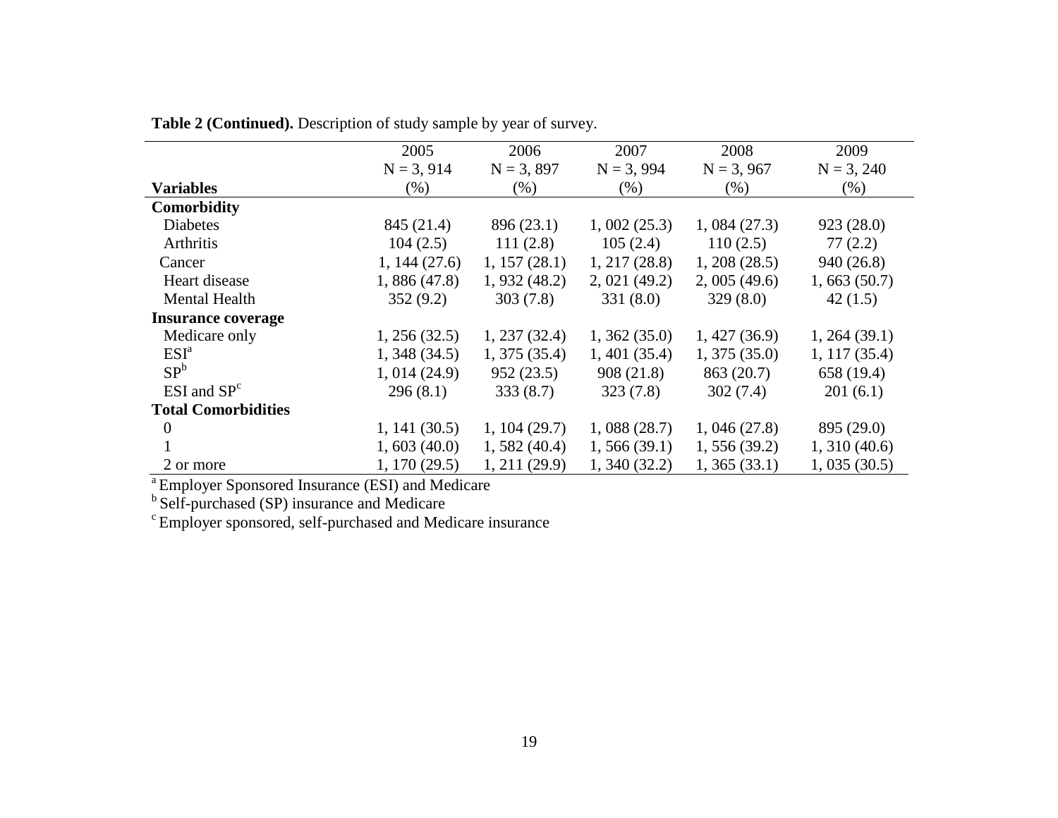**Table 2 (Continued).** Description of study sample by year of survey.

| Variables | 2005<br>N = 3, 914<br>(%) | 2006<br>N = 3, 897<br>(%) | 2007<br>N = 3, 994<br>(%) | 2008<br>N = 3, 967<br>(%) | 2009<br>N = 3, 240<br>(%) |
|---|---|---|---|---|---|
| **Comorbidity** | | | | | |
| Diabetes | 845 (21.4) | 896 (23.1) | 1, 002 (25.3) | 1, 084 (27.3) | 923 (28.0) |
| Arthritis | 104 (2.5) | 111 (2.8) | 105 (2.4) | 110 (2.5) | 77 (2.2) |
| Cancer | 1, 144 (27.6) | 1, 157 (28.1) | 1, 217 (28.8) | 1, 208 (28.5) | 940 (26.8) |
| Heart disease | 1, 886 (47.8) | 1, 932 (48.2) | 2, 021 (49.2) | 2, 005 (49.6) | 1, 663 (50.7) |
| Mental Health | 352 (9.2) | 303 (7.8) | 331 (8.0) | 329 (8.0) | 42 (1.5) |
| **Insurance coverage** | | | | | |
| Medicare only | 1, 256 (32.5) | 1, 237 (32.4) | 1, 362 (35.0) | 1, 427 (36.9) | 1, 264 (39.1) |
| ESI[a] | 1, 348 (34.5) | 1, 375 (35.4) | 1, 401 (35.4) | 1, 375 (35.0) | 1, 117 (35.4) |
| SP[b] | 1, 014 (24.9) | 952 (23.5) | 908 (21.8) | 863 (20.7) | 658 (19.4) |
| ESI and SP[c] | 296 (8.1) | 333 (8.7) | 323 (7.8) | 302 (7.4) | 201 (6.1) |
| **Total Comorbidities** | | | | | |
| 0 | 1, 141 (30.5) | 1, 104 (29.7) | 1, 088 (28.7) | 1, 046 (27.8) | 895 (29.0) |
| 1 | 1, 603 (40.0) | 1, 582 (40.4) | 1, 566 (39.1) | 1, 556 (39.2) | 1, 310 (40.6) |
| 2 or more | 1, 170 (29.5) | 1, 211 (29.9) | 1, 340 (32.2) | 1, 365 (33.1) | 1, 035 (30.5) |

[a] Employer Sponsored Insurance (ESI) and Medicare
[b] Self-purchased (SP) insurance and Medicare
[c] Employer sponsored, self-purchased and Medicare insurance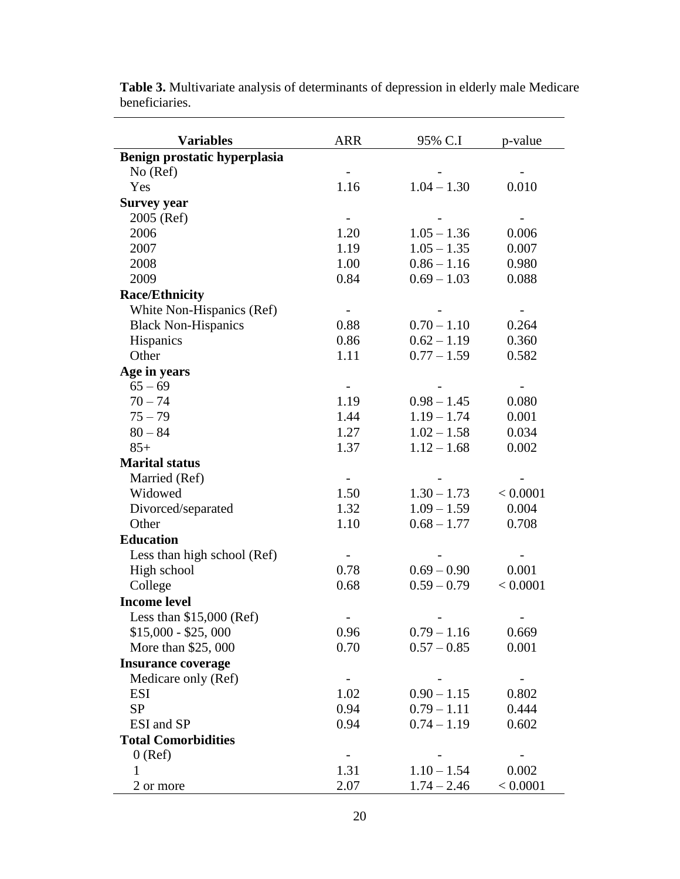**Table 3.** Multivariate analysis of determinants of depression in elderly male Medicare beneficiaries.

| Variables | ARR | 95% C.I | p-value |
|---|---|---|---|
| **Benign prostatic hyperplasia** | | | |
| No (Ref) | - | - | - |
| Yes | 1.16 | 1.04 – 1.30 | 0.010 |
| **Survey year** | | | |
| 2005 (Ref) | - | - | - |
| 2006 | 1.20 | 1.05 – 1.36 | 0.006 |
| 2007 | 1.19 | 1.05 – 1.35 | 0.007 |
| 2008 | 1.00 | 0.86 – 1.16 | 0.980 |
| 2009 | 0.84 | 0.69 – 1.03 | 0.088 |
| **Race/Ethnicity** | | | |
| White Non-Hispanics (Ref) | - | - | - |
| Black Non-Hispanics | 0.88 | 0.70 – 1.10 | 0.264 |
| Hispanics | 0.86 | 0.62 – 1.19 | 0.360 |
| Other | 1.11 | 0.77 – 1.59 | 0.582 |
| **Age in years** | | | |
| 65 – 69 | - | - | - |
| 70 – 74 | 1.19 | 0.98 – 1.45 | 0.080 |
| 75 – 79 | 1.44 | 1.19 – 1.74 | 0.001 |
| 80 – 84 | 1.27 | 1.02 – 1.58 | 0.034 |
| 85+ | 1.37 | 1.12 – 1.68 | 0.002 |
| **Marital status** | | | |
| Married (Ref) | - | - | - |
| Widowed | 1.50 | 1.30 – 1.73 | < 0.0001 |
| Divorced/separated | 1.32 | 1.09 – 1.59 | 0.004 |
| Other | 1.10 | 0.68 – 1.77 | 0.708 |
| **Education** | | | |
| Less than high school (Ref) | - | - | - |
| High school | 0.78 | 0.69 – 0.90 | 0.001 |
| College | 0.68 | 0.59 – 0.79 | < 0.0001 |
| **Income level** | | | |
| Less than $15,000 (Ref) | - | - | - |
| $15,000 - $25, 000 | 0.96 | 0.79 – 1.16 | 0.669 |
| More than $25, 000 | 0.70 | 0.57 – 0.85 | 0.001 |
| **Insurance coverage** | | | |
| Medicare only (Ref) | - | - | - |
| ESI | 1.02 | 0.90 – 1.15 | 0.802 |
| SP | 0.94 | 0.79 – 1.11 | 0.444 |
| ESI and SP | 0.94 | 0.74 – 1.19 | 0.602 |
| **Total Comorbidities** | | | |
| 0 (Ref) | - | - | - |
| 1 | 1.31 | 1.10 – 1.54 | 0.002 |
| 2 or more | 2.07 | 1.74 – 2.46 | < 0.0001 |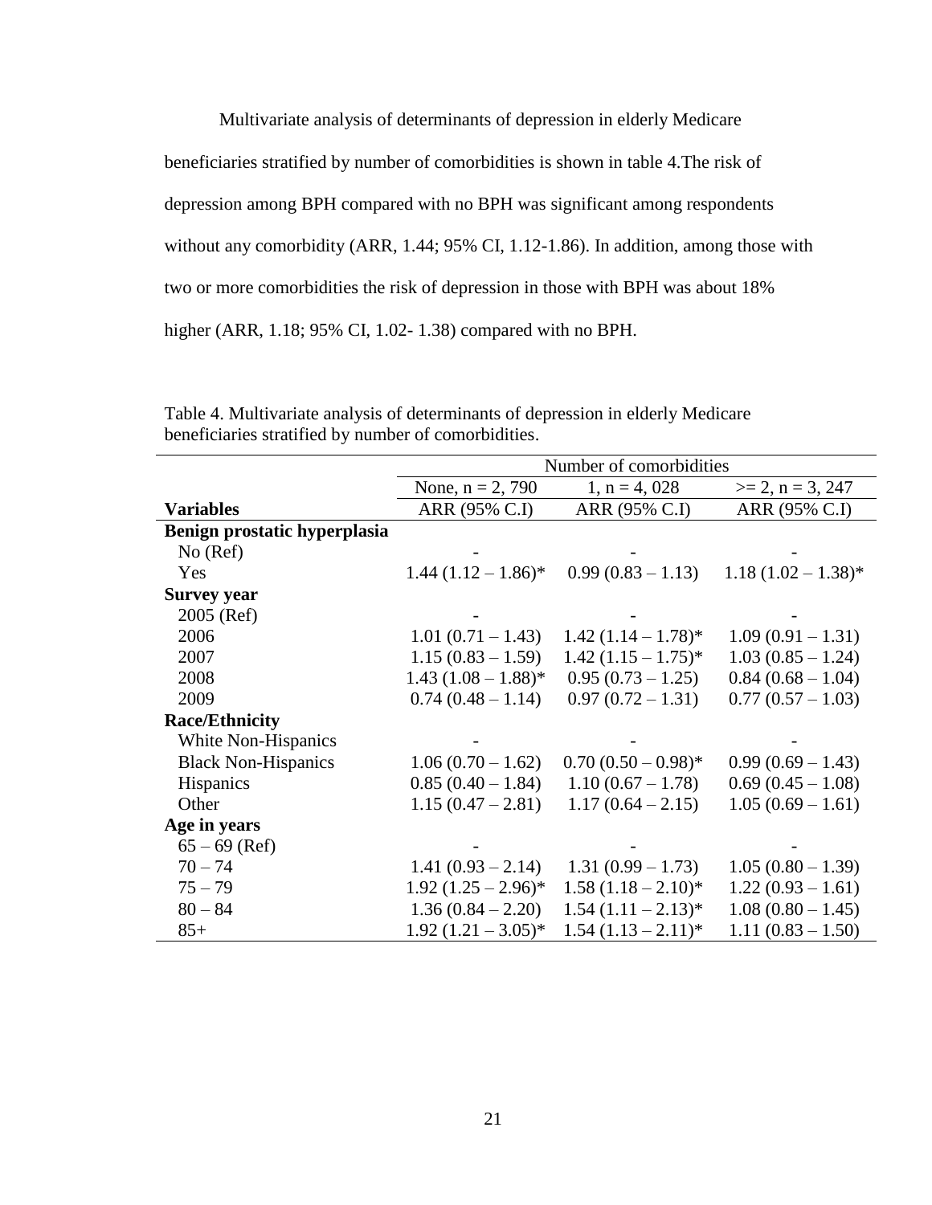Multivariate analysis of determinants of depression in elderly Medicare beneficiaries stratified by number of comorbidities is shown in table 4.The risk of depression among BPH compared with no BPH was significant among respondents without any comorbidity (ARR, 1.44; 95% CI, 1.12-1.86). In addition, among those with two or more comorbidities the risk of depression in those with BPH was about 18% higher (ARR, 1.18; 95% CI, 1.02- 1.38) compared with no BPH.

Table 4. Multivariate analysis of determinants of depression in elderly Medicare beneficiaries stratified by number of comorbidities.

| | Number of comorbidities | | |
|---|---|---|---|
| | None, n = 2, 790 | 1, n = 4, 028 | >= 2, n = 3, 247 |
| **Variables** | ARR (95% C.I) | ARR (95% C.I) | ARR (95% C.I) |
| **Benign prostatic hyperplasia** | | | |
| No (Ref) | - | - | - |
| Yes | 1.44 (1.12 – 1.86)* | 0.99 (0.83 – 1.13) | 1.18 (1.02 – 1.38)* |
| **Survey year** | | | |
| 2005 (Ref) | - | - | - |
| 2006 | 1.01 (0.71 – 1.43) | 1.42 (1.14 – 1.78)* | 1.09 (0.91 – 1.31) |
| 2007 | 1.15 (0.83 – 1.59) | 1.42 (1.15 – 1.75)* | 1.03 (0.85 – 1.24) |
| 2008 | 1.43 (1.08 – 1.88)* | 0.95 (0.73 – 1.25) | 0.84 (0.68 – 1.04) |
| 2009 | 0.74 (0.48 – 1.14) | 0.97 (0.72 – 1.31) | 0.77 (0.57 – 1.03) |
| **Race/Ethnicity** | | | |
| White Non-Hispanics | - | - | - |
| Black Non-Hispanics | 1.06 (0.70 – 1.62) | 0.70 (0.50 – 0.98)* | 0.99 (0.69 – 1.43) |
| Hispanics | 0.85 (0.40 – 1.84) | 1.10 (0.67 – 1.78) | 0.69 (0.45 – 1.08) |
| Other | 1.15 (0.47 – 2.81) | 1.17 (0.64 – 2.15) | 1.05 (0.69 – 1.61) |
| **Age in years** | | | |
| 65 – 69 (Ref) | - | - | - |
| 70 – 74 | 1.41 (0.93 – 2.14) | 1.31 (0.99 – 1.73) | 1.05 (0.80 – 1.39) |
| 75 – 79 | 1.92 (1.25 – 2.96)* | 1.58 (1.18 – 2.10)* | 1.22 (0.93 – 1.61) |
| 80 – 84 | 1.36 (0.84 – 2.20) | 1.54 (1.11 – 2.13)* | 1.08 (0.80 – 1.45) |
| 85+ | 1.92 (1.21 – 3.05)* | 1.54 (1.13 – 2.11)* | 1.11 (0.83 – 1.50) |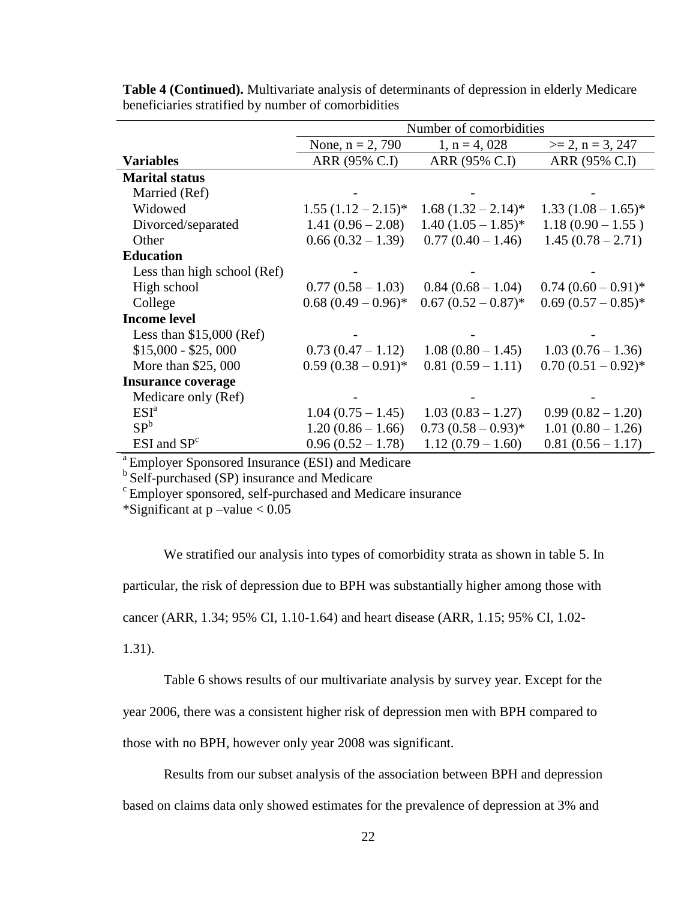**Table 4 (Continued).** Multivariate analysis of determinants of depression in elderly Medicare beneficiaries stratified by number of comorbidities

| | Number of comorbidities | | |
|---|---|---|---|
| | None, n = 2, 790 | 1, n = 4, 028 | >= 2, n = 3, 247 |
| **Variables** | ARR (95% C.I) | ARR (95% C.I) | ARR (95% C.I) |
| **Marital status** | | | |
| Married (Ref) | - | - | - |
| Widowed | 1.55 (1.12 – 2.15)* | 1.68 (1.32 – 2.14)* | 1.33 (1.08 – 1.65)* |
| Divorced/separated | 1.41 (0.96 – 2.08) | 1.40 (1.05 – 1.85)* | 1.18 (0.90 – 1.55 ) |
| Other | 0.66 (0.32 – 1.39) | 0.77 (0.40 – 1.46) | 1.45 (0.78 – 2.71) |
| **Education** | | | |
| Less than high school (Ref) | - | - | - |
| High school | 0.77 (0.58 – 1.03) | 0.84 (0.68 – 1.04) | 0.74 (0.60 – 0.91)* |
| College | 0.68 (0.49 – 0.96)* | 0.67 (0.52 – 0.87)* | 0.69 (0.57 – 0.85)* |
| **Income level** | | | |
| Less than $15,000 (Ref) | - | - | - |
| $15,000 - $25, 000 | 0.73 (0.47 – 1.12) | 1.08 (0.80 – 1.45) | 1.03 (0.76 – 1.36) |
| More than $25, 000 | 0.59 (0.38 – 0.91)* | 0.81 (0.59 – 1.11) | 0.70 (0.51 – 0.92)* |
| **Insurance coverage** | | | |
| Medicare only (Ref) | - | - | - |
| ESI[a] | 1.04 (0.75 – 1.45) | 1.03 (0.83 – 1.27) | 0.99 (0.82 – 1.20) |
| SP[b] | 1.20 (0.86 – 1.66) | 0.73 (0.58 – 0.93)* | 1.01 (0.80 – 1.26) |
| ESI and SP[c] | 0.96 (0.52 – 1.78) | 1.12 (0.79 – 1.60) | 0.81 (0.56 – 1.17) |

[a] Employer Sponsored Insurance (ESI) and Medicare
[b] Self-purchased (SP) insurance and Medicare
[c] Employer sponsored, self-purchased and Medicare insurance
*Significant at p –value < 0.05

We stratified our analysis into types of comorbidity strata as shown in table 5. In particular, the risk of depression due to BPH was substantially higher among those with cancer (ARR, 1.34; 95% CI, 1.10-1.64) and heart disease (ARR, 1.15; 95% CI, 1.02-1.31).

Table 6 shows results of our multivariate analysis by survey year. Except for the year 2006, there was a consistent higher risk of depression men with BPH compared to those with no BPH, however only year 2008 was significant.

Results from our subset analysis of the association between BPH and depression based on claims data only showed estimates for the prevalence of depression at 3% and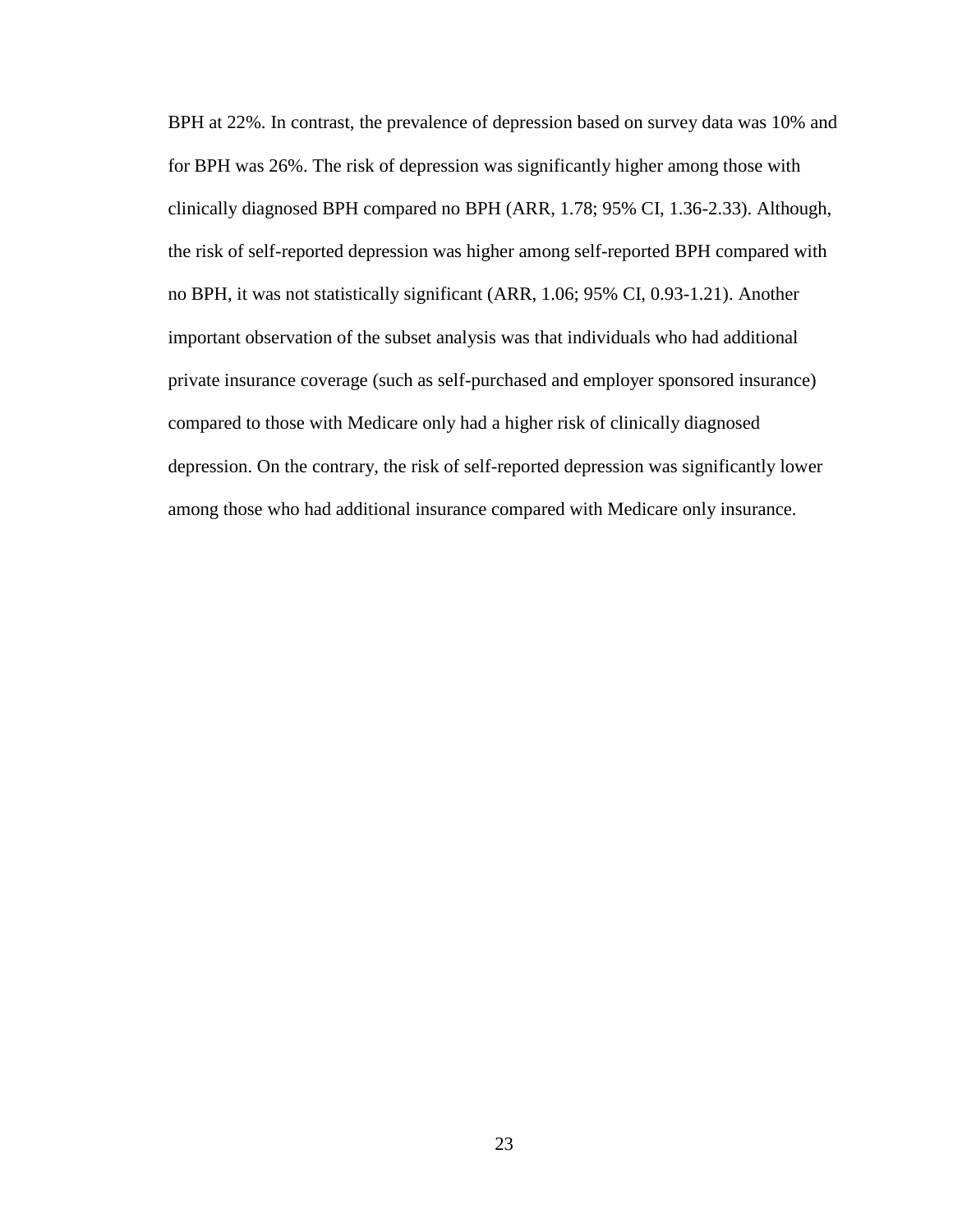BPH at 22%. In contrast, the prevalence of depression based on survey data was 10% and for BPH was 26%. The risk of depression was significantly higher among those with clinically diagnosed BPH compared no BPH (ARR, 1.78; 95% CI, 1.36-2.33). Although, the risk of self-reported depression was higher among self-reported BPH compared with no BPH, it was not statistically significant (ARR, 1.06; 95% CI, 0.93-1.21). Another important observation of the subset analysis was that individuals who had additional private insurance coverage (such as self-purchased and employer sponsored insurance) compared to those with Medicare only had a higher risk of clinically diagnosed depression. On the contrary, the risk of self-reported depression was significantly lower among those who had additional insurance compared with Medicare only insurance.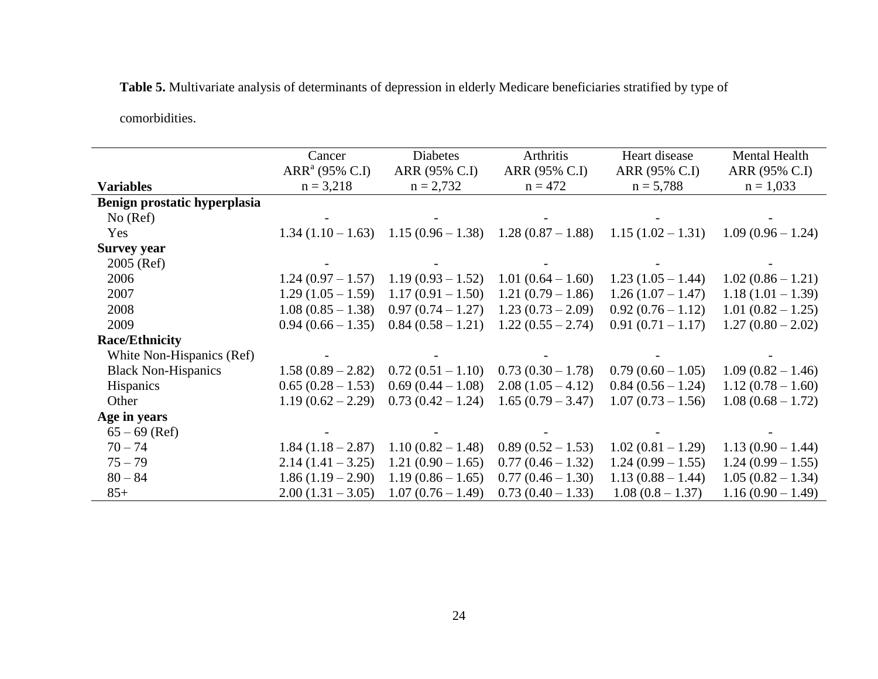**Table 5.** Multivariate analysis of determinants of depression in elderly Medicare beneficiaries stratified by type of comorbidities.

| Variables | Cancer ARR[a] (95% C.I) n = 3,218 | Diabetes ARR (95% C.I) n = 2,732 | Arthritis ARR (95% C.I) n = 472 | Heart disease ARR (95% C.I) n = 5,788 | Mental Health ARR (95% C.I) n = 1,033 |
|---|---|---|---|---|---|
| **Benign prostatic hyperplasia** | | | | | |
| No (Ref) | - | - | - | - | - |
| Yes | 1.34 (1.10 – 1.63) | 1.15 (0.96 – 1.38) | 1.28 (0.87 – 1.88) | 1.15 (1.02 – 1.31) | 1.09 (0.96 – 1.24) |
| **Survey year** | | | | | |
| 2005 (Ref) | - | - | - | - | - |
| 2006 | 1.24 (0.97 – 1.57) | 1.19 (0.93 – 1.52) | 1.01 (0.64 – 1.60) | 1.23 (1.05 – 1.44) | 1.02 (0.86 – 1.21) |
| 2007 | 1.29 (1.05 – 1.59) | 1.17 (0.91 – 1.50) | 1.21 (0.79 – 1.86) | 1.26 (1.07 – 1.47) | 1.18 (1.01 – 1.39) |
| 2008 | 1.08 (0.85 – 1.38) | 0.97 (0.74 – 1.27) | 1.23 (0.73 – 2.09) | 0.92 (0.76 – 1.12) | 1.01 (0.82 – 1.25) |
| 2009 | 0.94 (0.66 – 1.35) | 0.84 (0.58 – 1.21) | 1.22 (0.55 – 2.74) | 0.91 (0.71 – 1.17) | 1.27 (0.80 – 2.02) |
| **Race/Ethnicity** | | | | | |
| White Non-Hispanics (Ref) | - | - | - | - | - |
| Black Non-Hispanics | 1.58 (0.89 – 2.82) | 0.72 (0.51 – 1.10) | 0.73 (0.30 – 1.78) | 0.79 (0.60 – 1.05) | 1.09 (0.82 – 1.46) |
| Hispanics | 0.65 (0.28 – 1.53) | 0.69 (0.44 – 1.08) | 2.08 (1.05 – 4.12) | 0.84 (0.56 – 1.24) | 1.12 (0.78 – 1.60) |
| Other | 1.19 (0.62 – 2.29) | 0.73 (0.42 – 1.24) | 1.65 (0.79 – 3.47) | 1.07 (0.73 – 1.56) | 1.08 (0.68 – 1.72) |
| **Age in years** | | | | | |
| 65 – 69 (Ref) | - | - | - | - | - |
| 70 – 74 | 1.84 (1.18 – 2.87) | 1.10 (0.82 – 1.48) | 0.89 (0.52 – 1.53) | 1.02 (0.81 – 1.29) | 1.13 (0.90 – 1.44) |
| 75 – 79 | 2.14 (1.41 – 3.25) | 1.21 (0.90 – 1.65) | 0.77 (0.46 – 1.32) | 1.24 (0.99 – 1.55) | 1.24 (0.99 – 1.55) |
| 80 – 84 | 1.86 (1.19 – 2.90) | 1.19 (0.86 – 1.65) | 0.77 (0.46 – 1.30) | 1.13 (0.88 – 1.44) | 1.05 (0.82 – 1.34) |
| 85+ | 2.00 (1.31 – 3.05) | 1.07 (0.76 – 1.49) | 0.73 (0.40 – 1.33) | 1.08 (0.8 – 1.37) | 1.16 (0.90 – 1.49) |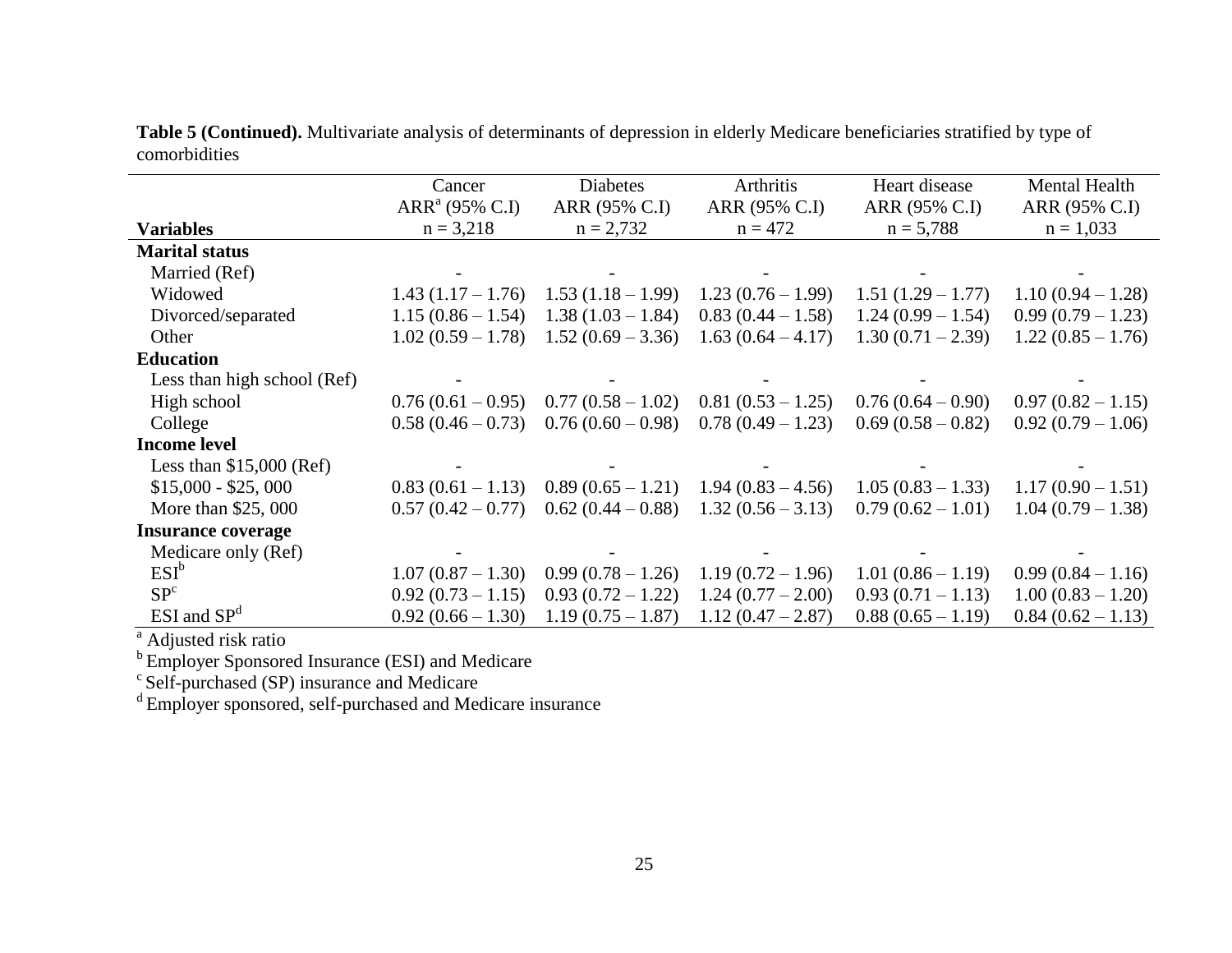**Table 5 (Continued).** Multivariate analysis of determinants of depression in elderly Medicare beneficiaries stratified by type of comorbidities

| Variables | Cancer ARR[a] (95% C.I) n = 3,218 | Diabetes ARR (95% C.I) n = 2,732 | Arthritis ARR (95% C.I) n = 472 | Heart disease ARR (95% C.I) n = 5,788 | Mental Health ARR (95% C.I) n = 1,033 |
|---|---|---|---|---|---|
| **Marital status** | | | | | |
| Married (Ref) | - | - | - | - | - |
| Widowed | 1.43 (1.17 – 1.76) | 1.53 (1.18 – 1.99) | 1.23 (0.76 – 1.99) | 1.51 (1.29 – 1.77) | 1.10 (0.94 – 1.28) |
| Divorced/separated | 1.15 (0.86 – 1.54) | 1.38 (1.03 – 1.84) | 0.83 (0.44 – 1.58) | 1.24 (0.99 – 1.54) | 0.99 (0.79 – 1.23) |
| Other | 1.02 (0.59 – 1.78) | 1.52 (0.69 – 3.36) | 1.63 (0.64 – 4.17) | 1.30 (0.71 – 2.39) | 1.22 (0.85 – 1.76) |
| **Education** | | | | | |
| Less than high school (Ref) | - | - | - | - | - |
| High school | 0.76 (0.61 – 0.95) | 0.77 (0.58 – 1.02) | 0.81 (0.53 – 1.25) | 0.76 (0.64 – 0.90) | 0.97 (0.82 – 1.15) |
| College | 0.58 (0.46 – 0.73) | 0.76 (0.60 – 0.98) | 0.78 (0.49 – 1.23) | 0.69 (0.58 – 0.82) | 0.92 (0.79 – 1.06) |
| **Income level** | | | | | |
| Less than $15,000 (Ref) | - | - | - | - | - |
| $15,000 - $25, 000 | 0.83 (0.61 – 1.13) | 0.89 (0.65 – 1.21) | 1.94 (0.83 – 4.56) | 1.05 (0.83 – 1.33) | 1.17 (0.90 – 1.51) |
| More than $25, 000 | 0.57 (0.42 – 0.77) | 0.62 (0.44 – 0.88) | 1.32 (0.56 – 3.13) | 0.79 (0.62 – 1.01) | 1.04 (0.79 – 1.38) |
| **Insurance coverage** | | | | | |
| Medicare only (Ref) | - | - | - | - | - |
| ESI[b] | 1.07 (0.87 – 1.30) | 0.99 (0.78 – 1.26) | 1.19 (0.72 – 1.96) | 1.01 (0.86 – 1.19) | 0.99 (0.84 – 1.16) |
| SP[c] | 0.92 (0.73 – 1.15) | 0.93 (0.72 – 1.22) | 1.24 (0.77 – 2.00) | 0.93 (0.71 – 1.13) | 1.00 (0.83 – 1.20) |
| ESI and SP[d] | 0.92 (0.66 – 1.30) | 1.19 (0.75 – 1.87) | 1.12 (0.47 – 2.87) | 0.88 (0.65 – 1.19) | 0.84 (0.62 – 1.13) |

[a] Adjusted risk ratio
[b] Employer Sponsored Insurance (ESI) and Medicare
[c] Self-purchased (SP) insurance and Medicare
[d] Employer sponsored, self-purchased and Medicare insurance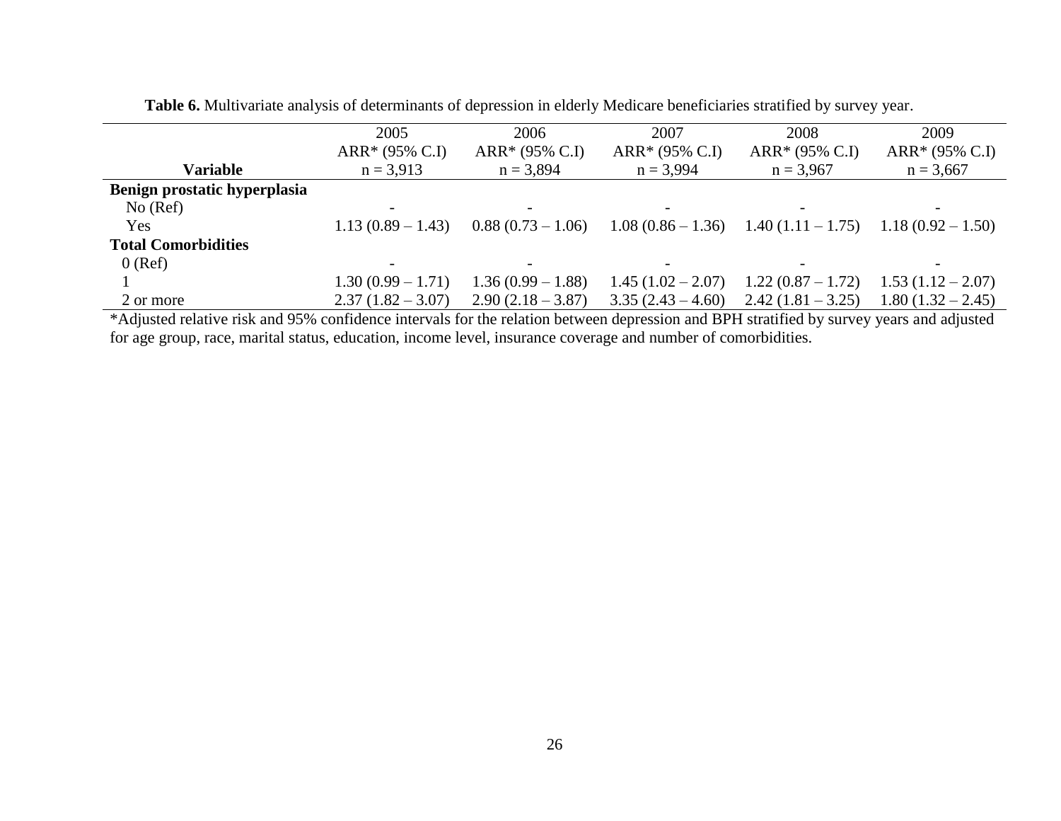**Table 6.** Multivariate analysis of determinants of depression in elderly Medicare beneficiaries stratified by survey year.

| Variable | 2005<br>ARR* (95% C.I)<br>n = 3,913 | 2006<br>ARR* (95% C.I)<br>n = 3,894 | 2007<br>ARR* (95% C.I)<br>n = 3,994 | 2008<br>ARR* (95% C.I)<br>n = 3,967 | 2009<br>ARR* (95% C.I)<br>n = 3,667 |
|---|---|---|---|---|---|
| **Benign prostatic hyperplasia** | | | | | |
| No (Ref) | - | - | - | - | - |
| Yes | 1.13 (0.89 – 1.43) | 0.88 (0.73 – 1.06) | 1.08 (0.86 – 1.36) | 1.40 (1.11 – 1.75) | 1.18 (0.92 – 1.50) |
| **Total Comorbidities** | | | | | |
| 0 (Ref) | - | - | - | - | - |
| 1 | 1.30 (0.99 – 1.71) | 1.36 (0.99 – 1.88) | 1.45 (1.02 – 2.07) | 1.22 (0.87 – 1.72) | 1.53 (1.12 – 2.07) |
| 2 or more | 2.37 (1.82 – 3.07) | 2.90 (2.18 – 3.87) | 3.35 (2.43 – 4.60) | 2.42 (1.81 – 3.25) | 1.80 (1.32 – 2.45) |

*Adjusted relative risk and 95% confidence intervals for the relation between depression and BPH stratified by survey years and adjusted for age group, race, marital status, education, income level, insurance coverage and number of comorbidities.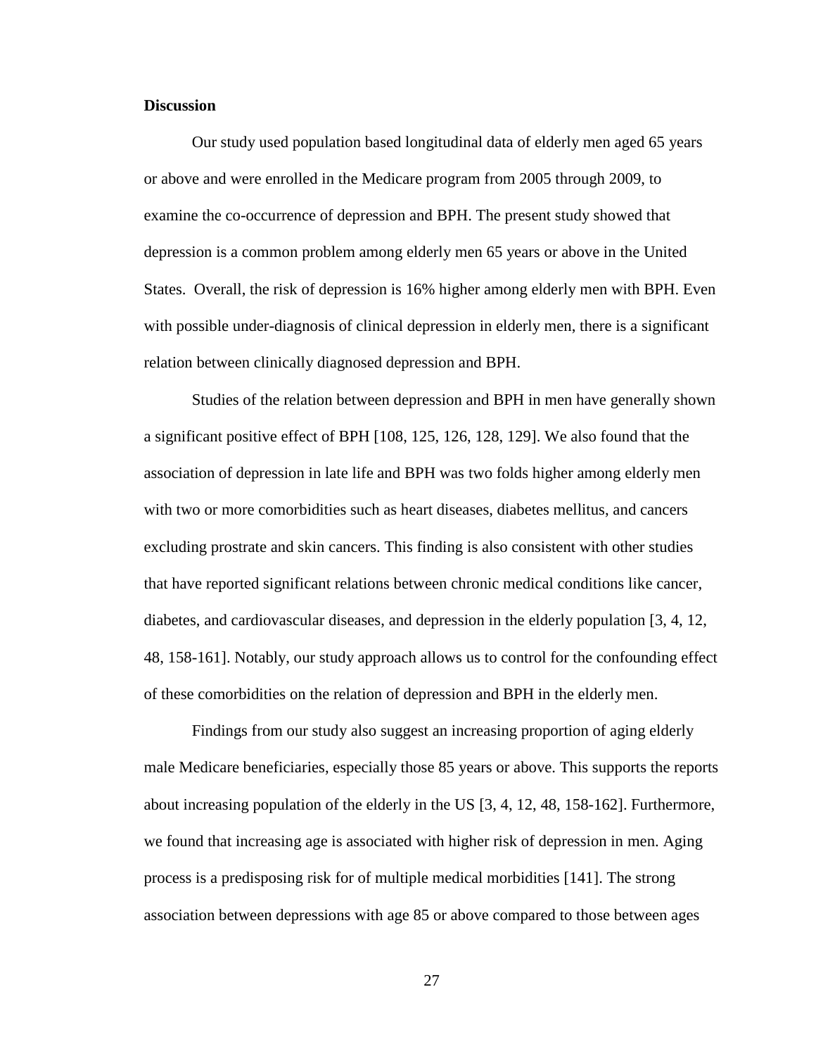**Discussion**

Our study used population based longitudinal data of elderly men aged 65 years or above and were enrolled in the Medicare program from 2005 through 2009, to examine the co-occurrence of depression and BPH. The present study showed that depression is a common problem among elderly men 65 years or above in the United States. Overall, the risk of depression is 16% higher among elderly men with BPH. Even with possible under-diagnosis of clinical depression in elderly men, there is a significant relation between clinically diagnosed depression and BPH.

Studies of the relation between depression and BPH in men have generally shown a significant positive effect of BPH [108, 125, 126, 128, 129]. We also found that the association of depression in late life and BPH was two folds higher among elderly men with two or more comorbidities such as heart diseases, diabetes mellitus, and cancers excluding prostrate and skin cancers. This finding is also consistent with other studies that have reported significant relations between chronic medical conditions like cancer, diabetes, and cardiovascular diseases, and depression in the elderly population [3, 4, 12, 48, 158-161]. Notably, our study approach allows us to control for the confounding effect of these comorbidities on the relation of depression and BPH in the elderly men.

Findings from our study also suggest an increasing proportion of aging elderly male Medicare beneficiaries, especially those 85 years or above. This supports the reports about increasing population of the elderly in the US [3, 4, 12, 48, 158-162]. Furthermore, we found that increasing age is associated with higher risk of depression in men. Aging process is a predisposing risk for of multiple medical morbidities [141]. The strong association between depressions with age 85 or above compared to those between ages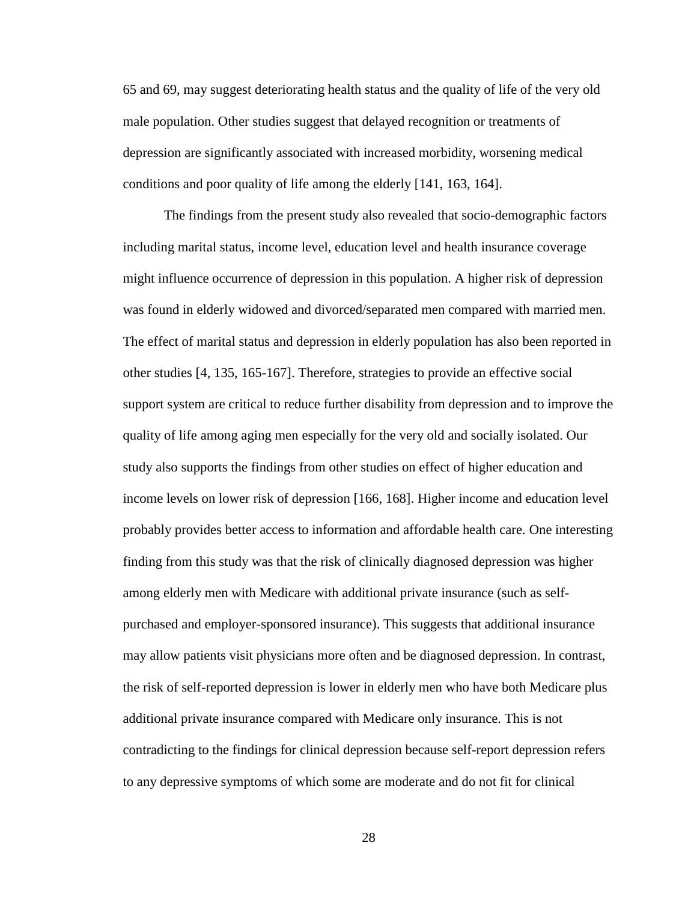65 and 69, may suggest deteriorating health status and the quality of life of the very old male population. Other studies suggest that delayed recognition or treatments of depression are significantly associated with increased morbidity, worsening medical conditions and poor quality of life among the elderly [141, 163, 164].

The findings from the present study also revealed that socio-demographic factors including marital status, income level, education level and health insurance coverage might influence occurrence of depression in this population. A higher risk of depression was found in elderly widowed and divorced/separated men compared with married men. The effect of marital status and depression in elderly population has also been reported in other studies [4, 135, 165-167]. Therefore, strategies to provide an effective social support system are critical to reduce further disability from depression and to improve the quality of life among aging men especially for the very old and socially isolated. Our study also supports the findings from other studies on effect of higher education and income levels on lower risk of depression [166, 168]. Higher income and education level probably provides better access to information and affordable health care. One interesting finding from this study was that the risk of clinically diagnosed depression was higher among elderly men with Medicare with additional private insurance (such as self-purchased and employer-sponsored insurance). This suggests that additional insurance may allow patients visit physicians more often and be diagnosed depression. In contrast, the risk of self-reported depression is lower in elderly men who have both Medicare plus additional private insurance compared with Medicare only insurance. This is not contradicting to the findings for clinical depression because self-report depression refers to any depressive symptoms of which some are moderate and do not fit for clinical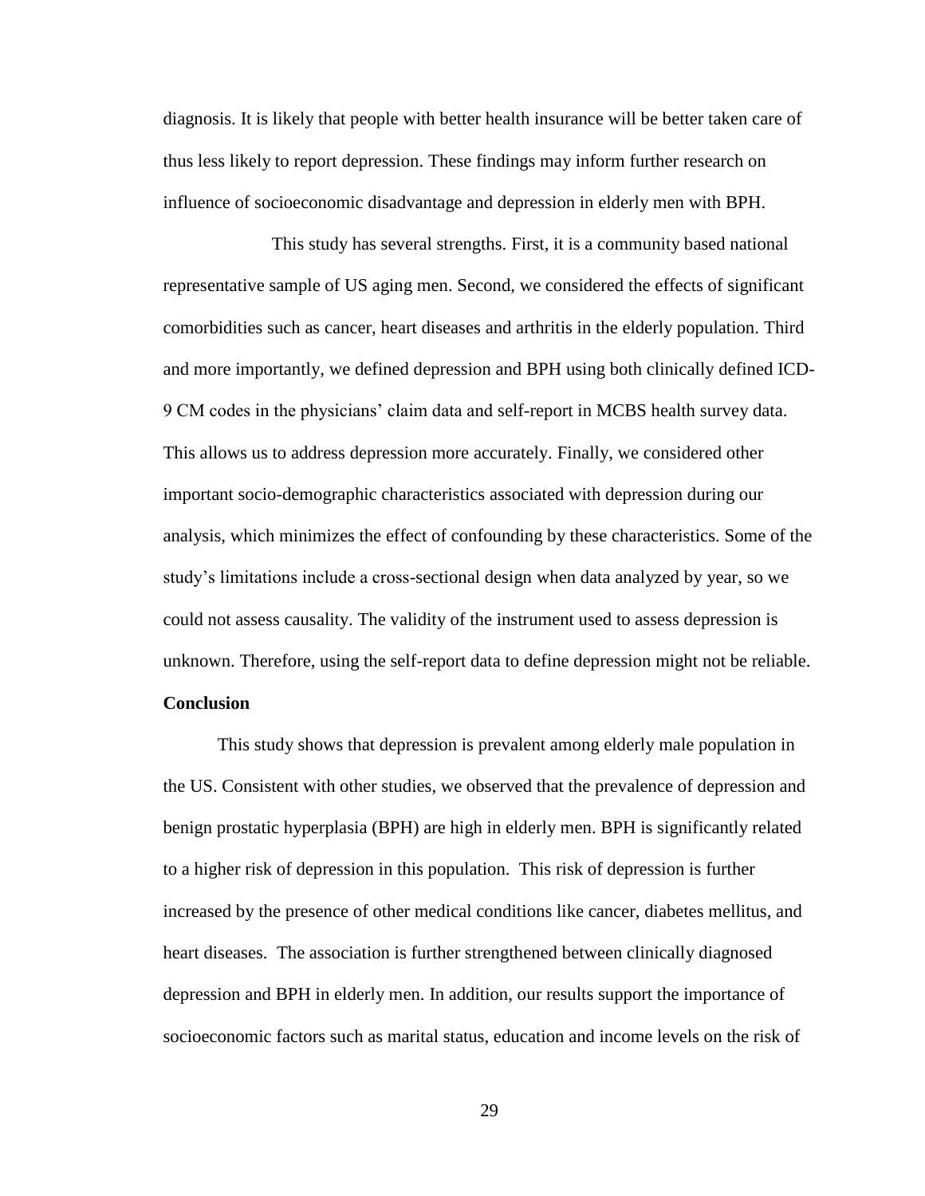diagnosis. It is likely that people with better health insurance will be better taken care of thus less likely to report depression. These findings may inform further research on influence of socioeconomic disadvantage and depression in elderly men with BPH.

This study has several strengths. First, it is a community based national representative sample of US aging men. Second, we considered the effects of significant comorbidities such as cancer, heart diseases and arthritis in the elderly population. Third and more importantly, we defined depression and BPH using both clinically defined ICD-9 CM codes in the physicians' claim data and self-report in MCBS health survey data. This allows us to address depression more accurately. Finally, we considered other important socio-demographic characteristics associated with depression during our analysis, which minimizes the effect of confounding by these characteristics. Some of the study's limitations include a cross-sectional design when data analyzed by year, so we could not assess causality. The validity of the instrument used to assess depression is unknown. Therefore, using the self-report data to define depression might not be reliable.

**Conclusion**

This study shows that depression is prevalent among elderly male population in the US. Consistent with other studies, we observed that the prevalence of depression and benign prostatic hyperplasia (BPH) are high in elderly men. BPH is significantly related to a higher risk of depression in this population. This risk of depression is further increased by the presence of other medical conditions like cancer, diabetes mellitus, and heart diseases. The association is further strengthened between clinically diagnosed depression and BPH in elderly men. In addition, our results support the importance of socioeconomic factors such as marital status, education and income levels on the risk of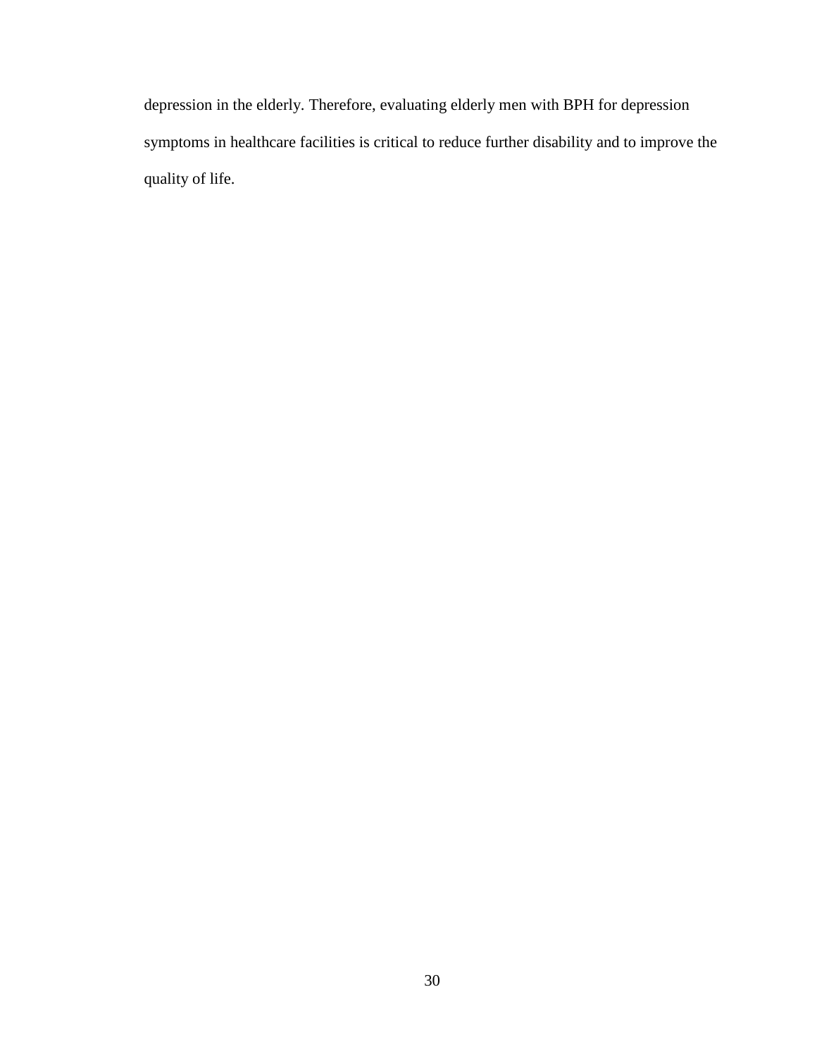depression in the elderly. Therefore, evaluating elderly men with BPH for depression symptoms in healthcare facilities is critical to reduce further disability and to improve the quality of life.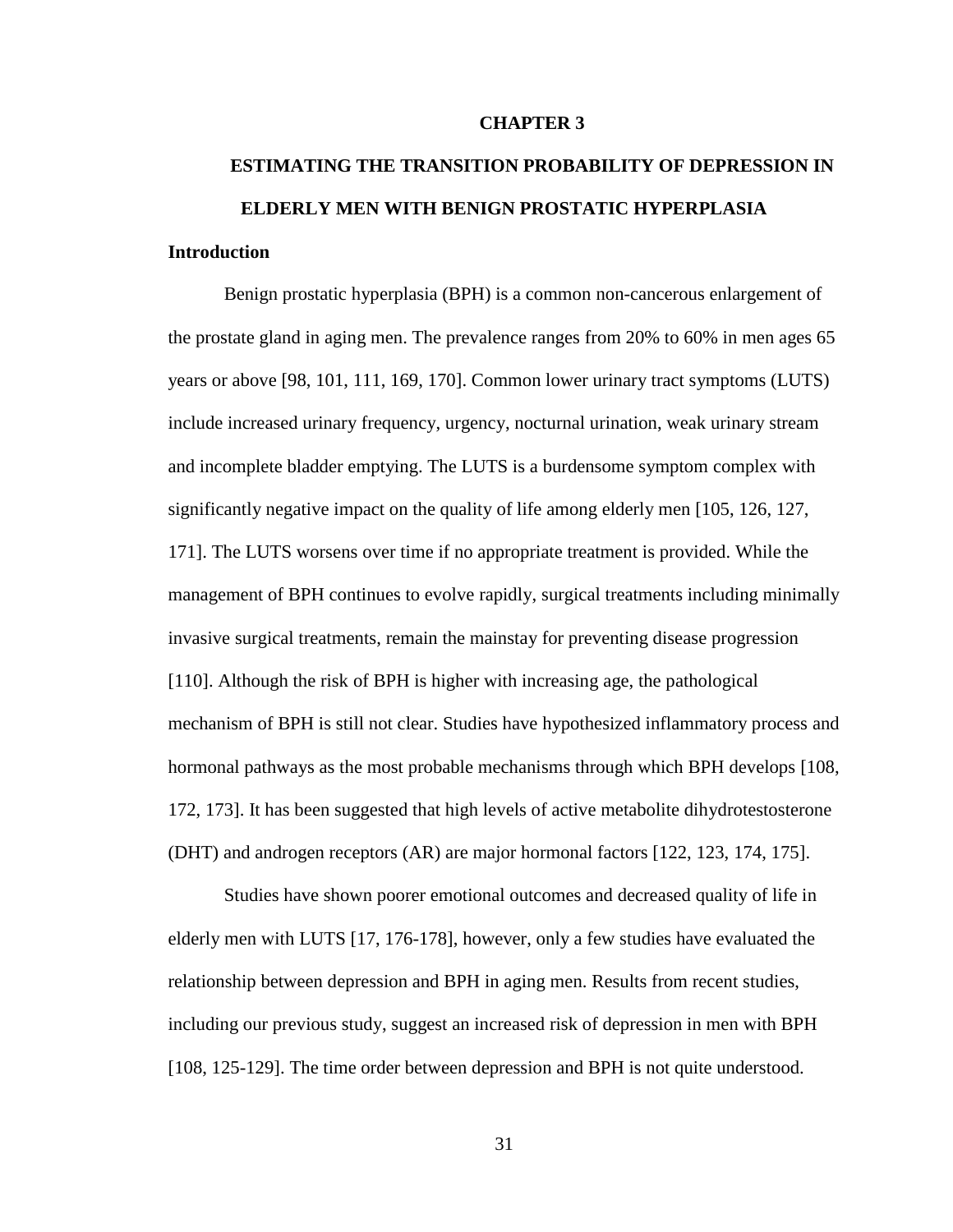# CHAPTER 3

# ESTIMATING THE TRANSITION PROBABILITY OF DEPRESSION IN ELDERLY MEN WITH BENIGN PROSTATIC HYPERPLASIA

## Introduction

Benign prostatic hyperplasia (BPH) is a common non-cancerous enlargement of the prostate gland in aging men. The prevalence ranges from 20% to 60% in men ages 65 years or above [98, 101, 111, 169, 170]. Common lower urinary tract symptoms (LUTS) include increased urinary frequency, urgency, nocturnal urination, weak urinary stream and incomplete bladder emptying. The LUTS is a burdensome symptom complex with significantly negative impact on the quality of life among elderly men [105, 126, 127, 171]. The LUTS worsens over time if no appropriate treatment is provided. While the management of BPH continues to evolve rapidly, surgical treatments including minimally invasive surgical treatments, remain the mainstay for preventing disease progression [110]. Although the risk of BPH is higher with increasing age, the pathological mechanism of BPH is still not clear. Studies have hypothesized inflammatory process and hormonal pathways as the most probable mechanisms through which BPH develops [108, 172, 173]. It has been suggested that high levels of active metabolite dihydrotestosterone (DHT) and androgen receptors (AR) are major hormonal factors [122, 123, 174, 175].

Studies have shown poorer emotional outcomes and decreased quality of life in elderly men with LUTS [17, 176-178], however, only a few studies have evaluated the relationship between depression and BPH in aging men. Results from recent studies, including our previous study, suggest an increased risk of depression in men with BPH [108, 125-129]. The time order between depression and BPH is not quite understood.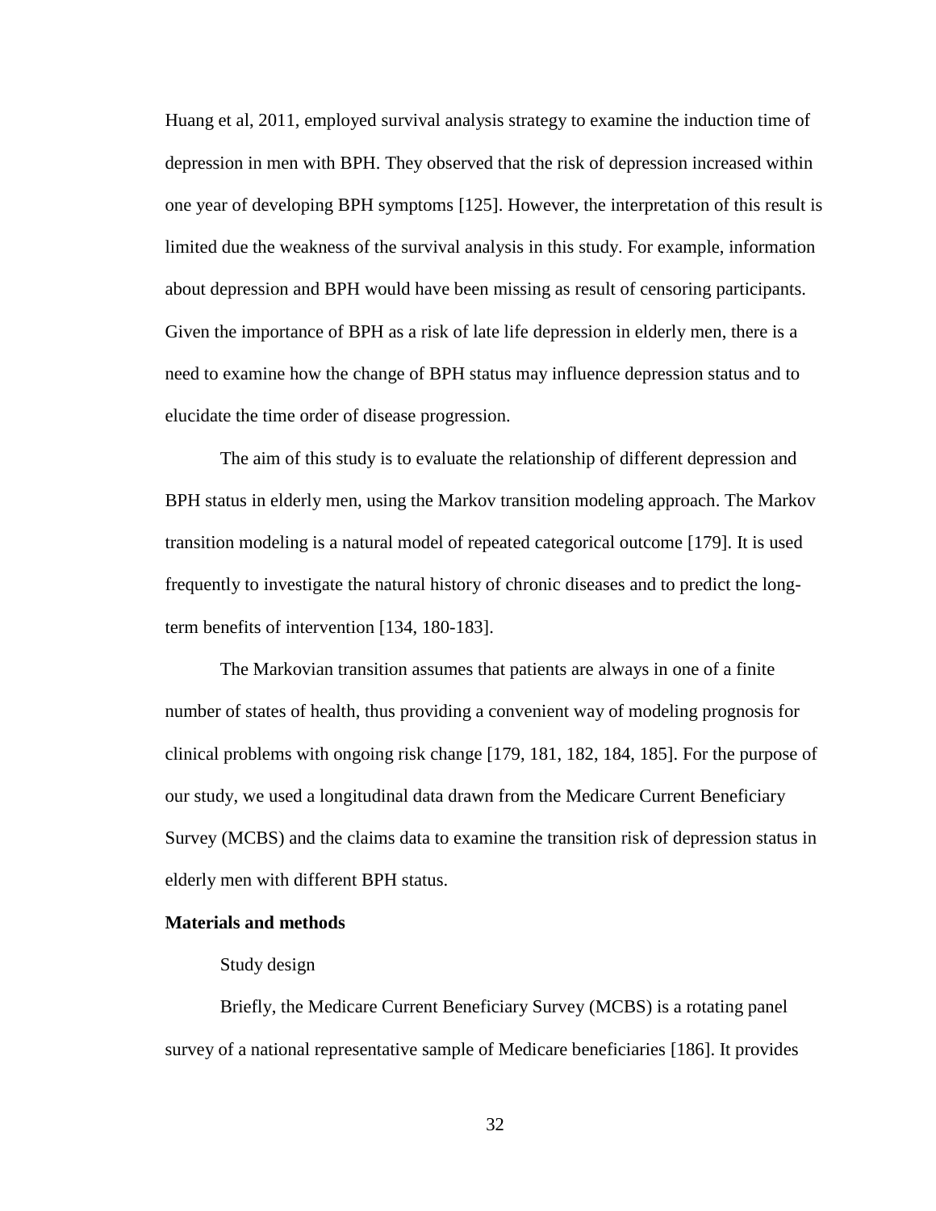Huang et al, 2011, employed survival analysis strategy to examine the induction time of depression in men with BPH. They observed that the risk of depression increased within one year of developing BPH symptoms [125]. However, the interpretation of this result is limited due the weakness of the survival analysis in this study. For example, information about depression and BPH would have been missing as result of censoring participants. Given the importance of BPH as a risk of late life depression in elderly men, there is a need to examine how the change of BPH status may influence depression status and to elucidate the time order of disease progression.

The aim of this study is to evaluate the relationship of different depression and BPH status in elderly men, using the Markov transition modeling approach. The Markov transition modeling is a natural model of repeated categorical outcome [179]. It is used frequently to investigate the natural history of chronic diseases and to predict the long-term benefits of intervention [134, 180-183].

The Markovian transition assumes that patients are always in one of a finite number of states of health, thus providing a convenient way of modeling prognosis for clinical problems with ongoing risk change [179, 181, 182, 184, 185]. For the purpose of our study, we used a longitudinal data drawn from the Medicare Current Beneficiary Survey (MCBS) and the claims data to examine the transition risk of depression status in elderly men with different BPH status.

## Materials and methods

### Study design

Briefly, the Medicare Current Beneficiary Survey (MCBS) is a rotating panel survey of a national representative sample of Medicare beneficiaries [186]. It provides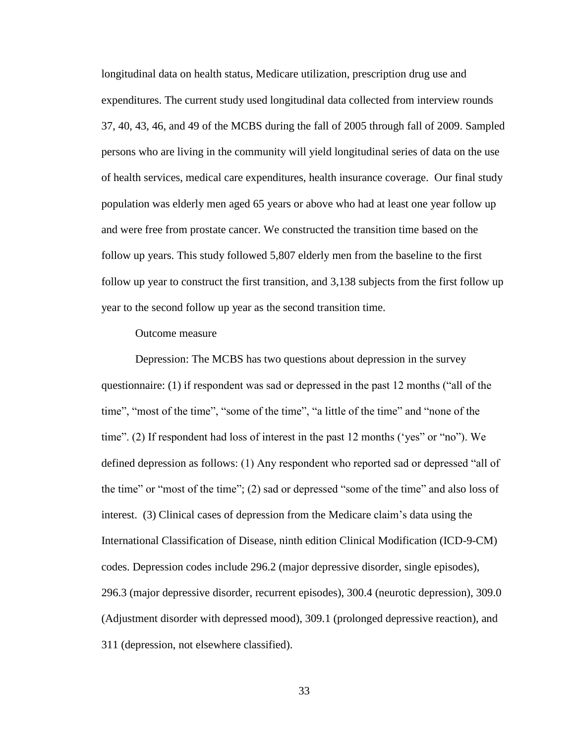longitudinal data on health status, Medicare utilization, prescription drug use and expenditures. The current study used longitudinal data collected from interview rounds 37, 40, 43, 46, and 49 of the MCBS during the fall of 2005 through fall of 2009. Sampled persons who are living in the community will yield longitudinal series of data on the use of health services, medical care expenditures, health insurance coverage. Our final study population was elderly men aged 65 years or above who had at least one year follow up and were free from prostate cancer. We constructed the transition time based on the follow up years. This study followed 5,807 elderly men from the baseline to the first follow up year to construct the first transition, and 3,138 subjects from the first follow up year to the second follow up year as the second transition time.

### Outcome measure

Depression: The MCBS has two questions about depression in the survey questionnaire: (1) if respondent was sad or depressed in the past 12 months ("all of the time", "most of the time", "some of the time", "a little of the time" and "none of the time". (2) If respondent had loss of interest in the past 12 months ('yes" or "no"). We defined depression as follows: (1) Any respondent who reported sad or depressed "all of the time" or "most of the time"; (2) sad or depressed "some of the time" and also loss of interest. (3) Clinical cases of depression from the Medicare claim's data using the International Classification of Disease, ninth edition Clinical Modification (ICD-9-CM) codes. Depression codes include 296.2 (major depressive disorder, single episodes), 296.3 (major depressive disorder, recurrent episodes), 300.4 (neurotic depression), 309.0 (Adjustment disorder with depressed mood), 309.1 (prolonged depressive reaction), and 311 (depression, not elsewhere classified).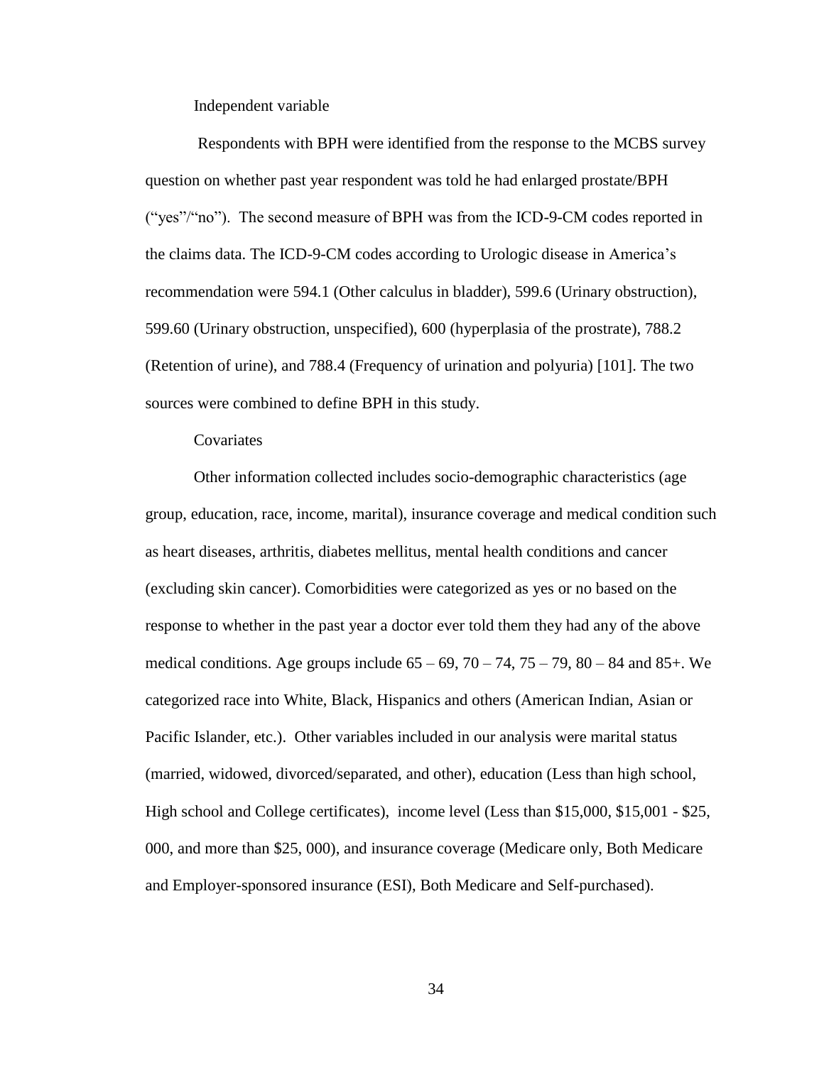### Independent variable

Respondents with BPH were identified from the response to the MCBS survey question on whether past year respondent was told he had enlarged prostate/BPH ("yes"/"no"). The second measure of BPH was from the ICD-9-CM codes reported in the claims data. The ICD-9-CM codes according to Urologic disease in America's recommendation were 594.1 (Other calculus in bladder), 599.6 (Urinary obstruction), 599.60 (Urinary obstruction, unspecified), 600 (hyperplasia of the prostrate), 788.2 (Retention of urine), and 788.4 (Frequency of urination and polyuria) [101]. The two sources were combined to define BPH in this study.

### Covariates

Other information collected includes socio-demographic characteristics (age group, education, race, income, marital), insurance coverage and medical condition such as heart diseases, arthritis, diabetes mellitus, mental health conditions and cancer (excluding skin cancer). Comorbidities were categorized as yes or no based on the response to whether in the past year a doctor ever told them they had any of the above medical conditions. Age groups include 65 – 69, 70 – 74, 75 – 79, 80 – 84 and 85+. We categorized race into White, Black, Hispanics and others (American Indian, Asian or Pacific Islander, etc.). Other variables included in our analysis were marital status (married, widowed, divorced/separated, and other), education (Less than high school, High school and College certificates), income level (Less than $15,000, $15,001 - $25, 000, and more than $25, 000), and insurance coverage (Medicare only, Both Medicare and Employer-sponsored insurance (ESI), Both Medicare and Self-purchased).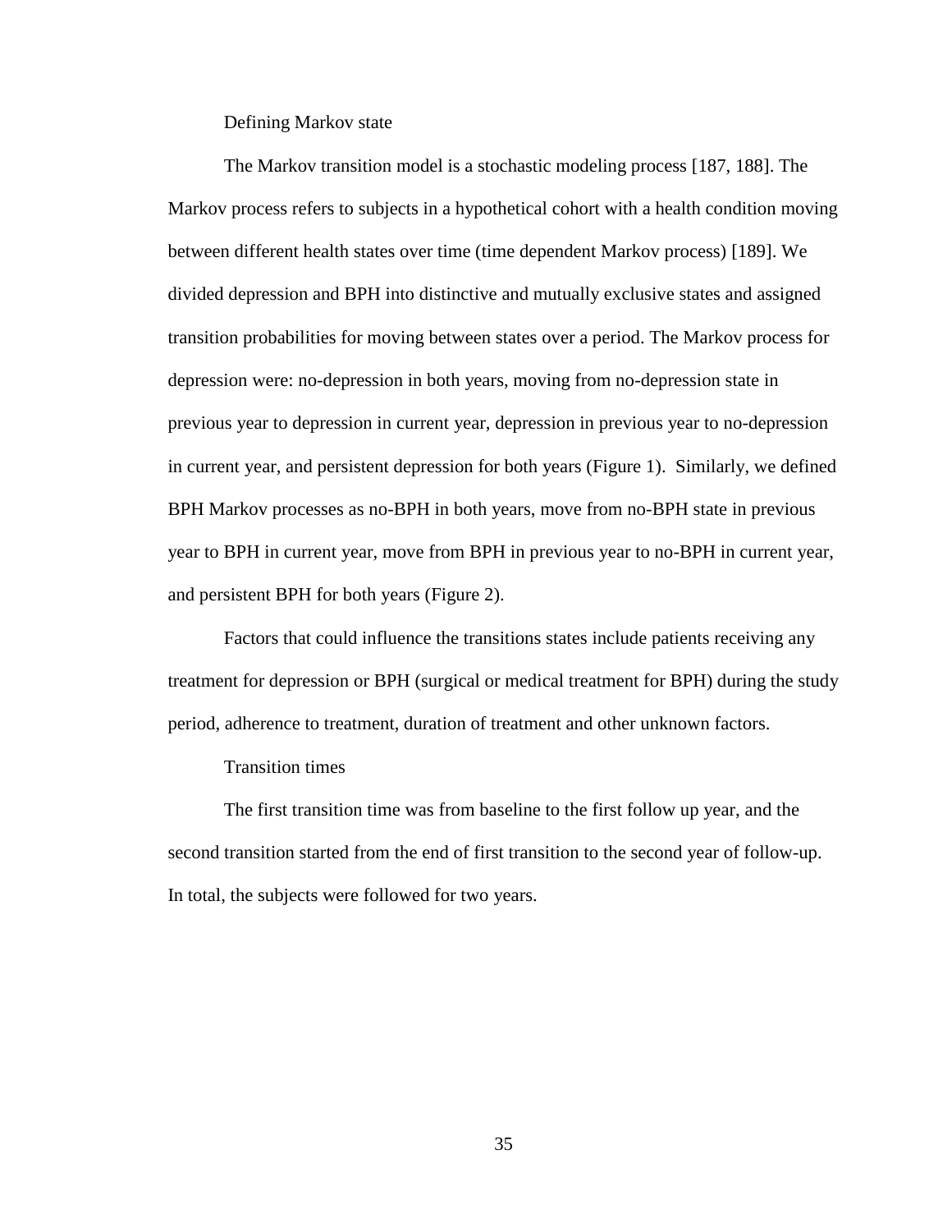### Defining Markov state

The Markov transition model is a stochastic modeling process [187, 188]. The Markov process refers to subjects in a hypothetical cohort with a health condition moving between different health states over time (time dependent Markov process) [189]. We divided depression and BPH into distinctive and mutually exclusive states and assigned transition probabilities for moving between states over a period. The Markov process for depression were: no-depression in both years, moving from no-depression state in previous year to depression in current year, depression in previous year to no-depression in current year, and persistent depression for both years (Figure 1). Similarly, we defined BPH Markov processes as no-BPH in both years, move from no-BPH state in previous year to BPH in current year, move from BPH in previous year to no-BPH in current year, and persistent BPH for both years (Figure 2).

Factors that could influence the transitions states include patients receiving any treatment for depression or BPH (surgical or medical treatment for BPH) during the study period, adherence to treatment, duration of treatment and other unknown factors.

### Transition times

The first transition time was from baseline to the first follow up year, and the second transition started from the end of first transition to the second year of follow-up. In total, the subjects were followed for two years.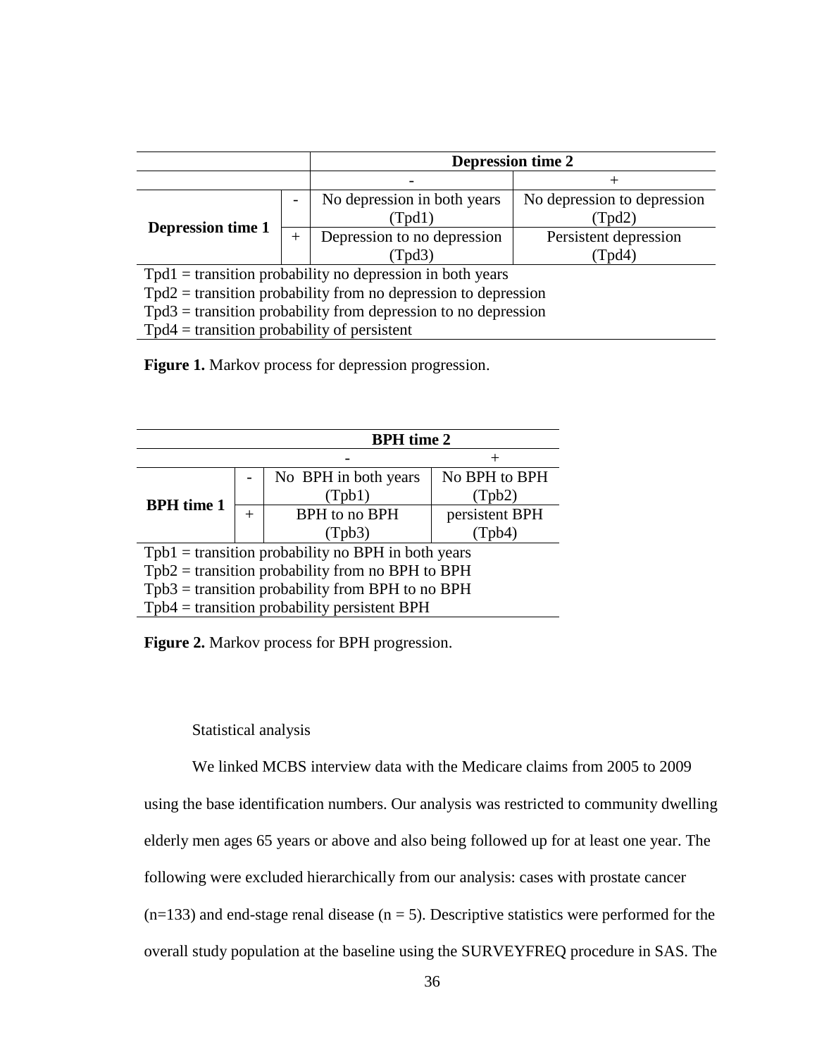| | | Depression time 2 | |
|---|---|---|---|
| | | - | + |
| Depression time 1 | - | No depression in both years (Tpd1) | No depression to depression (Tpd2) |
| | + | Depression to no depression (Tpd3) | Persistent depression (Tpd4) |

Tpd1 = transition probability no depression in both years
Tpd2 = transition probability from no depression to depression
Tpd3 = transition probability from depression to no depression
Tpd4 = transition probability of persistent

**Figure 1.** Markov process for depression progression.

| | | BPH time 2 | |
|---|---|---|---|
| | | - | + |
| BPH time 1 | - | No BPH in both years (Tpb1) | No BPH to BPH (Tpb2) |
| | + | BPH to no BPH (Tpb3) | persistent BPH (Tpb4) |

Tpb1 = transition probability no BPH in both years
Tpb2 = transition probability from no BPH to BPH
Tpb3 = transition probability from BPH to no BPH
Tpb4 = transition probability persistent BPH

**Figure 2.** Markov process for BPH progression.

Statistical analysis

We linked MCBS interview data with the Medicare claims from 2005 to 2009 using the base identification numbers. Our analysis was restricted to community dwelling elderly men ages 65 years or above and also being followed up for at least one year. The following were excluded hierarchically from our analysis: cases with prostate cancer (n=133) and end-stage renal disease (n = 5). Descriptive statistics were performed for the overall study population at the baseline using the SURVEYFREQ procedure in SAS. The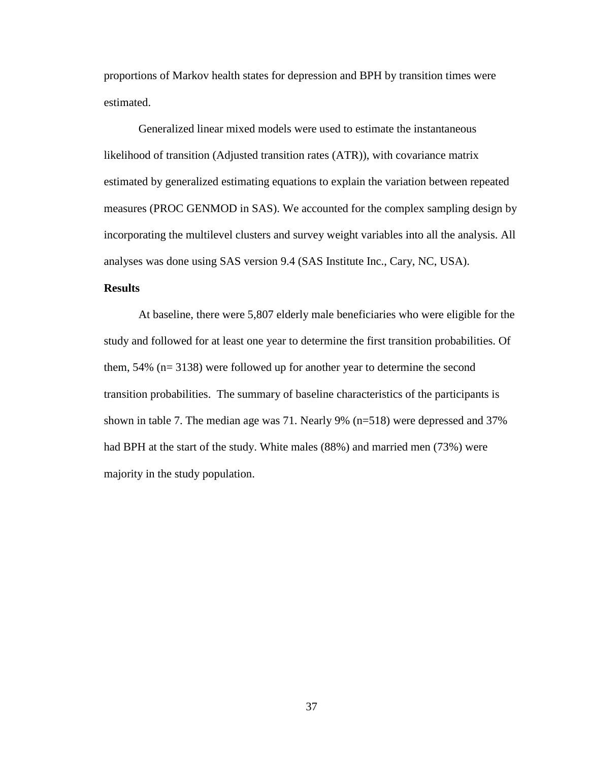proportions of Markov health states for depression and BPH by transition times were estimated.

Generalized linear mixed models were used to estimate the instantaneous likelihood of transition (Adjusted transition rates (ATR)), with covariance matrix estimated by generalized estimating equations to explain the variation between repeated measures (PROC GENMOD in SAS). We accounted for the complex sampling design by incorporating the multilevel clusters and survey weight variables into all the analysis. All analyses was done using SAS version 9.4 (SAS Institute Inc., Cary, NC, USA).

**Results**

At baseline, there were 5,807 elderly male beneficiaries who were eligible for the study and followed for at least one year to determine the first transition probabilities. Of them, 54% (n= 3138) were followed up for another year to determine the second transition probabilities. The summary of baseline characteristics of the participants is shown in table 7. The median age was 71. Nearly 9% (n=518) were depressed and 37% had BPH at the start of the study. White males (88%) and married men (73%) were majority in the study population.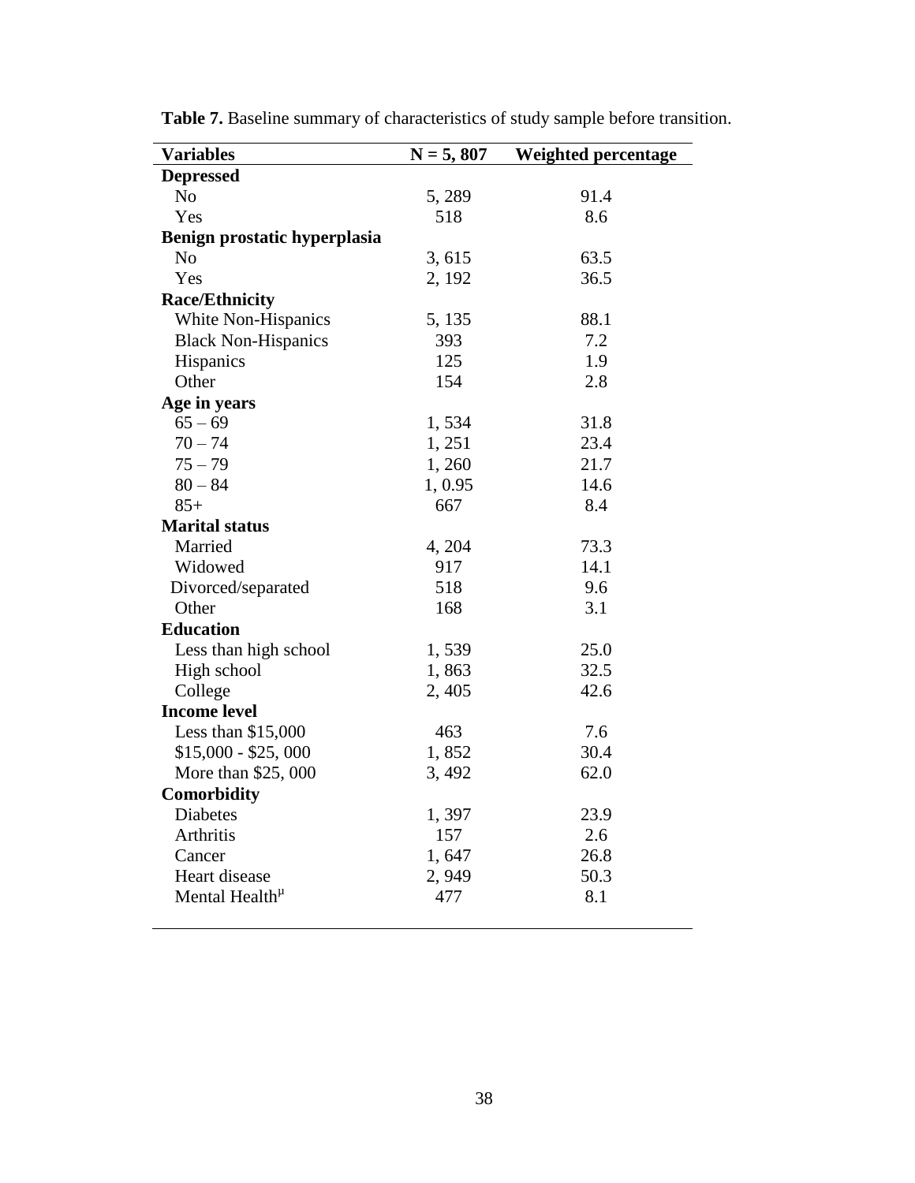**Table 7.** Baseline summary of characteristics of study sample before transition.

| Variables | N = 5, 807 | Weighted percentage |
|---|---|---|
| **Depressed** | | |
| No | 5, 289 | 91.4 |
| Yes | 518 | 8.6 |
| **Benign prostatic hyperplasia** | | |
| No | 3, 615 | 63.5 |
| Yes | 2, 192 | 36.5 |
| **Race/Ethnicity** | | |
| White Non-Hispanics | 5, 135 | 88.1 |
| Black Non-Hispanics | 393 | 7.2 |
| Hispanics | 125 | 1.9 |
| Other | 154 | 2.8 |
| **Age in years** | | |
| 65 – 69 | 1, 534 | 31.8 |
| 70 – 74 | 1, 251 | 23.4 |
| 75 – 79 | 1, 260 | 21.7 |
| 80 – 84 | 1, 0.95 | 14.6 |
| 85+ | 667 | 8.4 |
| **Marital status** | | |
| Married | 4, 204 | 73.3 |
| Widowed | 917 | 14.1 |
| Divorced/separated | 518 | 9.6 |
| Other | 168 | 3.1 |
| **Education** | | |
| Less than high school | 1, 539 | 25.0 |
| High school | 1, 863 | 32.5 |
| College | 2, 405 | 42.6 |
| **Income level** | | |
| Less than $15,000 | 463 | 7.6 |
| $15,000 - $25, 000 | 1, 852 | 30.4 |
| More than $25, 000 | 3, 492 | 62.0 |
| **Comorbidity** | | |
| Diabetes | 1, 397 | 23.9 |
| Arthritis | 157 | 2.6 |
| Cancer | 1, 647 | 26.8 |
| Heart disease | 2, 949 | 50.3 |
| Mental Health[µ] | 477 | 8.1 |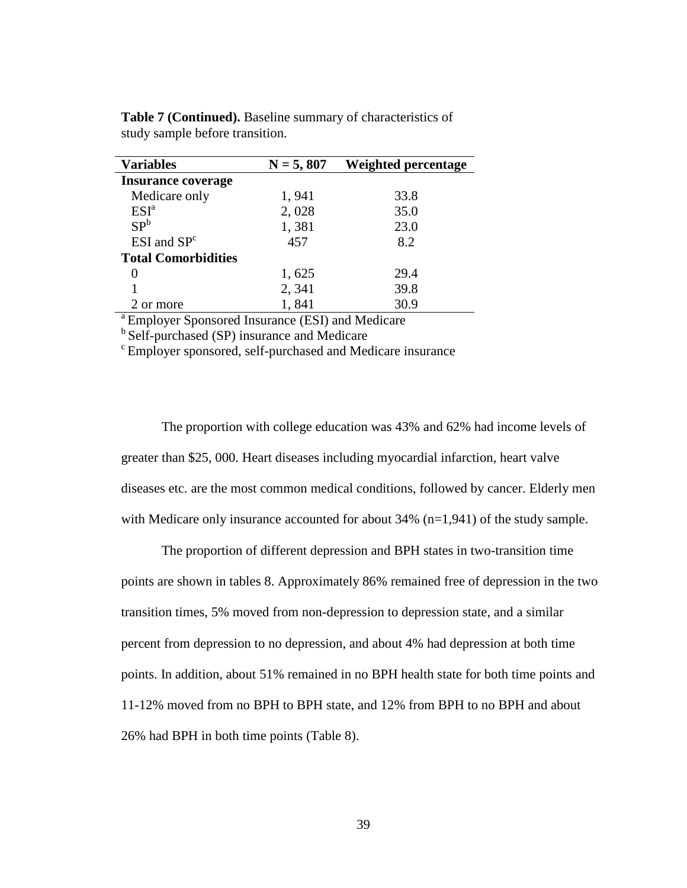**Table 7 (Continued).** Baseline summary of characteristics of study sample before transition.

| Variables | N = 5, 807 | Weighted percentage |
|---|---|---|
| **Insurance coverage** | | |
| Medicare only | 1, 941 | 33.8 |
| ESI[a] | 2, 028 | 35.0 |
| SP[b] | 1, 381 | 23.0 |
| ESI and SP[c] | 457 | 8.2 |
| **Total Comorbidities** | | |
| 0 | 1, 625 | 29.4 |
| 1 | 2, 341 | 39.8 |
| 2 or more | 1, 841 | 30.9 |

[a] Employer Sponsored Insurance (ESI) and Medicare
[b] Self-purchased (SP) insurance and Medicare
[c] Employer sponsored, self-purchased and Medicare insurance

The proportion with college education was 43% and 62% had income levels of greater than $25, 000. Heart diseases including myocardial infarction, heart valve diseases etc. are the most common medical conditions, followed by cancer. Elderly men with Medicare only insurance accounted for about 34% (n=1,941) of the study sample.

The proportion of different depression and BPH states in two-transition time points are shown in tables 8. Approximately 86% remained free of depression in the two transition times, 5% moved from non-depression to depression state, and a similar percent from depression to no depression, and about 4% had depression at both time points. In addition, about 51% remained in no BPH health state for both time points and 11-12% moved from no BPH to BPH state, and 12% from BPH to no BPH and about 26% had BPH in both time points (Table 8).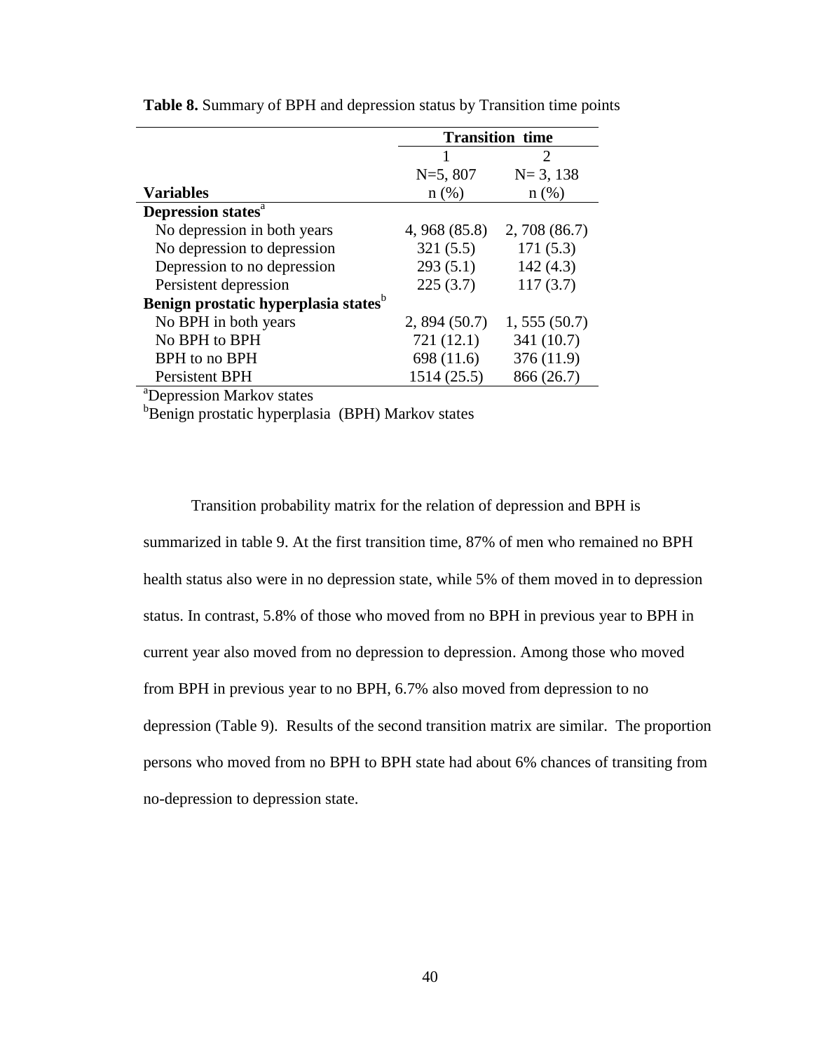**Table 8.** Summary of BPH and depression status by Transition time points

| | Transition time | |
|---|---|---|
| | 1 | 2 |
| | N=5, 807 | N= 3, 138 |
| **Variables** | n (%) | n (%) |
| **Depression states**[a] | | |
| No depression in both years | 4, 968 (85.8) | 2, 708 (86.7) |
| No depression to depression | 321 (5.5) | 171 (5.3) |
| Depression to no depression | 293 (5.1) | 142 (4.3) |
| Persistent depression | 225 (3.7) | 117 (3.7) |
| **Benign prostatic hyperplasia states**[b] | | |
| No BPH in both years | 2, 894 (50.7) | 1, 555 (50.7) |
| No BPH to BPH | 721 (12.1) | 341 (10.7) |
| BPH to no BPH | 698 (11.6) | 376 (11.9) |
| Persistent BPH | 1514 (25.5) | 866 (26.7) |

[a]Depression Markov states
[b]Benign prostatic hyperplasia (BPH) Markov states

Transition probability matrix for the relation of depression and BPH is summarized in table 9. At the first transition time, 87% of men who remained no BPH health status also were in no depression state, while 5% of them moved in to depression status. In contrast, 5.8% of those who moved from no BPH in previous year to BPH in current year also moved from no depression to depression. Among those who moved from BPH in previous year to no BPH, 6.7% also moved from depression to no depression (Table 9). Results of the second transition matrix are similar. The proportion persons who moved from no BPH to BPH state had about 6% chances of transiting from no-depression to depression state.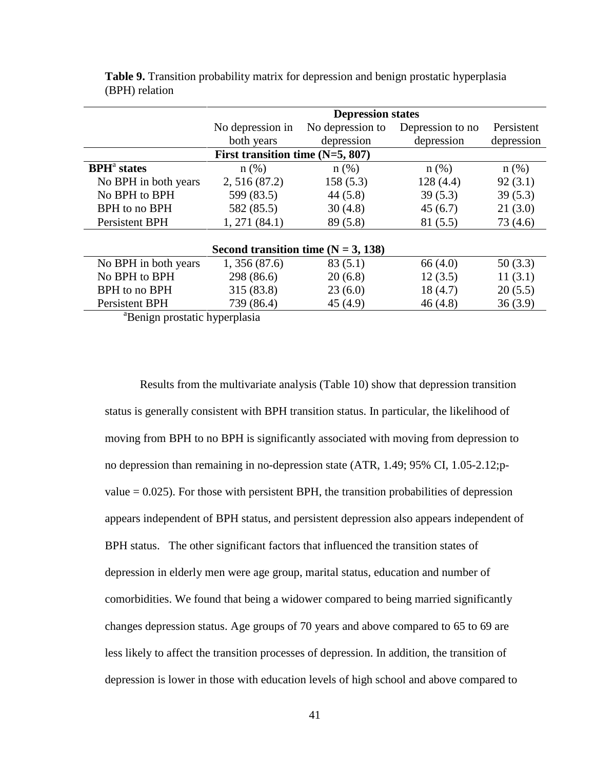**Table 9.** Transition probability matrix for depression and benign prostatic hyperplasia (BPH) relation

| | Depression states | | | |
|---|---|---|---|---|
| | No depression in both years | No depression to depression | Depression to no depression | Persistent depression |
| | **First transition time (N=5, 807)** | | | |
| **BPH[a] states** | n (%) | n (%) | n (%) | n (%) |
| No BPH in both years | 2, 516 (87.2) | 158 (5.3) | 128 (4.4) | 92 (3.1) |
| No BPH to BPH | 599 (83.5) | 44 (5.8) | 39 (5.3) | 39 (5.3) |
| BPH to no BPH | 582 (85.5) | 30 (4.8) | 45 (6.7) | 21 (3.0) |
| Persistent BPH | 1, 271 (84.1) | 89 (5.8) | 81 (5.5) | 73 (4.6) |
| | **Second transition time (N = 3, 138)** | | | |
| No BPH in both years | 1, 356 (87.6) | 83 (5.1) | 66 (4.0) | 50 (3.3) |
| No BPH to BPH | 298 (86.6) | 20 (6.8) | 12 (3.5) | 11 (3.1) |
| BPH to no BPH | 315 (83.8) | 23 (6.0) | 18 (4.7) | 20 (5.5) |
| Persistent BPH | 739 (86.4) | 45 (4.9) | 46 (4.8) | 36 (3.9) |

[a]Benign prostatic hyperplasia

Results from the multivariate analysis (Table 10) show that depression transition status is generally consistent with BPH transition status. In particular, the likelihood of moving from BPH to no BPH is significantly associated with moving from depression to no depression than remaining in no-depression state (ATR, 1.49; 95% CI, 1.05-2.12;p-value = 0.025). For those with persistent BPH, the transition probabilities of depression appears independent of BPH status, and persistent depression also appears independent of BPH status. The other significant factors that influenced the transition states of depression in elderly men were age group, marital status, education and number of comorbidities. We found that being a widower compared to being married significantly changes depression status. Age groups of 70 years and above compared to 65 to 69 are less likely to affect the transition processes of depression. In addition, the transition of depression is lower in those with education levels of high school and above compared to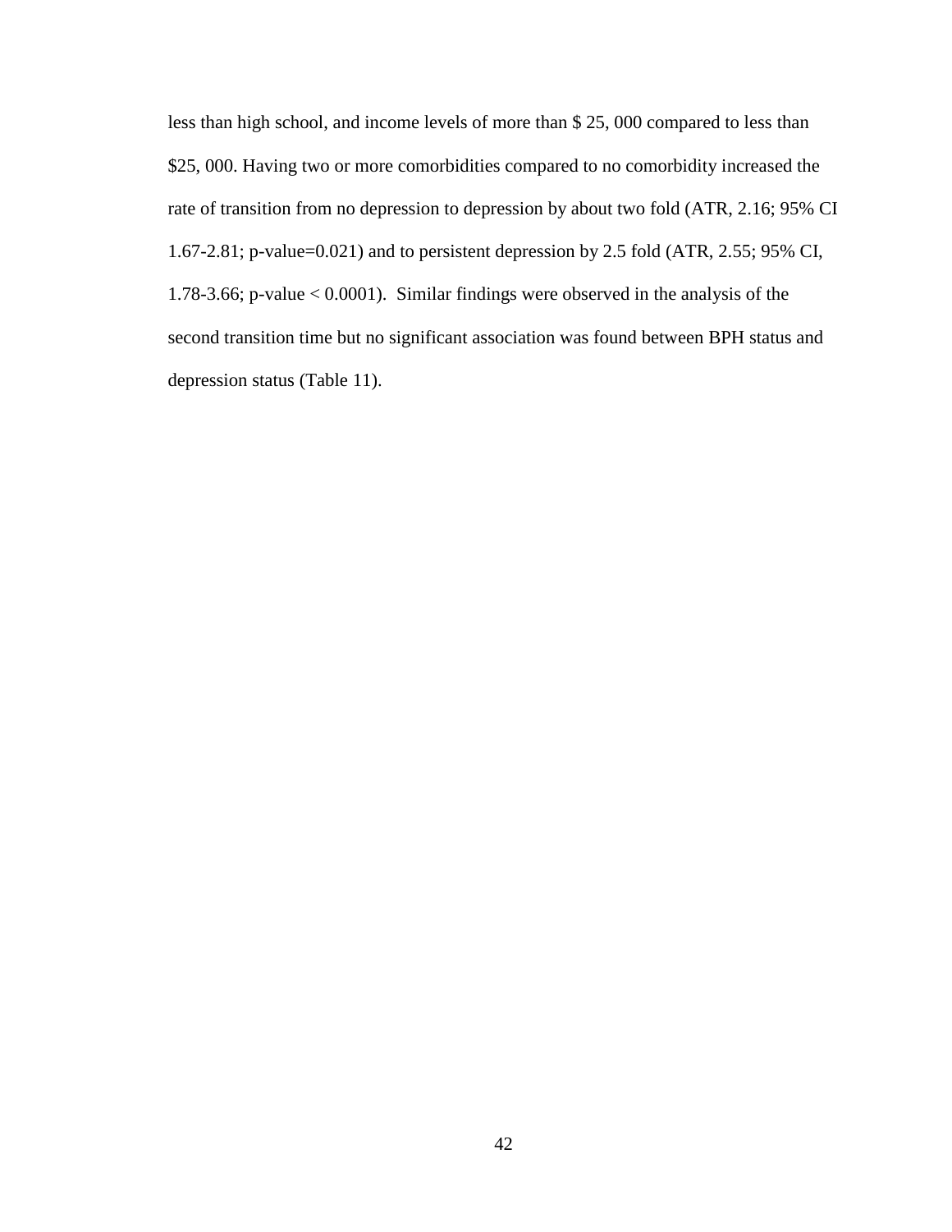less than high school, and income levels of more than $ 25, 000 compared to less than $25, 000. Having two or more comorbidities compared to no comorbidity increased the rate of transition from no depression to depression by about two fold (ATR, 2.16; 95% CI 1.67-2.81; p-value=0.021) and to persistent depression by 2.5 fold (ATR, 2.55; 95% CI, 1.78-3.66; p-value < 0.0001). Similar findings were observed in the analysis of the second transition time but no significant association was found between BPH status and depression status (Table 11).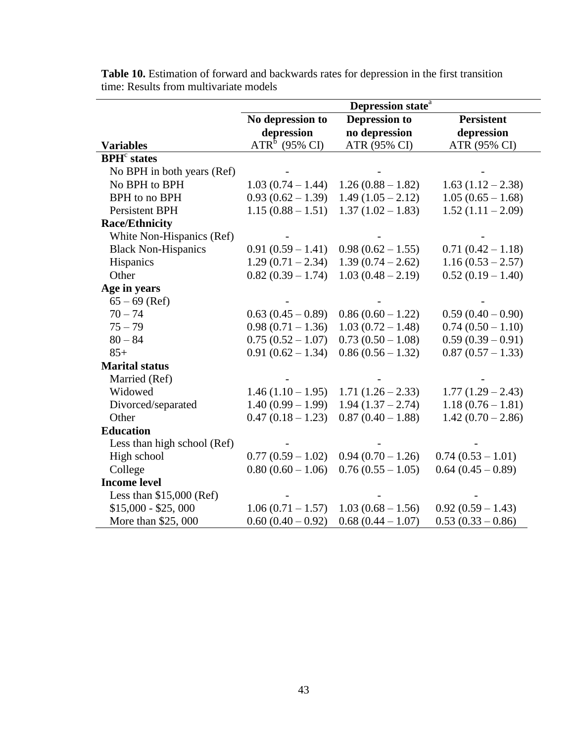**Table 10.** Estimation of forward and backwards rates for depression in the first transition time: Results from multivariate models

| | Depression state[a] | | |
|---|---|---|---|
| | No depression to depression | Depression to no depression | Persistent depression |
| **Variables** | ATR[b] (95% CI) | ATR (95% CI) | ATR (95% CI) |
| **BPH[c] states** | | | |
| No BPH in both years (Ref) | - | - | - |
| No BPH to BPH | 1.03 (0.74 – 1.44) | 1.26 (0.88 – 1.82) | 1.63 (1.12 – 2.38) |
| BPH to no BPH | 0.93 (0.62 – 1.39) | 1.49 (1.05 – 2.12) | 1.05 (0.65 – 1.68) |
| Persistent BPH | 1.15 (0.88 – 1.51) | 1.37 (1.02 – 1.83) | 1.52 (1.11 – 2.09) |
| **Race/Ethnicity** | | | |
| White Non-Hispanics (Ref) | - | - | - |
| Black Non-Hispanics | 0.91 (0.59 – 1.41) | 0.98 (0.62 – 1.55) | 0.71 (0.42 – 1.18) |
| Hispanics | 1.29 (0.71 – 2.34) | 1.39 (0.74 – 2.62) | 1.16 (0.53 – 2.57) |
| Other | 0.82 (0.39 – 1.74) | 1.03 (0.48 – 2.19) | 0.52 (0.19 – 1.40) |
| **Age in years** | | | |
| 65 – 69 (Ref) | - | - | - |
| 70 – 74 | 0.63 (0.45 – 0.89) | 0.86 (0.60 – 1.22) | 0.59 (0.40 – 0.90) |
| 75 – 79 | 0.98 (0.71 – 1.36) | 1.03 (0.72 – 1.48) | 0.74 (0.50 – 1.10) |
| 80 – 84 | 0.75 (0.52 – 1.07) | 0.73 (0.50 – 1.08) | 0.59 (0.39 – 0.91) |
| 85+ | 0.91 (0.62 – 1.34) | 0.86 (0.56 – 1.32) | 0.87 (0.57 – 1.33) |
| **Marital status** | | | |
| Married (Ref) | - | - | - |
| Widowed | 1.46 (1.10 – 1.95) | 1.71 (1.26 – 2.33) | 1.77 (1.29 – 2.43) |
| Divorced/separated | 1.40 (0.99 – 1.99) | 1.94 (1.37 – 2.74) | 1.18 (0.76 – 1.81) |
| Other | 0.47 (0.18 – 1.23) | 0.87 (0.40 – 1.88) | 1.42 (0.70 – 2.86) |
| **Education** | | | |
| Less than high school (Ref) | - | - | - |
| High school | 0.77 (0.59 – 1.02) | 0.94 (0.70 – 1.26) | 0.74 (0.53 – 1.01) |
| College | 0.80 (0.60 – 1.06) | 0.76 (0.55 – 1.05) | 0.64 (0.45 – 0.89) |
| **Income level** | | | |
| Less than $15,000 (Ref) | - | - | - |
| $15,000 - $25, 000 | 1.06 (0.71 – 1.57) | 1.03 (0.68 – 1.56) | 0.92 (0.59 – 1.43) |
| More than $25, 000 | 0.60 (0.40 – 0.92) | 0.68 (0.44 – 1.07) | 0.53 (0.33 – 0.86) |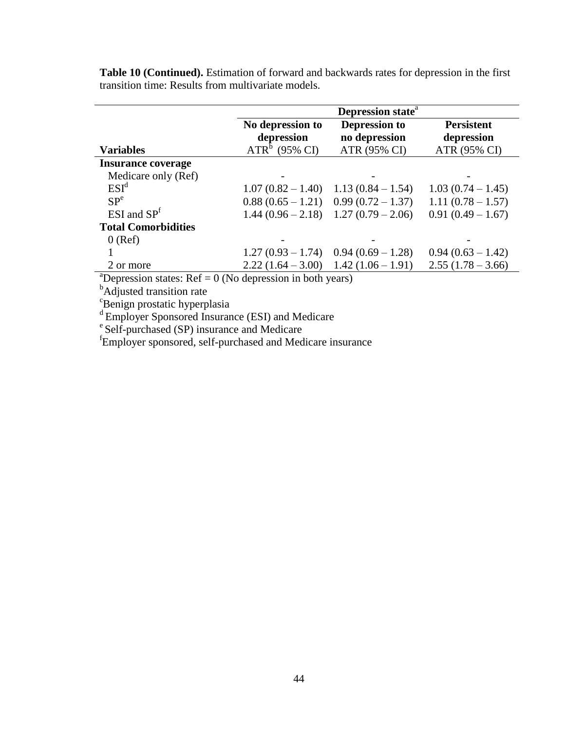**Table 10 (Continued).** Estimation of forward and backwards rates for depression in the first transition time: Results from multivariate models.

| | Depression state[a] | | |
|---|---|---|---|
| | **No depression to depression** | **Depression to no depression** | **Persistent depression** |
| **Variables** | ATR[b] (95% CI) | ATR (95% CI) | ATR (95% CI) |
| **Insurance coverage** | | | |
| Medicare only (Ref) | - | - | - |
| ESI[d] | 1.07 (0.82 – 1.40) | 1.13 (0.84 – 1.54) | 1.03 (0.74 – 1.45) |
| SP[e] | 0.88 (0.65 – 1.21) | 0.99 (0.72 – 1.37) | 1.11 (0.78 – 1.57) |
| ESI and SP[f] | 1.44 (0.96 – 2.18) | 1.27 (0.79 – 2.06) | 0.91 (0.49 – 1.67) |
| **Total Comorbidities** | | | |
| 0 (Ref) | - | - | - |
| 1 | 1.27 (0.93 – 1.74) | 0.94 (0.69 – 1.28) | 0.94 (0.63 – 1.42) |
| 2 or more | 2.22 (1.64 – 3.00) | 1.42 (1.06 – 1.91) | 2.55 (1.78 – 3.66) |

[a]Depression states: Ref = 0 (No depression in both years)
[b]Adjusted transition rate
[c]Benign prostatic hyperplasia
[d] Employer Sponsored Insurance (ESI) and Medicare
[e] Self-purchased (SP) insurance and Medicare
[f]Employer sponsored, self-purchased and Medicare insurance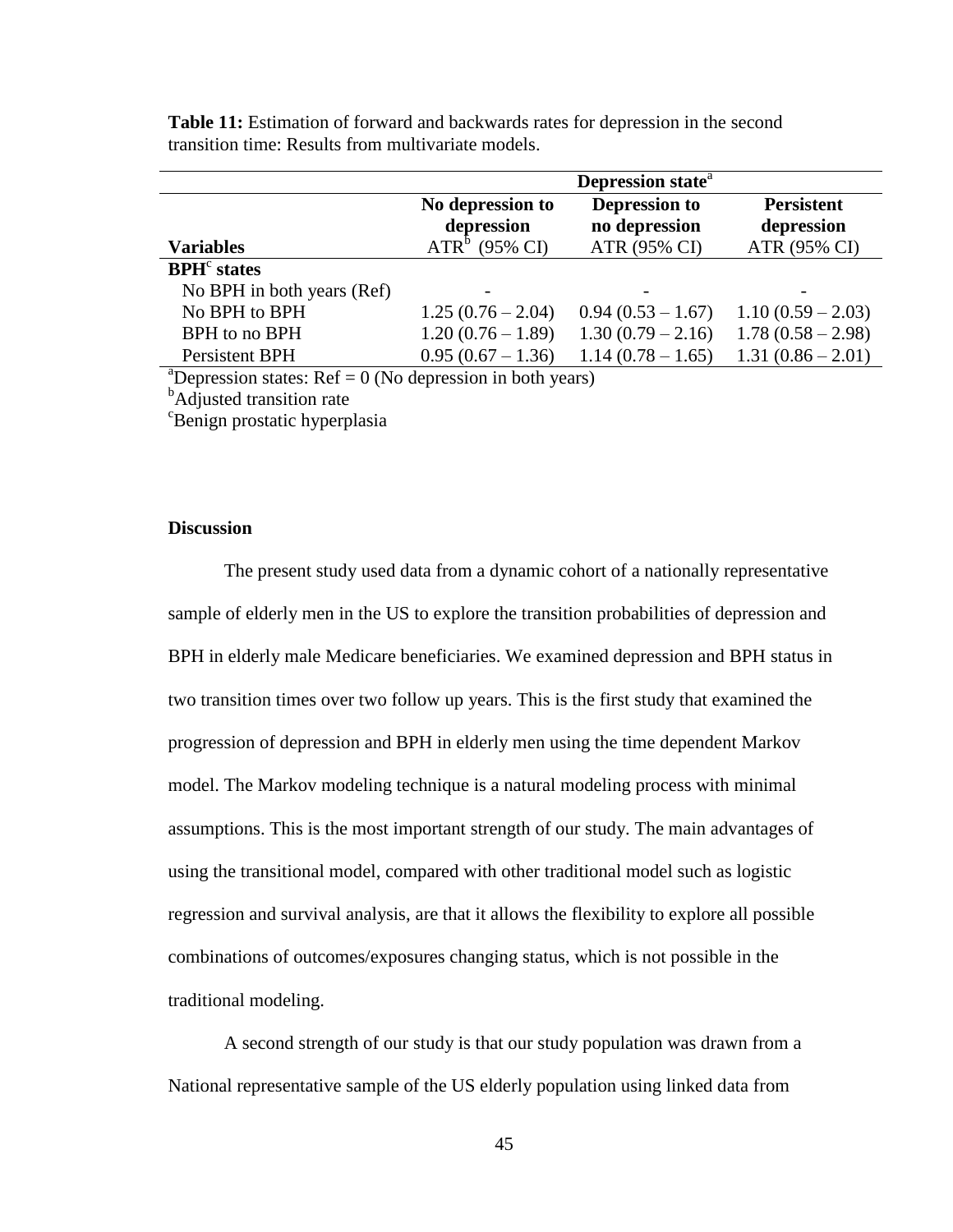**Table 11:** Estimation of forward and backwards rates for depression in the second transition time: Results from multivariate models.

| | Depression state[a] | | |
|---|---|---|---|
| **Variables** | **No depression to depression** ATR[b] (95% CI) | **Depression to no depression** ATR (95% CI) | **Persistent depression** ATR (95% CI) |
| **BPH[c] states** | | | |
| No BPH in both years (Ref) | - | - | - |
| No BPH to BPH | 1.25 (0.76 – 2.04) | 0.94 (0.53 – 1.67) | 1.10 (0.59 – 2.03) |
| BPH to no BPH | 1.20 (0.76 – 1.89) | 1.30 (0.79 – 2.16) | 1.78 (0.58 – 2.98) |
| Persistent BPH | 0.95 (0.67 – 1.36) | 1.14 (0.78 – 1.65) | 1.31 (0.86 – 2.01) |

[a]Depression states: Ref = 0 (No depression in both years)
[b]Adjusted transition rate
[c]Benign prostatic hyperplasia

## Discussion

The present study used data from a dynamic cohort of a nationally representative sample of elderly men in the US to explore the transition probabilities of depression and BPH in elderly male Medicare beneficiaries. We examined depression and BPH status in two transition times over two follow up years. This is the first study that examined the progression of depression and BPH in elderly men using the time dependent Markov model. The Markov modeling technique is a natural modeling process with minimal assumptions. This is the most important strength of our study. The main advantages of using the transitional model, compared with other traditional model such as logistic regression and survival analysis, are that it allows the flexibility to explore all possible combinations of outcomes/exposures changing status, which is not possible in the traditional modeling.

A second strength of our study is that our study population was drawn from a National representative sample of the US elderly population using linked data from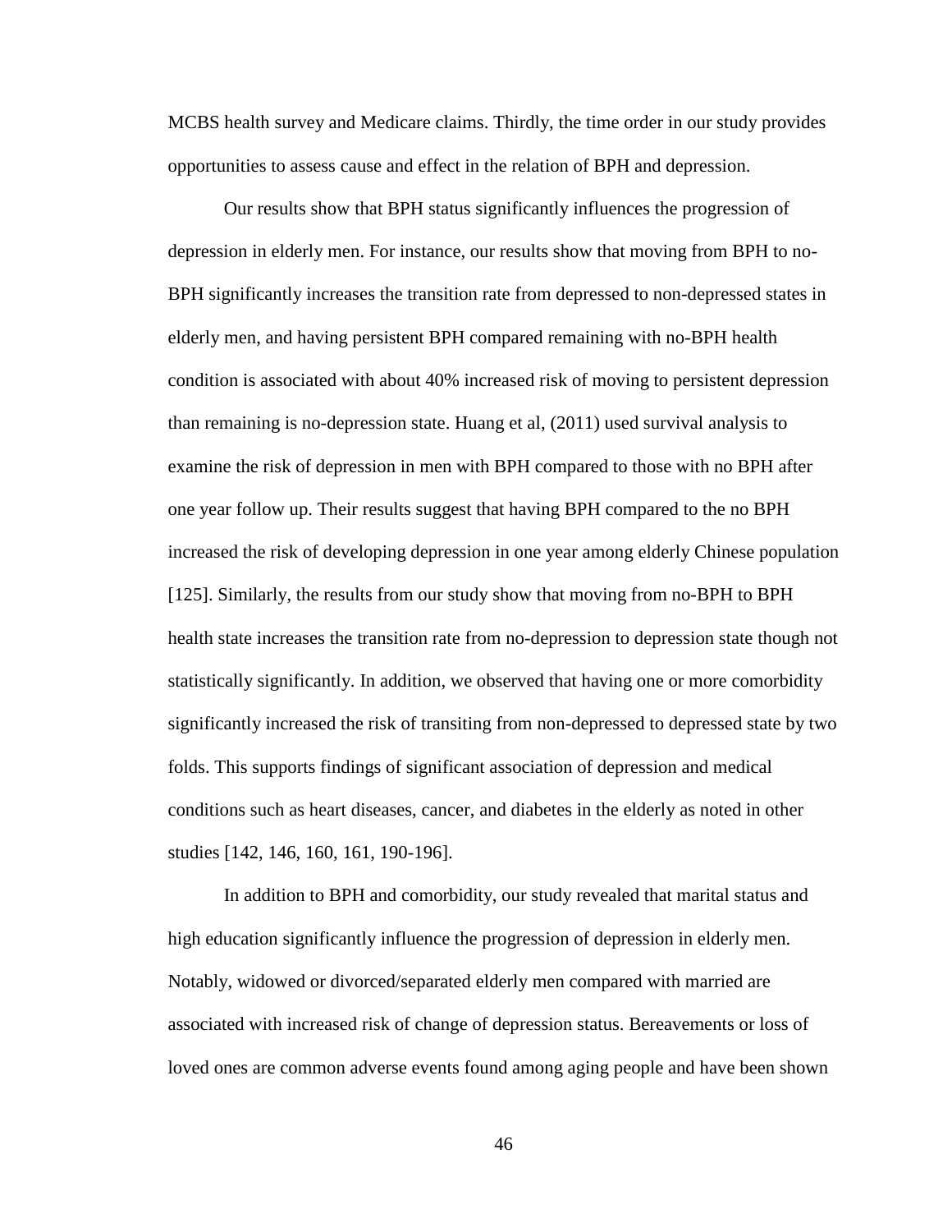MCBS health survey and Medicare claims. Thirdly, the time order in our study provides opportunities to assess cause and effect in the relation of BPH and depression.

Our results show that BPH status significantly influences the progression of depression in elderly men. For instance, our results show that moving from BPH to no-BPH significantly increases the transition rate from depressed to non-depressed states in elderly men, and having persistent BPH compared remaining with no-BPH health condition is associated with about 40% increased risk of moving to persistent depression than remaining is no-depression state. Huang et al, (2011) used survival analysis to examine the risk of depression in men with BPH compared to those with no BPH after one year follow up. Their results suggest that having BPH compared to the no BPH increased the risk of developing depression in one year among elderly Chinese population [125]. Similarly, the results from our study show that moving from no-BPH to BPH health state increases the transition rate from no-depression to depression state though not statistically significantly. In addition, we observed that having one or more comorbidity significantly increased the risk of transiting from non-depressed to depressed state by two folds. This supports findings of significant association of depression and medical conditions such as heart diseases, cancer, and diabetes in the elderly as noted in other studies [142, 146, 160, 161, 190-196].

In addition to BPH and comorbidity, our study revealed that marital status and high education significantly influence the progression of depression in elderly men. Notably, widowed or divorced/separated elderly men compared with married are associated with increased risk of change of depression status. Bereavements or loss of loved ones are common adverse events found among aging people and have been shown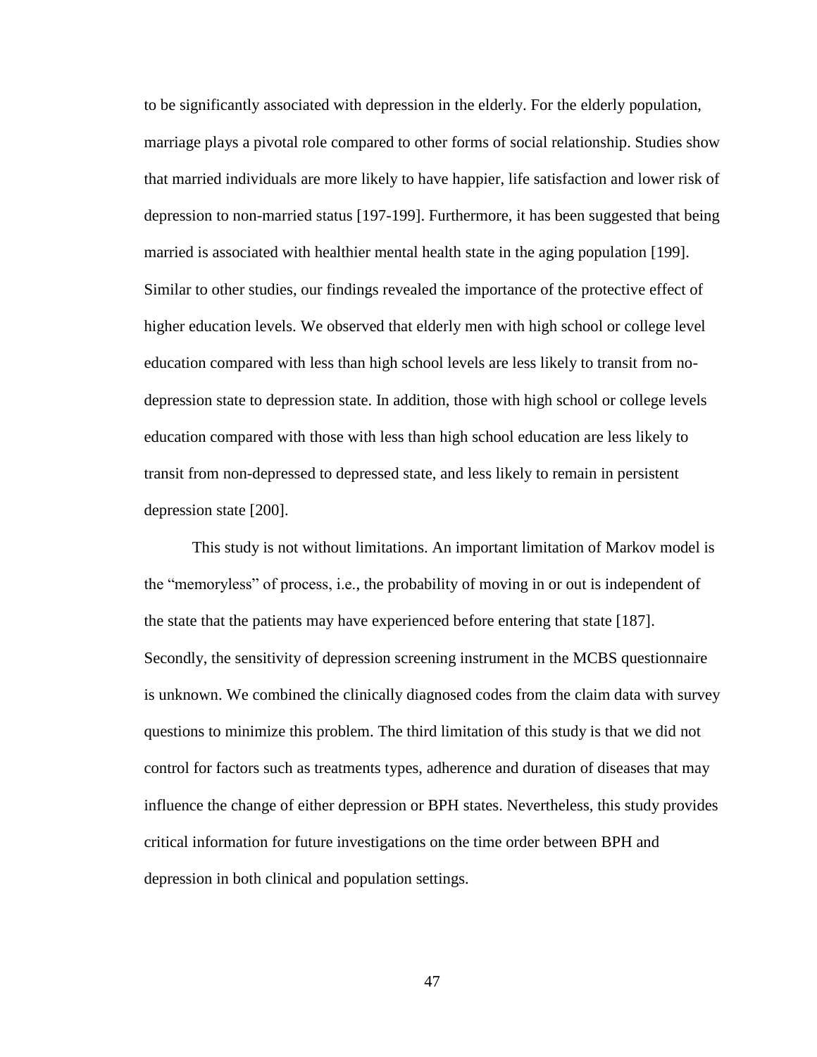to be significantly associated with depression in the elderly. For the elderly population, marriage plays a pivotal role compared to other forms of social relationship. Studies show that married individuals are more likely to have happier, life satisfaction and lower risk of depression to non-married status [197-199]. Furthermore, it has been suggested that being married is associated with healthier mental health state in the aging population [199]. Similar to other studies, our findings revealed the importance of the protective effect of higher education levels. We observed that elderly men with high school or college level education compared with less than high school levels are less likely to transit from no-depression state to depression state. In addition, those with high school or college levels education compared with those with less than high school education are less likely to transit from non-depressed to depressed state, and less likely to remain in persistent depression state [200].

This study is not without limitations. An important limitation of Markov model is the "memoryless" of process, i.e., the probability of moving in or out is independent of the state that the patients may have experienced before entering that state [187]. Secondly, the sensitivity of depression screening instrument in the MCBS questionnaire is unknown. We combined the clinically diagnosed codes from the claim data with survey questions to minimize this problem. The third limitation of this study is that we did not control for factors such as treatments types, adherence and duration of diseases that may influence the change of either depression or BPH states. Nevertheless, this study provides critical information for future investigations on the time order between BPH and depression in both clinical and population settings.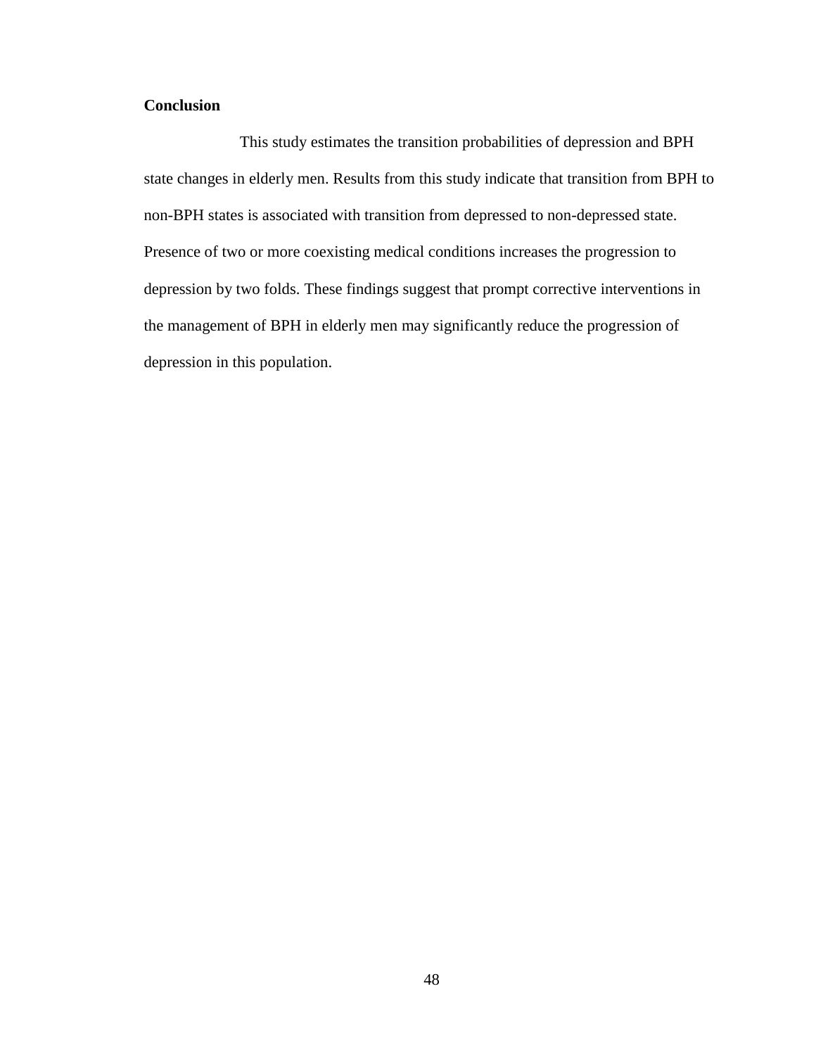**Conclusion**

This study estimates the transition probabilities of depression and BPH state changes in elderly men. Results from this study indicate that transition from BPH to non-BPH states is associated with transition from depressed to non-depressed state. Presence of two or more coexisting medical conditions increases the progression to depression by two folds. These findings suggest that prompt corrective interventions in the management of BPH in elderly men may significantly reduce the progression of depression in this population.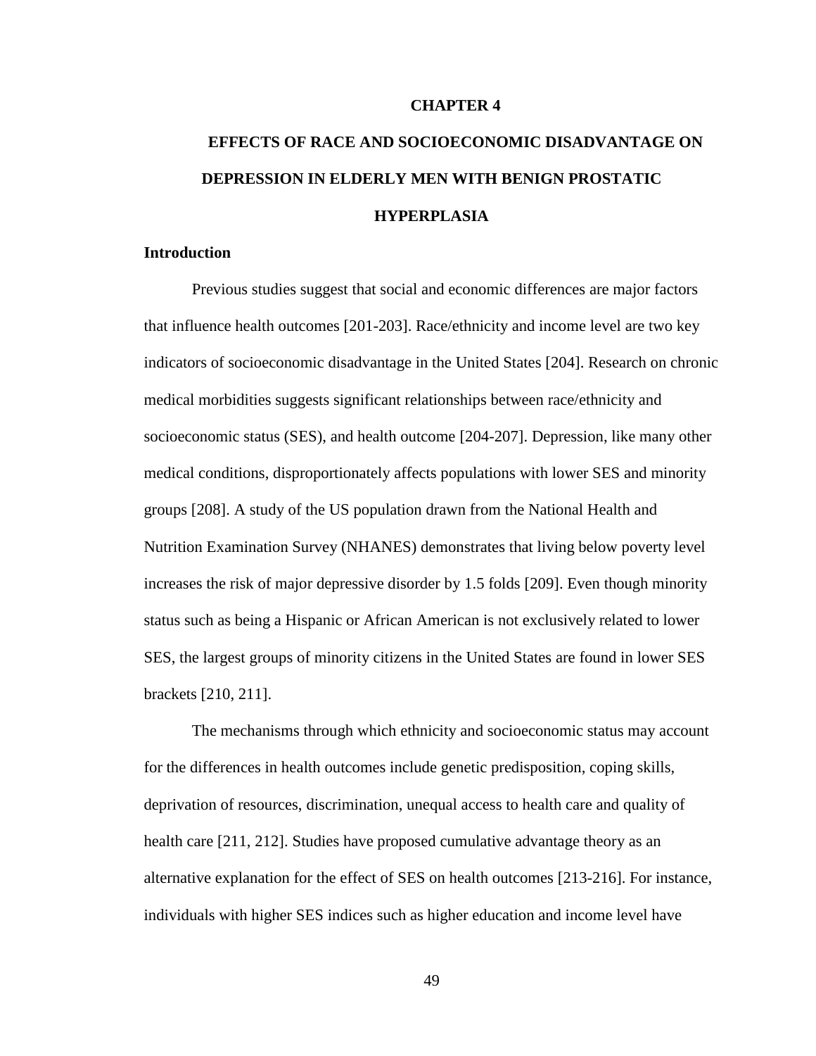# CHAPTER 4

# EFFECTS OF RACE AND SOCIOECONOMIC DISADVANTAGE ON DEPRESSION IN ELDERLY MEN WITH BENIGN PROSTATIC HYPERPLASIA

## Introduction

Previous studies suggest that social and economic differences are major factors that influence health outcomes [201-203]. Race/ethnicity and income level are two key indicators of socioeconomic disadvantage in the United States [204]. Research on chronic medical morbidities suggests significant relationships between race/ethnicity and socioeconomic status (SES), and health outcome [204-207]. Depression, like many other medical conditions, disproportionately affects populations with lower SES and minority groups [208]. A study of the US population drawn from the National Health and Nutrition Examination Survey (NHANES) demonstrates that living below poverty level increases the risk of major depressive disorder by 1.5 folds [209]. Even though minority status such as being a Hispanic or African American is not exclusively related to lower SES, the largest groups of minority citizens in the United States are found in lower SES brackets [210, 211].

The mechanisms through which ethnicity and socioeconomic status may account for the differences in health outcomes include genetic predisposition, coping skills, deprivation of resources, discrimination, unequal access to health care and quality of health care [211, 212]. Studies have proposed cumulative advantage theory as an alternative explanation for the effect of SES on health outcomes [213-216]. For instance, individuals with higher SES indices such as higher education and income level have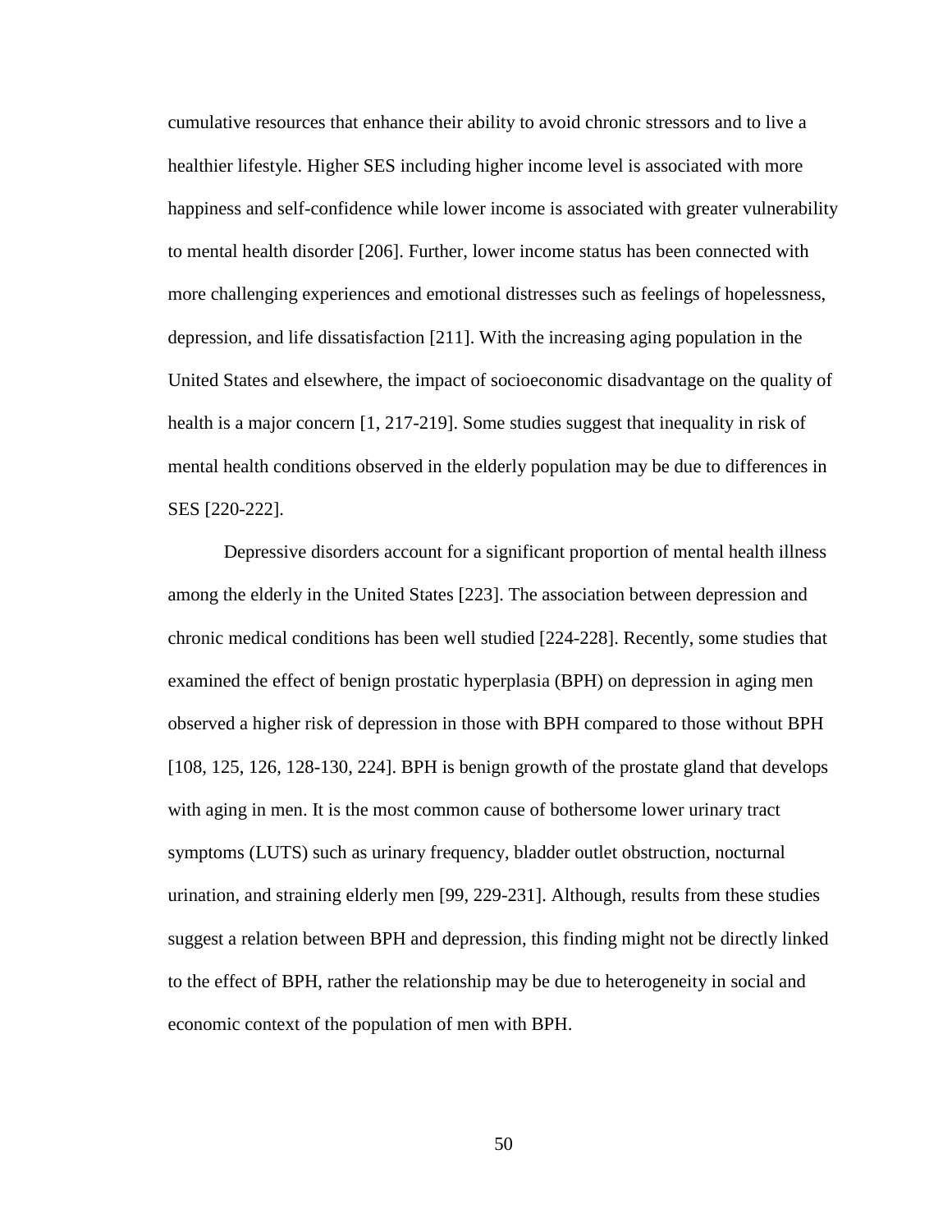cumulative resources that enhance their ability to avoid chronic stressors and to live a healthier lifestyle. Higher SES including higher income level is associated with more happiness and self-confidence while lower income is associated with greater vulnerability to mental health disorder [206]. Further, lower income status has been connected with more challenging experiences and emotional distresses such as feelings of hopelessness, depression, and life dissatisfaction [211]. With the increasing aging population in the United States and elsewhere, the impact of socioeconomic disadvantage on the quality of health is a major concern [1, 217-219]. Some studies suggest that inequality in risk of mental health conditions observed in the elderly population may be due to differences in SES [220-222].

Depressive disorders account for a significant proportion of mental health illness among the elderly in the United States [223]. The association between depression and chronic medical conditions has been well studied [224-228]. Recently, some studies that examined the effect of benign prostatic hyperplasia (BPH) on depression in aging men observed a higher risk of depression in those with BPH compared to those without BPH [108, 125, 126, 128-130, 224]. BPH is benign growth of the prostate gland that develops with aging in men. It is the most common cause of bothersome lower urinary tract symptoms (LUTS) such as urinary frequency, bladder outlet obstruction, nocturnal urination, and straining elderly men [99, 229-231]. Although, results from these studies suggest a relation between BPH and depression, this finding might not be directly linked to the effect of BPH, rather the relationship may be due to heterogeneity in social and economic context of the population of men with BPH.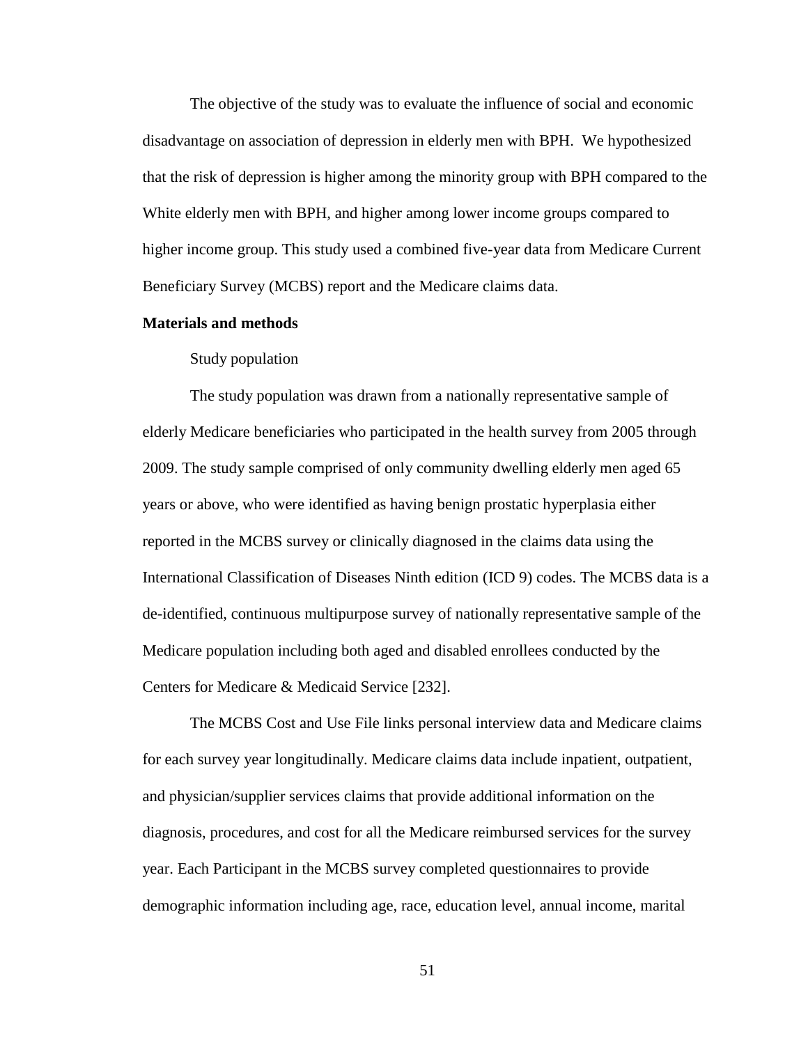The objective of the study was to evaluate the influence of social and economic disadvantage on association of depression in elderly men with BPH. We hypothesized that the risk of depression is higher among the minority group with BPH compared to the White elderly men with BPH, and higher among lower income groups compared to higher income group. This study used a combined five-year data from Medicare Current Beneficiary Survey (MCBS) report and the Medicare claims data.

**Materials and methods**

Study population

The study population was drawn from a nationally representative sample of elderly Medicare beneficiaries who participated in the health survey from 2005 through 2009. The study sample comprised of only community dwelling elderly men aged 65 years or above, who were identified as having benign prostatic hyperplasia either reported in the MCBS survey or clinically diagnosed in the claims data using the International Classification of Diseases Ninth edition (ICD 9) codes. The MCBS data is a de-identified, continuous multipurpose survey of nationally representative sample of the Medicare population including both aged and disabled enrollees conducted by the Centers for Medicare & Medicaid Service [232].

The MCBS Cost and Use File links personal interview data and Medicare claims for each survey year longitudinally. Medicare claims data include inpatient, outpatient, and physician/supplier services claims that provide additional information on the diagnosis, procedures, and cost for all the Medicare reimbursed services for the survey year. Each Participant in the MCBS survey completed questionnaires to provide demographic information including age, race, education level, annual income, marital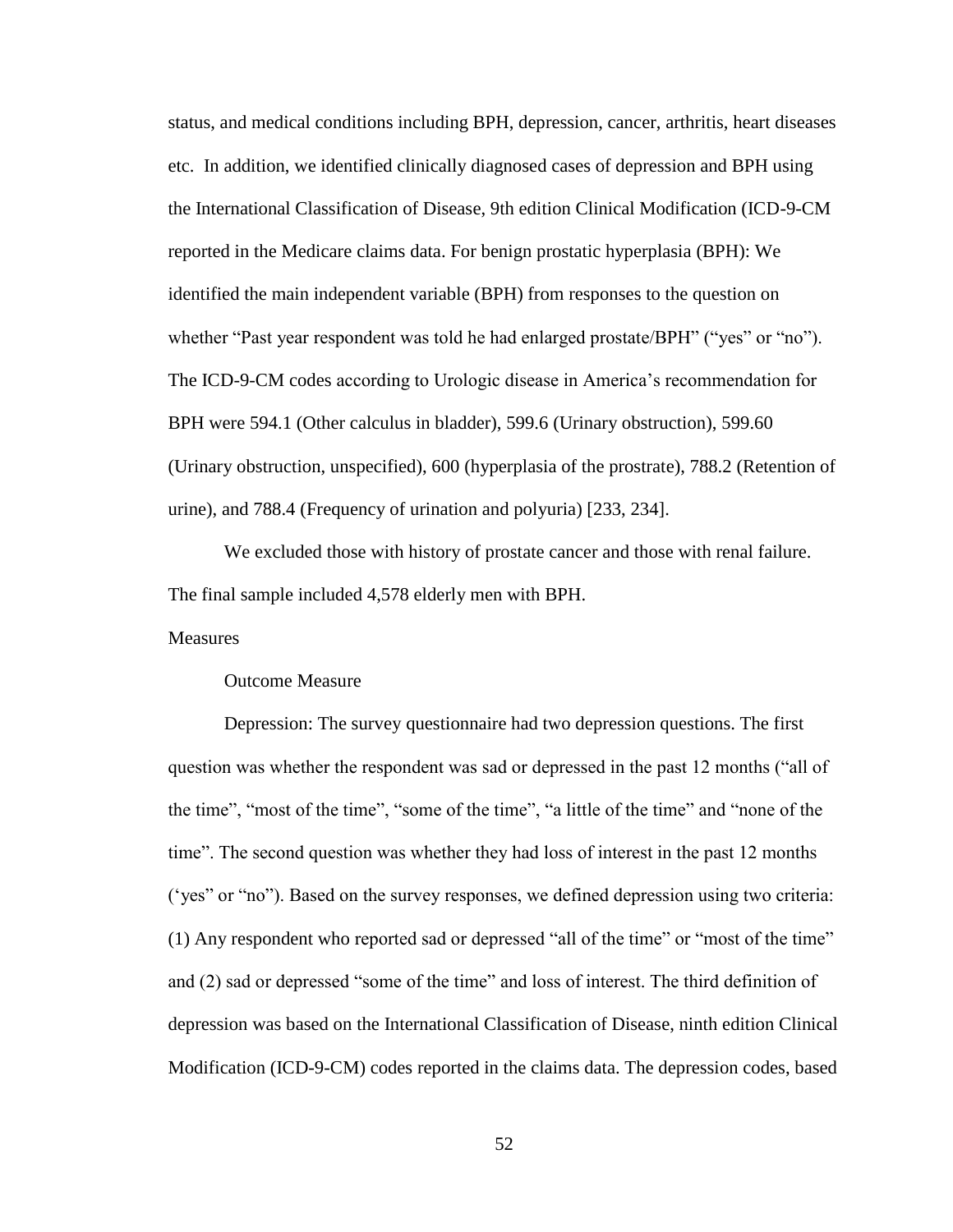status, and medical conditions including BPH, depression, cancer, arthritis, heart diseases etc. In addition, we identified clinically diagnosed cases of depression and BPH using the International Classification of Disease, 9th edition Clinical Modification (ICD-9-CM reported in the Medicare claims data. For benign prostatic hyperplasia (BPH): We identified the main independent variable (BPH) from responses to the question on whether "Past year respondent was told he had enlarged prostate/BPH" ("yes" or "no"). The ICD-9-CM codes according to Urologic disease in America's recommendation for BPH were 594.1 (Other calculus in bladder), 599.6 (Urinary obstruction), 599.60 (Urinary obstruction, unspecified), 600 (hyperplasia of the prostrate), 788.2 (Retention of urine), and 788.4 (Frequency of urination and polyuria) [233, 234].

We excluded those with history of prostate cancer and those with renal failure. The final sample included 4,578 elderly men with BPH.

## Measures

### Outcome Measure

Depression: The survey questionnaire had two depression questions. The first question was whether the respondent was sad or depressed in the past 12 months ("all of the time", "most of the time", "some of the time", "a little of the time" and "none of the time". The second question was whether they had loss of interest in the past 12 months ('yes" or "no"). Based on the survey responses, we defined depression using two criteria: (1) Any respondent who reported sad or depressed "all of the time" or "most of the time" and (2) sad or depressed "some of the time" and loss of interest. The third definition of depression was based on the International Classification of Disease, ninth edition Clinical Modification (ICD-9-CM) codes reported in the claims data. The depression codes, based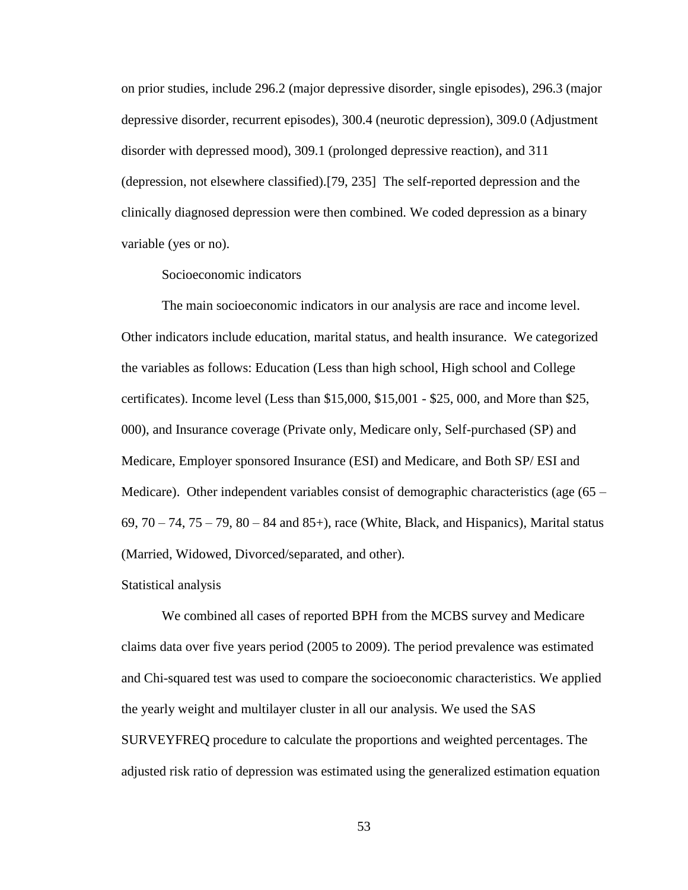on prior studies, include 296.2 (major depressive disorder, single episodes), 296.3 (major depressive disorder, recurrent episodes), 300.4 (neurotic depression), 309.0 (Adjustment disorder with depressed mood), 309.1 (prolonged depressive reaction), and 311 (depression, not elsewhere classified).[79, 235] The self-reported depression and the clinically diagnosed depression were then combined. We coded depression as a binary variable (yes or no).

Socioeconomic indicators

The main socioeconomic indicators in our analysis are race and income level. Other indicators include education, marital status, and health insurance. We categorized the variables as follows: Education (Less than high school, High school and College certificates). Income level (Less than $15,000, $15,001 - $25, 000, and More than $25, 000), and Insurance coverage (Private only, Medicare only, Self-purchased (SP) and Medicare, Employer sponsored Insurance (ESI) and Medicare, and Both SP/ ESI and Medicare). Other independent variables consist of demographic characteristics (age (65 – 69, 70 – 74, 75 – 79, 80 – 84 and 85+), race (White, Black, and Hispanics), Marital status (Married, Widowed, Divorced/separated, and other).

Statistical analysis

We combined all cases of reported BPH from the MCBS survey and Medicare claims data over five years period (2005 to 2009). The period prevalence was estimated and Chi-squared test was used to compare the socioeconomic characteristics. We applied the yearly weight and multilayer cluster in all our analysis. We used the SAS SURVEYFREQ procedure to calculate the proportions and weighted percentages. The adjusted risk ratio of depression was estimated using the generalized estimation equation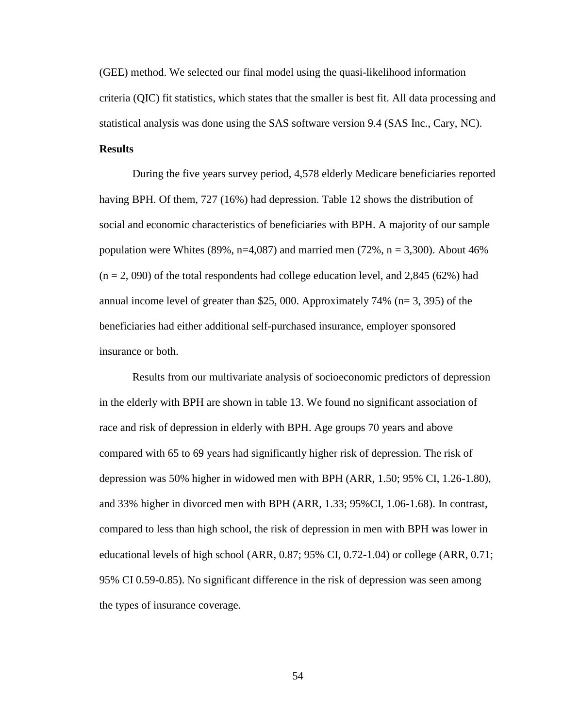(GEE) method. We selected our final model using the quasi-likelihood information criteria (QIC) fit statistics, which states that the smaller is best fit. All data processing and statistical analysis was done using the SAS software version 9.4 (SAS Inc., Cary, NC).

**Results**

During the five years survey period, 4,578 elderly Medicare beneficiaries reported having BPH. Of them, 727 (16%) had depression. Table 12 shows the distribution of social and economic characteristics of beneficiaries with BPH. A majority of our sample population were Whites (89%, n=4,087) and married men (72%, n = 3,300). About 46% (n = 2, 090) of the total respondents had college education level, and 2,845 (62%) had annual income level of greater than $25, 000. Approximately 74% (n= 3, 395) of the beneficiaries had either additional self-purchased insurance, employer sponsored insurance or both.

Results from our multivariate analysis of socioeconomic predictors of depression in the elderly with BPH are shown in table 13. We found no significant association of race and risk of depression in elderly with BPH. Age groups 70 years and above compared with 65 to 69 years had significantly higher risk of depression. The risk of depression was 50% higher in widowed men with BPH (ARR, 1.50; 95% CI, 1.26-1.80), and 33% higher in divorced men with BPH (ARR, 1.33; 95%CI, 1.06-1.68). In contrast, compared to less than high school, the risk of depression in men with BPH was lower in educational levels of high school (ARR, 0.87; 95% CI, 0.72-1.04) or college (ARR, 0.71; 95% CI 0.59-0.85). No significant difference in the risk of depression was seen among the types of insurance coverage.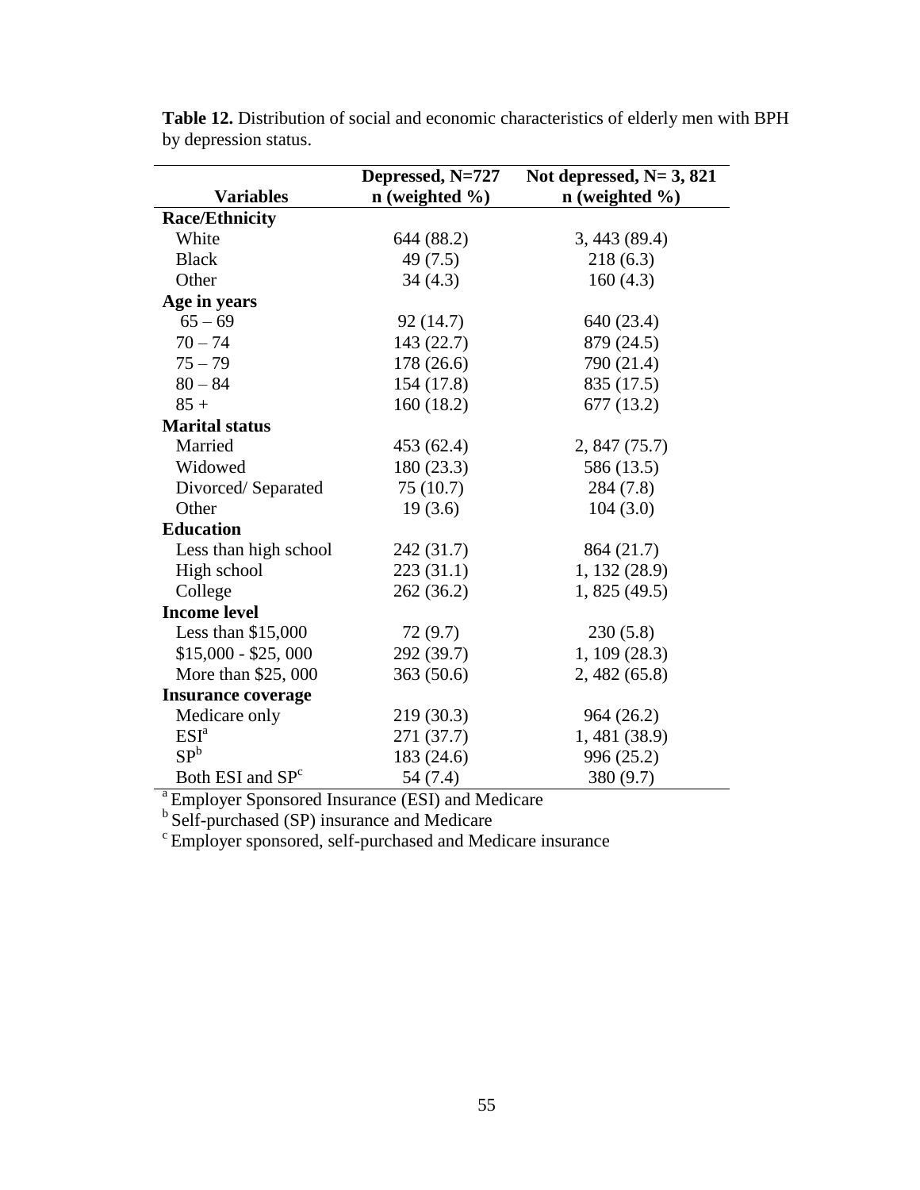**Table 12.** Distribution of social and economic characteristics of elderly men with BPH by depression status.

| Variables | Depressed, N=727<br>n (weighted %) | Not depressed, N= 3, 821<br>n (weighted %) |
|---|---|---|
| **Race/Ethnicity** | | |
| White | 644 (88.2) | 3, 443 (89.4) |
| Black | 49 (7.5) | 218 (6.3) |
| Other | 34 (4.3) | 160 (4.3) |
| **Age in years** | | |
| 65 – 69 | 92 (14.7) | 640 (23.4) |
| 70 – 74 | 143 (22.7) | 879 (24.5) |
| 75 – 79 | 178 (26.6) | 790 (21.4) |
| 80 – 84 | 154 (17.8) | 835 (17.5) |
| 85 + | 160 (18.2) | 677 (13.2) |
| **Marital status** | | |
| Married | 453 (62.4) | 2, 847 (75.7) |
| Widowed | 180 (23.3) | 586 (13.5) |
| Divorced/ Separated | 75 (10.7) | 284 (7.8) |
| Other | 19 (3.6) | 104 (3.0) |
| **Education** | | |
| Less than high school | 242 (31.7) | 864 (21.7) |
| High school | 223 (31.1) | 1, 132 (28.9) |
| College | 262 (36.2) | 1, 825 (49.5) |
| **Income level** | | |
| Less than $15,000 | 72 (9.7) | 230 (5.8) |
| $15,000 - $25, 000 | 292 (39.7) | 1, 109 (28.3) |
| More than $25, 000 | 363 (50.6) | 2, 482 (65.8) |
| **Insurance coverage** | | |
| Medicare only | 219 (30.3) | 964 (26.2) |
| ESI[a] | 271 (37.7) | 1, 481 (38.9) |
| SP[b] | 183 (24.6) | 996 (25.2) |
| Both ESI and SP[c] | 54 (7.4) | 380 (9.7) |

[a] Employer Sponsored Insurance (ESI) and Medicare
[b] Self-purchased (SP) insurance and Medicare
[c] Employer sponsored, self-purchased and Medicare insurance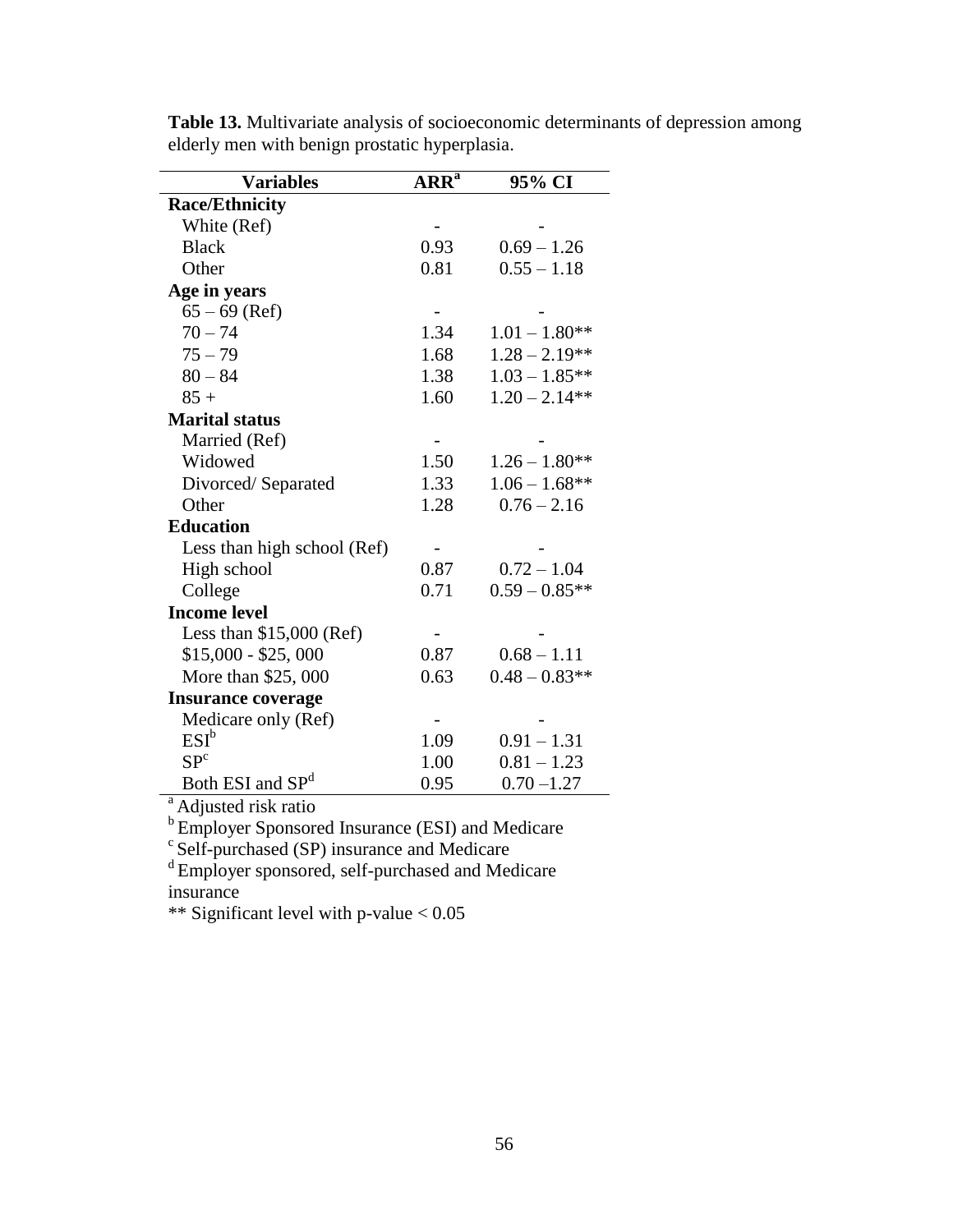**Table 13.** Multivariate analysis of socioeconomic determinants of depression among elderly men with benign prostatic hyperplasia.

| Variables | ARR[a] | 95% CI |
|---|---|---|
| **Race/Ethnicity** | | |
| White (Ref) | - | - |
| Black | 0.93 | 0.69 – 1.26 |
| Other | 0.81 | 0.55 – 1.18 |
| **Age in years** | | |
| 65 – 69 (Ref) | - | - |
| 70 – 74 | 1.34 | 1.01 – 1.80** |
| 75 – 79 | 1.68 | 1.28 – 2.19** |
| 80 – 84 | 1.38 | 1.03 – 1.85** |
| 85 + | 1.60 | 1.20 – 2.14** |
| **Marital status** | | |
| Married (Ref) | - | - |
| Widowed | 1.50 | 1.26 – 1.80** |
| Divorced/ Separated | 1.33 | 1.06 – 1.68** |
| Other | 1.28 | 0.76 – 2.16 |
| **Education** | | |
| Less than high school (Ref) | - | - |
| High school | 0.87 | 0.72 – 1.04 |
| College | 0.71 | 0.59 – 0.85** |
| **Income level** | | |
| Less than $15,000 (Ref) | - | - |
| $15,000 - $25, 000 | 0.87 | 0.68 – 1.11 |
| More than $25, 000 | 0.63 | 0.48 – 0.83** |
| **Insurance coverage** | | |
| Medicare only (Ref) | - | - |
| ESI[b] | 1.09 | 0.91 – 1.31 |
| SP[c] | 1.00 | 0.81 – 1.23 |
| Both ESI and SP[d] | 0.95 | 0.70 –1.27 |

[a] Adjusted risk ratio
[b] Employer Sponsored Insurance (ESI) and Medicare
[c] Self-purchased (SP) insurance and Medicare
[d] Employer sponsored, self-purchased and Medicare insurance
** Significant level with p-value < 0.05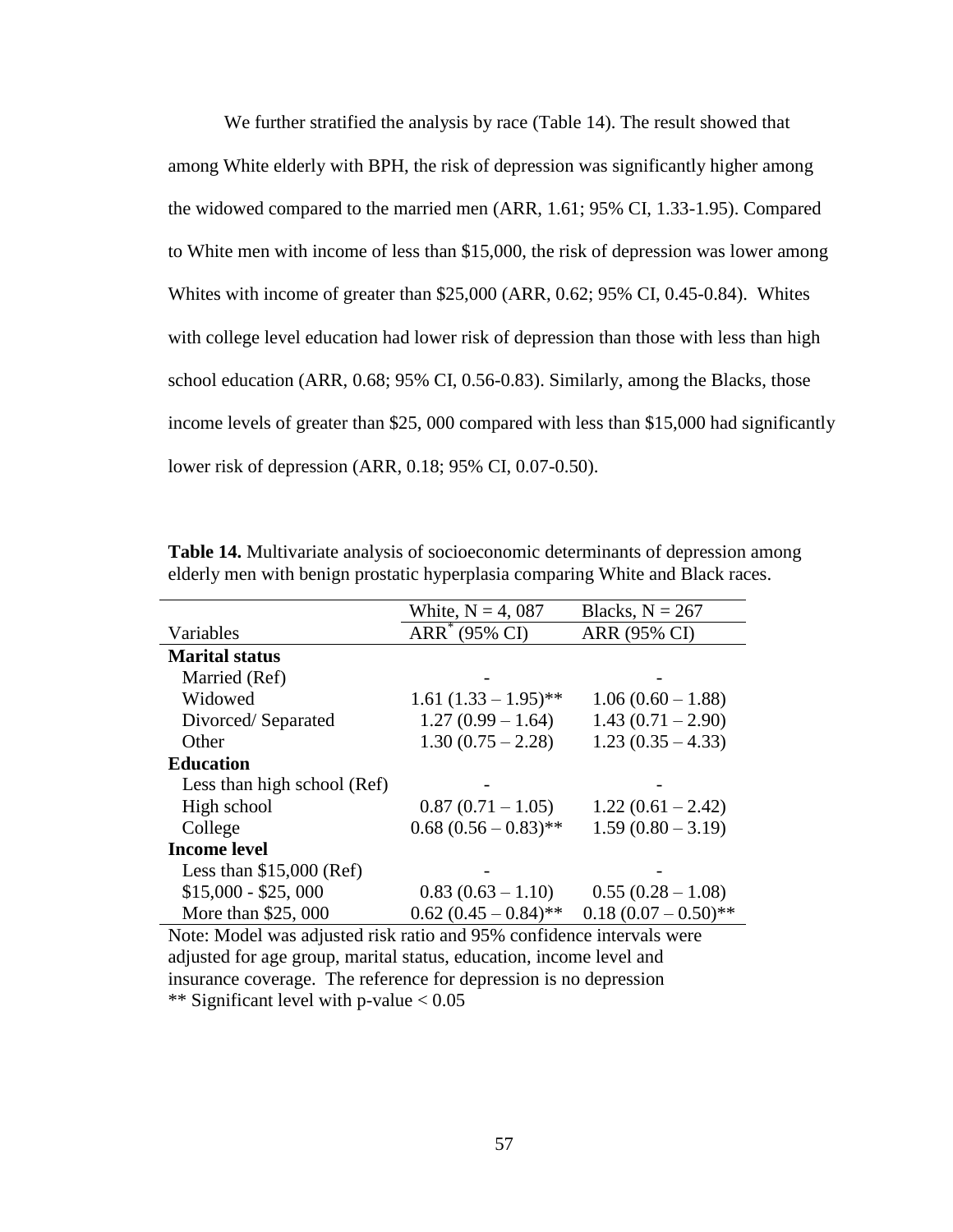We further stratified the analysis by race (Table 14). The result showed that among White elderly with BPH, the risk of depression was significantly higher among the widowed compared to the married men (ARR, 1.61; 95% CI, 1.33-1.95). Compared to White men with income of less than \$15,000, the risk of depression was lower among Whites with income of greater than \$25,000 (ARR, 0.62; 95% CI, 0.45-0.84). Whites with college level education had lower risk of depression than those with less than high school education (ARR, 0.68; 95% CI, 0.56-0.83). Similarly, among the Blacks, those income levels of greater than \$25, 000 compared with less than \$15,000 had significantly lower risk of depression (ARR, 0.18; 95% CI, 0.07-0.50).

**Table 14.** Multivariate analysis of socioeconomic determinants of depression among elderly men with benign prostatic hyperplasia comparing White and Black races.

| | White, N = 4, 087 | Blacks, N = 267 |
|---|---|---|
| Variables | ARR* (95% CI) | ARR (95% CI) |
| **Marital status** | | |
| Married (Ref) | - | - |
| Widowed | 1.61 (1.33 – 1.95)** | 1.06 (0.60 – 1.88) |
| Divorced/ Separated | 1.27 (0.99 – 1.64) | 1.43 (0.71 – 2.90) |
| Other | 1.30 (0.75 – 2.28) | 1.23 (0.35 – 4.33) |
| **Education** | | |
| Less than high school (Ref) | - | - |
| High school | 0.87 (0.71 – 1.05) | 1.22 (0.61 – 2.42) |
| College | 0.68 (0.56 – 0.83)** | 1.59 (0.80 – 3.19) |
| **Income level** | | |
| Less than \$15,000 (Ref) | - | - |
| \$15,000 - \$25, 000 | 0.83 (0.63 – 1.10) | 0.55 (0.28 – 1.08) |
| More than \$25, 000 | 0.62 (0.45 – 0.84)** | 0.18 (0.07 – 0.50)** |

Note: Model was adjusted risk ratio and 95% confidence intervals were adjusted for age group, marital status, education, income level and insurance coverage. The reference for depression is no depression
** Significant level with p-value $< 0.05$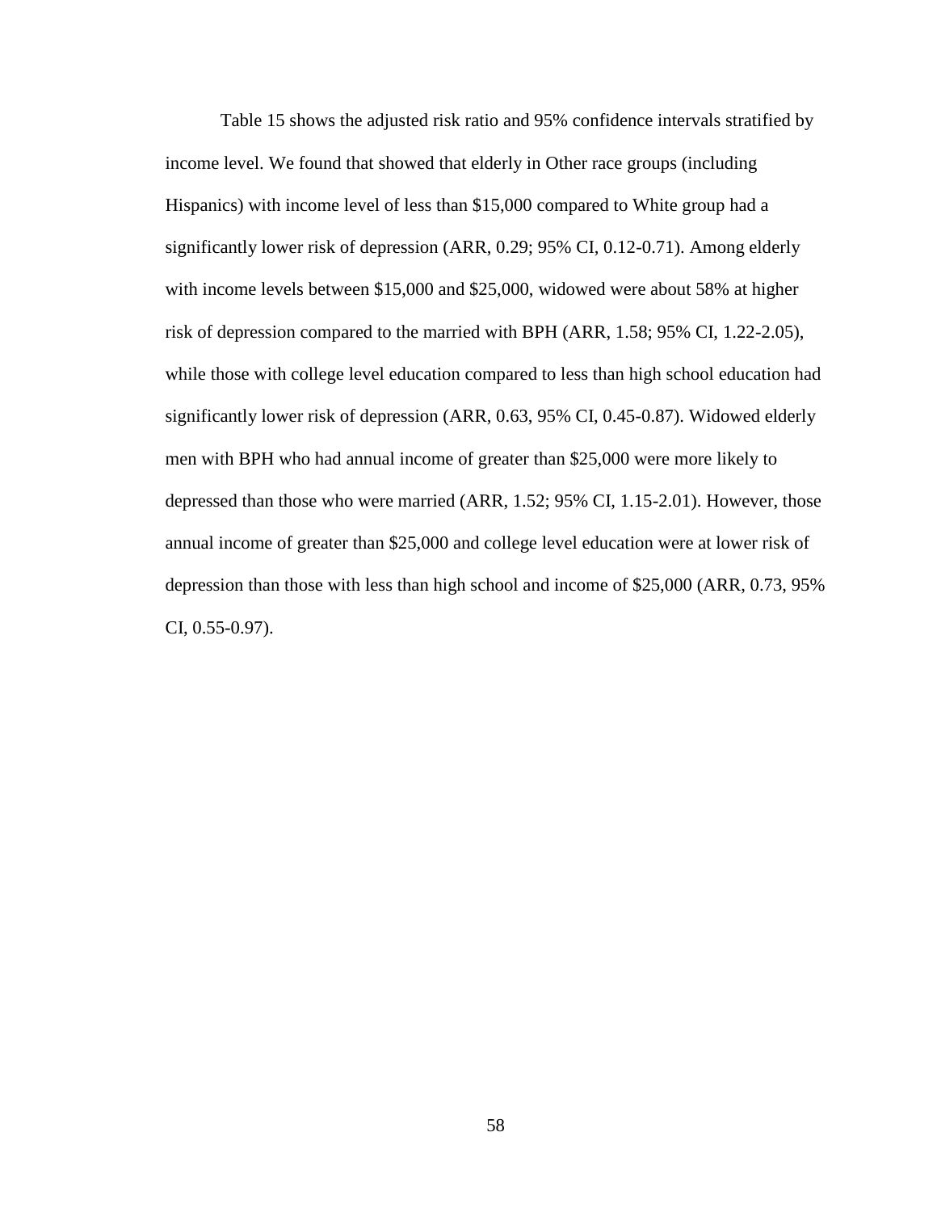Table 15 shows the adjusted risk ratio and 95% confidence intervals stratified by income level. We found that showed that elderly in Other race groups (including Hispanics) with income level of less than $15,000 compared to White group had a significantly lower risk of depression (ARR, 0.29; 95% CI, 0.12-0.71). Among elderly with income levels between $15,000 and $25,000, widowed were about 58% at higher risk of depression compared to the married with BPH (ARR, 1.58; 95% CI, 1.22-2.05), while those with college level education compared to less than high school education had significantly lower risk of depression (ARR, 0.63, 95% CI, 0.45-0.87). Widowed elderly men with BPH who had annual income of greater than $25,000 were more likely to depressed than those who were married (ARR, 1.52; 95% CI, 1.15-2.01). However, those annual income of greater than $25,000 and college level education were at lower risk of depression than those with less than high school and income of $25,000 (ARR, 0.73, 95% CI, 0.55-0.97).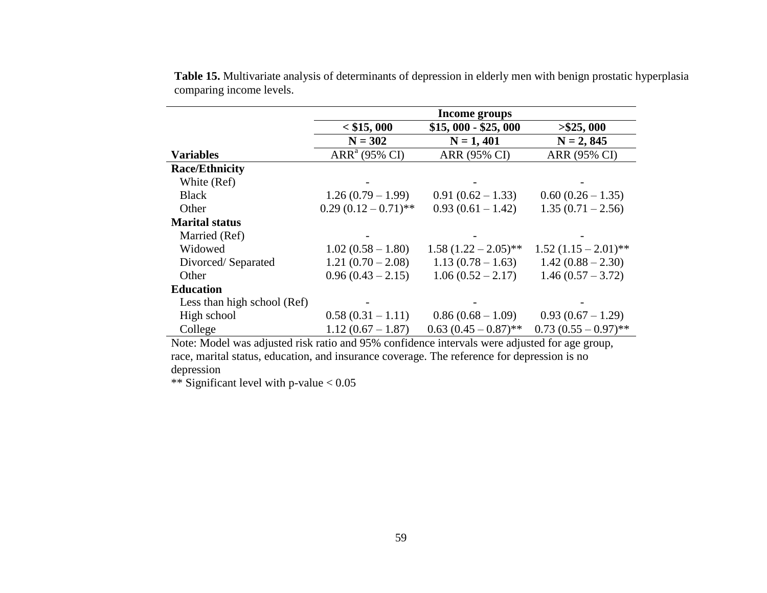**Table 15.** Multivariate analysis of determinants of depression in elderly men with benign prostatic hyperplasia comparing income levels.

| | Income groups | | |
|---|---|---|---|
| | < $15, 000 | $15, 000 - $25, 000 | >$25, 000 |
| | N = 302 | N = 1, 401 | N = 2, 845 |
| **Variables** | ARR[a] (95% CI) | ARR (95% CI) | ARR (95% CI) |
| **Race/Ethnicity** | | | |
| White (Ref) | - | - | - |
| Black | 1.26 (0.79 – 1.99) | 0.91 (0.62 – 1.33) | 0.60 (0.26 – 1.35) |
| Other | 0.29 (0.12 – 0.71)** | 0.93 (0.61 – 1.42) | 1.35 (0.71 – 2.56) |
| **Marital status** | | | |
| Married (Ref) | - | - | - |
| Widowed | 1.02 (0.58 – 1.80) | 1.58 (1.22 – 2.05)** | 1.52 (1.15 – 2.01)** |
| Divorced/ Separated | 1.21 (0.70 – 2.08) | 1.13 (0.78 – 1.63) | 1.42 (0.88 – 2.30) |
| Other | 0.96 (0.43 – 2.15) | 1.06 (0.52 – 2.17) | 1.46 (0.57 – 3.72) |
| **Education** | | | |
| Less than high school (Ref) | - | - | - |
| High school | 0.58 (0.31 – 1.11) | 0.86 (0.68 – 1.09) | 0.93 (0.67 – 1.29) |
| College | 1.12 (0.67 – 1.87) | 0.63 (0.45 – 0.87)** | 0.73 (0.55 – 0.97)** |

Note: Model was adjusted risk ratio and 95% confidence intervals were adjusted for age group, race, marital status, education, and insurance coverage. The reference for depression is no depression

** Significant level with p-value < 0.05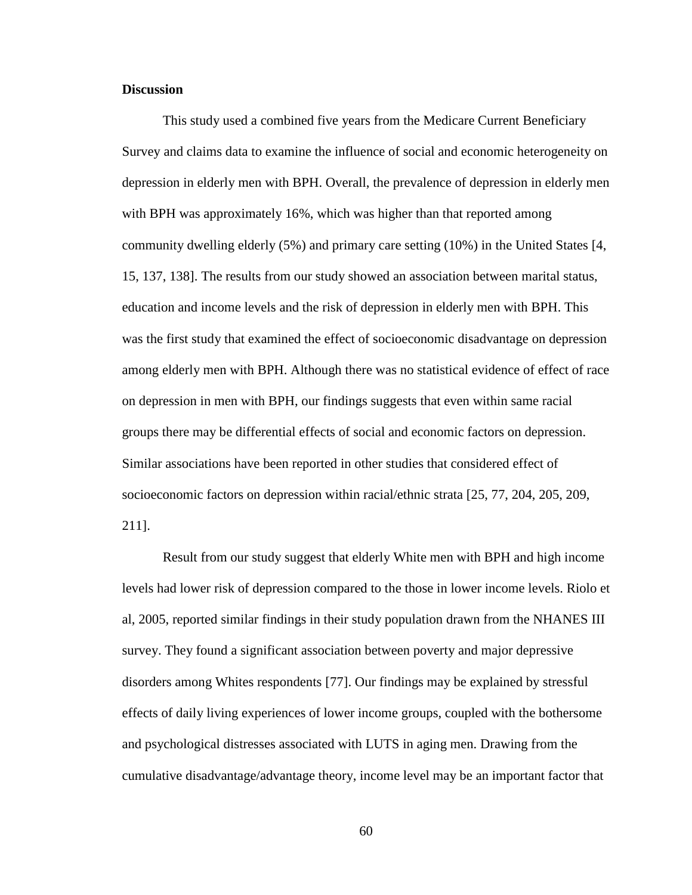**Discussion**

This study used a combined five years from the Medicare Current Beneficiary Survey and claims data to examine the influence of social and economic heterogeneity on depression in elderly men with BPH. Overall, the prevalence of depression in elderly men with BPH was approximately 16%, which was higher than that reported among community dwelling elderly (5%) and primary care setting (10%) in the United States [4, 15, 137, 138]. The results from our study showed an association between marital status, education and income levels and the risk of depression in elderly men with BPH. This was the first study that examined the effect of socioeconomic disadvantage on depression among elderly men with BPH. Although there was no statistical evidence of effect of race on depression in men with BPH, our findings suggests that even within same racial groups there may be differential effects of social and economic factors on depression. Similar associations have been reported in other studies that considered effect of socioeconomic factors on depression within racial/ethnic strata [25, 77, 204, 205, 209, 211].

Result from our study suggest that elderly White men with BPH and high income levels had lower risk of depression compared to the those in lower income levels. Riolo et al, 2005, reported similar findings in their study population drawn from the NHANES III survey. They found a significant association between poverty and major depressive disorders among Whites respondents [77]. Our findings may be explained by stressful effects of daily living experiences of lower income groups, coupled with the bothersome and psychological distresses associated with LUTS in aging men. Drawing from the cumulative disadvantage/advantage theory, income level may be an important factor that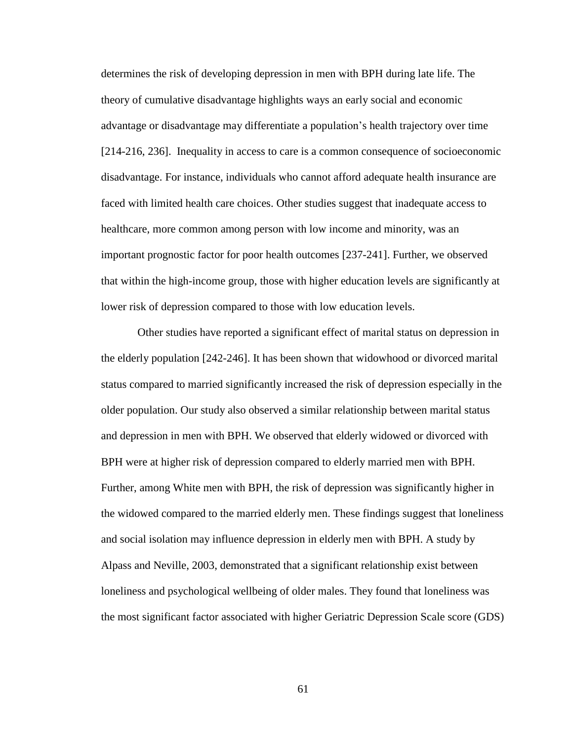determines the risk of developing depression in men with BPH during late life. The theory of cumulative disadvantage highlights ways an early social and economic advantage or disadvantage may differentiate a population's health trajectory over time [214-216, 236]. Inequality in access to care is a common consequence of socioeconomic disadvantage. For instance, individuals who cannot afford adequate health insurance are faced with limited health care choices. Other studies suggest that inadequate access to healthcare, more common among person with low income and minority, was an important prognostic factor for poor health outcomes [237-241]. Further, we observed that within the high-income group, those with higher education levels are significantly at lower risk of depression compared to those with low education levels.

Other studies have reported a significant effect of marital status on depression in the elderly population [242-246]. It has been shown that widowhood or divorced marital status compared to married significantly increased the risk of depression especially in the older population. Our study also observed a similar relationship between marital status and depression in men with BPH. We observed that elderly widowed or divorced with BPH were at higher risk of depression compared to elderly married men with BPH. Further, among White men with BPH, the risk of depression was significantly higher in the widowed compared to the married elderly men. These findings suggest that loneliness and social isolation may influence depression in elderly men with BPH. A study by Alpass and Neville, 2003, demonstrated that a significant relationship exist between loneliness and psychological wellbeing of older males. They found that loneliness was the most significant factor associated with higher Geriatric Depression Scale score (GDS)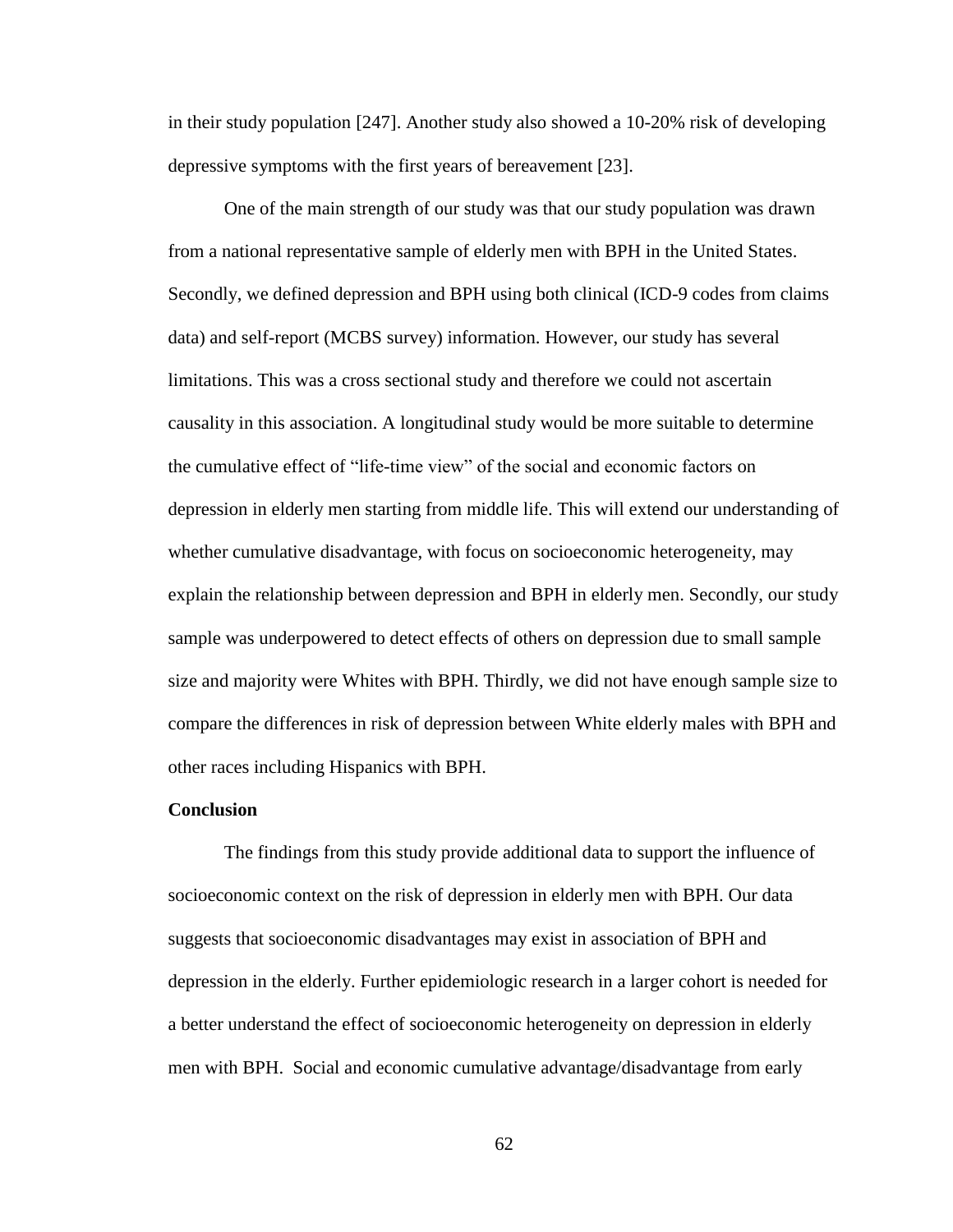in their study population [247]. Another study also showed a 10-20% risk of developing depressive symptoms with the first years of bereavement [23].

One of the main strength of our study was that our study population was drawn from a national representative sample of elderly men with BPH in the United States. Secondly, we defined depression and BPH using both clinical (ICD-9 codes from claims data) and self-report (MCBS survey) information. However, our study has several limitations. This was a cross sectional study and therefore we could not ascertain causality in this association. A longitudinal study would be more suitable to determine the cumulative effect of "life-time view" of the social and economic factors on depression in elderly men starting from middle life. This will extend our understanding of whether cumulative disadvantage, with focus on socioeconomic heterogeneity, may explain the relationship between depression and BPH in elderly men. Secondly, our study sample was underpowered to detect effects of others on depression due to small sample size and majority were Whites with BPH. Thirdly, we did not have enough sample size to compare the differences in risk of depression between White elderly males with BPH and other races including Hispanics with BPH.

**Conclusion**

The findings from this study provide additional data to support the influence of socioeconomic context on the risk of depression in elderly men with BPH. Our data suggests that socioeconomic disadvantages may exist in association of BPH and depression in the elderly. Further epidemiologic research in a larger cohort is needed for a better understand the effect of socioeconomic heterogeneity on depression in elderly men with BPH. Social and economic cumulative advantage/disadvantage from early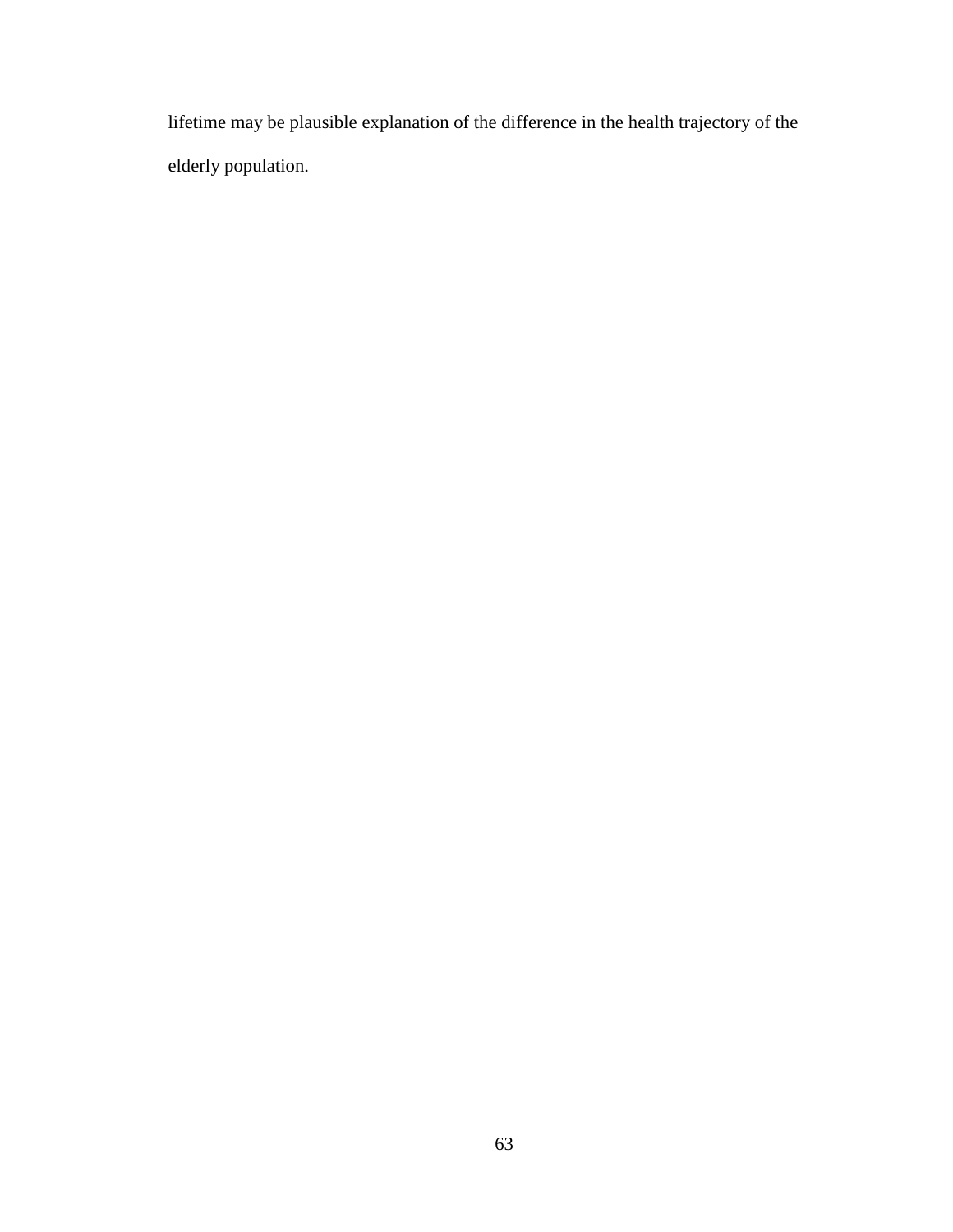lifetime may be plausible explanation of the difference in the health trajectory of the elderly population.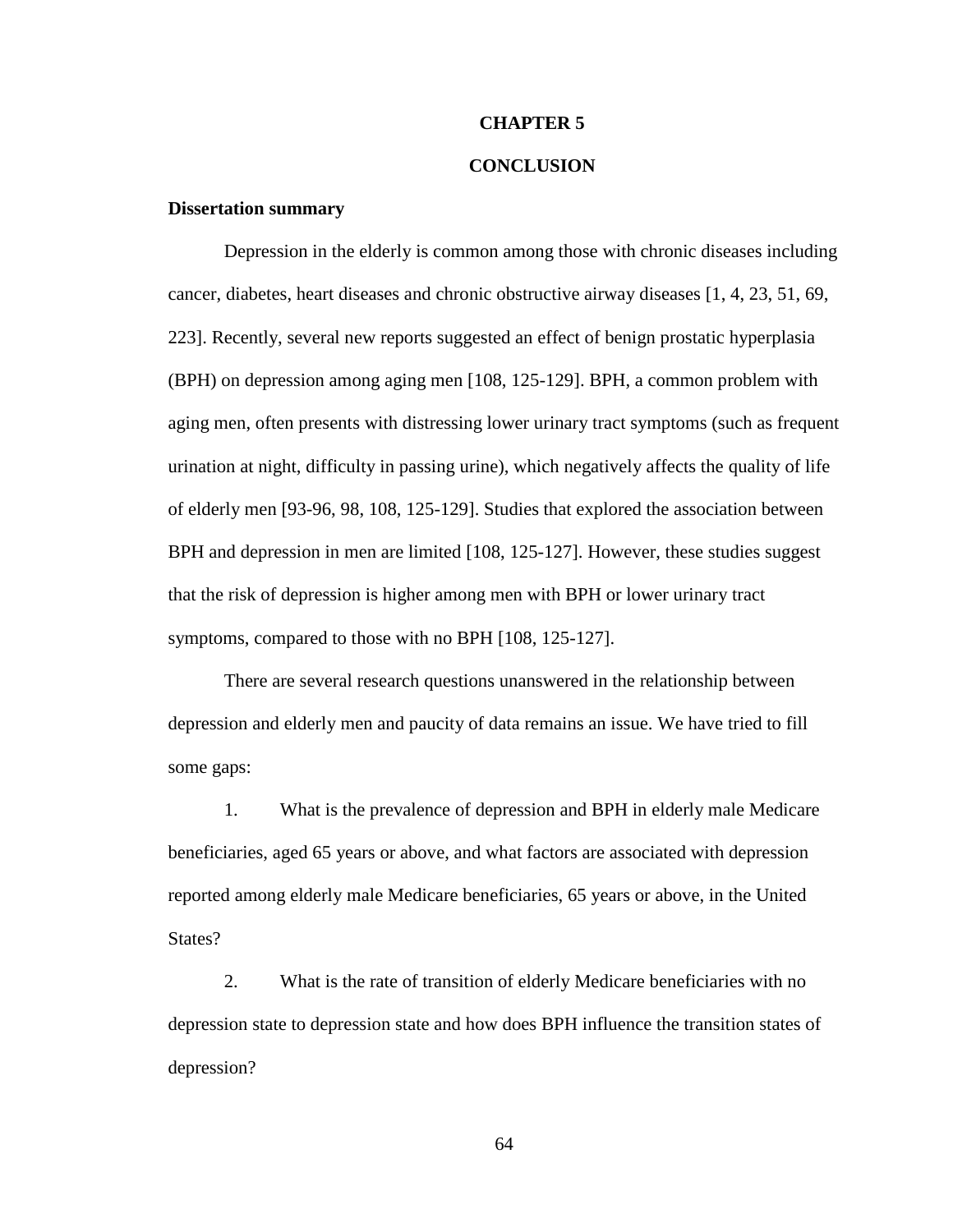# CHAPTER 5

# CONCLUSION

## Dissertation summary

Depression in the elderly is common among those with chronic diseases including cancer, diabetes, heart diseases and chronic obstructive airway diseases [1, 4, 23, 51, 69, 223]. Recently, several new reports suggested an effect of benign prostatic hyperplasia (BPH) on depression among aging men [108, 125-129]. BPH, a common problem with aging men, often presents with distressing lower urinary tract symptoms (such as frequent urination at night, difficulty in passing urine), which negatively affects the quality of life of elderly men [93-96, 98, 108, 125-129]. Studies that explored the association between BPH and depression in men are limited [108, 125-127]. However, these studies suggest that the risk of depression is higher among men with BPH or lower urinary tract symptoms, compared to those with no BPH [108, 125-127].

There are several research questions unanswered in the relationship between depression and elderly men and paucity of data remains an issue. We have tried to fill some gaps:

1. What is the prevalence of depression and BPH in elderly male Medicare beneficiaries, aged 65 years or above, and what factors are associated with depression reported among elderly male Medicare beneficiaries, 65 years or above, in the United States?

2. What is the rate of transition of elderly Medicare beneficiaries with no depression state to depression state and how does BPH influence the transition states of depression?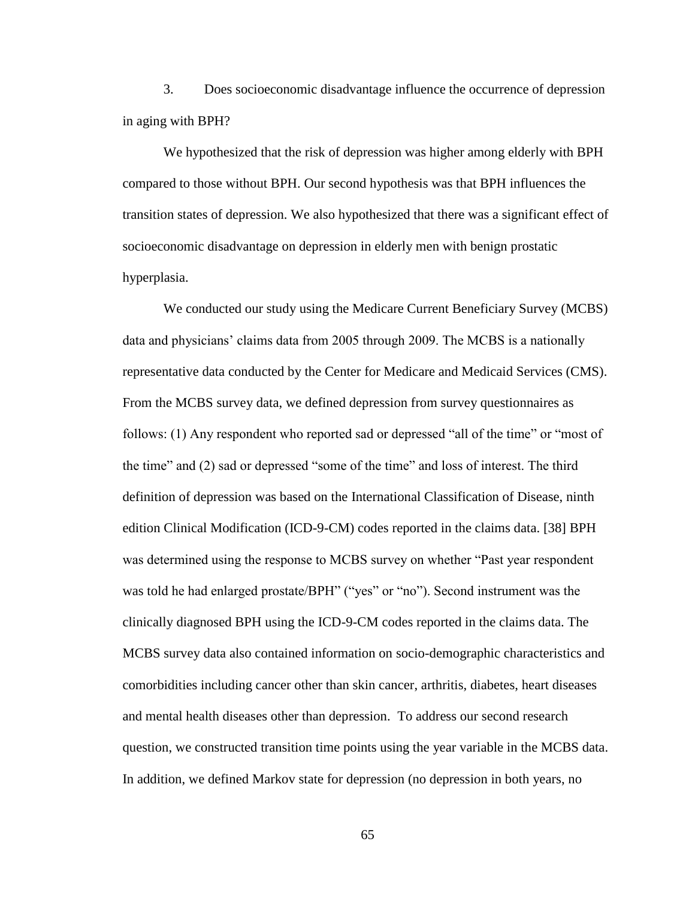3. Does socioeconomic disadvantage influence the occurrence of depression in aging with BPH?

We hypothesized that the risk of depression was higher among elderly with BPH compared to those without BPH. Our second hypothesis was that BPH influences the transition states of depression. We also hypothesized that there was a significant effect of socioeconomic disadvantage on depression in elderly men with benign prostatic hyperplasia.

We conducted our study using the Medicare Current Beneficiary Survey (MCBS) data and physicians' claims data from 2005 through 2009. The MCBS is a nationally representative data conducted by the Center for Medicare and Medicaid Services (CMS). From the MCBS survey data, we defined depression from survey questionnaires as follows: (1) Any respondent who reported sad or depressed "all of the time" or "most of the time" and (2) sad or depressed "some of the time" and loss of interest. The third definition of depression was based on the International Classification of Disease, ninth edition Clinical Modification (ICD-9-CM) codes reported in the claims data. [38] BPH was determined using the response to MCBS survey on whether "Past year respondent was told he had enlarged prostate/BPH" ("yes" or "no"). Second instrument was the clinically diagnosed BPH using the ICD-9-CM codes reported in the claims data. The MCBS survey data also contained information on socio-demographic characteristics and comorbidities including cancer other than skin cancer, arthritis, diabetes, heart diseases and mental health diseases other than depression. To address our second research question, we constructed transition time points using the year variable in the MCBS data. In addition, we defined Markov state for depression (no depression in both years, no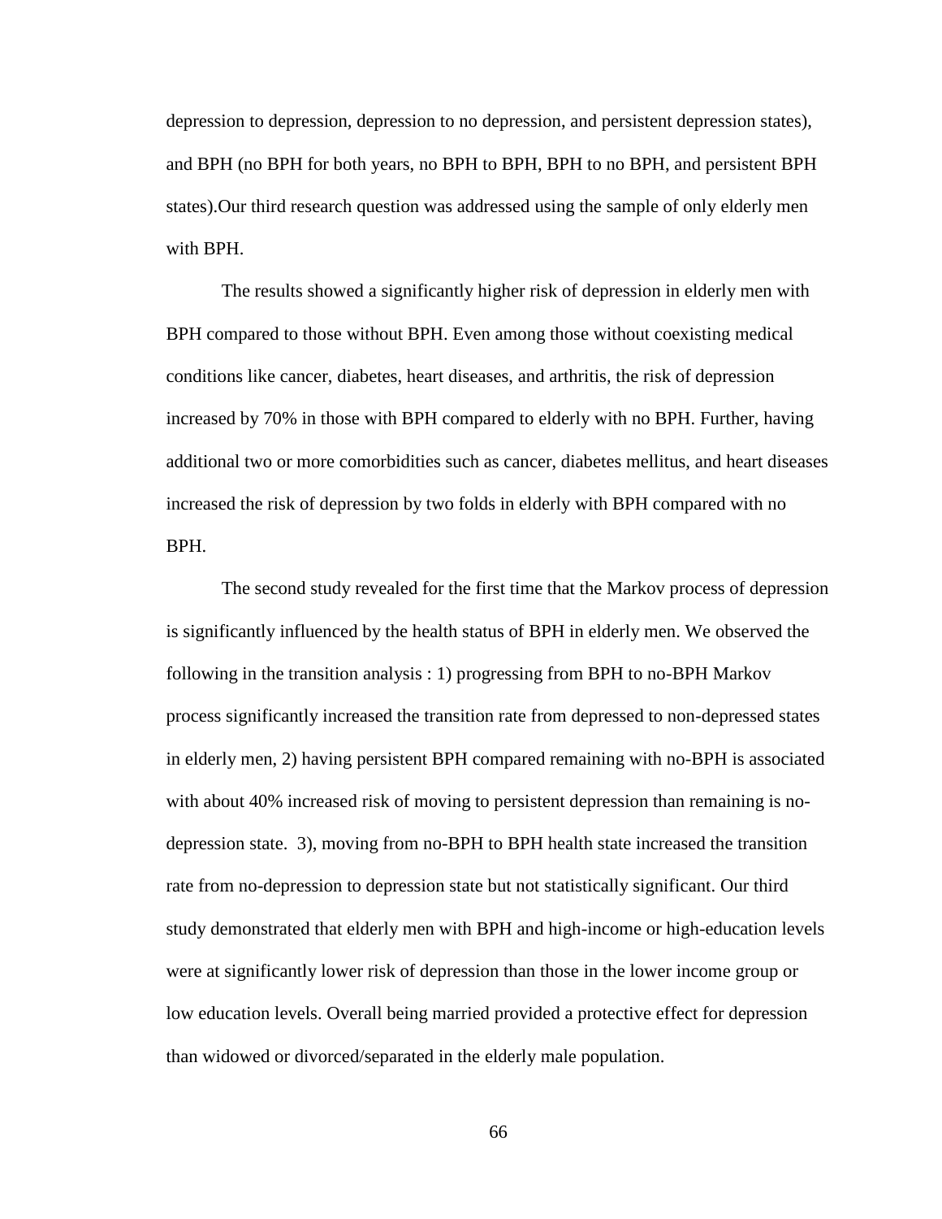depression to depression, depression to no depression, and persistent depression states), and BPH (no BPH for both years, no BPH to BPH, BPH to no BPH, and persistent BPH states).Our third research question was addressed using the sample of only elderly men with BPH.

The results showed a significantly higher risk of depression in elderly men with BPH compared to those without BPH. Even among those without coexisting medical conditions like cancer, diabetes, heart diseases, and arthritis, the risk of depression increased by 70% in those with BPH compared to elderly with no BPH. Further, having additional two or more comorbidities such as cancer, diabetes mellitus, and heart diseases increased the risk of depression by two folds in elderly with BPH compared with no BPH.

The second study revealed for the first time that the Markov process of depression is significantly influenced by the health status of BPH in elderly men. We observed the following in the transition analysis : 1) progressing from BPH to no-BPH Markov process significantly increased the transition rate from depressed to non-depressed states in elderly men, 2) having persistent BPH compared remaining with no-BPH is associated with about 40% increased risk of moving to persistent depression than remaining is no-depression state. 3), moving from no-BPH to BPH health state increased the transition rate from no-depression to depression state but not statistically significant. Our third study demonstrated that elderly men with BPH and high-income or high-education levels were at significantly lower risk of depression than those in the lower income group or low education levels. Overall being married provided a protective effect for depression than widowed or divorced/separated in the elderly male population.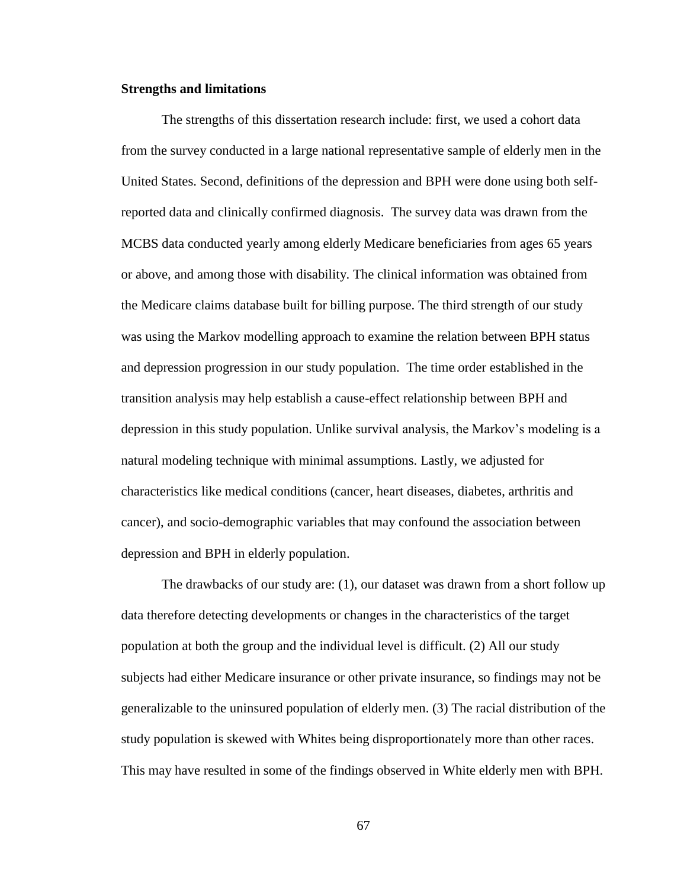**Strengths and limitations**

The strengths of this dissertation research include: first, we used a cohort data from the survey conducted in a large national representative sample of elderly men in the United States. Second, definitions of the depression and BPH were done using both self-reported data and clinically confirmed diagnosis. The survey data was drawn from the MCBS data conducted yearly among elderly Medicare beneficiaries from ages 65 years or above, and among those with disability. The clinical information was obtained from the Medicare claims database built for billing purpose. The third strength of our study was using the Markov modelling approach to examine the relation between BPH status and depression progression in our study population. The time order established in the transition analysis may help establish a cause-effect relationship between BPH and depression in this study population. Unlike survival analysis, the Markov's modeling is a natural modeling technique with minimal assumptions. Lastly, we adjusted for characteristics like medical conditions (cancer, heart diseases, diabetes, arthritis and cancer), and socio-demographic variables that may confound the association between depression and BPH in elderly population.

The drawbacks of our study are: (1), our dataset was drawn from a short follow up data therefore detecting developments or changes in the characteristics of the target population at both the group and the individual level is difficult. (2) All our study subjects had either Medicare insurance or other private insurance, so findings may not be generalizable to the uninsured population of elderly men. (3) The racial distribution of the study population is skewed with Whites being disproportionately more than other races. This may have resulted in some of the findings observed in White elderly men with BPH.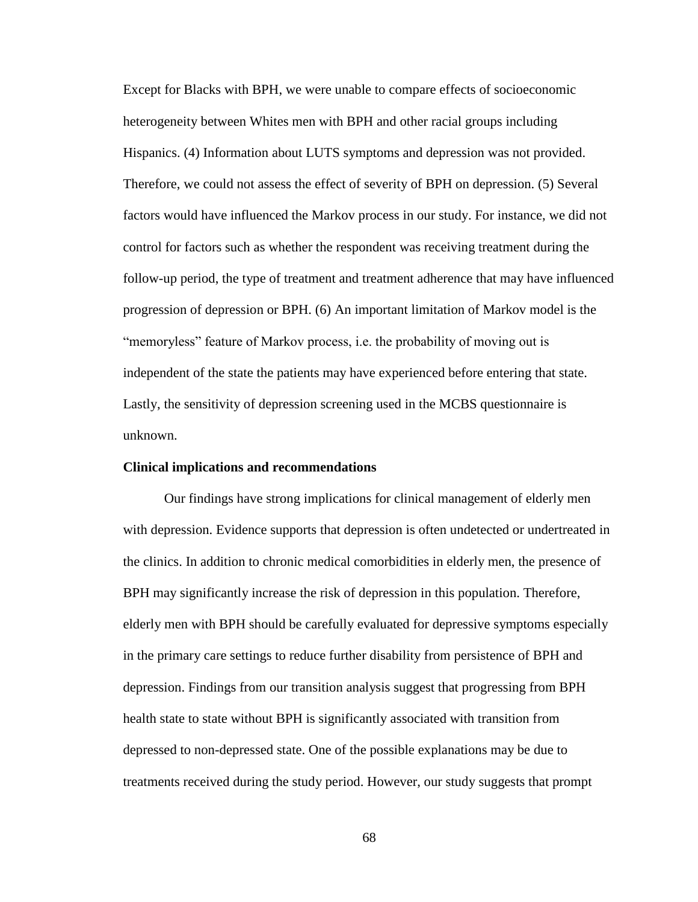Except for Blacks with BPH, we were unable to compare effects of socioeconomic heterogeneity between Whites men with BPH and other racial groups including Hispanics. (4) Information about LUTS symptoms and depression was not provided. Therefore, we could not assess the effect of severity of BPH on depression. (5) Several factors would have influenced the Markov process in our study. For instance, we did not control for factors such as whether the respondent was receiving treatment during the follow-up period, the type of treatment and treatment adherence that may have influenced progression of depression or BPH. (6) An important limitation of Markov model is the "memoryless" feature of Markov process, i.e. the probability of moving out is independent of the state the patients may have experienced before entering that state. Lastly, the sensitivity of depression screening used in the MCBS questionnaire is unknown.

**Clinical implications and recommendations**

Our findings have strong implications for clinical management of elderly men with depression. Evidence supports that depression is often undetected or undertreated in the clinics. In addition to chronic medical comorbidities in elderly men, the presence of BPH may significantly increase the risk of depression in this population. Therefore, elderly men with BPH should be carefully evaluated for depressive symptoms especially in the primary care settings to reduce further disability from persistence of BPH and depression. Findings from our transition analysis suggest that progressing from BPH health state to state without BPH is significantly associated with transition from depressed to non-depressed state. One of the possible explanations may be due to treatments received during the study period. However, our study suggests that prompt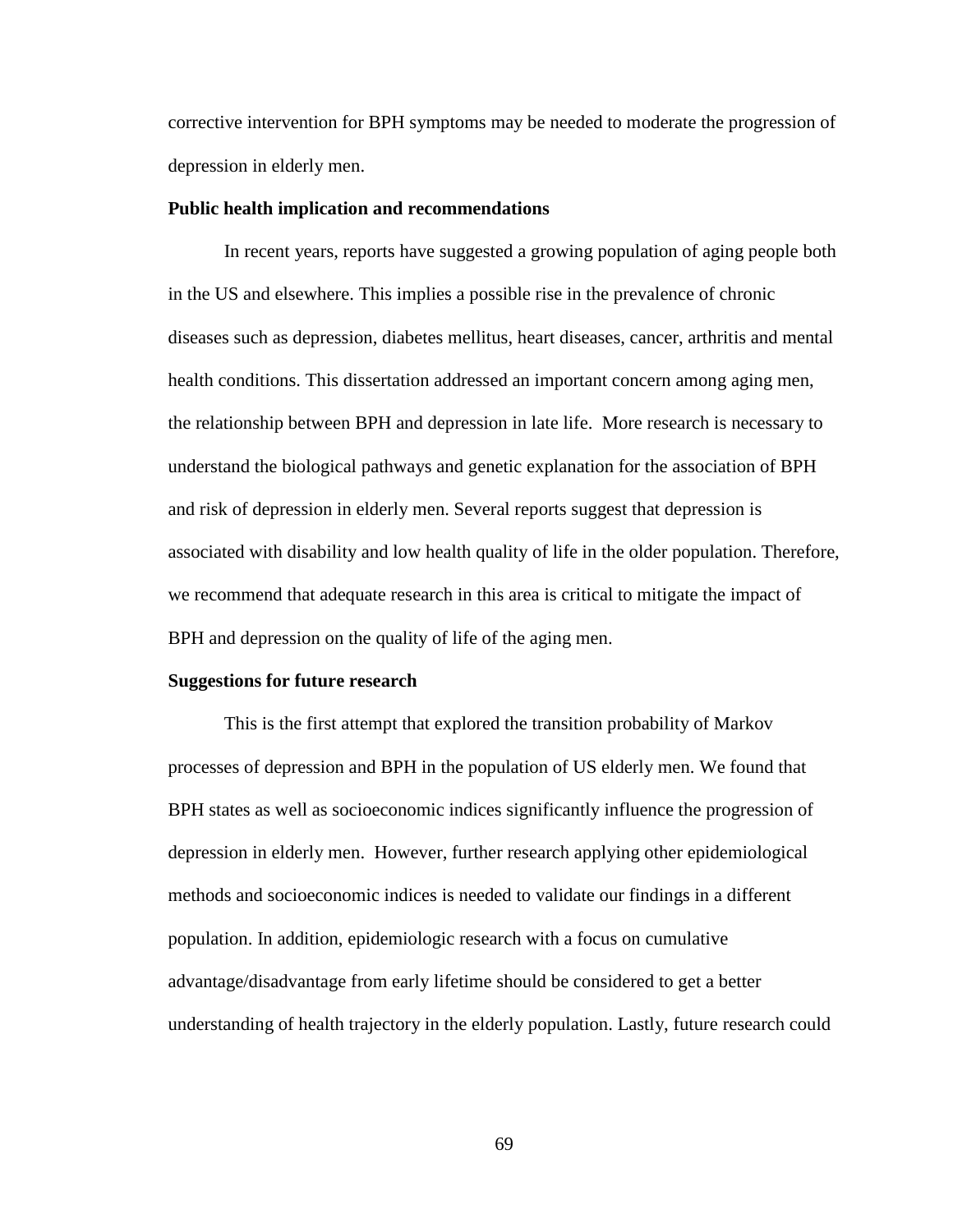corrective intervention for BPH symptoms may be needed to moderate the progression of depression in elderly men.

**Public health implication and recommendations**

In recent years, reports have suggested a growing population of aging people both in the US and elsewhere. This implies a possible rise in the prevalence of chronic diseases such as depression, diabetes mellitus, heart diseases, cancer, arthritis and mental health conditions. This dissertation addressed an important concern among aging men, the relationship between BPH and depression in late life. More research is necessary to understand the biological pathways and genetic explanation for the association of BPH and risk of depression in elderly men. Several reports suggest that depression is associated with disability and low health quality of life in the older population. Therefore, we recommend that adequate research in this area is critical to mitigate the impact of BPH and depression on the quality of life of the aging men.

**Suggestions for future research**

This is the first attempt that explored the transition probability of Markov processes of depression and BPH in the population of US elderly men. We found that BPH states as well as socioeconomic indices significantly influence the progression of depression in elderly men. However, further research applying other epidemiological methods and socioeconomic indices is needed to validate our findings in a different population. In addition, epidemiologic research with a focus on cumulative advantage/disadvantage from early lifetime should be considered to get a better understanding of health trajectory in the elderly population. Lastly, future research could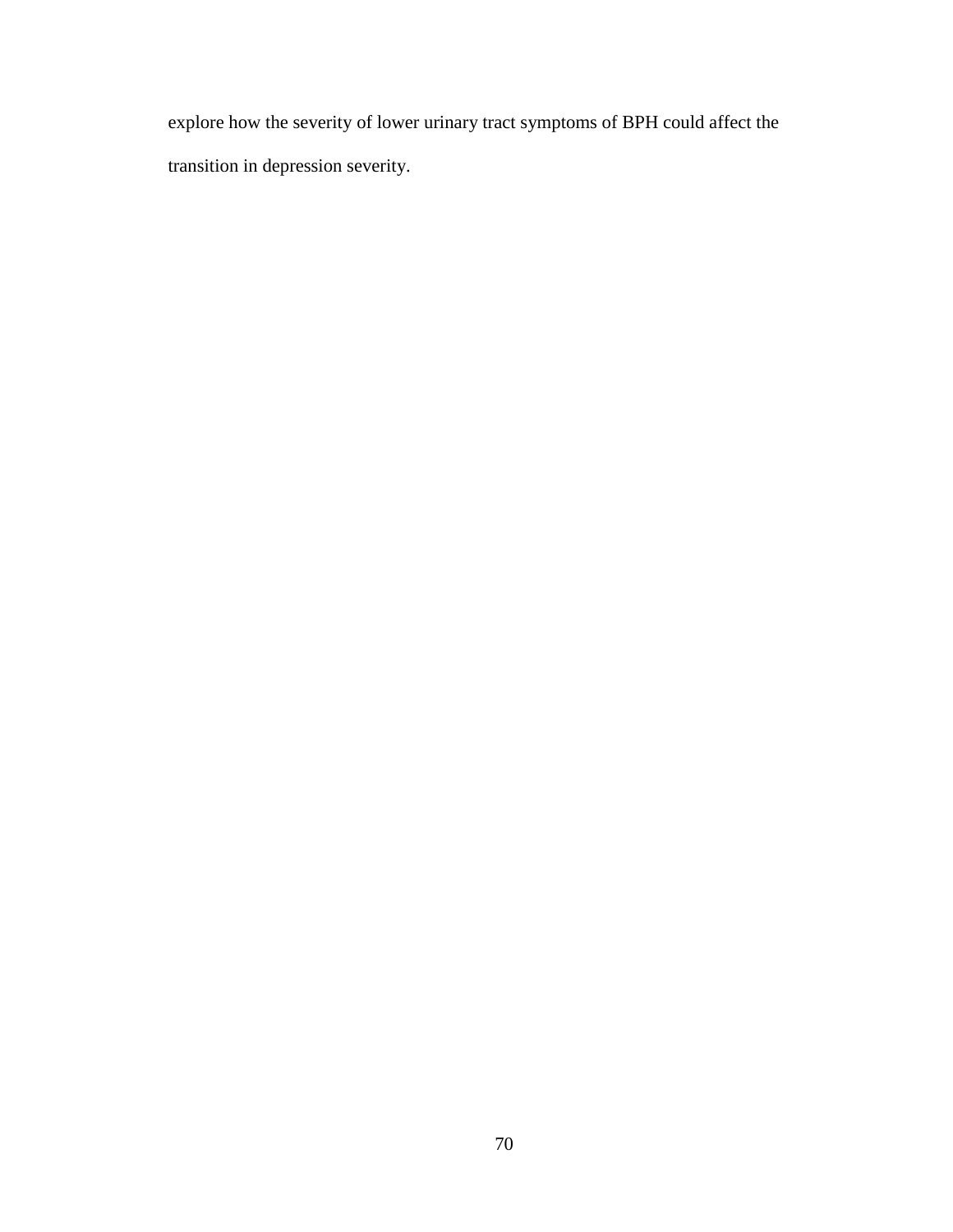explore how the severity of lower urinary tract symptoms of BPH could affect the transition in depression severity.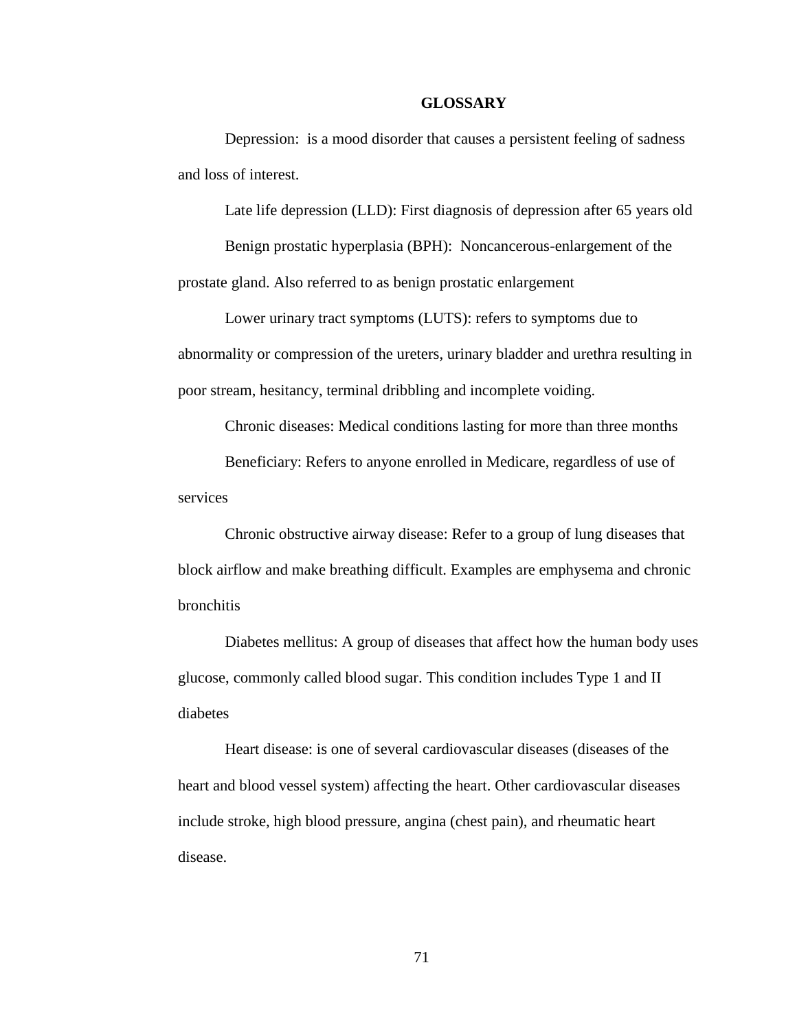# GLOSSARY

Depression:  is a mood disorder that causes a persistent feeling of sadness and loss of interest.

Late life depression (LLD): First diagnosis of depression after 65 years old

Benign prostatic hyperplasia (BPH):  Noncancerous-enlargement of the prostate gland. Also referred to as benign prostatic enlargement

Lower urinary tract symptoms (LUTS): refers to symptoms due to abnormality or compression of the ureters, urinary bladder and urethra resulting in poor stream, hesitancy, terminal dribbling and incomplete voiding.

Chronic diseases: Medical conditions lasting for more than three months

Beneficiary: Refers to anyone enrolled in Medicare, regardless of use of services

Chronic obstructive airway disease: Refer to a group of lung diseases that block airflow and make breathing difficult. Examples are emphysema and chronic bronchitis

Diabetes mellitus: A group of diseases that affect how the human body uses glucose, commonly called blood sugar. This condition includes Type 1 and II diabetes

Heart disease: is one of several cardiovascular diseases (diseases of the heart and blood vessel system) affecting the heart. Other cardiovascular diseases include stroke, high blood pressure, angina (chest pain), and rheumatic heart disease.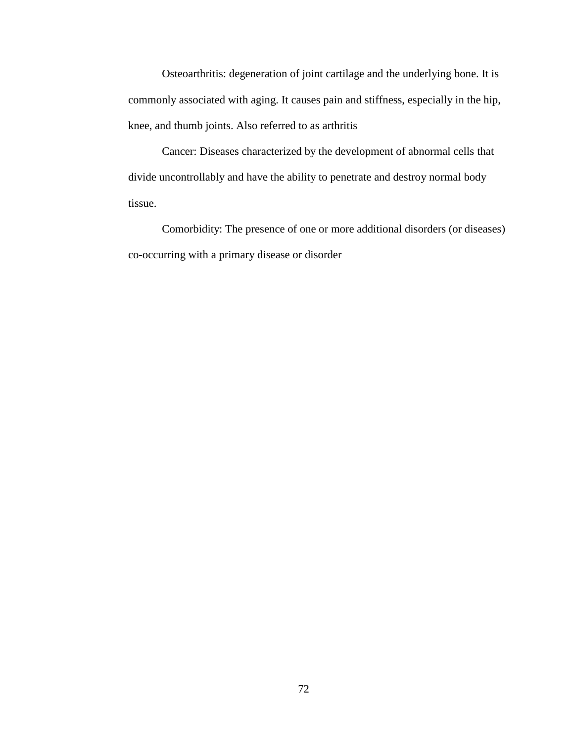Osteoarthritis: degeneration of joint cartilage and the underlying bone. It is commonly associated with aging. It causes pain and stiffness, especially in the hip, knee, and thumb joints. Also referred to as arthritis

Cancer: Diseases characterized by the development of abnormal cells that divide uncontrollably and have the ability to penetrate and destroy normal body tissue.

Comorbidity: The presence of one or more additional disorders (or diseases) co-occurring with a primary disease or disorder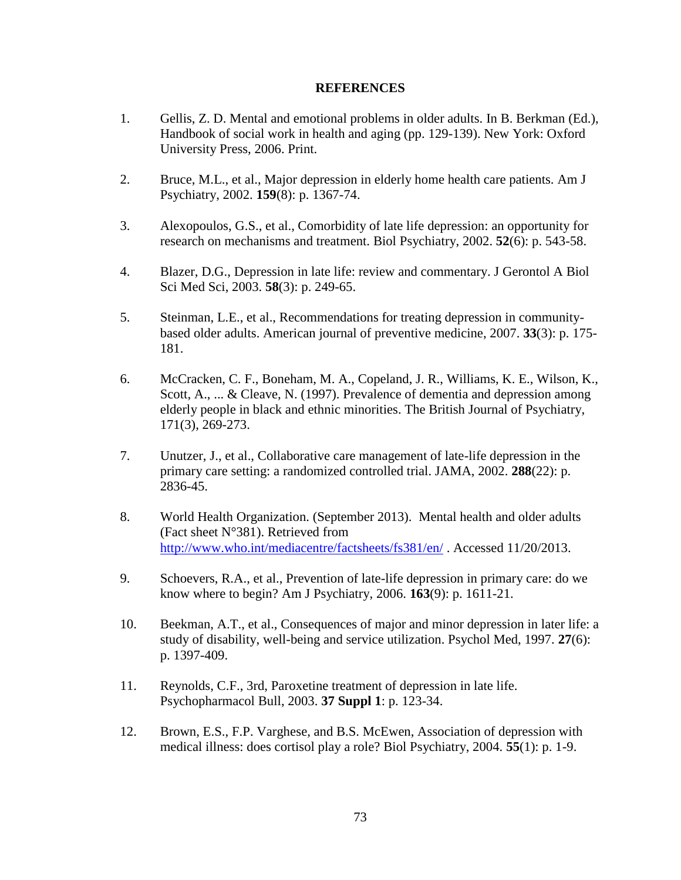# REFERENCES

1. Gellis, Z. D. Mental and emotional problems in older adults. In B. Berkman (Ed.), Handbook of social work in health and aging (pp. 129-139). New York: Oxford University Press, 2006. Print.

2. Bruce, M.L., et al., Major depression in elderly home health care patients. Am J Psychiatry, 2002. **159**(8): p. 1367-74.

3. Alexopoulos, G.S., et al., Comorbidity of late life depression: an opportunity for research on mechanisms and treatment. Biol Psychiatry, 2002. **52**(6): p. 543-58.

4. Blazer, D.G., Depression in late life: review and commentary. J Gerontol A Biol Sci Med Sci, 2003. **58**(3): p. 249-65.

5. Steinman, L.E., et al., Recommendations for treating depression in community-based older adults. American journal of preventive medicine, 2007. **33**(3): p. 175-181.

6. McCracken, C. F., Boneham, M. A., Copeland, J. R., Williams, K. E., Wilson, K., Scott, A., ... & Cleave, N. (1997). Prevalence of dementia and depression among elderly people in black and ethnic minorities. The British Journal of Psychiatry, 171(3), 269-273.

7. Unutzer, J., et al., Collaborative care management of late-life depression in the primary care setting: a randomized controlled trial. JAMA, 2002. **288**(22): p. 2836-45.

8. World Health Organization. (September 2013). Mental health and older adults (Fact sheet N°381). Retrieved from http://www.who.int/mediacentre/factsheets/fs381/en/ . Accessed 11/20/2013.

9. Schoevers, R.A., et al., Prevention of late-life depression in primary care: do we know where to begin? Am J Psychiatry, 2006. **163**(9): p. 1611-21.

10. Beekman, A.T., et al., Consequences of major and minor depression in later life: a study of disability, well-being and service utilization. Psychol Med, 1997. **27**(6): p. 1397-409.

11. Reynolds, C.F., 3rd, Paroxetine treatment of depression in late life. Psychopharmacol Bull, 2003. **37 Suppl 1**: p. 123-34.

12. Brown, E.S., F.P. Varghese, and B.S. McEwen, Association of depression with medical illness: does cortisol play a role? Biol Psychiatry, 2004. **55**(1): p. 1-9.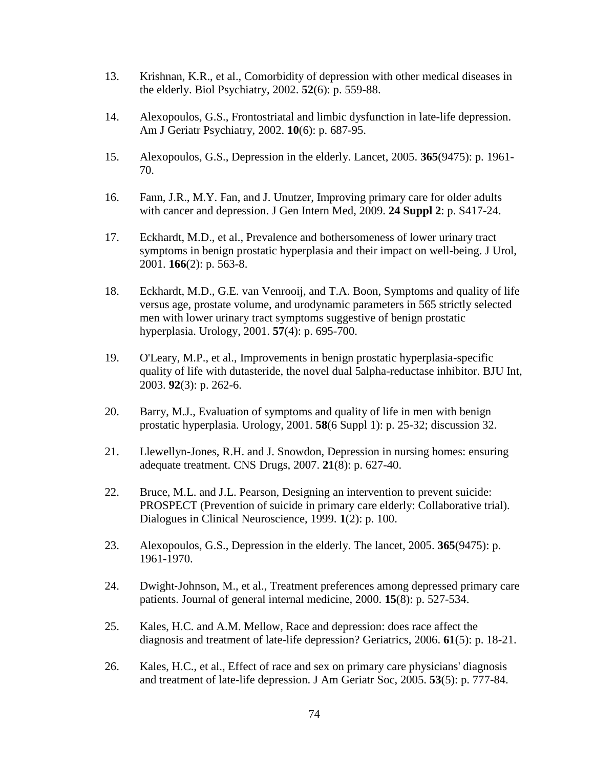13. Krishnan, K.R., et al., Comorbidity of depression with other medical diseases in the elderly. Biol Psychiatry, 2002. **52**(6): p. 559-88.

14. Alexopoulos, G.S., Frontostriatal and limbic dysfunction in late-life depression. Am J Geriatr Psychiatry, 2002. **10**(6): p. 687-95.

15. Alexopoulos, G.S., Depression in the elderly. Lancet, 2005. **365**(9475): p. 1961-70.

16. Fann, J.R., M.Y. Fan, and J. Unutzer, Improving primary care for older adults with cancer and depression. J Gen Intern Med, 2009. **24 Suppl 2**: p. S417-24.

17. Eckhardt, M.D., et al., Prevalence and bothersomeness of lower urinary tract symptoms in benign prostatic hyperplasia and their impact on well-being. J Urol, 2001. **166**(2): p. 563-8.

18. Eckhardt, M.D., G.E. van Venrooij, and T.A. Boon, Symptoms and quality of life versus age, prostate volume, and urodynamic parameters in 565 strictly selected men with lower urinary tract symptoms suggestive of benign prostatic hyperplasia. Urology, 2001. **57**(4): p. 695-700.

19. O'Leary, M.P., et al., Improvements in benign prostatic hyperplasia-specific quality of life with dutasteride, the novel dual 5alpha-reductase inhibitor. BJU Int, 2003. **92**(3): p. 262-6.

20. Barry, M.J., Evaluation of symptoms and quality of life in men with benign prostatic hyperplasia. Urology, 2001. **58**(6 Suppl 1): p. 25-32; discussion 32.

21. Llewellyn-Jones, R.H. and J. Snowdon, Depression in nursing homes: ensuring adequate treatment. CNS Drugs, 2007. **21**(8): p. 627-40.

22. Bruce, M.L. and J.L. Pearson, Designing an intervention to prevent suicide: PROSPECT (Prevention of suicide in primary care elderly: Collaborative trial). Dialogues in Clinical Neuroscience, 1999. **1**(2): p. 100.

23. Alexopoulos, G.S., Depression in the elderly. The lancet, 2005. **365**(9475): p. 1961-1970.

24. Dwight-Johnson, M., et al., Treatment preferences among depressed primary care patients. Journal of general internal medicine, 2000. **15**(8): p. 527-534.

25. Kales, H.C. and A.M. Mellow, Race and depression: does race affect the diagnosis and treatment of late-life depression? Geriatrics, 2006. **61**(5): p. 18-21.

26. Kales, H.C., et al., Effect of race and sex on primary care physicians' diagnosis and treatment of late-life depression. J Am Geriatr Soc, 2005. **53**(5): p. 777-84.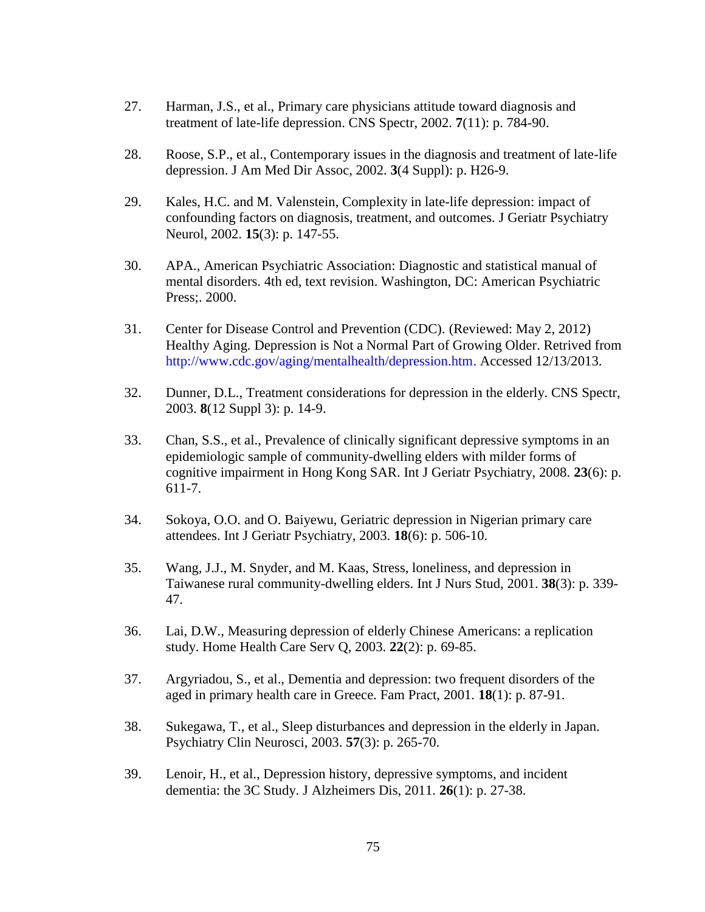27. Harman, J.S., et al., Primary care physicians attitude toward diagnosis and treatment of late-life depression. CNS Spectr, 2002. **7**(11): p. 784-90.

28. Roose, S.P., et al., Contemporary issues in the diagnosis and treatment of late-life depression. J Am Med Dir Assoc, 2002. **3**(4 Suppl): p. H26-9.

29. Kales, H.C. and M. Valenstein, Complexity in late-life depression: impact of confounding factors on diagnosis, treatment, and outcomes. J Geriatr Psychiatry Neurol, 2002. **15**(3): p. 147-55.

30. APA., American Psychiatric Association: Diagnostic and statistical manual of mental disorders. 4th ed, text revision. Washington, DC: American Psychiatric Press;. 2000.

31. Center for Disease Control and Prevention (CDC). (Reviewed: May 2, 2012) Healthy Aging. Depression is Not a Normal Part of Growing Older. Retrived from http://www.cdc.gov/aging/mentalhealth/depression.htm. Accessed 12/13/2013.

32. Dunner, D.L., Treatment considerations for depression in the elderly. CNS Spectr, 2003. **8**(12 Suppl 3): p. 14-9.

33. Chan, S.S., et al., Prevalence of clinically significant depressive symptoms in an epidemiologic sample of community-dwelling elders with milder forms of cognitive impairment in Hong Kong SAR. Int J Geriatr Psychiatry, 2008. **23**(6): p. 611-7.

34. Sokoya, O.O. and O. Baiyewu, Geriatric depression in Nigerian primary care attendees. Int J Geriatr Psychiatry, 2003. **18**(6): p. 506-10.

35. Wang, J.J., M. Snyder, and M. Kaas, Stress, loneliness, and depression in Taiwanese rural community-dwelling elders. Int J Nurs Stud, 2001. **38**(3): p. 339-47.

36. Lai, D.W., Measuring depression of elderly Chinese Americans: a replication study. Home Health Care Serv Q, 2003. **22**(2): p. 69-85.

37. Argyriadou, S., et al., Dementia and depression: two frequent disorders of the aged in primary health care in Greece. Fam Pract, 2001. **18**(1): p. 87-91.

38. Sukegawa, T., et al., Sleep disturbances and depression in the elderly in Japan. Psychiatry Clin Neurosci, 2003. **57**(3): p. 265-70.

39. Lenoir, H., et al., Depression history, depressive symptoms, and incident dementia: the 3C Study. J Alzheimers Dis, 2011. **26**(1): p. 27-38.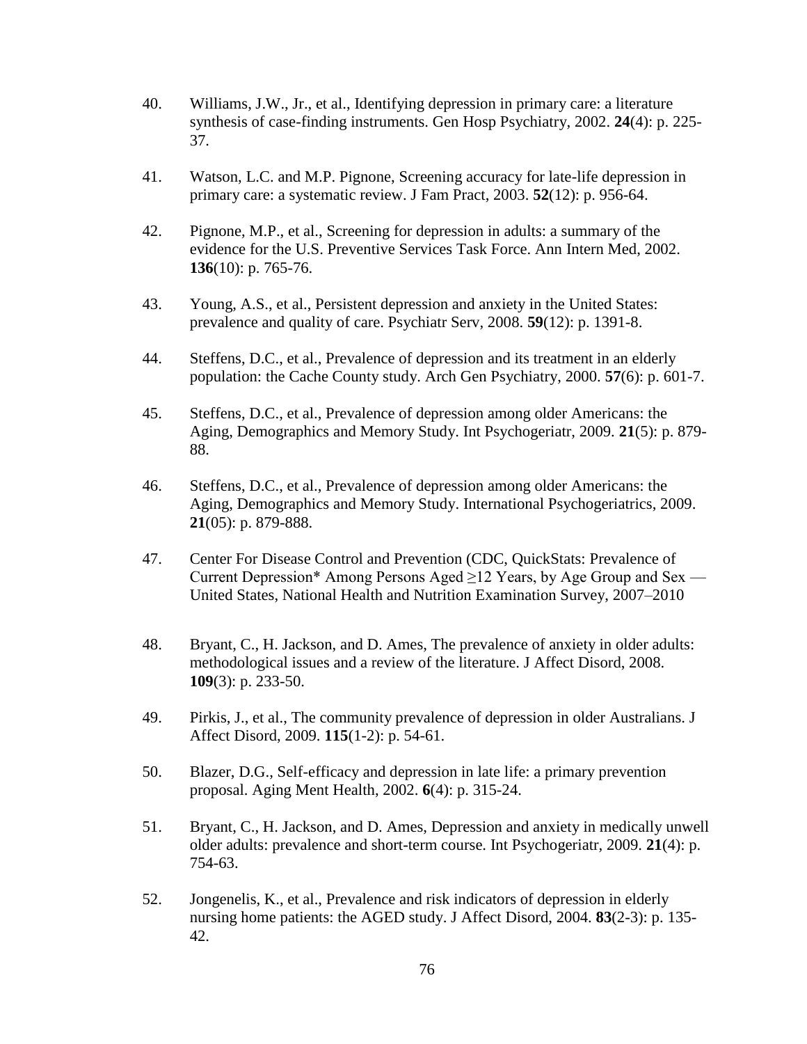40. Williams, J.W., Jr., et al., Identifying depression in primary care: a literature synthesis of case-finding instruments. Gen Hosp Psychiatry, 2002. **24**(4): p. 225-37.

41. Watson, L.C. and M.P. Pignone, Screening accuracy for late-life depression in primary care: a systematic review. J Fam Pract, 2003. **52**(12): p. 956-64.

42. Pignone, M.P., et al., Screening for depression in adults: a summary of the evidence for the U.S. Preventive Services Task Force. Ann Intern Med, 2002. **136**(10): p. 765-76.

43. Young, A.S., et al., Persistent depression and anxiety in the United States: prevalence and quality of care. Psychiatr Serv, 2008. **59**(12): p. 1391-8.

44. Steffens, D.C., et al., Prevalence of depression and its treatment in an elderly population: the Cache County study. Arch Gen Psychiatry, 2000. **57**(6): p. 601-7.

45. Steffens, D.C., et al., Prevalence of depression among older Americans: the Aging, Demographics and Memory Study. Int Psychogeriatr, 2009. **21**(5): p. 879-88.

46. Steffens, D.C., et al., Prevalence of depression among older Americans: the Aging, Demographics and Memory Study. International Psychogeriatrics, 2009. **21**(05): p. 879-888.

47. Center For Disease Control and Prevention (CDC, QuickStats: Prevalence of Current Depression* Among Persons Aged ≥12 Years, by Age Group and Sex — United States, National Health and Nutrition Examination Survey, 2007–2010

48. Bryant, C., H. Jackson, and D. Ames, The prevalence of anxiety in older adults: methodological issues and a review of the literature. J Affect Disord, 2008. **109**(3): p. 233-50.

49. Pirkis, J., et al., The community prevalence of depression in older Australians. J Affect Disord, 2009. **115**(1-2): p. 54-61.

50. Blazer, D.G., Self-efficacy and depression in late life: a primary prevention proposal. Aging Ment Health, 2002. **6**(4): p. 315-24.

51. Bryant, C., H. Jackson, and D. Ames, Depression and anxiety in medically unwell older adults: prevalence and short-term course. Int Psychogeriatr, 2009. **21**(4): p. 754-63.

52. Jongenelis, K., et al., Prevalence and risk indicators of depression in elderly nursing home patients: the AGED study. J Affect Disord, 2004. **83**(2-3): p. 135-42.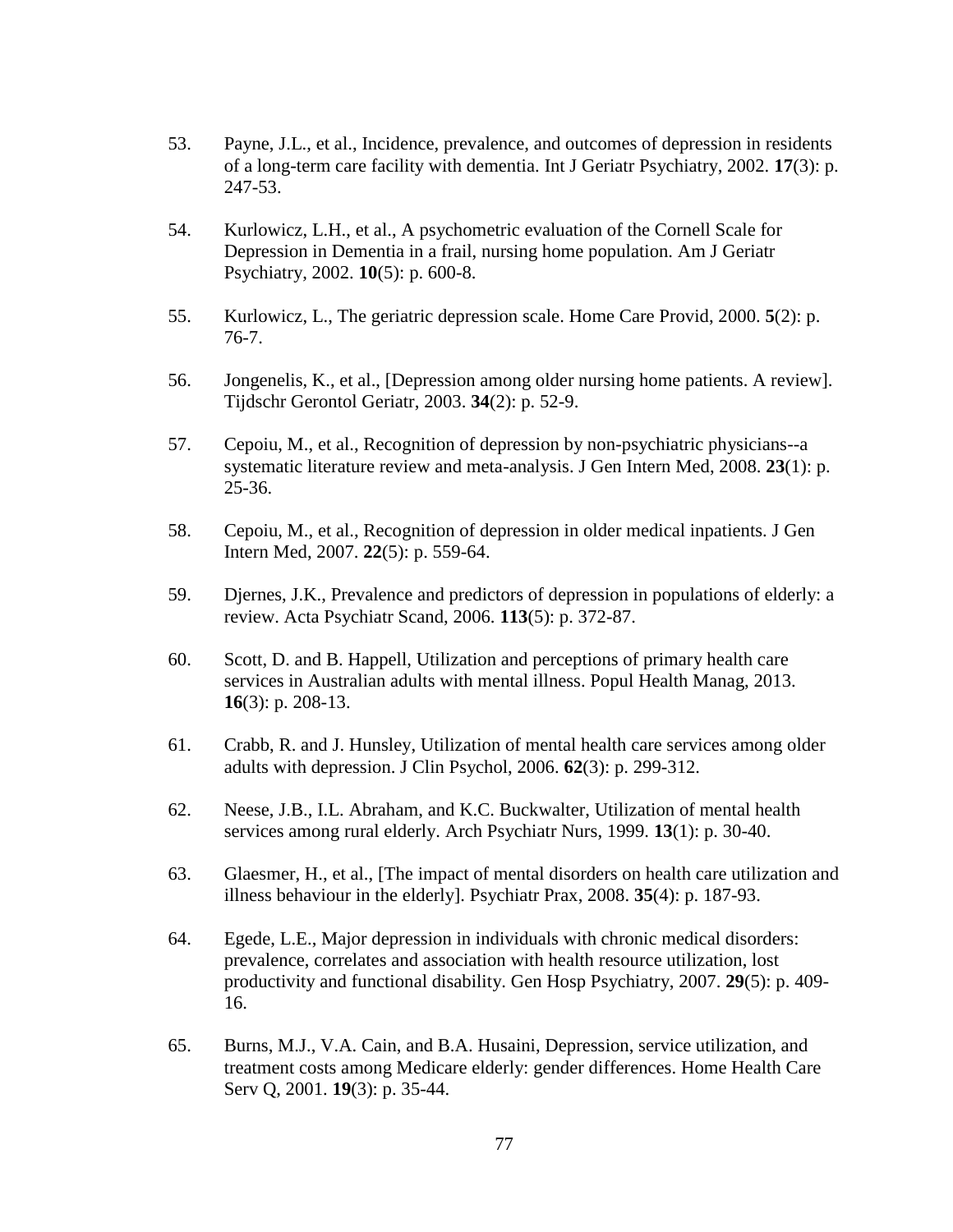53. Payne, J.L., et al., Incidence, prevalence, and outcomes of depression in residents of a long-term care facility with dementia. Int J Geriatr Psychiatry, 2002. **17**(3): p. 247-53.

54. Kurlowicz, L.H., et al., A psychometric evaluation of the Cornell Scale for Depression in Dementia in a frail, nursing home population. Am J Geriatr Psychiatry, 2002. **10**(5): p. 600-8.

55. Kurlowicz, L., The geriatric depression scale. Home Care Provid, 2000. **5**(2): p. 76-7.

56. Jongenelis, K., et al., [Depression among older nursing home patients. A review]. Tijdschr Gerontol Geriatr, 2003. **34**(2): p. 52-9.

57. Cepoiu, M., et al., Recognition of depression by non-psychiatric physicians--a systematic literature review and meta-analysis. J Gen Intern Med, 2008. **23**(1): p. 25-36.

58. Cepoiu, M., et al., Recognition of depression in older medical inpatients. J Gen Intern Med, 2007. **22**(5): p. 559-64.

59. Djernes, J.K., Prevalence and predictors of depression in populations of elderly: a review. Acta Psychiatr Scand, 2006. **113**(5): p. 372-87.

60. Scott, D. and B. Happell, Utilization and perceptions of primary health care services in Australian adults with mental illness. Popul Health Manag, 2013. **16**(3): p. 208-13.

61. Crabb, R. and J. Hunsley, Utilization of mental health care services among older adults with depression. J Clin Psychol, 2006. **62**(3): p. 299-312.

62. Neese, J.B., I.L. Abraham, and K.C. Buckwalter, Utilization of mental health services among rural elderly. Arch Psychiatr Nurs, 1999. **13**(1): p. 30-40.

63. Glaesmer, H., et al., [The impact of mental disorders on health care utilization and illness behaviour in the elderly]. Psychiatr Prax, 2008. **35**(4): p. 187-93.

64. Egede, L.E., Major depression in individuals with chronic medical disorders: prevalence, correlates and association with health resource utilization, lost productivity and functional disability. Gen Hosp Psychiatry, 2007. **29**(5): p. 409-16.

65. Burns, M.J., V.A. Cain, and B.A. Husaini, Depression, service utilization, and treatment costs among Medicare elderly: gender differences. Home Health Care Serv Q, 2001. **19**(3): p. 35-44.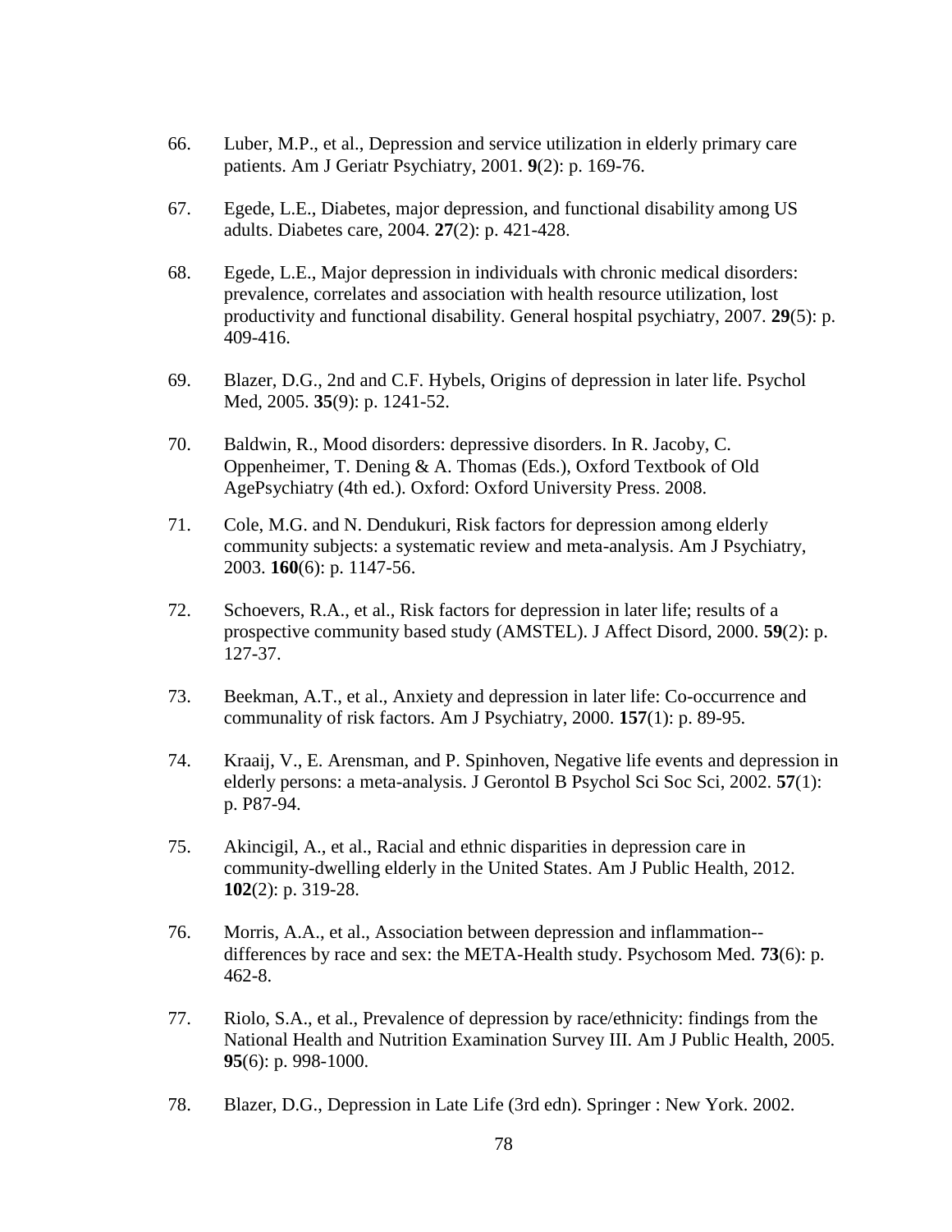66. Luber, M.P., et al., Depression and service utilization in elderly primary care patients. Am J Geriatr Psychiatry, 2001. **9**(2): p. 169-76.

67. Egede, L.E., Diabetes, major depression, and functional disability among US adults. Diabetes care, 2004. **27**(2): p. 421-428.

68. Egede, L.E., Major depression in individuals with chronic medical disorders: prevalence, correlates and association with health resource utilization, lost productivity and functional disability. General hospital psychiatry, 2007. **29**(5): p. 409-416.

69. Blazer, D.G., 2nd and C.F. Hybels, Origins of depression in later life. Psychol Med, 2005. **35**(9): p. 1241-52.

70. Baldwin, R., Mood disorders: depressive disorders. In R. Jacoby, C. Oppenheimer, T. Dening & A. Thomas (Eds.), Oxford Textbook of Old AgePsychiatry (4th ed.). Oxford: Oxford University Press. 2008.

71. Cole, M.G. and N. Dendukuri, Risk factors for depression among elderly community subjects: a systematic review and meta-analysis. Am J Psychiatry, 2003. **160**(6): p. 1147-56.

72. Schoevers, R.A., et al., Risk factors for depression in later life; results of a prospective community based study (AMSTEL). J Affect Disord, 2000. **59**(2): p. 127-37.

73. Beekman, A.T., et al., Anxiety and depression in later life: Co-occurrence and communality of risk factors. Am J Psychiatry, 2000. **157**(1): p. 89-95.

74. Kraaij, V., E. Arensman, and P. Spinhoven, Negative life events and depression in elderly persons: a meta-analysis. J Gerontol B Psychol Sci Soc Sci, 2002. **57**(1): p. P87-94.

75. Akincigil, A., et al., Racial and ethnic disparities in depression care in community-dwelling elderly in the United States. Am J Public Health, 2012. **102**(2): p. 319-28.

76. Morris, A.A., et al., Association between depression and inflammation--differences by race and sex: the META-Health study. Psychosom Med. **73**(6): p. 462-8.

77. Riolo, S.A., et al., Prevalence of depression by race/ethnicity: findings from the National Health and Nutrition Examination Survey III. Am J Public Health, 2005. **95**(6): p. 998-1000.

78. Blazer, D.G., Depression in Late Life (3rd edn). Springer : New York. 2002.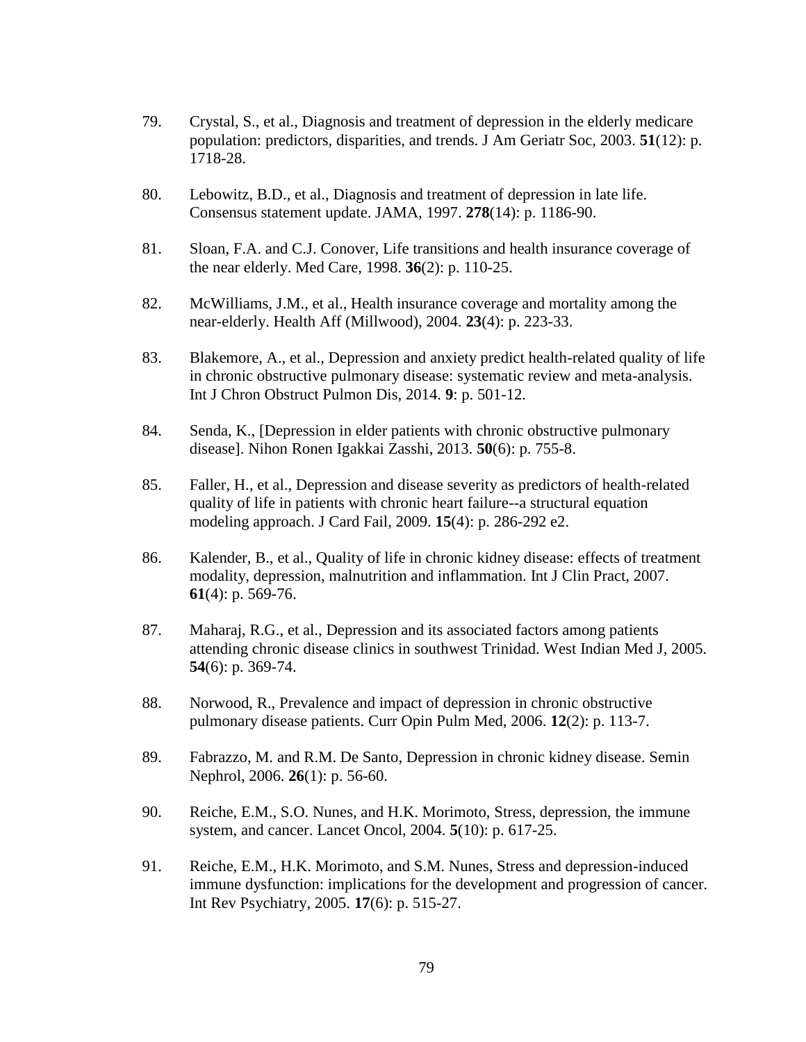79. Crystal, S., et al., Diagnosis and treatment of depression in the elderly medicare population: predictors, disparities, and trends. J Am Geriatr Soc, 2003. **51**(12): p. 1718-28.

80. Lebowitz, B.D., et al., Diagnosis and treatment of depression in late life. Consensus statement update. JAMA, 1997. **278**(14): p. 1186-90.

81. Sloan, F.A. and C.J. Conover, Life transitions and health insurance coverage of the near elderly. Med Care, 1998. **36**(2): p. 110-25.

82. McWilliams, J.M., et al., Health insurance coverage and mortality among the near-elderly. Health Aff (Millwood), 2004. **23**(4): p. 223-33.

83. Blakemore, A., et al., Depression and anxiety predict health-related quality of life in chronic obstructive pulmonary disease: systematic review and meta-analysis. Int J Chron Obstruct Pulmon Dis, 2014. **9**: p. 501-12.

84. Senda, K., [Depression in elder patients with chronic obstructive pulmonary disease]. Nihon Ronen Igakkai Zasshi, 2013. **50**(6): p. 755-8.

85. Faller, H., et al., Depression and disease severity as predictors of health-related quality of life in patients with chronic heart failure--a structural equation modeling approach. J Card Fail, 2009. **15**(4): p. 286-292 e2.

86. Kalender, B., et al., Quality of life in chronic kidney disease: effects of treatment modality, depression, malnutrition and inflammation. Int J Clin Pract, 2007. **61**(4): p. 569-76.

87. Maharaj, R.G., et al., Depression and its associated factors among patients attending chronic disease clinics in southwest Trinidad. West Indian Med J, 2005. **54**(6): p. 369-74.

88. Norwood, R., Prevalence and impact of depression in chronic obstructive pulmonary disease patients. Curr Opin Pulm Med, 2006. **12**(2): p. 113-7.

89. Fabrazzo, M. and R.M. De Santo, Depression in chronic kidney disease. Semin Nephrol, 2006. **26**(1): p. 56-60.

90. Reiche, E.M., S.O. Nunes, and H.K. Morimoto, Stress, depression, the immune system, and cancer. Lancet Oncol, 2004. **5**(10): p. 617-25.

91. Reiche, E.M., H.K. Morimoto, and S.M. Nunes, Stress and depression-induced immune dysfunction: implications for the development and progression of cancer. Int Rev Psychiatry, 2005. **17**(6): p. 515-27.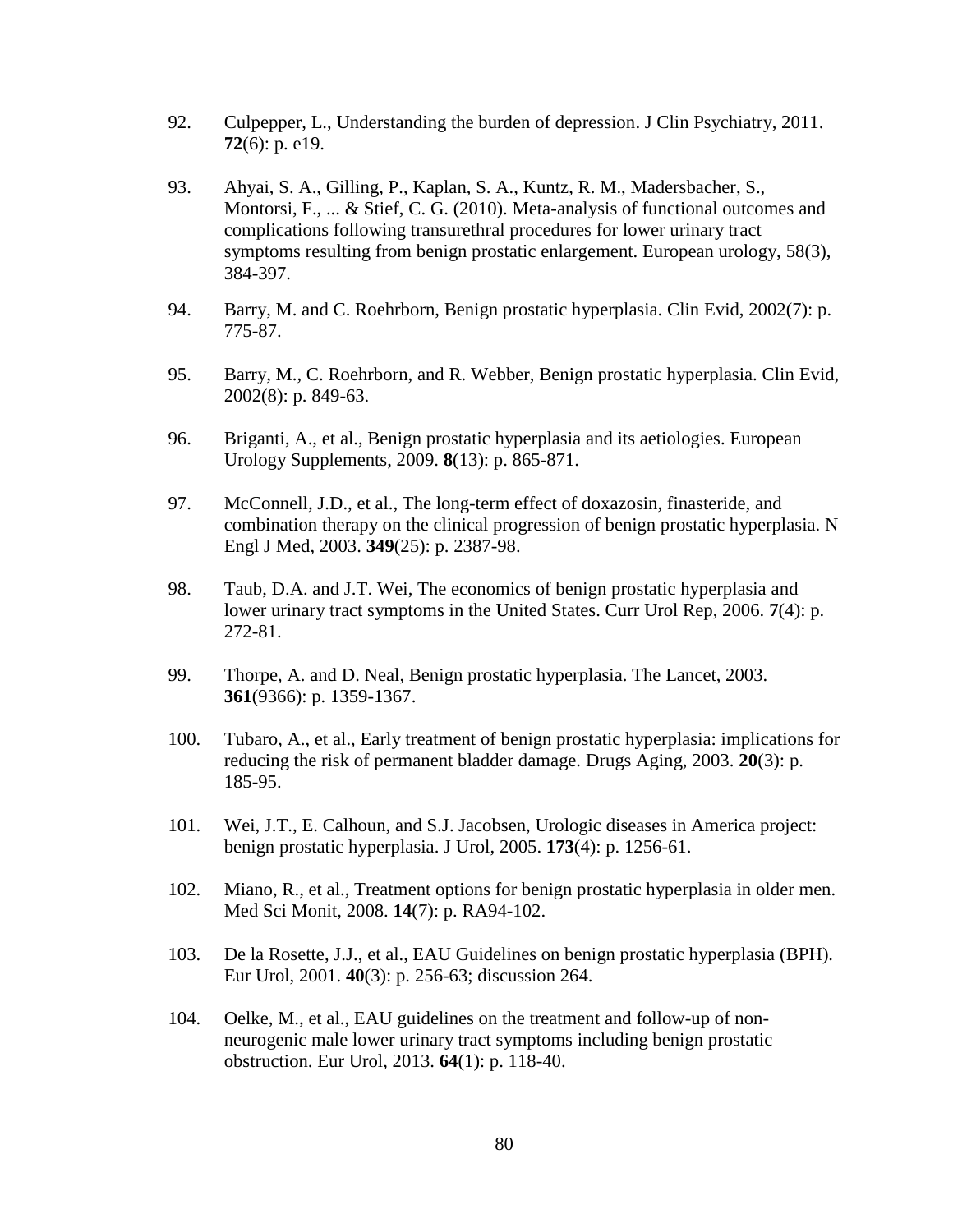92. Culpepper, L., Understanding the burden of depression. J Clin Psychiatry, 2011. **72**(6): p. e19.

93. Ahyai, S. A., Gilling, P., Kaplan, S. A., Kuntz, R. M., Madersbacher, S., Montorsi, F., ... & Stief, C. G. (2010). Meta-analysis of functional outcomes and complications following transurethral procedures for lower urinary tract symptoms resulting from benign prostatic enlargement. European urology, 58(3), 384-397.

94. Barry, M. and C. Roehrborn, Benign prostatic hyperplasia. Clin Evid, 2002(7): p. 775-87.

95. Barry, M., C. Roehrborn, and R. Webber, Benign prostatic hyperplasia. Clin Evid, 2002(8): p. 849-63.

96. Briganti, A., et al., Benign prostatic hyperplasia and its aetiologies. European Urology Supplements, 2009. **8**(13): p. 865-871.

97. McConnell, J.D., et al., The long-term effect of doxazosin, finasteride, and combination therapy on the clinical progression of benign prostatic hyperplasia. N Engl J Med, 2003. **349**(25): p. 2387-98.

98. Taub, D.A. and J.T. Wei, The economics of benign prostatic hyperplasia and lower urinary tract symptoms in the United States. Curr Urol Rep, 2006. **7**(4): p. 272-81.

99. Thorpe, A. and D. Neal, Benign prostatic hyperplasia. The Lancet, 2003. **361**(9366): p. 1359-1367.

100. Tubaro, A., et al., Early treatment of benign prostatic hyperplasia: implications for reducing the risk of permanent bladder damage. Drugs Aging, 2003. **20**(3): p. 185-95.

101. Wei, J.T., E. Calhoun, and S.J. Jacobsen, Urologic diseases in America project: benign prostatic hyperplasia. J Urol, 2005. **173**(4): p. 1256-61.

102. Miano, R., et al., Treatment options for benign prostatic hyperplasia in older men. Med Sci Monit, 2008. **14**(7): p. RA94-102.

103. De la Rosette, J.J., et al., EAU Guidelines on benign prostatic hyperplasia (BPH). Eur Urol, 2001. **40**(3): p. 256-63; discussion 264.

104. Oelke, M., et al., EAU guidelines on the treatment and follow-up of non-neurogenic male lower urinary tract symptoms including benign prostatic obstruction. Eur Urol, 2013. **64**(1): p. 118-40.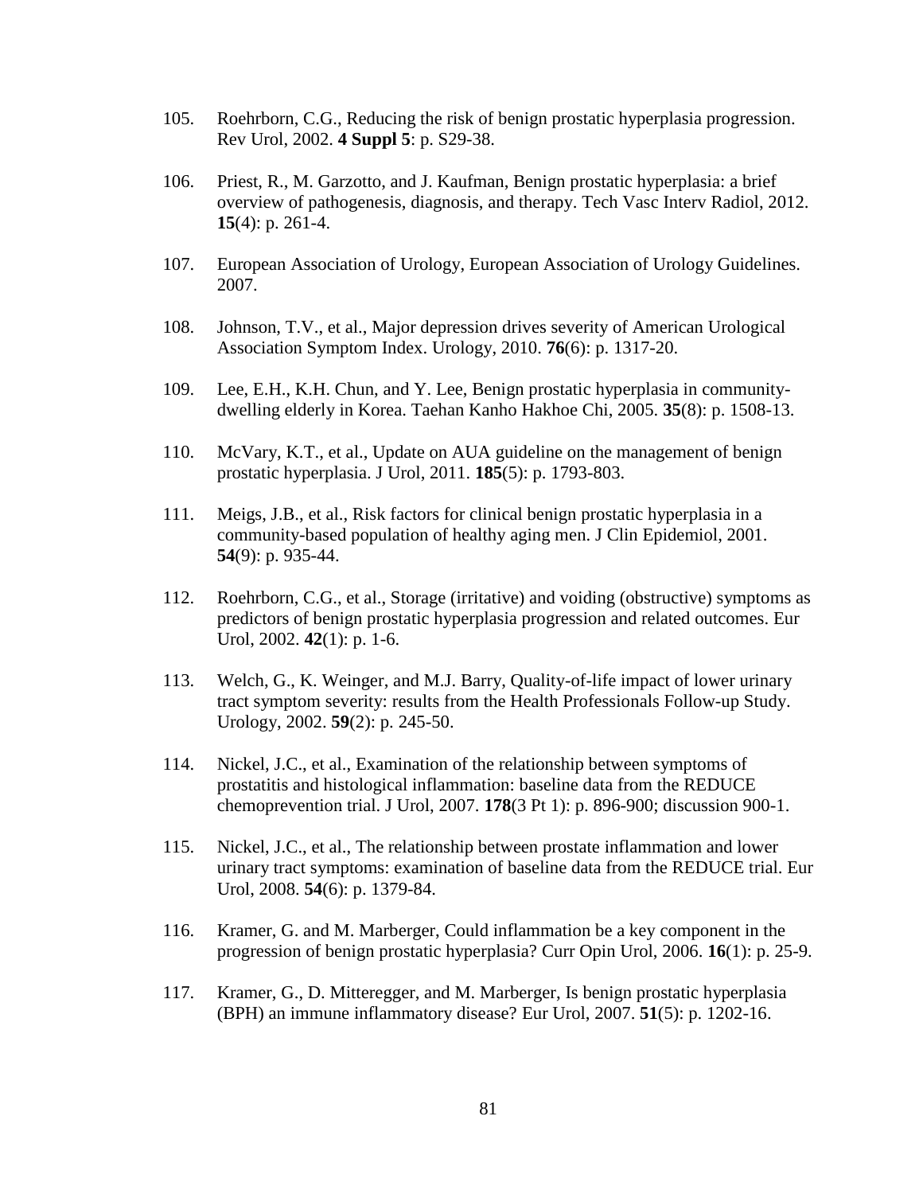105. Roehrborn, C.G., Reducing the risk of benign prostatic hyperplasia progression. Rev Urol, 2002. **4 Suppl 5**: p. S29-38.

106. Priest, R., M. Garzotto, and J. Kaufman, Benign prostatic hyperplasia: a brief overview of pathogenesis, diagnosis, and therapy. Tech Vasc Interv Radiol, 2012. **15**(4): p. 261-4.

107. European Association of Urology, European Association of Urology Guidelines. 2007.

108. Johnson, T.V., et al., Major depression drives severity of American Urological Association Symptom Index. Urology, 2010. **76**(6): p. 1317-20.

109. Lee, E.H., K.H. Chun, and Y. Lee, Benign prostatic hyperplasia in community-dwelling elderly in Korea. Taehan Kanho Hakhoe Chi, 2005. **35**(8): p. 1508-13.

110. McVary, K.T., et al., Update on AUA guideline on the management of benign prostatic hyperplasia. J Urol, 2011. **185**(5): p. 1793-803.

111. Meigs, J.B., et al., Risk factors for clinical benign prostatic hyperplasia in a community-based population of healthy aging men. J Clin Epidemiol, 2001. **54**(9): p. 935-44.

112. Roehrborn, C.G., et al., Storage (irritative) and voiding (obstructive) symptoms as predictors of benign prostatic hyperplasia progression and related outcomes. Eur Urol, 2002. **42**(1): p. 1-6.

113. Welch, G., K. Weinger, and M.J. Barry, Quality-of-life impact of lower urinary tract symptom severity: results from the Health Professionals Follow-up Study. Urology, 2002. **59**(2): p. 245-50.

114. Nickel, J.C., et al., Examination of the relationship between symptoms of prostatitis and histological inflammation: baseline data from the REDUCE chemoprevention trial. J Urol, 2007. **178**(3 Pt 1): p. 896-900; discussion 900-1.

115. Nickel, J.C., et al., The relationship between prostate inflammation and lower urinary tract symptoms: examination of baseline data from the REDUCE trial. Eur Urol, 2008. **54**(6): p. 1379-84.

116. Kramer, G. and M. Marberger, Could inflammation be a key component in the progression of benign prostatic hyperplasia? Curr Opin Urol, 2006. **16**(1): p. 25-9.

117. Kramer, G., D. Mitteregger, and M. Marberger, Is benign prostatic hyperplasia (BPH) an immune inflammatory disease? Eur Urol, 2007. **51**(5): p. 1202-16.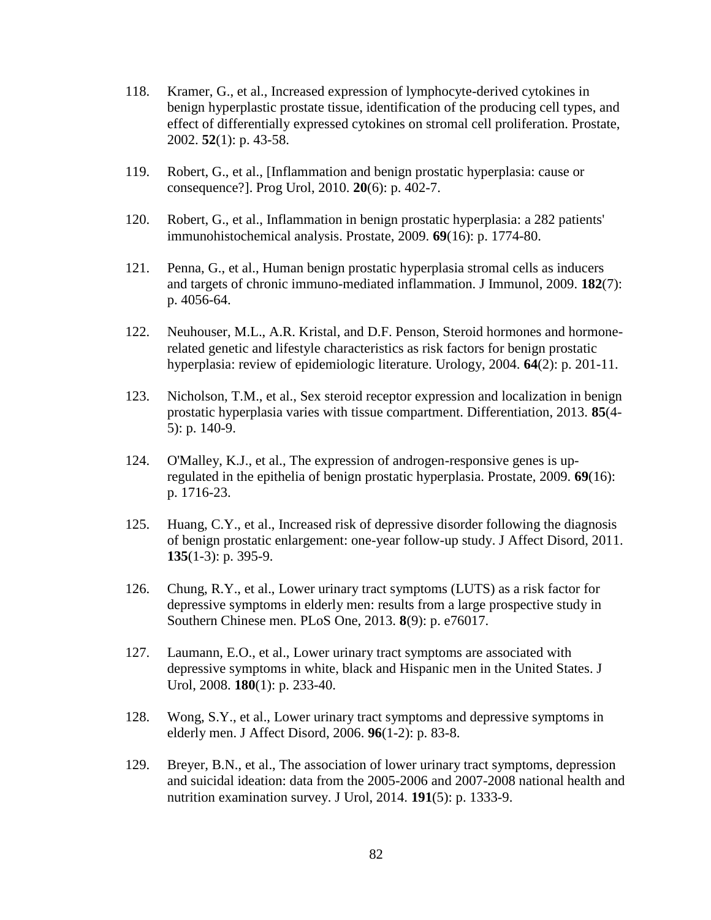118. Kramer, G., et al., Increased expression of lymphocyte-derived cytokines in benign hyperplastic prostate tissue, identification of the producing cell types, and effect of differentially expressed cytokines on stromal cell proliferation. Prostate, 2002. **52**(1): p. 43-58.

119. Robert, G., et al., [Inflammation and benign prostatic hyperplasia: cause or consequence?]. Prog Urol, 2010. **20**(6): p. 402-7.

120. Robert, G., et al., Inflammation in benign prostatic hyperplasia: a 282 patients' immunohistochemical analysis. Prostate, 2009. **69**(16): p. 1774-80.

121. Penna, G., et al., Human benign prostatic hyperplasia stromal cells as inducers and targets of chronic immuno-mediated inflammation. J Immunol, 2009. **182**(7): p. 4056-64.

122. Neuhouser, M.L., A.R. Kristal, and D.F. Penson, Steroid hormones and hormone-related genetic and lifestyle characteristics as risk factors for benign prostatic hyperplasia: review of epidemiologic literature. Urology, 2004. **64**(2): p. 201-11.

123. Nicholson, T.M., et al., Sex steroid receptor expression and localization in benign prostatic hyperplasia varies with tissue compartment. Differentiation, 2013. **85**(4-5): p. 140-9.

124. O'Malley, K.J., et al., The expression of androgen-responsive genes is up-regulated in the epithelia of benign prostatic hyperplasia. Prostate, 2009. **69**(16): p. 1716-23.

125. Huang, C.Y., et al., Increased risk of depressive disorder following the diagnosis of benign prostatic enlargement: one-year follow-up study. J Affect Disord, 2011. **135**(1-3): p. 395-9.

126. Chung, R.Y., et al., Lower urinary tract symptoms (LUTS) as a risk factor for depressive symptoms in elderly men: results from a large prospective study in Southern Chinese men. PLoS One, 2013. **8**(9): p. e76017.

127. Laumann, E.O., et al., Lower urinary tract symptoms are associated with depressive symptoms in white, black and Hispanic men in the United States. J Urol, 2008. **180**(1): p. 233-40.

128. Wong, S.Y., et al., Lower urinary tract symptoms and depressive symptoms in elderly men. J Affect Disord, 2006. **96**(1-2): p. 83-8.

129. Breyer, B.N., et al., The association of lower urinary tract symptoms, depression and suicidal ideation: data from the 2005-2006 and 2007-2008 national health and nutrition examination survey. J Urol, 2014. **191**(5): p. 1333-9.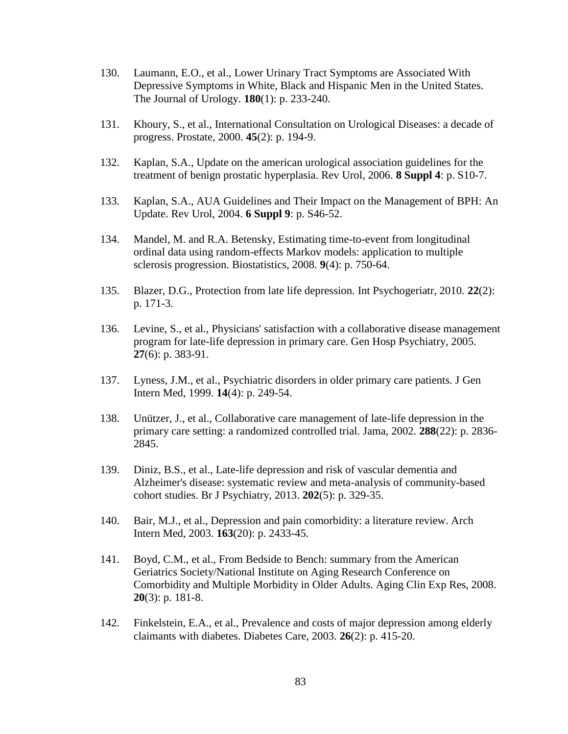130. Laumann, E.O., et al., Lower Urinary Tract Symptoms are Associated With Depressive Symptoms in White, Black and Hispanic Men in the United States. The Journal of Urology. **180**(1): p. 233-240.

131. Khoury, S., et al., International Consultation on Urological Diseases: a decade of progress. Prostate, 2000. **45**(2): p. 194-9.

132. Kaplan, S.A., Update on the american urological association guidelines for the treatment of benign prostatic hyperplasia. Rev Urol, 2006. **8 Suppl 4**: p. S10-7.

133. Kaplan, S.A., AUA Guidelines and Their Impact on the Management of BPH: An Update. Rev Urol, 2004. **6 Suppl 9**: p. S46-52.

134. Mandel, M. and R.A. Betensky, Estimating time-to-event from longitudinal ordinal data using random-effects Markov models: application to multiple sclerosis progression. Biostatistics, 2008. **9**(4): p. 750-64.

135. Blazer, D.G., Protection from late life depression. Int Psychogeriatr, 2010. **22**(2): p. 171-3.

136. Levine, S., et al., Physicians' satisfaction with a collaborative disease management program for late-life depression in primary care. Gen Hosp Psychiatry, 2005. **27**(6): p. 383-91.

137. Lyness, J.M., et al., Psychiatric disorders in older primary care patients. J Gen Intern Med, 1999. **14**(4): p. 249-54.

138. Unützer, J., et al., Collaborative care management of late-life depression in the primary care setting: a randomized controlled trial. Jama, 2002. **288**(22): p. 2836-2845.

139. Diniz, B.S., et al., Late-life depression and risk of vascular dementia and Alzheimer's disease: systematic review and meta-analysis of community-based cohort studies. Br J Psychiatry, 2013. **202**(5): p. 329-35.

140. Bair, M.J., et al., Depression and pain comorbidity: a literature review. Arch Intern Med, 2003. **163**(20): p. 2433-45.

141. Boyd, C.M., et al., From Bedside to Bench: summary from the American Geriatrics Society/National Institute on Aging Research Conference on Comorbidity and Multiple Morbidity in Older Adults. Aging Clin Exp Res, 2008. **20**(3): p. 181-8.

142. Finkelstein, E.A., et al., Prevalence and costs of major depression among elderly claimants with diabetes. Diabetes Care, 2003. **26**(2): p. 415-20.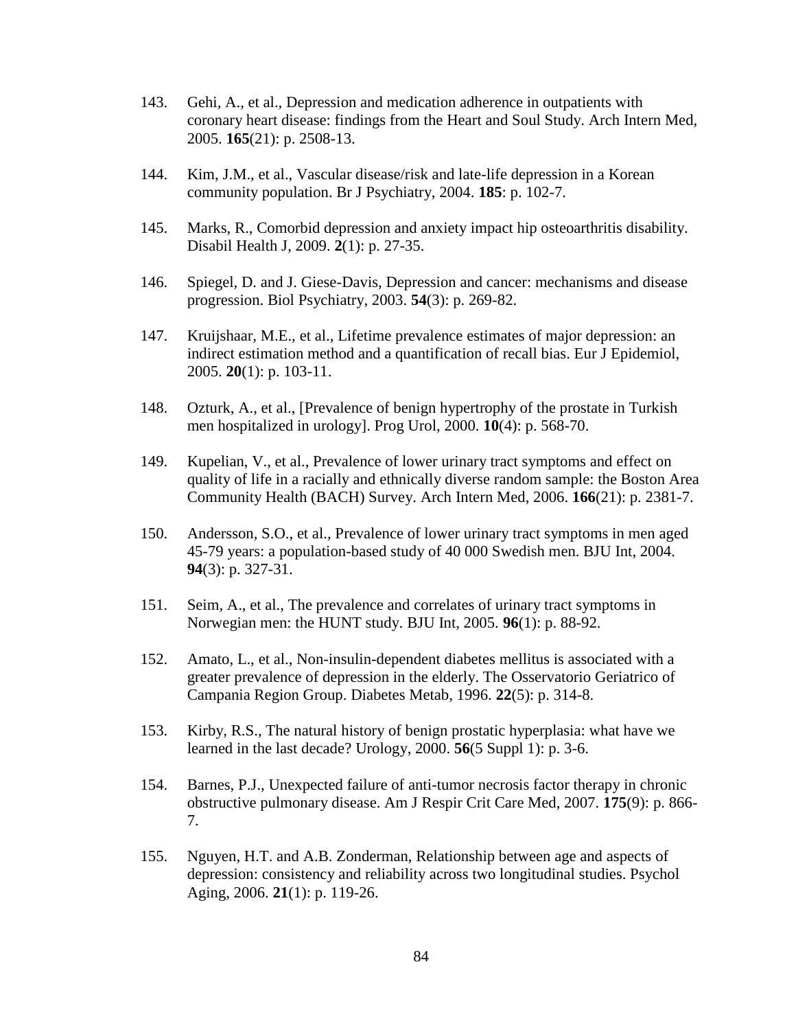143. Gehi, A., et al., Depression and medication adherence in outpatients with coronary heart disease: findings from the Heart and Soul Study. Arch Intern Med, 2005. **165**(21): p. 2508-13.

144. Kim, J.M., et al., Vascular disease/risk and late-life depression in a Korean community population. Br J Psychiatry, 2004. **185**: p. 102-7.

145. Marks, R., Comorbid depression and anxiety impact hip osteoarthritis disability. Disabil Health J, 2009. **2**(1): p. 27-35.

146. Spiegel, D. and J. Giese-Davis, Depression and cancer: mechanisms and disease progression. Biol Psychiatry, 2003. **54**(3): p. 269-82.

147. Kruijshaar, M.E., et al., Lifetime prevalence estimates of major depression: an indirect estimation method and a quantification of recall bias. Eur J Epidemiol, 2005. **20**(1): p. 103-11.

148. Ozturk, A., et al., [Prevalence of benign hypertrophy of the prostate in Turkish men hospitalized in urology]. Prog Urol, 2000. **10**(4): p. 568-70.

149. Kupelian, V., et al., Prevalence of lower urinary tract symptoms and effect on quality of life in a racially and ethnically diverse random sample: the Boston Area Community Health (BACH) Survey. Arch Intern Med, 2006. **166**(21): p. 2381-7.

150. Andersson, S.O., et al., Prevalence of lower urinary tract symptoms in men aged 45-79 years: a population-based study of 40 000 Swedish men. BJU Int, 2004. **94**(3): p. 327-31.

151. Seim, A., et al., The prevalence and correlates of urinary tract symptoms in Norwegian men: the HUNT study. BJU Int, 2005. **96**(1): p. 88-92.

152. Amato, L., et al., Non-insulin-dependent diabetes mellitus is associated with a greater prevalence of depression in the elderly. The Osservatorio Geriatrico of Campania Region Group. Diabetes Metab, 1996. **22**(5): p. 314-8.

153. Kirby, R.S., The natural history of benign prostatic hyperplasia: what have we learned in the last decade? Urology, 2000. **56**(5 Suppl 1): p. 3-6.

154. Barnes, P.J., Unexpected failure of anti-tumor necrosis factor therapy in chronic obstructive pulmonary disease. Am J Respir Crit Care Med, 2007. **175**(9): p. 866-7.

155. Nguyen, H.T. and A.B. Zonderman, Relationship between age and aspects of depression: consistency and reliability across two longitudinal studies. Psychol Aging, 2006. **21**(1): p. 119-26.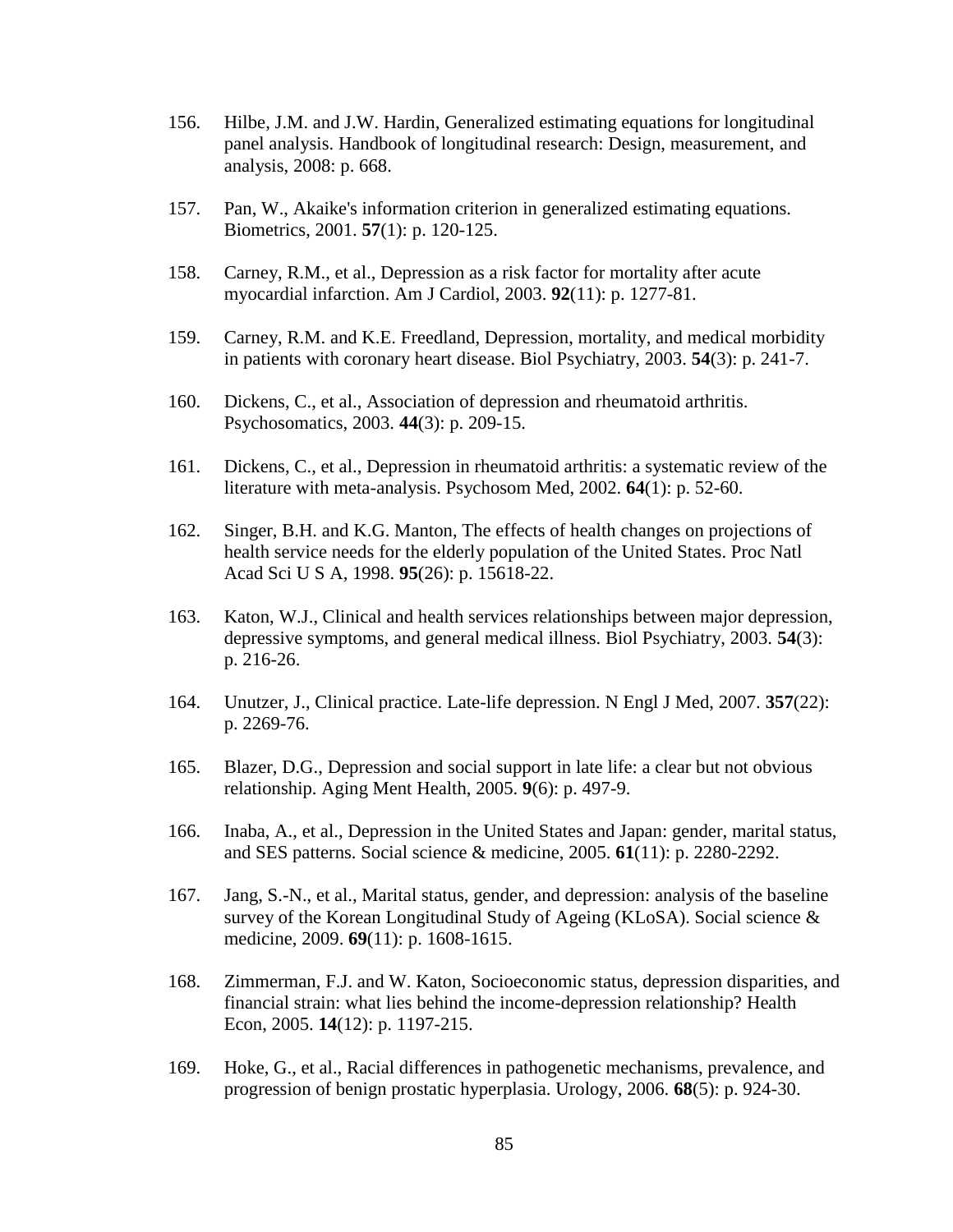156. Hilbe, J.M. and J.W. Hardin, Generalized estimating equations for longitudinal panel analysis. Handbook of longitudinal research: Design, measurement, and analysis, 2008: p. 668.

157. Pan, W., Akaike's information criterion in generalized estimating equations. Biometrics, 2001. **57**(1): p. 120-125.

158. Carney, R.M., et al., Depression as a risk factor for mortality after acute myocardial infarction. Am J Cardiol, 2003. **92**(11): p. 1277-81.

159. Carney, R.M. and K.E. Freedland, Depression, mortality, and medical morbidity in patients with coronary heart disease. Biol Psychiatry, 2003. **54**(3): p. 241-7.

160. Dickens, C., et al., Association of depression and rheumatoid arthritis. Psychosomatics, 2003. **44**(3): p. 209-15.

161. Dickens, C., et al., Depression in rheumatoid arthritis: a systematic review of the literature with meta-analysis. Psychosom Med, 2002. **64**(1): p. 52-60.

162. Singer, B.H. and K.G. Manton, The effects of health changes on projections of health service needs for the elderly population of the United States. Proc Natl Acad Sci U S A, 1998. **95**(26): p. 15618-22.

163. Katon, W.J., Clinical and health services relationships between major depression, depressive symptoms, and general medical illness. Biol Psychiatry, 2003. **54**(3): p. 216-26.

164. Unutzer, J., Clinical practice. Late-life depression. N Engl J Med, 2007. **357**(22): p. 2269-76.

165. Blazer, D.G., Depression and social support in late life: a clear but not obvious relationship. Aging Ment Health, 2005. **9**(6): p. 497-9.

166. Inaba, A., et al., Depression in the United States and Japan: gender, marital status, and SES patterns. Social science & medicine, 2005. **61**(11): p. 2280-2292.

167. Jang, S.-N., et al., Marital status, gender, and depression: analysis of the baseline survey of the Korean Longitudinal Study of Ageing (KLoSA). Social science & medicine, 2009. **69**(11): p. 1608-1615.

168. Zimmerman, F.J. and W. Katon, Socioeconomic status, depression disparities, and financial strain: what lies behind the income-depression relationship? Health Econ, 2005. **14**(12): p. 1197-215.

169. Hoke, G., et al., Racial differences in pathogenetic mechanisms, prevalence, and progression of benign prostatic hyperplasia. Urology, 2006. **68**(5): p. 924-30.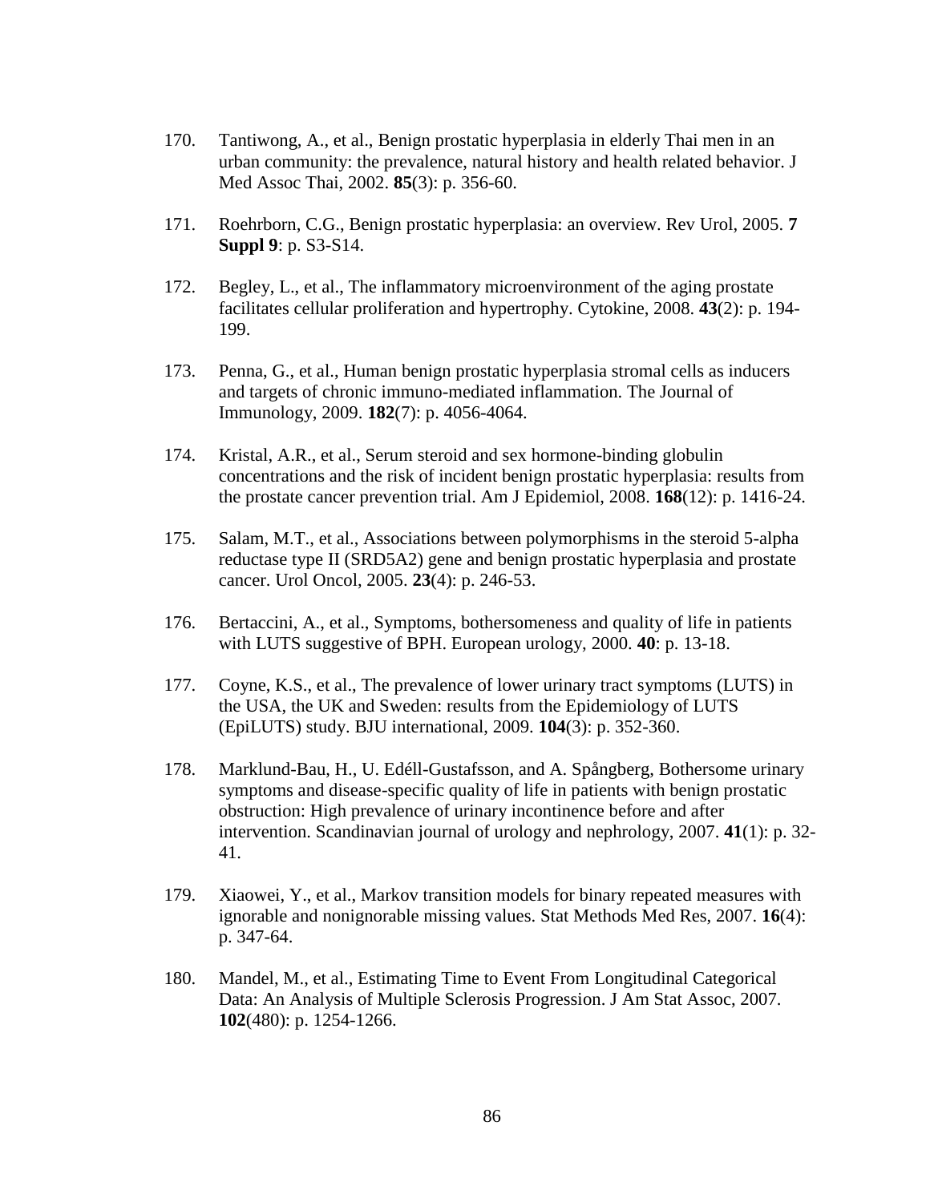170. Tantiwong, A., et al., Benign prostatic hyperplasia in elderly Thai men in an urban community: the prevalence, natural history and health related behavior. J Med Assoc Thai, 2002. **85**(3): p. 356-60.

171. Roehrborn, C.G., Benign prostatic hyperplasia: an overview. Rev Urol, 2005. **7 Suppl 9**: p. S3-S14.

172. Begley, L., et al., The inflammatory microenvironment of the aging prostate facilitates cellular proliferation and hypertrophy. Cytokine, 2008. **43**(2): p. 194-199.

173. Penna, G., et al., Human benign prostatic hyperplasia stromal cells as inducers and targets of chronic immuno-mediated inflammation. The Journal of Immunology, 2009. **182**(7): p. 4056-4064.

174. Kristal, A.R., et al., Serum steroid and sex hormone-binding globulin concentrations and the risk of incident benign prostatic hyperplasia: results from the prostate cancer prevention trial. Am J Epidemiol, 2008. **168**(12): p. 1416-24.

175. Salam, M.T., et al., Associations between polymorphisms in the steroid 5-alpha reductase type II (SRD5A2) gene and benign prostatic hyperplasia and prostate cancer. Urol Oncol, 2005. **23**(4): p. 246-53.

176. Bertaccini, A., et al., Symptoms, bothersomeness and quality of life in patients with LUTS suggestive of BPH. European urology, 2000. **40**: p. 13-18.

177. Coyne, K.S., et al., The prevalence of lower urinary tract symptoms (LUTS) in the USA, the UK and Sweden: results from the Epidemiology of LUTS (EpiLUTS) study. BJU international, 2009. **104**(3): p. 352-360.

178. Marklund-Bau, H., U. Edéll-Gustafsson, and A. Spångberg, Bothersome urinary symptoms and disease-specific quality of life in patients with benign prostatic obstruction: High prevalence of urinary incontinence before and after intervention. Scandinavian journal of urology and nephrology, 2007. **41**(1): p. 32-41.

179. Xiaowei, Y., et al., Markov transition models for binary repeated measures with ignorable and nonignorable missing values. Stat Methods Med Res, 2007. **16**(4): p. 347-64.

180. Mandel, M., et al., Estimating Time to Event From Longitudinal Categorical Data: An Analysis of Multiple Sclerosis Progression. J Am Stat Assoc, 2007. **102**(480): p. 1254-1266.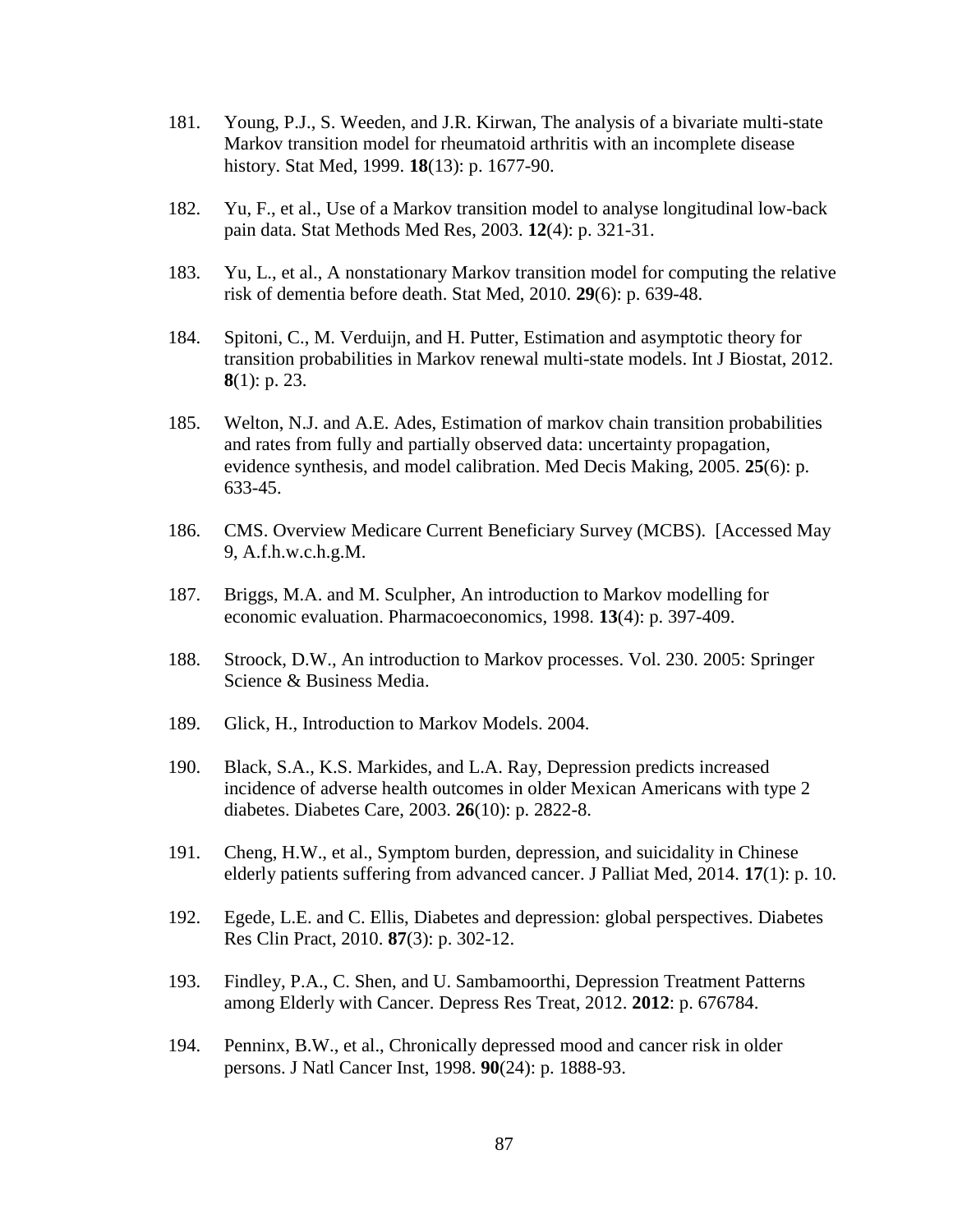181. Young, P.J., S. Weeden, and J.R. Kirwan, The analysis of a bivariate multi-state Markov transition model for rheumatoid arthritis with an incomplete disease history. Stat Med, 1999. **18**(13): p. 1677-90.

182. Yu, F., et al., Use of a Markov transition model to analyse longitudinal low-back pain data. Stat Methods Med Res, 2003. **12**(4): p. 321-31.

183. Yu, L., et al., A nonstationary Markov transition model for computing the relative risk of dementia before death. Stat Med, 2010. **29**(6): p. 639-48.

184. Spitoni, C., M. Verduijn, and H. Putter, Estimation and asymptotic theory for transition probabilities in Markov renewal multi-state models. Int J Biostat, 2012. **8**(1): p. 23.

185. Welton, N.J. and A.E. Ades, Estimation of markov chain transition probabilities and rates from fully and partially observed data: uncertainty propagation, evidence synthesis, and model calibration. Med Decis Making, 2005. **25**(6): p. 633-45.

186. CMS. Overview Medicare Current Beneficiary Survey (MCBS). [Accessed May 9, A.f.h.w.c.h.g.M.

187. Briggs, M.A. and M. Sculpher, An introduction to Markov modelling for economic evaluation. Pharmacoeconomics, 1998. **13**(4): p. 397-409.

188. Stroock, D.W., An introduction to Markov processes. Vol. 230. 2005: Springer Science & Business Media.

189. Glick, H., Introduction to Markov Models. 2004.

190. Black, S.A., K.S. Markides, and L.A. Ray, Depression predicts increased incidence of adverse health outcomes in older Mexican Americans with type 2 diabetes. Diabetes Care, 2003. **26**(10): p. 2822-8.

191. Cheng, H.W., et al., Symptom burden, depression, and suicidality in Chinese elderly patients suffering from advanced cancer. J Palliat Med, 2014. **17**(1): p. 10.

192. Egede, L.E. and C. Ellis, Diabetes and depression: global perspectives. Diabetes Res Clin Pract, 2010. **87**(3): p. 302-12.

193. Findley, P.A., C. Shen, and U. Sambamoorthi, Depression Treatment Patterns among Elderly with Cancer. Depress Res Treat, 2012. **2012**: p. 676784.

194. Penninx, B.W., et al., Chronically depressed mood and cancer risk in older persons. J Natl Cancer Inst, 1998. **90**(24): p. 1888-93.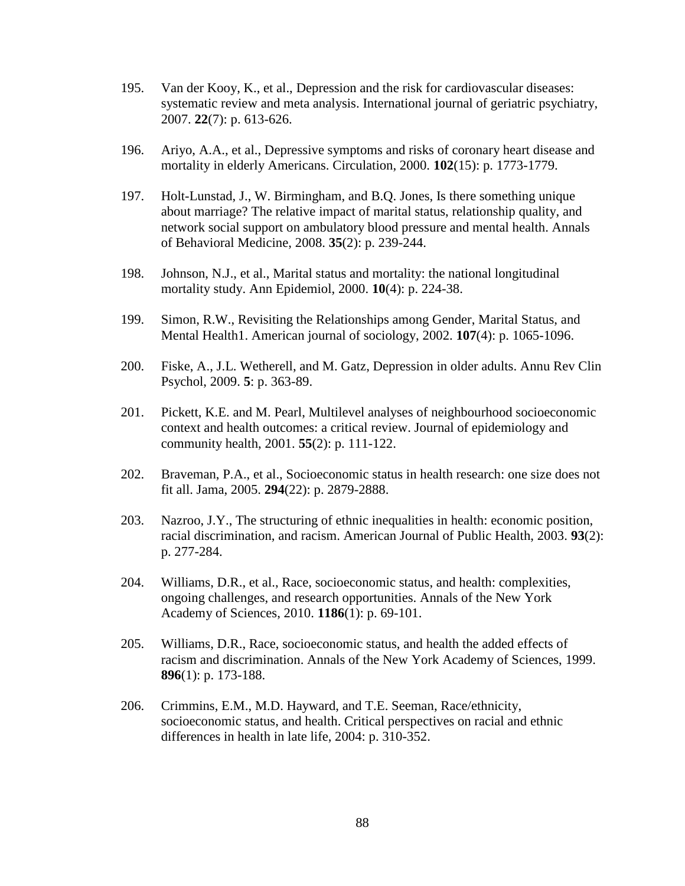195. Van der Kooy, K., et al., Depression and the risk for cardiovascular diseases: systematic review and meta analysis. International journal of geriatric psychiatry, 2007. **22**(7): p. 613-626.

196. Ariyo, A.A., et al., Depressive symptoms and risks of coronary heart disease and mortality in elderly Americans. Circulation, 2000. **102**(15): p. 1773-1779.

197. Holt-Lunstad, J., W. Birmingham, and B.Q. Jones, Is there something unique about marriage? The relative impact of marital status, relationship quality, and network social support on ambulatory blood pressure and mental health. Annals of Behavioral Medicine, 2008. **35**(2): p. 239-244.

198. Johnson, N.J., et al., Marital status and mortality: the national longitudinal mortality study. Ann Epidemiol, 2000. **10**(4): p. 224-38.

199. Simon, R.W., Revisiting the Relationships among Gender, Marital Status, and Mental Health1. American journal of sociology, 2002. **107**(4): p. 1065-1096.

200. Fiske, A., J.L. Wetherell, and M. Gatz, Depression in older adults. Annu Rev Clin Psychol, 2009. **5**: p. 363-89.

201. Pickett, K.E. and M. Pearl, Multilevel analyses of neighbourhood socioeconomic context and health outcomes: a critical review. Journal of epidemiology and community health, 2001. **55**(2): p. 111-122.

202. Braveman, P.A., et al., Socioeconomic status in health research: one size does not fit all. Jama, 2005. **294**(22): p. 2879-2888.

203. Nazroo, J.Y., The structuring of ethnic inequalities in health: economic position, racial discrimination, and racism. American Journal of Public Health, 2003. **93**(2): p. 277-284.

204. Williams, D.R., et al., Race, socioeconomic status, and health: complexities, ongoing challenges, and research opportunities. Annals of the New York Academy of Sciences, 2010. **1186**(1): p. 69-101.

205. Williams, D.R., Race, socioeconomic status, and health the added effects of racism and discrimination. Annals of the New York Academy of Sciences, 1999. **896**(1): p. 173-188.

206. Crimmins, E.M., M.D. Hayward, and T.E. Seeman, Race/ethnicity, socioeconomic status, and health. Critical perspectives on racial and ethnic differences in health in late life, 2004: p. 310-352.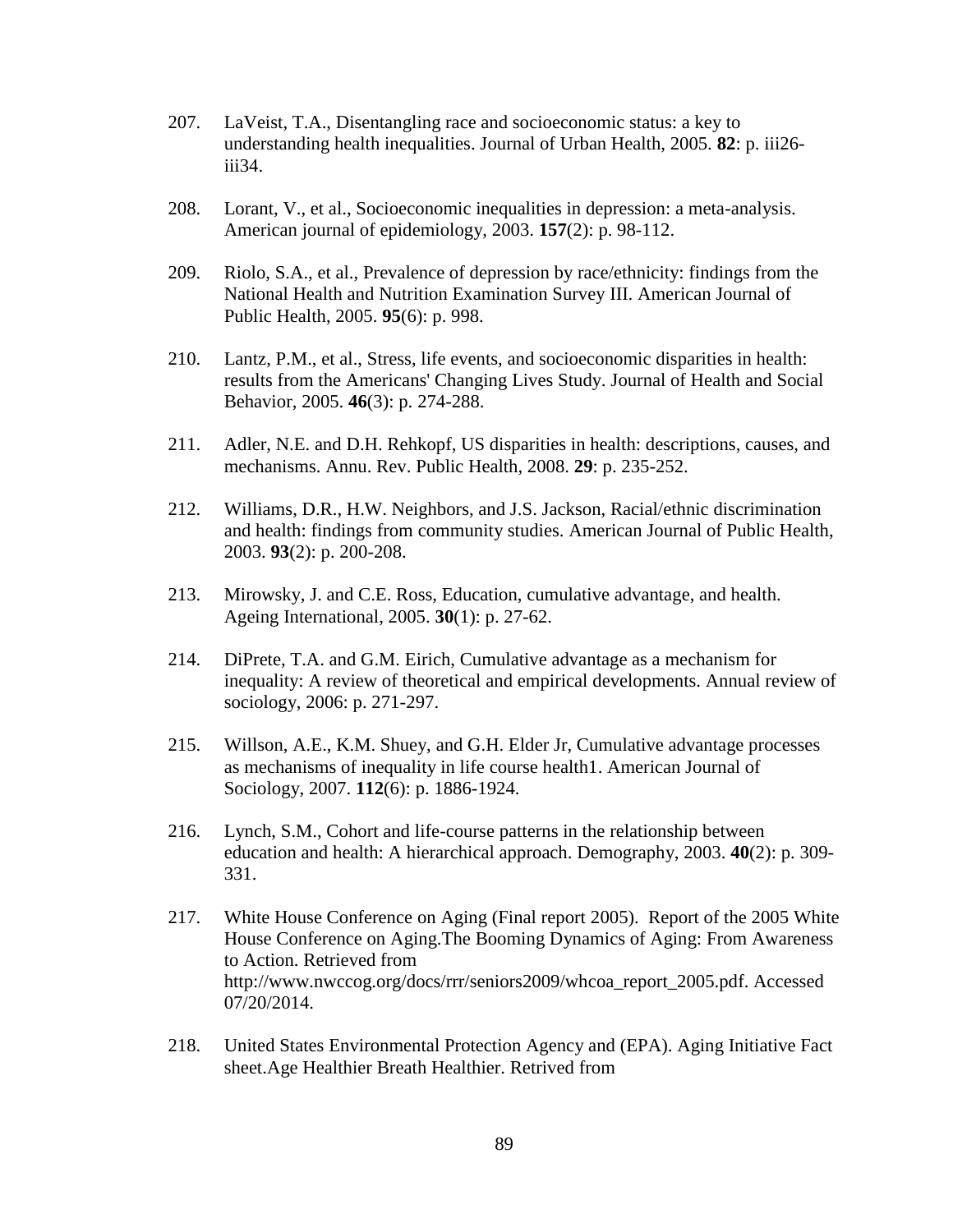207. LaVeist, T.A., Disentangling race and socioeconomic status: a key to understanding health inequalities. Journal of Urban Health, 2005. **82**: p. iii26-iii34.

208. Lorant, V., et al., Socioeconomic inequalities in depression: a meta-analysis. American journal of epidemiology, 2003. **157**(2): p. 98-112.

209. Riolo, S.A., et al., Prevalence of depression by race/ethnicity: findings from the National Health and Nutrition Examination Survey III. American Journal of Public Health, 2005. **95**(6): p. 998.

210. Lantz, P.M., et al., Stress, life events, and socioeconomic disparities in health: results from the Americans' Changing Lives Study. Journal of Health and Social Behavior, 2005. **46**(3): p. 274-288.

211. Adler, N.E. and D.H. Rehkopf, US disparities in health: descriptions, causes, and mechanisms. Annu. Rev. Public Health, 2008. **29**: p. 235-252.

212. Williams, D.R., H.W. Neighbors, and J.S. Jackson, Racial/ethnic discrimination and health: findings from community studies. American Journal of Public Health, 2003. **93**(2): p. 200-208.

213. Mirowsky, J. and C.E. Ross, Education, cumulative advantage, and health. Ageing International, 2005. **30**(1): p. 27-62.

214. DiPrete, T.A. and G.M. Eirich, Cumulative advantage as a mechanism for inequality: A review of theoretical and empirical developments. Annual review of sociology, 2006: p. 271-297.

215. Willson, A.E., K.M. Shuey, and G.H. Elder Jr, Cumulative advantage processes as mechanisms of inequality in life course health1. American Journal of Sociology, 2007. **112**(6): p. 1886-1924.

216. Lynch, S.M., Cohort and life-course patterns in the relationship between education and health: A hierarchical approach. Demography, 2003. **40**(2): p. 309-331.

217. White House Conference on Aging (Final report 2005). Report of the 2005 White House Conference on Aging.The Booming Dynamics of Aging: From Awareness to Action. Retrieved from http://www.nwccog.org/docs/rrr/seniors2009/whcoa_report_2005.pdf. Accessed 07/20/2014.

218. United States Environmental Protection Agency and (EPA). Aging Initiative Fact sheet.Age Healthier Breath Healthier. Retrived from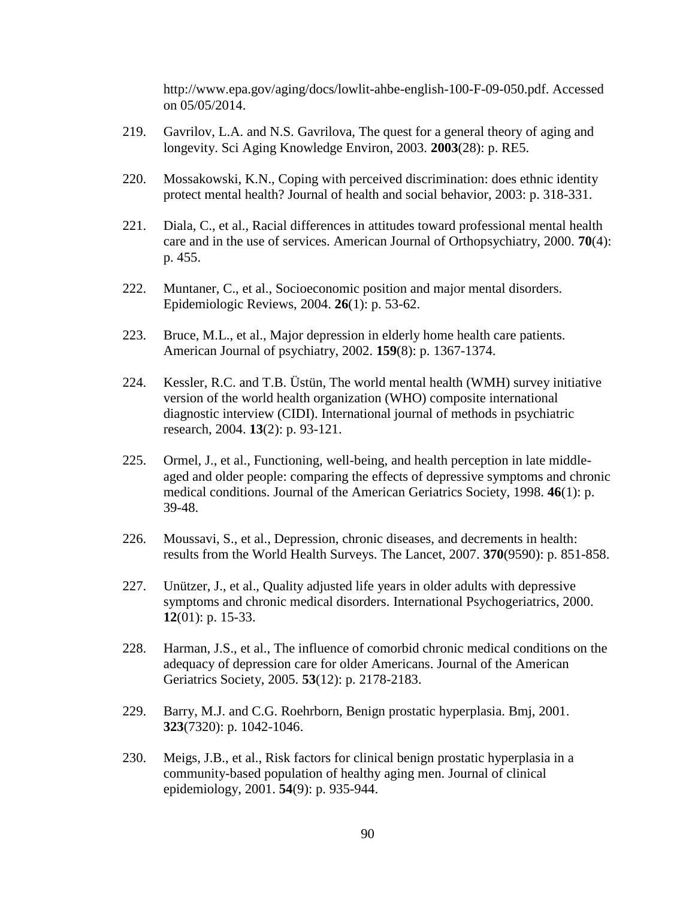http://www.epa.gov/aging/docs/lowlit-ahbe-english-100-F-09-050.pdf. Accessed on 05/05/2014.

219. Gavrilov, L.A. and N.S. Gavrilova, The quest for a general theory of aging and longevity. Sci Aging Knowledge Environ, 2003. **2003**(28): p. RE5.

220. Mossakowski, K.N., Coping with perceived discrimination: does ethnic identity protect mental health? Journal of health and social behavior, 2003: p. 318-331.

221. Diala, C., et al., Racial differences in attitudes toward professional mental health care and in the use of services. American Journal of Orthopsychiatry, 2000. **70**(4): p. 455.

222. Muntaner, C., et al., Socioeconomic position and major mental disorders. Epidemiologic Reviews, 2004. **26**(1): p. 53-62.

223. Bruce, M.L., et al., Major depression in elderly home health care patients. American Journal of psychiatry, 2002. **159**(8): p. 1367-1374.

224. Kessler, R.C. and T.B. Üstün, The world mental health (WMH) survey initiative version of the world health organization (WHO) composite international diagnostic interview (CIDI). International journal of methods in psychiatric research, 2004. **13**(2): p. 93-121.

225. Ormel, J., et al., Functioning, well-being, and health perception in late middle-aged and older people: comparing the effects of depressive symptoms and chronic medical conditions. Journal of the American Geriatrics Society, 1998. **46**(1): p. 39-48.

226. Moussavi, S., et al., Depression, chronic diseases, and decrements in health: results from the World Health Surveys. The Lancet, 2007. **370**(9590): p. 851-858.

227. Unützer, J., et al., Quality adjusted life years in older adults with depressive symptoms and chronic medical disorders. International Psychogeriatrics, 2000. **12**(01): p. 15-33.

228. Harman, J.S., et al., The influence of comorbid chronic medical conditions on the adequacy of depression care for older Americans. Journal of the American Geriatrics Society, 2005. **53**(12): p. 2178-2183.

229. Barry, M.J. and C.G. Roehrborn, Benign prostatic hyperplasia. Bmj, 2001. **323**(7320): p. 1042-1046.

230. Meigs, J.B., et al., Risk factors for clinical benign prostatic hyperplasia in a community-based population of healthy aging men. Journal of clinical epidemiology, 2001. **54**(9): p. 935-944.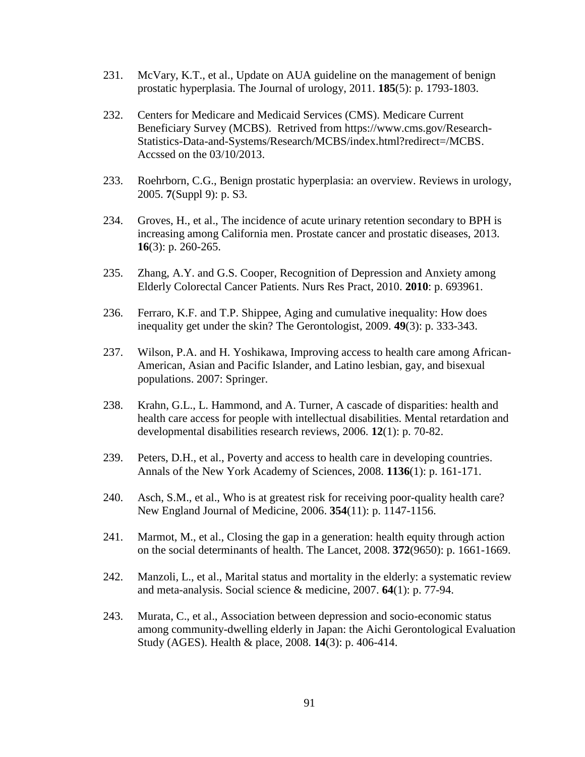231. McVary, K.T., et al., Update on AUA guideline on the management of benign prostatic hyperplasia. The Journal of urology, 2011. **185**(5): p. 1793-1803.

232. Centers for Medicare and Medicaid Services (CMS). Medicare Current Beneficiary Survey (MCBS). Retrived from https://www.cms.gov/Research-Statistics-Data-and-Systems/Research/MCBS/index.html?redirect=/MCBS. Accssed on the 03/10/2013.

233. Roehrborn, C.G., Benign prostatic hyperplasia: an overview. Reviews in urology, 2005. **7**(Suppl 9): p. S3.

234. Groves, H., et al., The incidence of acute urinary retention secondary to BPH is increasing among California men. Prostate cancer and prostatic diseases, 2013. **16**(3): p. 260-265.

235. Zhang, A.Y. and G.S. Cooper, Recognition of Depression and Anxiety among Elderly Colorectal Cancer Patients. Nurs Res Pract, 2010. **2010**: p. 693961.

236. Ferraro, K.F. and T.P. Shippee, Aging and cumulative inequality: How does inequality get under the skin? The Gerontologist, 2009. **49**(3): p. 333-343.

237. Wilson, P.A. and H. Yoshikawa, Improving access to health care among African-American, Asian and Pacific Islander, and Latino lesbian, gay, and bisexual populations. 2007: Springer.

238. Krahn, G.L., L. Hammond, and A. Turner, A cascade of disparities: health and health care access for people with intellectual disabilities. Mental retardation and developmental disabilities research reviews, 2006. **12**(1): p. 70-82.

239. Peters, D.H., et al., Poverty and access to health care in developing countries. Annals of the New York Academy of Sciences, 2008. **1136**(1): p. 161-171.

240. Asch, S.M., et al., Who is at greatest risk for receiving poor-quality health care? New England Journal of Medicine, 2006. **354**(11): p. 1147-1156.

241. Marmot, M., et al., Closing the gap in a generation: health equity through action on the social determinants of health. The Lancet, 2008. **372**(9650): p. 1661-1669.

242. Manzoli, L., et al., Marital status and mortality in the elderly: a systematic review and meta-analysis. Social science & medicine, 2007. **64**(1): p. 77-94.

243. Murata, C., et al., Association between depression and socio-economic status among community-dwelling elderly in Japan: the Aichi Gerontological Evaluation Study (AGES). Health & place, 2008. **14**(3): p. 406-414.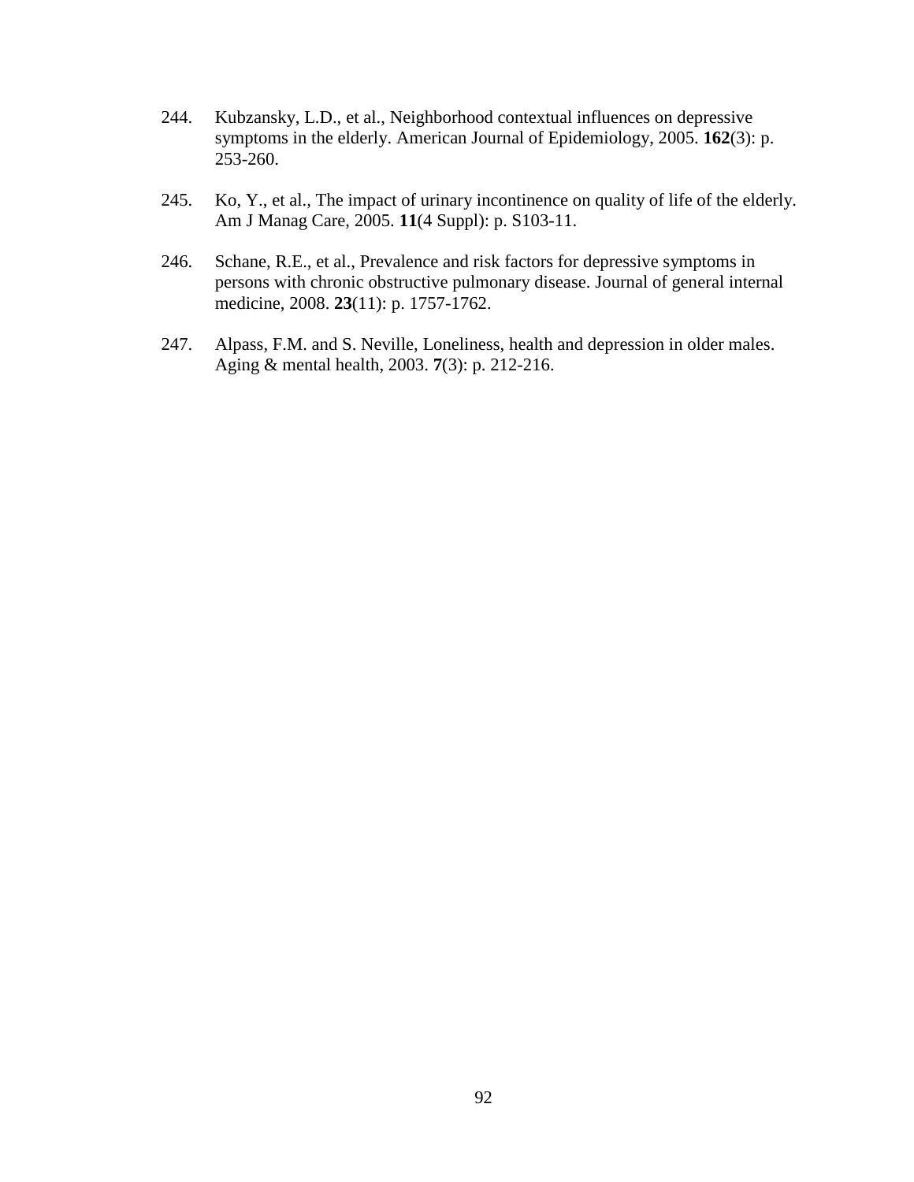244. Kubzansky, L.D., et al., Neighborhood contextual influences on depressive symptoms in the elderly. American Journal of Epidemiology, 2005. **162**(3): p. 253-260.

245. Ko, Y., et al., The impact of urinary incontinence on quality of life of the elderly. Am J Manag Care, 2005. **11**(4 Suppl): p. S103-11.

246. Schane, R.E., et al., Prevalence and risk factors for depressive symptoms in persons with chronic obstructive pulmonary disease. Journal of general internal medicine, 2008. **23**(11): p. 1757-1762.

247. Alpass, F.M. and S. Neville, Loneliness, health and depression in older males. Aging & mental health, 2003. **7**(3): p. 212-216.